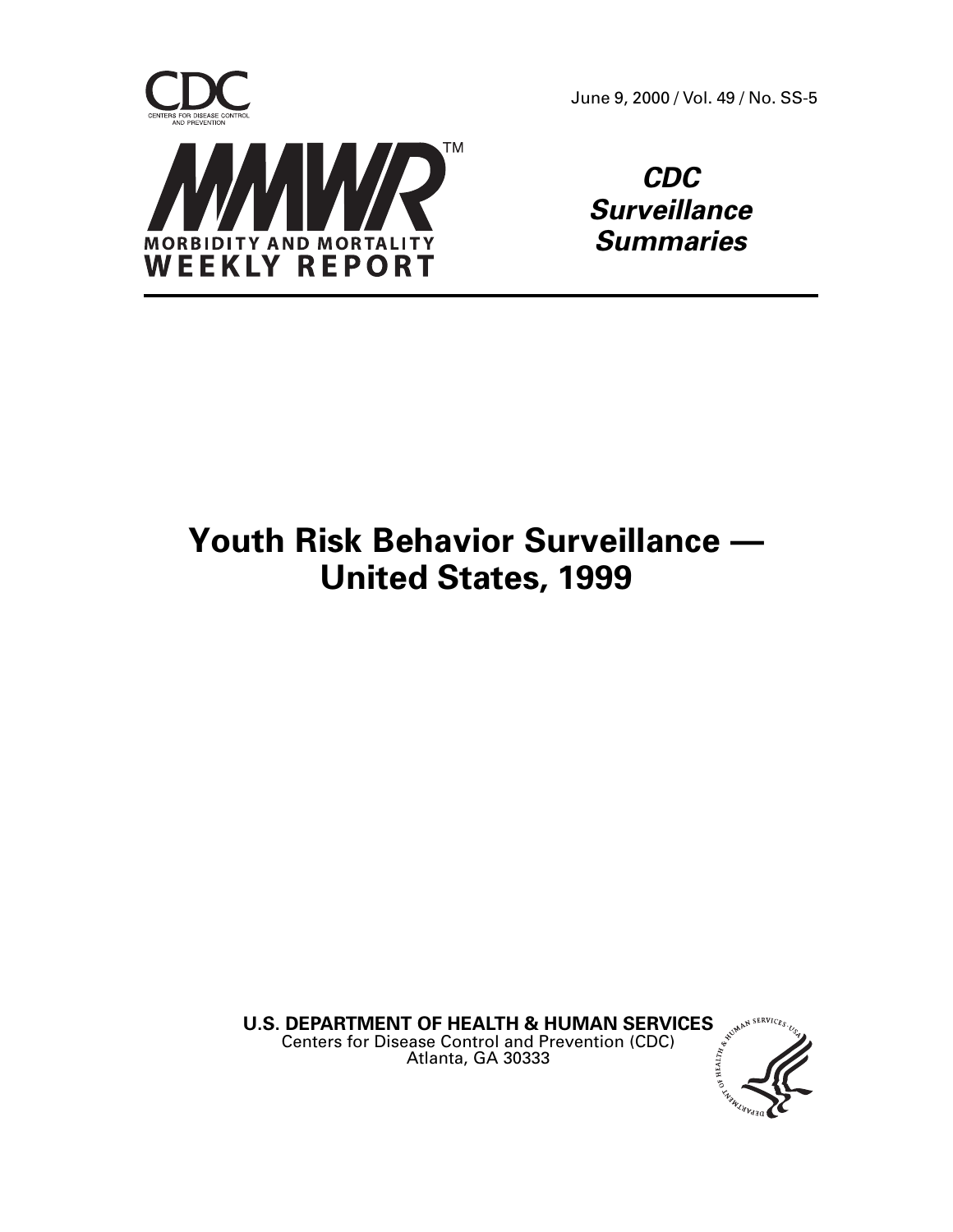CDC

CENTERS FOR DISEASE CONTROL AND PREVENTION

June 9, 2000 / Vol. 49 / No. SS-5

MMWR™

MORBIDITY AND MORTALITY WEEKLY REPORT

***CDC Surveillance Summaries***

# Youth Risk Behavior Surveillance — United States, 1999

**U.S. DEPARTMENT OF HEALTH & HUMAN SERVICES**
Centers for Disease Control and Prevention (CDC)
Atlanta, GA 30333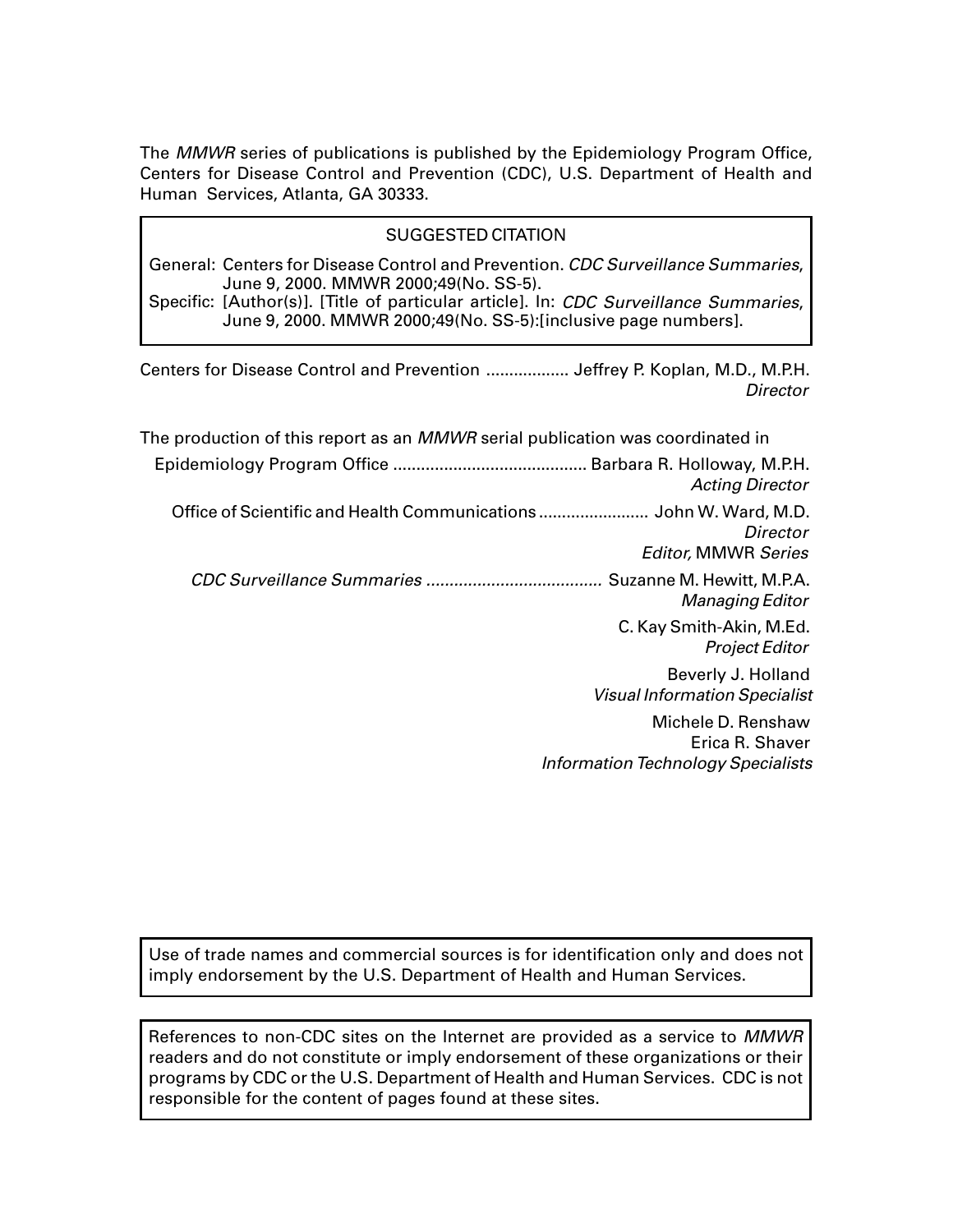The *MMWR* series of publications is published by the Epidemiology Program Office, Centers for Disease Control and Prevention (CDC), U.S. Department of Health and Human Services, Atlanta, GA 30333.

SUGGESTED CITATION

General: Centers for Disease Control and Prevention. *CDC Surveillance Summaries*, June 9, 2000. MMWR 2000;49(No. SS-5).

Specific: [Author(s)]. [Title of particular article]. In: *CDC Surveillance Summaries*, June 9, 2000. MMWR 2000;49(No. SS-5):[inclusive page numbers].

Centers for Disease Control and Prevention .................. Jeffrey P. Koplan, M.D., M.P.H.
*Director*

The production of this report as an *MMWR* serial publication was coordinated in

Epidemiology Program Office .......................................... Barbara R. Holloway, M.P.H.
*Acting Director*

Office of Scientific and Health Communications ........................ John W. Ward, M.D.
*Director*
*Editor,* MMWR *Series*

*CDC Surveillance Summaries* ...................................... Suzanne M. Hewitt, M.P.A.
*Managing Editor*

C. Kay Smith-Akin, M.Ed.
*Project Editor*

Beverly J. Holland
*Visual Information Specialist*

Michele D. Renshaw
Erica R. Shaver
*Information Technology Specialists*

Use of trade names and commercial sources is for identification only and does not imply endorsement by the U.S. Department of Health and Human Services.

References to non-CDC sites on the Internet are provided as a service to *MMWR* readers and do not constitute or imply endorsement of these organizations or their programs by CDC or the U.S. Department of Health and Human Services. CDC is not responsible for the content of pages found at these sites.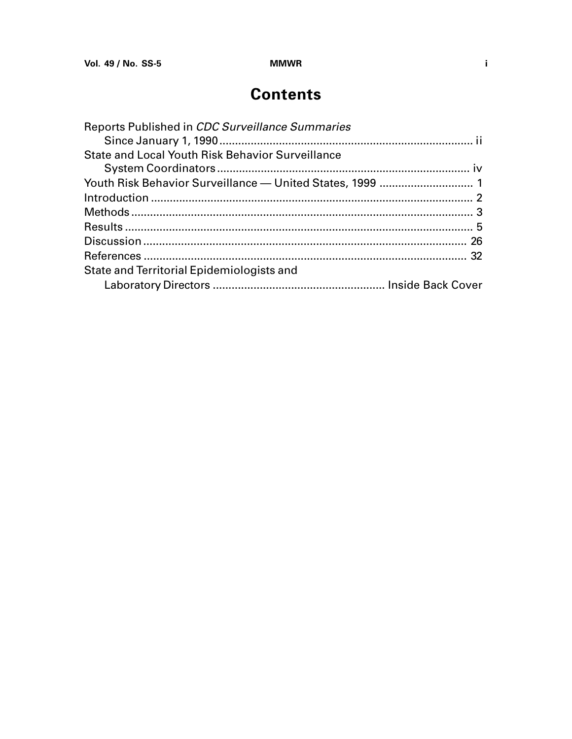# Contents

Reports Published in *CDC Surveillance Summaries* Since January 1, 1990 ........ ii

State and Local Youth Risk Behavior Surveillance System Coordinators ........ iv

Youth Risk Behavior Surveillance — United States, 1999 ........ 1

Introduction ........ 2

Methods ........ 3

Results ........ 5

Discussion ........ 26

References ........ 32

State and Territorial Epidemiologists and Laboratory Directors ........ Inside Back Cover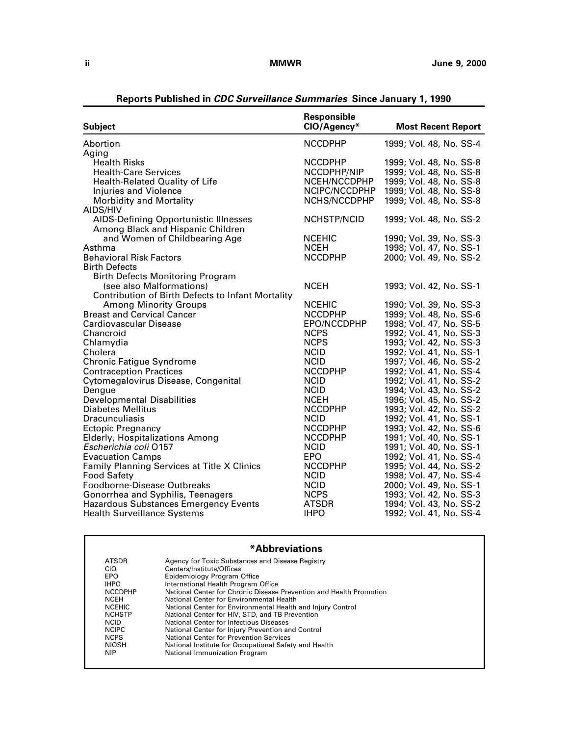## Reports Published in *CDC Surveillance Summaries* Since January 1, 1990

| Subject | Responsible CIO/Agency* | Most Recent Report |
|---|---|---|
| Abortion | NCCDPHP | 1999; Vol. 48, No. SS-4 |
| Aging | | |
| Health Risks | NCCDPHP | 1999; Vol. 48, No. SS-8 |
| Health-Care Services | NCCDPHP/NIP | 1999; Vol. 48, No. SS-8 |
| Health-Related Quality of Life | NCEH/NCCDPHP | 1999; Vol. 48, No. SS-8 |
| Injuries and Violence | NCIPC/NCCDPHP | 1999; Vol. 48, No. SS-8 |
| Morbidity and Mortality | NCHS/NCCDPHP | 1999; Vol. 48, No. SS-8 |
| AIDS/HIV | | |
| AIDS-Defining Opportunistic Illnesses | NCHSTP/NCID | 1999; Vol. 48, No. SS-2 |
| Among Black and Hispanic Children and Women of Childbearing Age | NCEHIC | 1990; Vol. 39, No. SS-3 |
| Asthma | NCEH | 1998; Vol. 47, No. SS-1 |
| Behavioral Risk Factors | NCCDPHP | 2000; Vol. 49, No. SS-2 |
| Birth Defects | | |
| Birth Defects Monitoring Program (see also Malformations) | NCEH | 1993; Vol. 42, No. SS-1 |
| Contribution of Birth Defects to Infant Mortality Among Minority Groups | NCEHIC | 1990; Vol. 39, No. SS-3 |
| Breast and Cervical Cancer | NCCDPHP | 1999; Vol. 48, No. SS-6 |
| Cardiovascular Disease | EPO/NCCDPHP | 1998; Vol. 47, No. SS-5 |
| Chancroid | NCPS | 1992; Vol. 41, No. SS-3 |
| Chlamydia | NCPS | 1993; Vol. 42, No. SS-3 |
| Cholera | NCID | 1992; Vol. 41, No. SS-1 |
| Chronic Fatigue Syndrome | NCID | 1997; Vol. 46, No. SS-2 |
| Contraception Practices | NCCDPHP | 1992; Vol. 41, No. SS-4 |
| Cytomegalovirus Disease, Congenital | NCID | 1992; Vol. 41, No. SS-2 |
| Dengue | NCID | 1994; Vol. 43, No. SS-2 |
| Developmental Disabilities | NCEH | 1996; Vol. 45, No. SS-2 |
| Diabetes Mellitus | NCCDPHP | 1993; Vol. 42, No. SS-2 |
| Dracunculiasis | NCID | 1992; Vol. 41, No. SS-1 |
| Ectopic Pregnancy | NCCDPHP | 1993; Vol. 42, No. SS-6 |
| Elderly, Hospitalizations Among | NCCDPHP | 1991; Vol. 40, No. SS-1 |
| *Escherichia coli* O157 | NCID | 1991; Vol. 40, No. SS-1 |
| Evacuation Camps | EPO | 1992; Vol. 41, No. SS-4 |
| Family Planning Services at Title X Clinics | NCCDPHP | 1995; Vol. 44, No. SS-2 |
| Food Safety | NCID | 1998; Vol. 47, No. SS-4 |
| Foodborne-Disease Outbreaks | NCID | 2000; Vol. 49, No. SS-1 |
| Gonorrhea and Syphilis, Teenagers | NCPS | 1993; Vol. 42, No. SS-3 |
| Hazardous Substances Emergency Events | ATSDR | 1994; Vol. 43, No. SS-2 |
| Health Surveillance Systems | IHPO | 1992; Vol. 41, No. SS-4 |

### *Abbreviations

| | |
|---|---|
| ATSDR | Agency for Toxic Substances and Disease Registry |
| CIO | Centers/Institute/Offices |
| EPO | Epidemiology Program Office |
| IHPO | International Health Program Office |
| NCCDPHP | National Center for Chronic Disease Prevention and Health Promotion |
| NCEH | National Center for Environmental Health |
| NCEHIC | National Center for Environmental Health and Injury Control |
| NCHSTP | National Center for HIV, STD, and TB Prevention |
| NCID | National Center for Infectious Diseases |
| NCIPC | National Center for Injury Prevention and Control |
| NCPS | National Center for Prevention Services |
| NIOSH | National Institute for Occupational Safety and Health |
| NIP | National Immunization Program |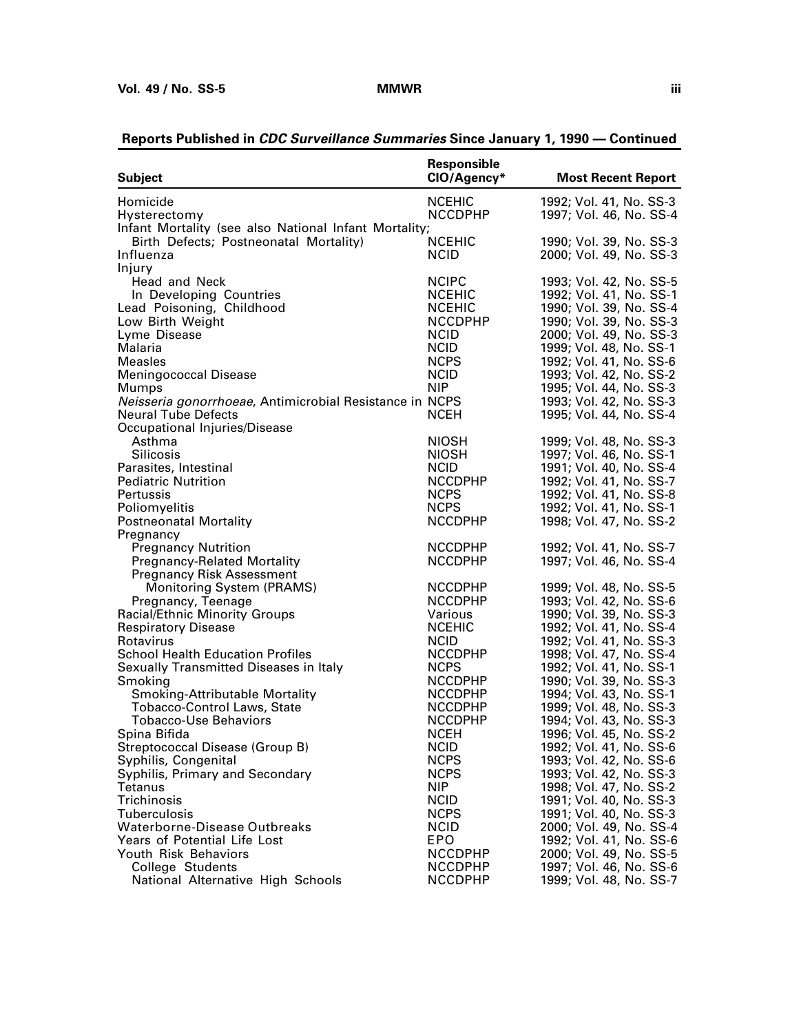**Reports Published in *CDC Surveillance Summaries* Since January 1, 1990 — Continued**

| Subject | Responsible CIO/Agency* | Most Recent Report |
|---|---|---|
| Homicide | NCEHIC | 1992; Vol. 41, No. SS-3 |
| Hysterectomy | NCCDPHP | 1997; Vol. 46, No. SS-4 |
| Infant Mortality (see also National Infant Mortality; Birth Defects; Postneonatal Mortality) | NCEHIC | 1990; Vol. 39, No. SS-3 |
| Influenza | NCID | 2000; Vol. 49, No. SS-3 |
| Injury | | |
| Head and Neck | NCIPC | 1993; Vol. 42, No. SS-5 |
| In Developing Countries | NCEHIC | 1992; Vol. 41, No. SS-1 |
| Lead Poisoning, Childhood | NCEHIC | 1990; Vol. 39, No. SS-4 |
| Low Birth Weight | NCCDPHP | 1990; Vol. 39, No. SS-3 |
| Lyme Disease | NCID | 2000; Vol. 49, No. SS-3 |
| Malaria | NCID | 1999; Vol. 48, No. SS-1 |
| Measles | NCPS | 1992; Vol. 41, No. SS-6 |
| Meningococcal Disease | NCID | 1993; Vol. 42, No. SS-2 |
| Mumps | NIP | 1995; Vol. 44, No. SS-3 |
| *Neisseria gonorrhoeae*, Antimicrobial Resistance in | NCPS | 1993; Vol. 42, No. SS-3 |
| Neural Tube Defects | NCEH | 1995; Vol. 44, No. SS-4 |
| Occupational Injuries/Disease | | |
| Asthma | NIOSH | 1999; Vol. 48, No. SS-3 |
| Silicosis | NIOSH | 1997; Vol. 46, No. SS-1 |
| Parasites, Intestinal | NCID | 1991; Vol. 40, No. SS-4 |
| Pediatric Nutrition | NCCDPHP | 1992; Vol. 41, No. SS-7 |
| Pertussis | NCPS | 1992; Vol. 41, No. SS-8 |
| Poliomyelitis | NCPS | 1992; Vol. 41, No. SS-1 |
| Postneonatal Mortality | NCCDPHP | 1998; Vol. 47, No. SS-2 |
| Pregnancy | | |
| Pregnancy Nutrition | NCCDPHP | 1992; Vol. 41, No. SS-7 |
| Pregnancy-Related Mortality | NCCDPHP | 1997; Vol. 46, No. SS-4 |
| Pregnancy Risk Assessment Monitoring System (PRAMS) | NCCDPHP | 1999; Vol. 48, No. SS-5 |
| Pregnancy, Teenage | NCCDPHP | 1993; Vol. 42, No. SS-6 |
| Racial/Ethnic Minority Groups | Various | 1990; Vol. 39, No. SS-3 |
| Respiratory Disease | NCEHIC | 1992; Vol. 41, No. SS-4 |
| Rotavirus | NCID | 1992; Vol. 41, No. SS-3 |
| School Health Education Profiles | NCCDPHP | 1998; Vol. 47, No. SS-4 |
| Sexually Transmitted Diseases in Italy | NCPS | 1992; Vol. 41, No. SS-1 |
| Smoking | NCCDPHP | 1990; Vol. 39, No. SS-3 |
| Smoking-Attributable Mortality | NCCDPHP | 1994; Vol. 43, No. SS-1 |
| Tobacco-Control Laws, State | NCCDPHP | 1999; Vol. 48, No. SS-3 |
| Tobacco-Use Behaviors | NCCDPHP | 1994; Vol. 43, No. SS-3 |
| Spina Bifida | NCEH | 1996; Vol. 45, No. SS-2 |
| Streptococcal Disease (Group B) | NCID | 1992; Vol. 41, No. SS-6 |
| Syphilis, Congenital | NCPS | 1993; Vol. 42, No. SS-6 |
| Syphilis, Primary and Secondary | NCPS | 1993; Vol. 42, No. SS-3 |
| Tetanus | NIP | 1998; Vol. 47, No. SS-2 |
| Trichinosis | NCID | 1991; Vol. 40, No. SS-3 |
| Tuberculosis | NCPS | 1991; Vol. 40, No. SS-3 |
| Waterborne-Disease Outbreaks | NCID | 2000; Vol. 49, No. SS-4 |
| Years of Potential Life Lost | EPO | 1992; Vol. 41, No. SS-6 |
| Youth Risk Behaviors | NCCDPHP | 2000; Vol. 49, No. SS-5 |
| College Students | NCCDPHP | 1997; Vol. 46, No. SS-6 |
| National Alternative High Schools | NCCDPHP | 1999; Vol. 48, No. SS-7 |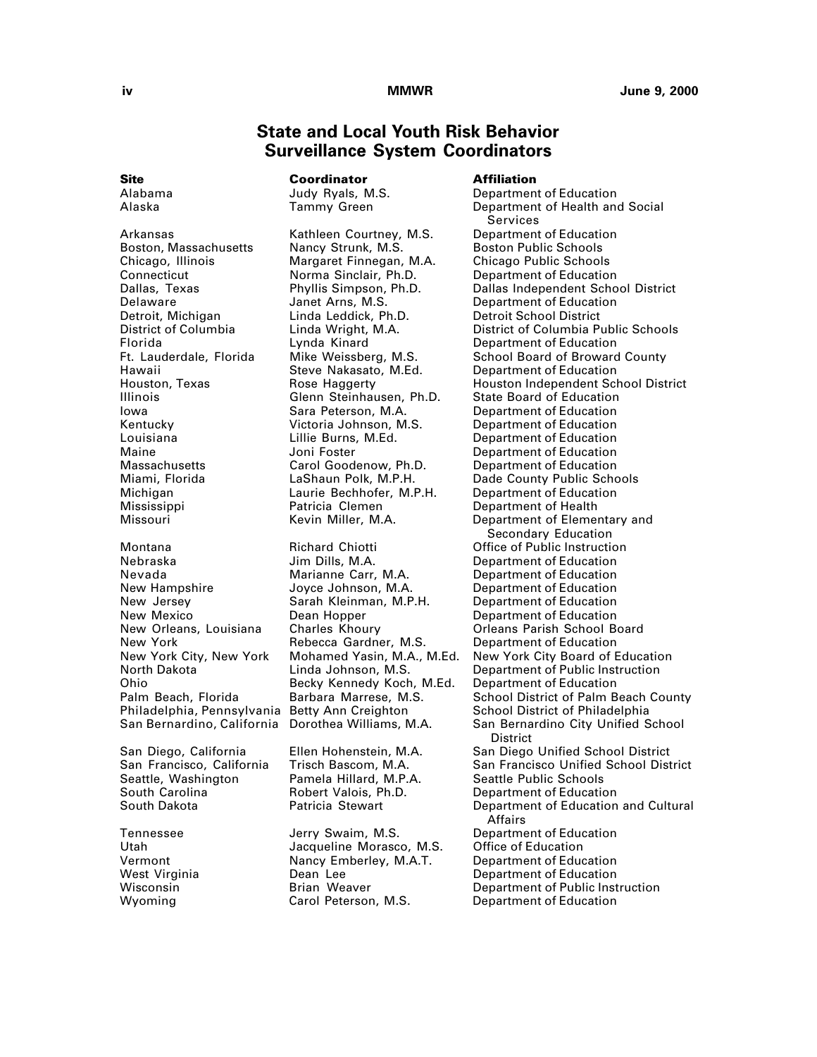## State and Local Youth Risk Behavior Surveillance System Coordinators

| Site | Coordinator | Affiliation |
|---|---|---|
| Alabama | Judy Ryals, M.S. | Department of Education |
| Alaska | Tammy Green | Department of Health and Social Services |
| Arkansas | Kathleen Courtney, M.S. | Department of Education |
| Boston, Massachusetts | Nancy Strunk, M.S. | Boston Public Schools |
| Chicago, Illinois | Margaret Finnegan, M.A. | Chicago Public Schools |
| Connecticut | Norma Sinclair, Ph.D. | Department of Education |
| Dallas, Texas | Phyllis Simpson, Ph.D. | Dallas Independent School District |
| Delaware | Janet Arns, M.S. | Department of Education |
| Detroit, Michigan | Linda Leddick, Ph.D. | Detroit School District |
| District of Columbia | Linda Wright, M.A. | District of Columbia Public Schools |
| Florida | Lynda Kinard | Department of Education |
| Ft. Lauderdale, Florida | Mike Weissberg, M.S. | School Board of Broward County |
| Hawaii | Steve Nakasato, M.Ed. | Department of Education |
| Houston, Texas | Rose Haggerty | Houston Independent School District |
| Illinois | Glenn Steinhausen, Ph.D. | State Board of Education |
| Iowa | Sara Peterson, M.A. | Department of Education |
| Kentucky | Victoria Johnson, M.S. | Department of Education |
| Louisiana | Lillie Burns, M.Ed. | Department of Education |
| Maine | Joni Foster | Department of Education |
| Massachusetts | Carol Goodenow, Ph.D. | Department of Education |
| Miami, Florida | LaShaun Polk, M.P.H. | Dade County Public Schools |
| Michigan | Laurie Bechhofer, M.P.H. | Department of Education |
| Mississippi | Patricia Clemen | Department of Health |
| Missouri | Kevin Miller, M.A. | Department of Elementary and Secondary Education |
| Montana | Richard Chiotti | Office of Public Instruction |
| Nebraska | Jim Dills, M.A. | Department of Education |
| Nevada | Marianne Carr, M.A. | Department of Education |
| New Hampshire | Joyce Johnson, M.A. | Department of Education |
| New Jersey | Sarah Kleinman, M.P.H. | Department of Education |
| New Mexico | Dean Hopper | Department of Education |
| New Orleans, Louisiana | Charles Khoury | Orleans Parish School Board |
| New York | Rebecca Gardner, M.S. | Department of Education |
| New York City, New York | Mohamed Yasin, M.A., M.Ed. | New York City Board of Education |
| North Dakota | Linda Johnson, M.S. | Department of Public Instruction |
| Ohio | Becky Kennedy Koch, M.Ed. | Department of Education |
| Palm Beach, Florida | Barbara Marrese, M.S. | School District of Palm Beach County |
| Philadelphia, Pennsylvania | Betty Ann Creighton | School District of Philadelphia |
| San Bernardino, California | Dorothea Williams, M.A. | San Bernardino City Unified School District |
| San Diego, California | Ellen Hohenstein, M.A. | San Diego Unified School District |
| San Francisco, California | Trisch Bascom, M.A. | San Francisco Unified School District |
| Seattle, Washington | Pamela Hillard, M.P.A. | Seattle Public Schools |
| South Carolina | Robert Valois, Ph.D. | Department of Education |
| South Dakota | Patricia Stewart | Department of Education and Cultural Affairs |
| Tennessee | Jerry Swaim, M.S. | Department of Education |
| Utah | Jacqueline Morasco, M.S. | Office of Education |
| Vermont | Nancy Emberley, M.A.T. | Department of Education |
| West Virginia | Dean Lee | Department of Education |
| Wisconsin | Brian Weaver | Department of Public Instruction |
| Wyoming | Carol Peterson, M.S. | Department of Education |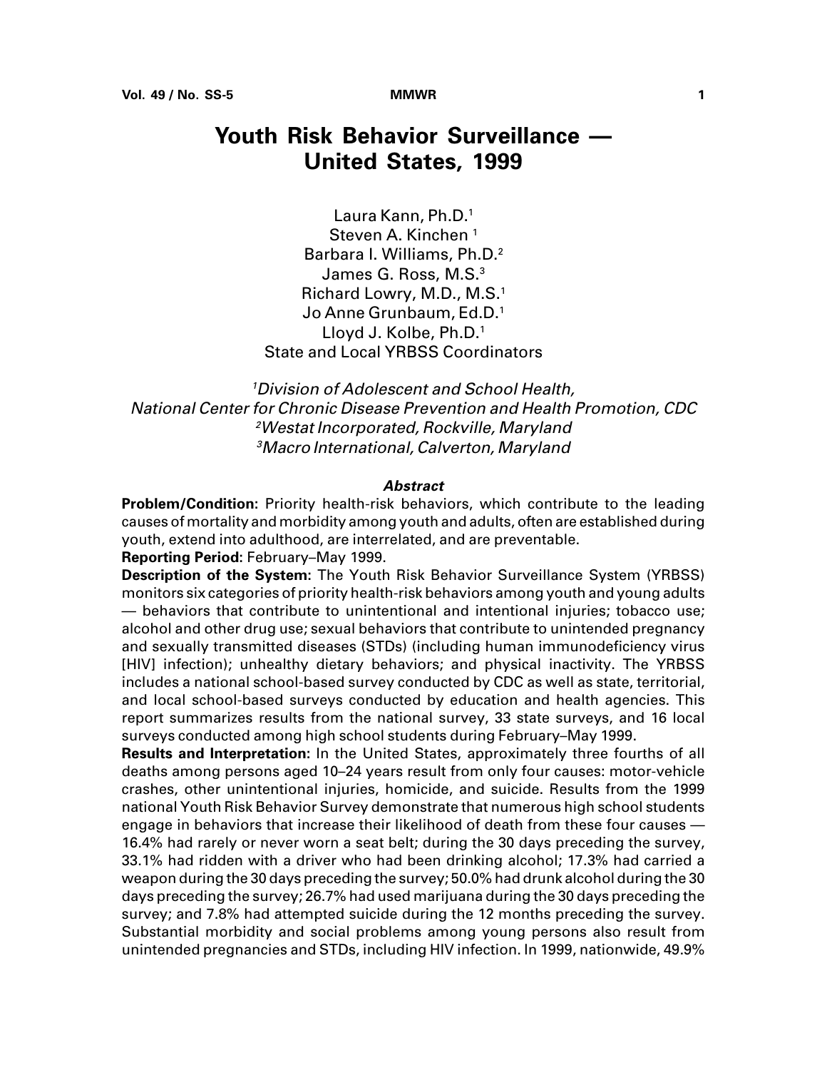# Youth Risk Behavior Surveillance — United States, 1999

Laura Kann, Ph.D.[1]
Steven A. Kinchen [1]
Barbara I. Williams, Ph.D.[2]
James G. Ross, M.S.[3]
Richard Lowry, M.D., M.S.[1]
Jo Anne Grunbaum, Ed.D.[1]
Lloyd J. Kolbe, Ph.D.[1]
State and Local YRBSS Coordinators

*[1]Division of Adolescent and School Health,*
*National Center for Chronic Disease Prevention and Health Promotion, CDC*
*[2]Westat Incorporated, Rockville, Maryland*
*[3]Macro International, Calverton, Maryland*

### *Abstract*

**Problem/Condition:** Priority health-risk behaviors, which contribute to the leading causes of mortality and morbidity among youth and adults, often are established during youth, extend into adulthood, are interrelated, and are preventable.

**Reporting Period:** February–May 1999.

**Description of the System:** The Youth Risk Behavior Surveillance System (YRBSS) monitors six categories of priority health-risk behaviors among youth and young adults — behaviors that contribute to unintentional and intentional injuries; tobacco use; alcohol and other drug use; sexual behaviors that contribute to unintended pregnancy and sexually transmitted diseases (STDs) (including human immunodeficiency virus [HIV] infection); unhealthy dietary behaviors; and physical inactivity. The YRBSS includes a national school-based survey conducted by CDC as well as state, territorial, and local school-based surveys conducted by education and health agencies. This report summarizes results from the national survey, 33 state surveys, and 16 local surveys conducted among high school students during February–May 1999.

**Results and Interpretation:** In the United States, approximately three fourths of all deaths among persons aged 10–24 years result from only four causes: motor-vehicle crashes, other unintentional injuries, homicide, and suicide. Results from the 1999 national Youth Risk Behavior Survey demonstrate that numerous high school students engage in behaviors that increase their likelihood of death from these four causes — 16.4% had rarely or never worn a seat belt; during the 30 days preceding the survey, 33.1% had ridden with a driver who had been drinking alcohol; 17.3% had carried a weapon during the 30 days preceding the survey; 50.0% had drunk alcohol during the 30 days preceding the survey; 26.7% had used marijuana during the 30 days preceding the survey; and 7.8% had attempted suicide during the 12 months preceding the survey. Substantial morbidity and social problems among young persons also result from unintended pregnancies and STDs, including HIV infection. In 1999, nationwide, 49.9%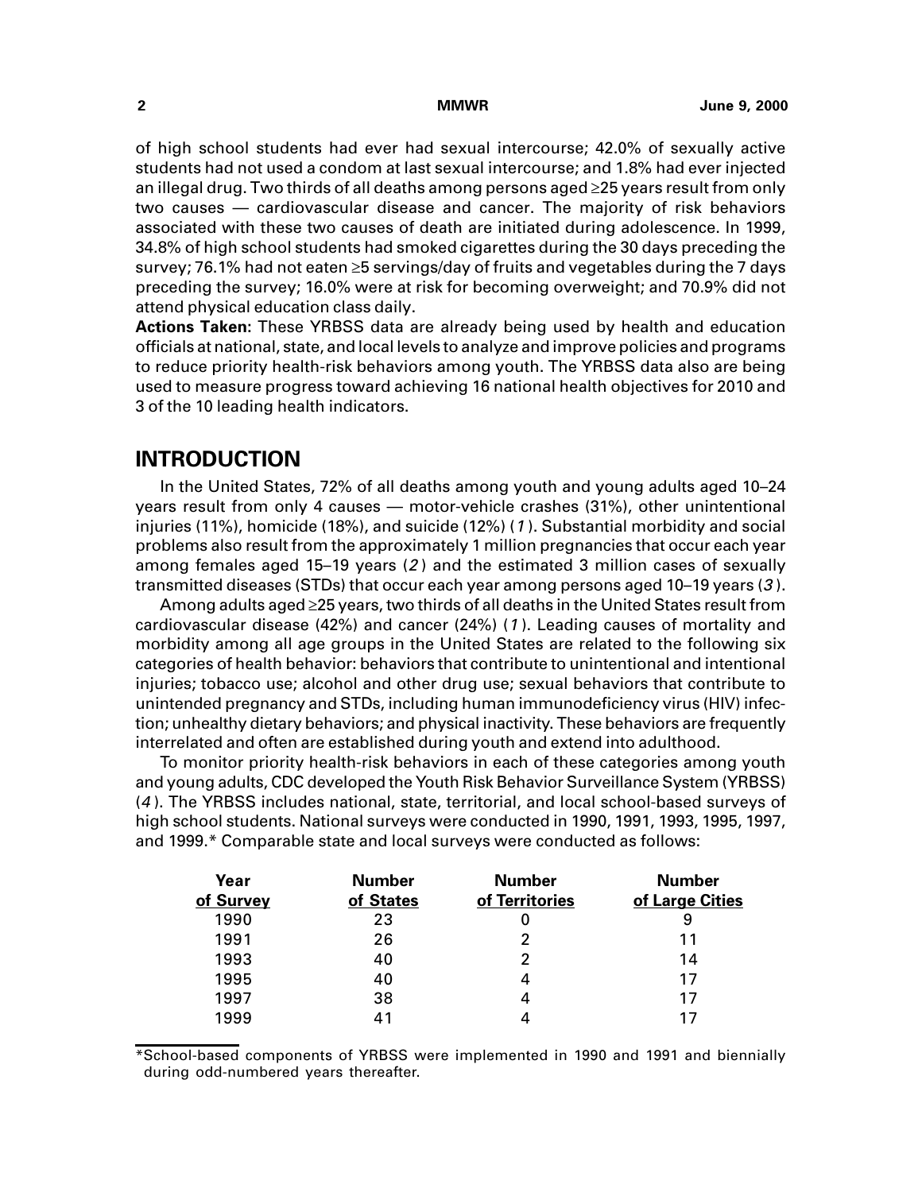of high school students had ever had sexual intercourse; 42.0% of sexually active students had not used a condom at last sexual intercourse; and 1.8% had ever injected an illegal drug. Two thirds of all deaths among persons aged ≥25 years result from only two causes — cardiovascular disease and cancer. The majority of risk behaviors associated with these two causes of death are initiated during adolescence. In 1999, 34.8% of high school students had smoked cigarettes during the 30 days preceding the survey; 76.1% had not eaten ≥5 servings/day of fruits and vegetables during the 7 days preceding the survey; 16.0% were at risk for becoming overweight; and 70.9% did not attend physical education class daily.

**Actions Taken:** These YRBSS data are already being used by health and education officials at national, state, and local levels to analyze and improve policies and programs to reduce priority health-risk behaviors among youth. The YRBSS data also are being used to measure progress toward achieving 16 national health objectives for 2010 and 3 of the 10 leading health indicators.

## INTRODUCTION

In the United States, 72% of all deaths among youth and young adults aged 10–24 years result from only 4 causes — motor-vehicle crashes (31%), other unintentional injuries (11%), homicide (18%), and suicide (12%) (*1*). Substantial morbidity and social problems also result from the approximately 1 million pregnancies that occur each year among females aged 15–19 years (*2*) and the estimated 3 million cases of sexually transmitted diseases (STDs) that occur each year among persons aged 10–19 years (*3*).

Among adults aged ≥25 years, two thirds of all deaths in the United States result from cardiovascular disease (42%) and cancer (24%) (*1*). Leading causes of mortality and morbidity among all age groups in the United States are related to the following six categories of health behavior: behaviors that contribute to unintentional and intentional injuries; tobacco use; alcohol and other drug use; sexual behaviors that contribute to unintended pregnancy and STDs, including human immunodeficiency virus (HIV) infection; unhealthy dietary behaviors; and physical inactivity. These behaviors are frequently interrelated and often are established during youth and extend into adulthood.

To monitor priority health-risk behaviors in each of these categories among youth and young adults, CDC developed the Youth Risk Behavior Surveillance System (YRBSS) (*4*). The YRBSS includes national, state, territorial, and local school-based surveys of high school students. National surveys were conducted in 1990, 1991, 1993, 1995, 1997, and 1999.* Comparable state and local surveys were conducted as follows:

| Year of Survey | Number of States | Number of Territories | Number of Large Cities |
|---|---|---|---|
| 1990 | 23 | 0 | 9 |
| 1991 | 26 | 2 | 11 |
| 1993 | 40 | 2 | 14 |
| 1995 | 40 | 4 | 17 |
| 1997 | 38 | 4 | 17 |
| 1999 | 41 | 4 | 17 |

*School-based components of YRBSS were implemented in 1990 and 1991 and biennially during odd-numbered years thereafter.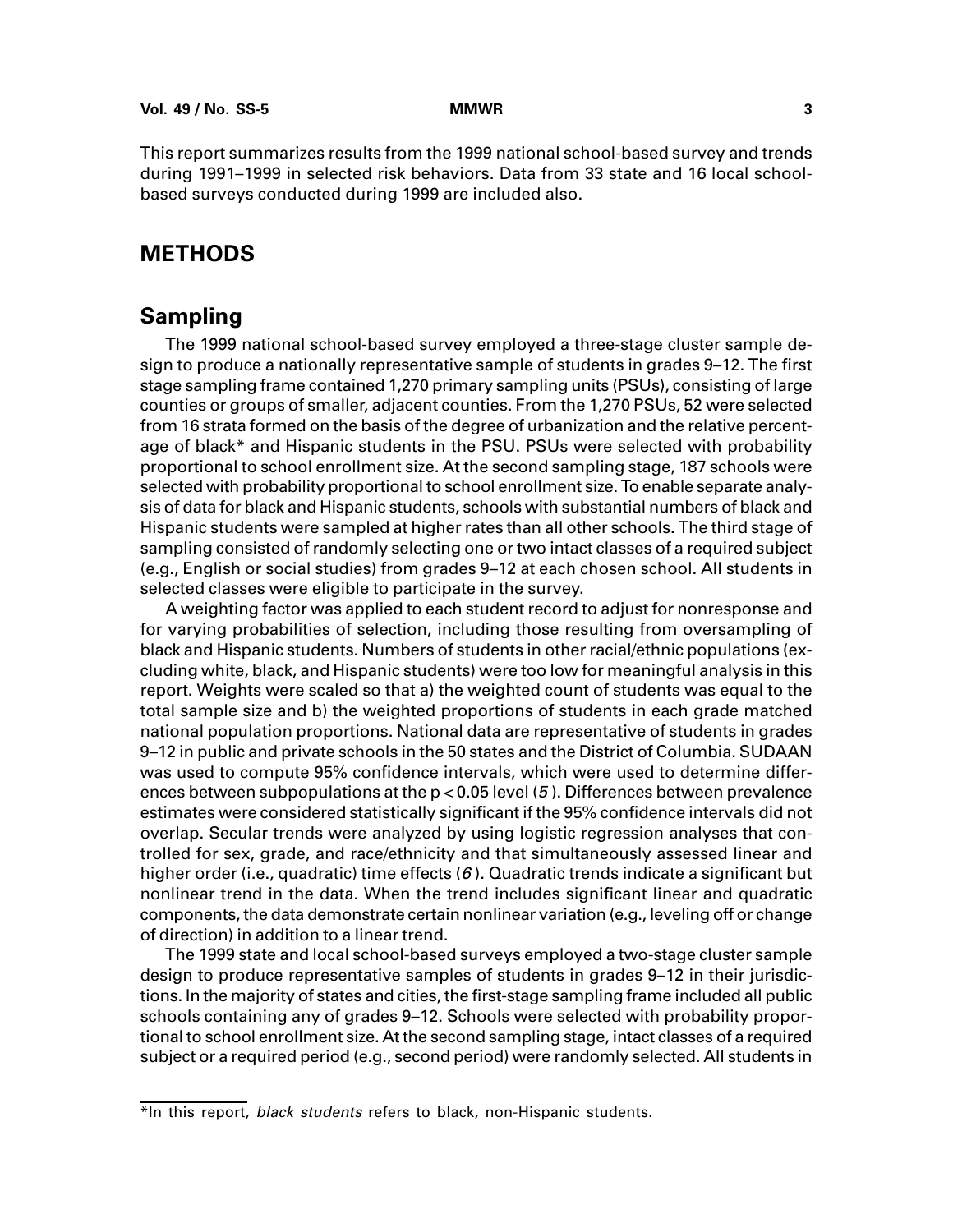This report summarizes results from the 1999 national school-based survey and trends during 1991–1999 in selected risk behaviors. Data from 33 state and 16 local school-based surveys conducted during 1999 are included also.

# METHODS

## Sampling

The 1999 national school-based survey employed a three-stage cluster sample design to produce a nationally representative sample of students in grades 9–12. The first stage sampling frame contained 1,270 primary sampling units (PSUs), consisting of large counties or groups of smaller, adjacent counties. From the 1,270 PSUs, 52 were selected from 16 strata formed on the basis of the degree of urbanization and the relative percentage of black* and Hispanic students in the PSU. PSUs were selected with probability proportional to school enrollment size. At the second sampling stage, 187 schools were selected with probability proportional to school enrollment size. To enable separate analysis of data for black and Hispanic students, schools with substantial numbers of black and Hispanic students were sampled at higher rates than all other schools. The third stage of sampling consisted of randomly selecting one or two intact classes of a required subject (e.g., English or social studies) from grades 9–12 at each chosen school. All students in selected classes were eligible to participate in the survey.

A weighting factor was applied to each student record to adjust for nonresponse and for varying probabilities of selection, including those resulting from oversampling of black and Hispanic students. Numbers of students in other racial/ethnic populations (excluding white, black, and Hispanic students) were too low for meaningful analysis in this report. Weights were scaled so that a) the weighted count of students was equal to the total sample size and b) the weighted proportions of students in each grade matched national population proportions. National data are representative of students in grades 9–12 in public and private schools in the 50 states and the District of Columbia. SUDAAN was used to compute 95% confidence intervals, which were used to determine differences between subpopulations at the $p < 0.05$ level (*5*). Differences between prevalence estimates were considered statistically significant if the 95% confidence intervals did not overlap. Secular trends were analyzed by using logistic regression analyses that controlled for sex, grade, and race/ethnicity and that simultaneously assessed linear and higher order (i.e., quadratic) time effects (*6*). Quadratic trends indicate a significant but nonlinear trend in the data. When the trend includes significant linear and quadratic components, the data demonstrate certain nonlinear variation (e.g., leveling off or change of direction) in addition to a linear trend.

The 1999 state and local school-based surveys employed a two-stage cluster sample design to produce representative samples of students in grades 9–12 in their jurisdictions. In the majority of states and cities, the first-stage sampling frame included all public schools containing any of grades 9–12. Schools were selected with probability proportional to school enrollment size. At the second sampling stage, intact classes of a required subject or a required period (e.g., second period) were randomly selected. All students in

*In this report, *black students* refers to black, non-Hispanic students.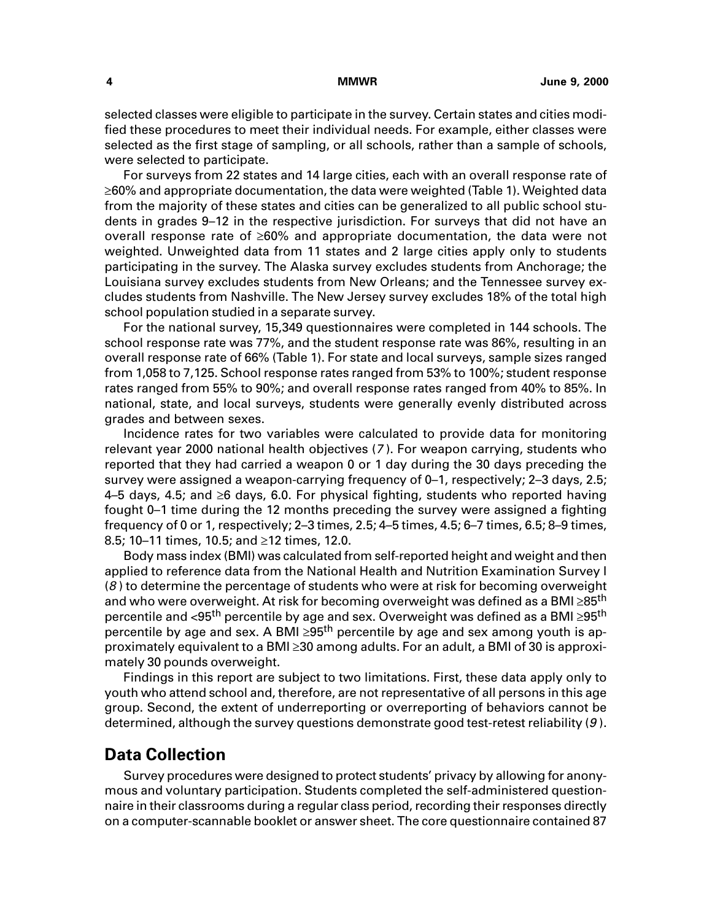selected classes were eligible to participate in the survey. Certain states and cities modified these procedures to meet their individual needs. For example, either classes were selected as the first stage of sampling, or all schools, rather than a sample of schools, were selected to participate.

For surveys from 22 states and 14 large cities, each with an overall response rate of ≥60% and appropriate documentation, the data were weighted (Table 1). Weighted data from the majority of these states and cities can be generalized to all public school students in grades 9–12 in the respective jurisdiction. For surveys that did not have an overall response rate of ≥60% and appropriate documentation, the data were not weighted. Unweighted data from 11 states and 2 large cities apply only to students participating in the survey. The Alaska survey excludes students from Anchorage; the Louisiana survey excludes students from New Orleans; and the Tennessee survey excludes students from Nashville. The New Jersey survey excludes 18% of the total high school population studied in a separate survey.

For the national survey, 15,349 questionnaires were completed in 144 schools. The school response rate was 77%, and the student response rate was 86%, resulting in an overall response rate of 66% (Table 1). For state and local surveys, sample sizes ranged from 1,058 to 7,125. School response rates ranged from 53% to 100%; student response rates ranged from 55% to 90%; and overall response rates ranged from 40% to 85%. In national, state, and local surveys, students were generally evenly distributed across grades and between sexes.

Incidence rates for two variables were calculated to provide data for monitoring relevant year 2000 national health objectives (*7*). For weapon carrying, students who reported that they had carried a weapon 0 or 1 day during the 30 days preceding the survey were assigned a weapon-carrying frequency of 0–1, respectively; 2–3 days, 2.5; 4–5 days, 4.5; and ≥6 days, 6.0. For physical fighting, students who reported having fought 0–1 time during the 12 months preceding the survey were assigned a fighting frequency of 0 or 1, respectively; 2–3 times, 2.5; 4–5 times, 4.5; 6–7 times, 6.5; 8–9 times, 8.5; 10–11 times, 10.5; and ≥12 times, 12.0.

Body mass index (BMI) was calculated from self-reported height and weight and then applied to reference data from the National Health and Nutrition Examination Survey I (*8*) to determine the percentage of students who were at risk for becoming overweight and who were overweight. At risk for becoming overweight was defined as a BMI ≥85$^{th}$ percentile and <95$^{th}$ percentile by age and sex. Overweight was defined as a BMI ≥95$^{th}$ percentile by age and sex. A BMI ≥95$^{th}$ percentile by age and sex among youth is approximately equivalent to a BMI ≥30 among adults. For an adult, a BMI of 30 is approximately 30 pounds overweight.

Findings in this report are subject to two limitations. First, these data apply only to youth who attend school and, therefore, are not representative of all persons in this age group. Second, the extent of underreporting or overreporting of behaviors cannot be determined, although the survey questions demonstrate good test-retest reliability (*9*).

## Data Collection

Survey procedures were designed to protect students' privacy by allowing for anonymous and voluntary participation. Students completed the self-administered questionnaire in their classrooms during a regular class period, recording their responses directly on a computer-scannable booklet or answer sheet. The core questionnaire contained 87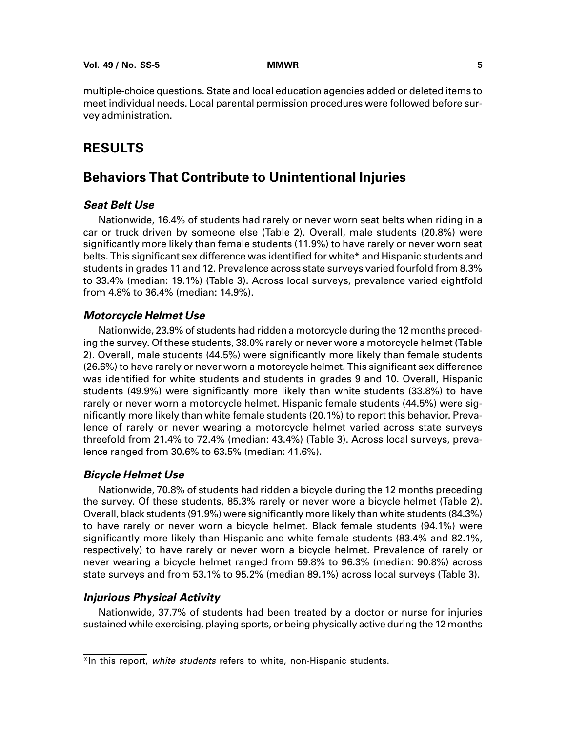multiple-choice questions. State and local education agencies added or deleted items to meet individual needs. Local parental permission procedures were followed before survey administration.

# RESULTS

## Behaviors That Contribute to Unintentional Injuries

### *Seat Belt Use*

Nationwide, 16.4% of students had rarely or never worn seat belts when riding in a car or truck driven by someone else (Table 2). Overall, male students (20.8%) were significantly more likely than female students (11.9%) to have rarely or never worn seat belts. This significant sex difference was identified for white* and Hispanic students and students in grades 11 and 12. Prevalence across state surveys varied fourfold from 8.3% to 33.4% (median: 19.1%) (Table 3). Across local surveys, prevalence varied eightfold from 4.8% to 36.4% (median: 14.9%).

### *Motorcycle Helmet Use*

Nationwide, 23.9% of students had ridden a motorcycle during the 12 months preceding the survey. Of these students, 38.0% rarely or never wore a motorcycle helmet (Table 2). Overall, male students (44.5%) were significantly more likely than female students (26.6%) to have rarely or never worn a motorcycle helmet. This significant sex difference was identified for white students and students in grades 9 and 10. Overall, Hispanic students (49.9%) were significantly more likely than white students (33.8%) to have rarely or never worn a motorcycle helmet. Hispanic female students (44.5%) were significantly more likely than white female students (20.1%) to report this behavior. Prevalence of rarely or never wearing a motorcycle helmet varied across state surveys threefold from 21.4% to 72.4% (median: 43.4%) (Table 3). Across local surveys, prevalence ranged from 30.6% to 63.5% (median: 41.6%).

### *Bicycle Helmet Use*

Nationwide, 70.8% of students had ridden a bicycle during the 12 months preceding the survey. Of these students, 85.3% rarely or never wore a bicycle helmet (Table 2). Overall, black students (91.9%) were significantly more likely than white students (84.3%) to have rarely or never worn a bicycle helmet. Black female students (94.1%) were significantly more likely than Hispanic and white female students (83.4% and 82.1%, respectively) to have rarely or never worn a bicycle helmet. Prevalence of rarely or never wearing a bicycle helmet ranged from 59.8% to 96.3% (median: 90.8%) across state surveys and from 53.1% to 95.2% (median 89.1%) across local surveys (Table 3).

### *Injurious Physical Activity*

Nationwide, 37.7% of students had been treated by a doctor or nurse for injuries sustained while exercising, playing sports, or being physically active during the 12 months

---

*In this report, *white students* refers to white, non-Hispanic students.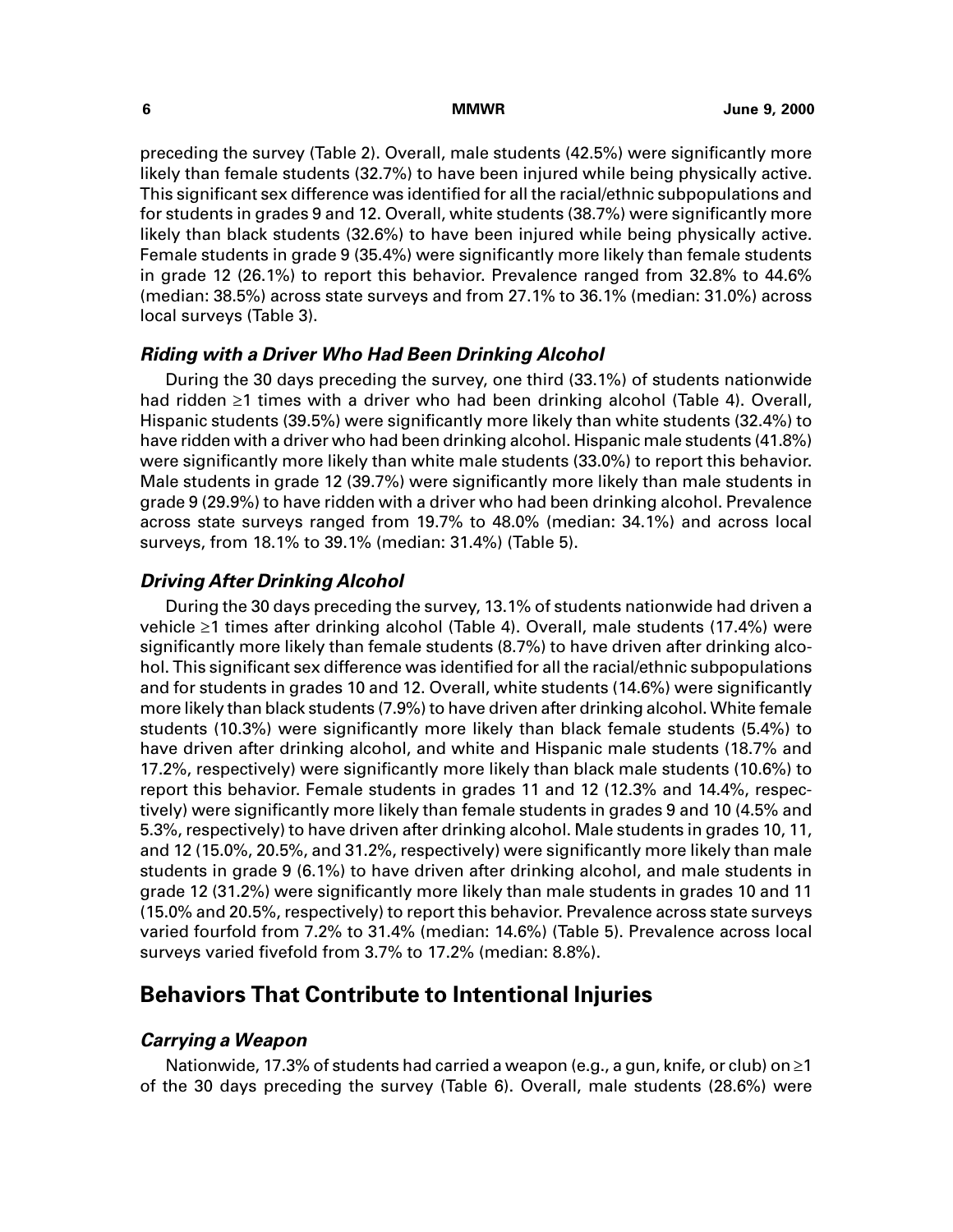preceding the survey (Table 2). Overall, male students (42.5%) were significantly more likely than female students (32.7%) to have been injured while being physically active. This significant sex difference was identified for all the racial/ethnic subpopulations and for students in grades 9 and 12. Overall, white students (38.7%) were significantly more likely than black students (32.6%) to have been injured while being physically active. Female students in grade 9 (35.4%) were significantly more likely than female students in grade 12 (26.1%) to report this behavior. Prevalence ranged from 32.8% to 44.6% (median: 38.5%) across state surveys and from 27.1% to 36.1% (median: 31.0%) across local surveys (Table 3).

### *Riding with a Driver Who Had Been Drinking Alcohol*

During the 30 days preceding the survey, one third (33.1%) of students nationwide had ridden ≥1 times with a driver who had been drinking alcohol (Table 4). Overall, Hispanic students (39.5%) were significantly more likely than white students (32.4%) to have ridden with a driver who had been drinking alcohol. Hispanic male students (41.8%) were significantly more likely than white male students (33.0%) to report this behavior. Male students in grade 12 (39.7%) were significantly more likely than male students in grade 9 (29.9%) to have ridden with a driver who had been drinking alcohol. Prevalence across state surveys ranged from 19.7% to 48.0% (median: 34.1%) and across local surveys, from 18.1% to 39.1% (median: 31.4%) (Table 5).

### *Driving After Drinking Alcohol*

During the 30 days preceding the survey, 13.1% of students nationwide had driven a vehicle ≥1 times after drinking alcohol (Table 4). Overall, male students (17.4%) were significantly more likely than female students (8.7%) to have driven after drinking alcohol. This significant sex difference was identified for all the racial/ethnic subpopulations and for students in grades 10 and 12. Overall, white students (14.6%) were significantly more likely than black students (7.9%) to have driven after drinking alcohol. White female students (10.3%) were significantly more likely than black female students (5.4%) to have driven after drinking alcohol, and white and Hispanic male students (18.7% and 17.2%, respectively) were significantly more likely than black male students (10.6%) to report this behavior. Female students in grades 11 and 12 (12.3% and 14.4%, respectively) were significantly more likely than female students in grades 9 and 10 (4.5% and 5.3%, respectively) to have driven after drinking alcohol. Male students in grades 10, 11, and 12 (15.0%, 20.5%, and 31.2%, respectively) were significantly more likely than male students in grade 9 (6.1%) to have driven after drinking alcohol, and male students in grade 12 (31.2%) were significantly more likely than male students in grades 10 and 11 (15.0% and 20.5%, respectively) to report this behavior. Prevalence across state surveys varied fourfold from 7.2% to 31.4% (median: 14.6%) (Table 5). Prevalence across local surveys varied fivefold from 3.7% to 17.2% (median: 8.8%).

## Behaviors That Contribute to Intentional Injuries

### *Carrying a Weapon*

Nationwide, 17.3% of students had carried a weapon (e.g., a gun, knife, or club) on ≥1 of the 30 days preceding the survey (Table 6). Overall, male students (28.6%) were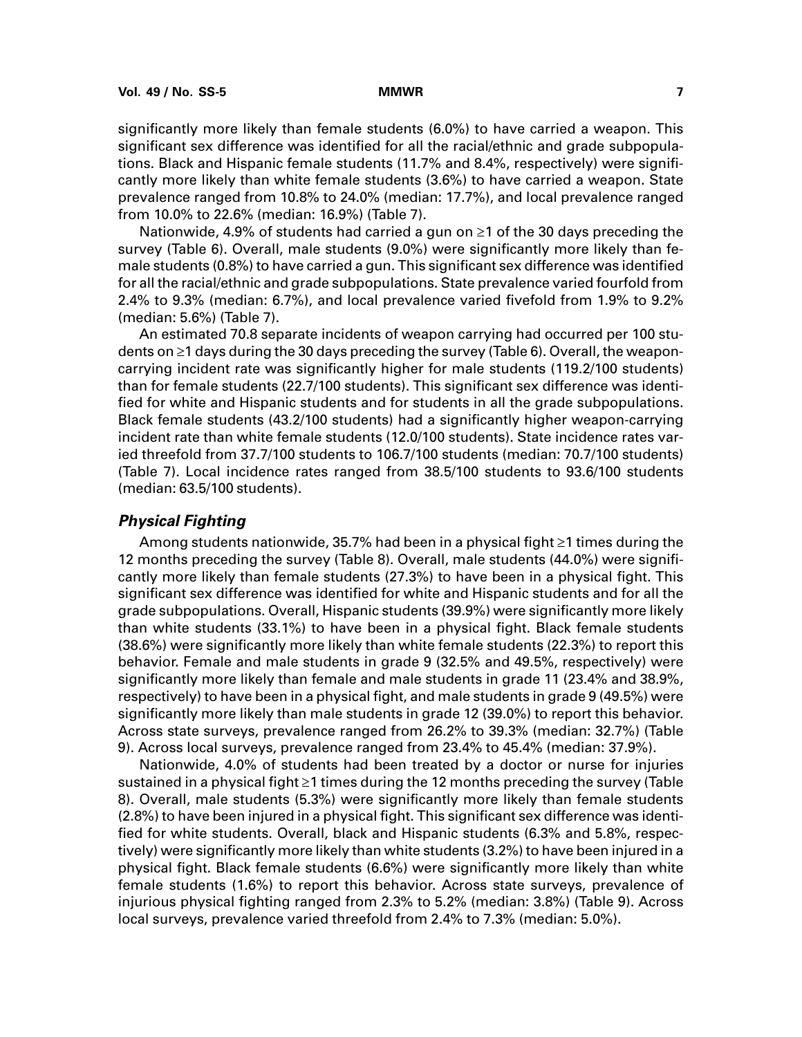significantly more likely than female students (6.0%) to have carried a weapon. This significant sex difference was identified for all the racial/ethnic and grade subpopulations. Black and Hispanic female students (11.7% and 8.4%, respectively) were significantly more likely than white female students (3.6%) to have carried a weapon. State prevalence ranged from 10.8% to 24.0% (median: 17.7%), and local prevalence ranged from 10.0% to 22.6% (median: 16.9%) (Table 7).

Nationwide, 4.9% of students had carried a gun on ≥1 of the 30 days preceding the survey (Table 6). Overall, male students (9.0%) were significantly more likely than female students (0.8%) to have carried a gun. This significant sex difference was identified for all the racial/ethnic and grade subpopulations. State prevalence varied fourfold from 2.4% to 9.3% (median: 6.7%), and local prevalence varied fivefold from 1.9% to 9.2% (median: 5.6%) (Table 7).

An estimated 70.8 separate incidents of weapon carrying had occurred per 100 students on ≥1 days during the 30 days preceding the survey (Table 6). Overall, the weapon-carrying incident rate was significantly higher for male students (119.2/100 students) than for female students (22.7/100 students). This significant sex difference was identified for white and Hispanic students and for students in all the grade subpopulations. Black female students (43.2/100 students) had a significantly higher weapon-carrying incident rate than white female students (12.0/100 students). State incidence rates varied threefold from 37.7/100 students to 106.7/100 students (median: 70.7/100 students) (Table 7). Local incidence rates ranged from 38.5/100 students to 93.6/100 students (median: 63.5/100 students).

### *Physical Fighting*

Among students nationwide, 35.7% had been in a physical fight ≥1 times during the 12 months preceding the survey (Table 8). Overall, male students (44.0%) were significantly more likely than female students (27.3%) to have been in a physical fight. This significant sex difference was identified for white and Hispanic students and for all the grade subpopulations. Overall, Hispanic students (39.9%) were significantly more likely than white students (33.1%) to have been in a physical fight. Black female students (38.6%) were significantly more likely than white female students (22.3%) to report this behavior. Female and male students in grade 9 (32.5% and 49.5%, respectively) were significantly more likely than female and male students in grade 11 (23.4% and 38.9%, respectively) to have been in a physical fight, and male students in grade 9 (49.5%) were significantly more likely than male students in grade 12 (39.0%) to report this behavior. Across state surveys, prevalence ranged from 26.2% to 39.3% (median: 32.7%) (Table 9). Across local surveys, prevalence ranged from 23.4% to 45.4% (median: 37.9%).

Nationwide, 4.0% of students had been treated by a doctor or nurse for injuries sustained in a physical fight ≥1 times during the 12 months preceding the survey (Table 8). Overall, male students (5.3%) were significantly more likely than female students (2.8%) to have been injured in a physical fight. This significant sex difference was identified for white students. Overall, black and Hispanic students (6.3% and 5.8%, respectively) were significantly more likely than white students (3.2%) to have been injured in a physical fight. Black female students (6.6%) were significantly more likely than white female students (1.6%) to report this behavior. Across state surveys, prevalence of injurious physical fighting ranged from 2.3% to 5.2% (median: 3.8%) (Table 9). Across local surveys, prevalence varied threefold from 2.4% to 7.3% (median: 5.0%).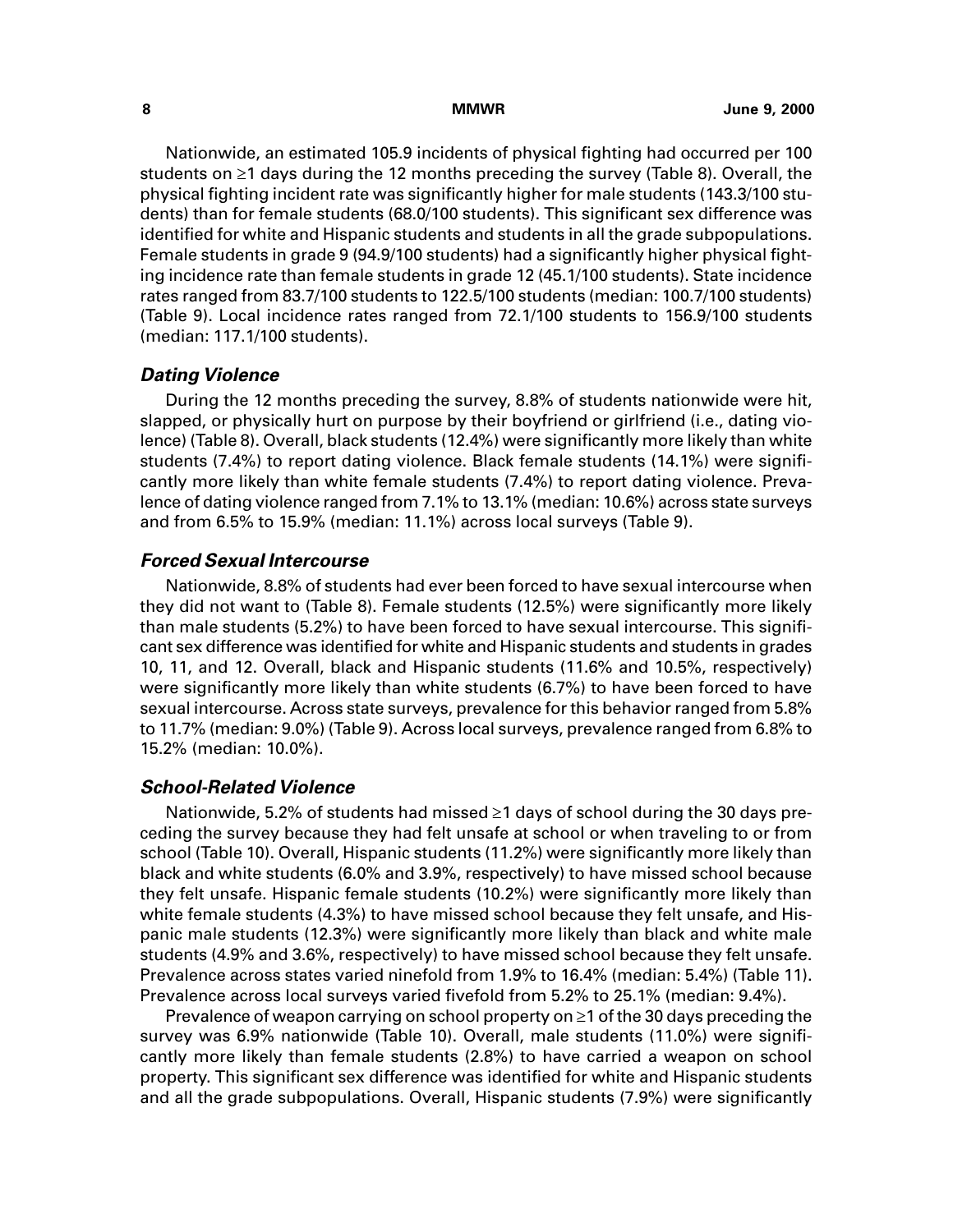Nationwide, an estimated 105.9 incidents of physical fighting had occurred per 100 students on ≥1 days during the 12 months preceding the survey (Table 8). Overall, the physical fighting incident rate was significantly higher for male students (143.3/100 students) than for female students (68.0/100 students). This significant sex difference was identified for white and Hispanic students and students in all the grade subpopulations. Female students in grade 9 (94.9/100 students) had a significantly higher physical fighting incidence rate than female students in grade 12 (45.1/100 students). State incidence rates ranged from 83.7/100 students to 122.5/100 students (median: 100.7/100 students) (Table 9). Local incidence rates ranged from 72.1/100 students to 156.9/100 students (median: 117.1/100 students).

### *Dating Violence*

During the 12 months preceding the survey, 8.8% of students nationwide were hit, slapped, or physically hurt on purpose by their boyfriend or girlfriend (i.e., dating violence) (Table 8). Overall, black students (12.4%) were significantly more likely than white students (7.4%) to report dating violence. Black female students (14.1%) were significantly more likely than white female students (7.4%) to report dating violence. Prevalence of dating violence ranged from 7.1% to 13.1% (median: 10.6%) across state surveys and from 6.5% to 15.9% (median: 11.1%) across local surveys (Table 9).

### *Forced Sexual Intercourse*

Nationwide, 8.8% of students had ever been forced to have sexual intercourse when they did not want to (Table 8). Female students (12.5%) were significantly more likely than male students (5.2%) to have been forced to have sexual intercourse. This significant sex difference was identified for white and Hispanic students and students in grades 10, 11, and 12. Overall, black and Hispanic students (11.6% and 10.5%, respectively) were significantly more likely than white students (6.7%) to have been forced to have sexual intercourse. Across state surveys, prevalence for this behavior ranged from 5.8% to 11.7% (median: 9.0%) (Table 9). Across local surveys, prevalence ranged from 6.8% to 15.2% (median: 10.0%).

### *School-Related Violence*

Nationwide, 5.2% of students had missed ≥1 days of school during the 30 days preceding the survey because they had felt unsafe at school or when traveling to or from school (Table 10). Overall, Hispanic students (11.2%) were significantly more likely than black and white students (6.0% and 3.9%, respectively) to have missed school because they felt unsafe. Hispanic female students (10.2%) were significantly more likely than white female students (4.3%) to have missed school because they felt unsafe, and Hispanic male students (12.3%) were significantly more likely than black and white male students (4.9% and 3.6%, respectively) to have missed school because they felt unsafe. Prevalence across states varied ninefold from 1.9% to 16.4% (median: 5.4%) (Table 11). Prevalence across local surveys varied fivefold from 5.2% to 25.1% (median: 9.4%).

Prevalence of weapon carrying on school property on ≥1 of the 30 days preceding the survey was 6.9% nationwide (Table 10). Overall, male students (11.0%) were significantly more likely than female students (2.8%) to have carried a weapon on school property. This significant sex difference was identified for white and Hispanic students and all the grade subpopulations. Overall, Hispanic students (7.9%) were significantly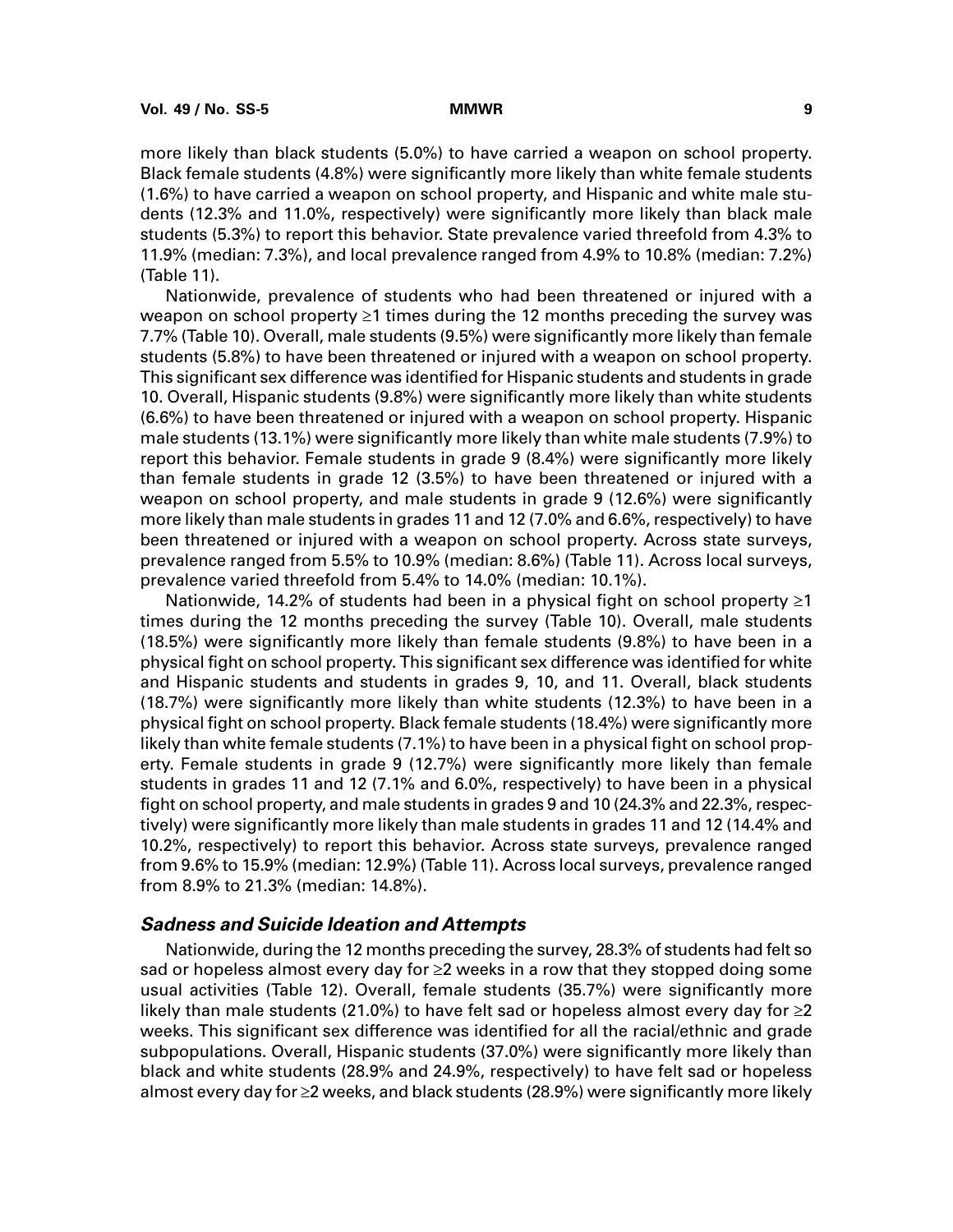more likely than black students (5.0%) to have carried a weapon on school property. Black female students (4.8%) were significantly more likely than white female students (1.6%) to have carried a weapon on school property, and Hispanic and white male students (12.3% and 11.0%, respectively) were significantly more likely than black male students (5.3%) to report this behavior. State prevalence varied threefold from 4.3% to 11.9% (median: 7.3%), and local prevalence ranged from 4.9% to 10.8% (median: 7.2%) (Table 11).

Nationwide, prevalence of students who had been threatened or injured with a weapon on school property ≥1 times during the 12 months preceding the survey was 7.7% (Table 10). Overall, male students (9.5%) were significantly more likely than female students (5.8%) to have been threatened or injured with a weapon on school property. This significant sex difference was identified for Hispanic students and students in grade 10. Overall, Hispanic students (9.8%) were significantly more likely than white students (6.6%) to have been threatened or injured with a weapon on school property. Hispanic male students (13.1%) were significantly more likely than white male students (7.9%) to report this behavior. Female students in grade 9 (8.4%) were significantly more likely than female students in grade 12 (3.5%) to have been threatened or injured with a weapon on school property, and male students in grade 9 (12.6%) were significantly more likely than male students in grades 11 and 12 (7.0% and 6.6%, respectively) to have been threatened or injured with a weapon on school property. Across state surveys, prevalence ranged from 5.5% to 10.9% (median: 8.6%) (Table 11). Across local surveys, prevalence varied threefold from 5.4% to 14.0% (median: 10.1%).

Nationwide, 14.2% of students had been in a physical fight on school property ≥1 times during the 12 months preceding the survey (Table 10). Overall, male students (18.5%) were significantly more likely than female students (9.8%) to have been in a physical fight on school property. This significant sex difference was identified for white and Hispanic students and students in grades 9, 10, and 11. Overall, black students (18.7%) were significantly more likely than white students (12.3%) to have been in a physical fight on school property. Black female students (18.4%) were significantly more likely than white female students (7.1%) to have been in a physical fight on school property. Female students in grade 9 (12.7%) were significantly more likely than female students in grades 11 and 12 (7.1% and 6.0%, respectively) to have been in a physical fight on school property, and male students in grades 9 and 10 (24.3% and 22.3%, respectively) were significantly more likely than male students in grades 11 and 12 (14.4% and 10.2%, respectively) to report this behavior. Across state surveys, prevalence ranged from 9.6% to 15.9% (median: 12.9%) (Table 11). Across local surveys, prevalence ranged from 8.9% to 21.3% (median: 14.8%).

### *Sadness and Suicide Ideation and Attempts*

Nationwide, during the 12 months preceding the survey, 28.3% of students had felt so sad or hopeless almost every day for ≥2 weeks in a row that they stopped doing some usual activities (Table 12). Overall, female students (35.7%) were significantly more likely than male students (21.0%) to have felt sad or hopeless almost every day for ≥2 weeks. This significant sex difference was identified for all the racial/ethnic and grade subpopulations. Overall, Hispanic students (37.0%) were significantly more likely than black and white students (28.9% and 24.9%, respectively) to have felt sad or hopeless almost every day for ≥2 weeks, and black students (28.9%) were significantly more likely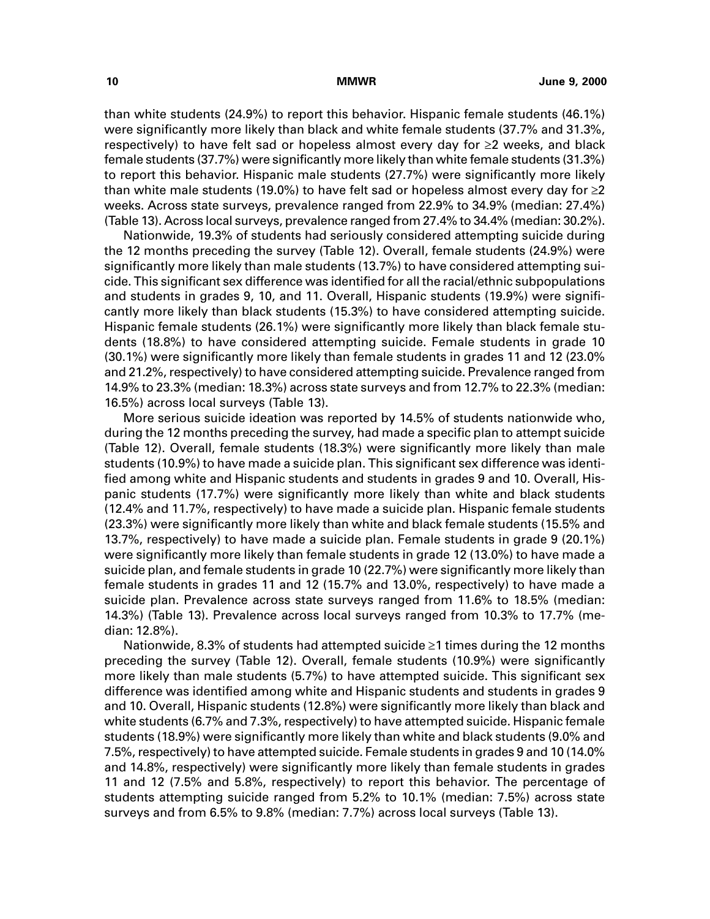than white students (24.9%) to report this behavior. Hispanic female students (46.1%) were significantly more likely than black and white female students (37.7% and 31.3%, respectively) to have felt sad or hopeless almost every day for ≥2 weeks, and black female students (37.7%) were significantly more likely than white female students (31.3%) to report this behavior. Hispanic male students (27.7%) were significantly more likely than white male students (19.0%) to have felt sad or hopeless almost every day for ≥2 weeks. Across state surveys, prevalence ranged from 22.9% to 34.9% (median: 27.4%) (Table 13). Across local surveys, prevalence ranged from 27.4% to 34.4% (median: 30.2%).

Nationwide, 19.3% of students had seriously considered attempting suicide during the 12 months preceding the survey (Table 12). Overall, female students (24.9%) were significantly more likely than male students (13.7%) to have considered attempting suicide. This significant sex difference was identified for all the racial/ethnic subpopulations and students in grades 9, 10, and 11. Overall, Hispanic students (19.9%) were significantly more likely than black students (15.3%) to have considered attempting suicide. Hispanic female students (26.1%) were significantly more likely than black female students (18.8%) to have considered attempting suicide. Female students in grade 10 (30.1%) were significantly more likely than female students in grades 11 and 12 (23.0% and 21.2%, respectively) to have considered attempting suicide. Prevalence ranged from 14.9% to 23.3% (median: 18.3%) across state surveys and from 12.7% to 22.3% (median: 16.5%) across local surveys (Table 13).

More serious suicide ideation was reported by 14.5% of students nationwide who, during the 12 months preceding the survey, had made a specific plan to attempt suicide (Table 12). Overall, female students (18.3%) were significantly more likely than male students (10.9%) to have made a suicide plan. This significant sex difference was identified among white and Hispanic students and students in grades 9 and 10. Overall, Hispanic students (17.7%) were significantly more likely than white and black students (12.4% and 11.7%, respectively) to have made a suicide plan. Hispanic female students (23.3%) were significantly more likely than white and black female students (15.5% and 13.7%, respectively) to have made a suicide plan. Female students in grade 9 (20.1%) were significantly more likely than female students in grade 12 (13.0%) to have made a suicide plan, and female students in grade 10 (22.7%) were significantly more likely than female students in grades 11 and 12 (15.7% and 13.0%, respectively) to have made a suicide plan. Prevalence across state surveys ranged from 11.6% to 18.5% (median: 14.3%) (Table 13). Prevalence across local surveys ranged from 10.3% to 17.7% (median: 12.8%).

Nationwide, 8.3% of students had attempted suicide ≥1 times during the 12 months preceding the survey (Table 12). Overall, female students (10.9%) were significantly more likely than male students (5.7%) to have attempted suicide. This significant sex difference was identified among white and Hispanic students and students in grades 9 and 10. Overall, Hispanic students (12.8%) were significantly more likely than black and white students (6.7% and 7.3%, respectively) to have attempted suicide. Hispanic female students (18.9%) were significantly more likely than white and black students (9.0% and 7.5%, respectively) to have attempted suicide. Female students in grades 9 and 10 (14.0% and 14.8%, respectively) were significantly more likely than female students in grades 11 and 12 (7.5% and 5.8%, respectively) to report this behavior. The percentage of students attempting suicide ranged from 5.2% to 10.1% (median: 7.5%) across state surveys and from 6.5% to 9.8% (median: 7.7%) across local surveys (Table 13).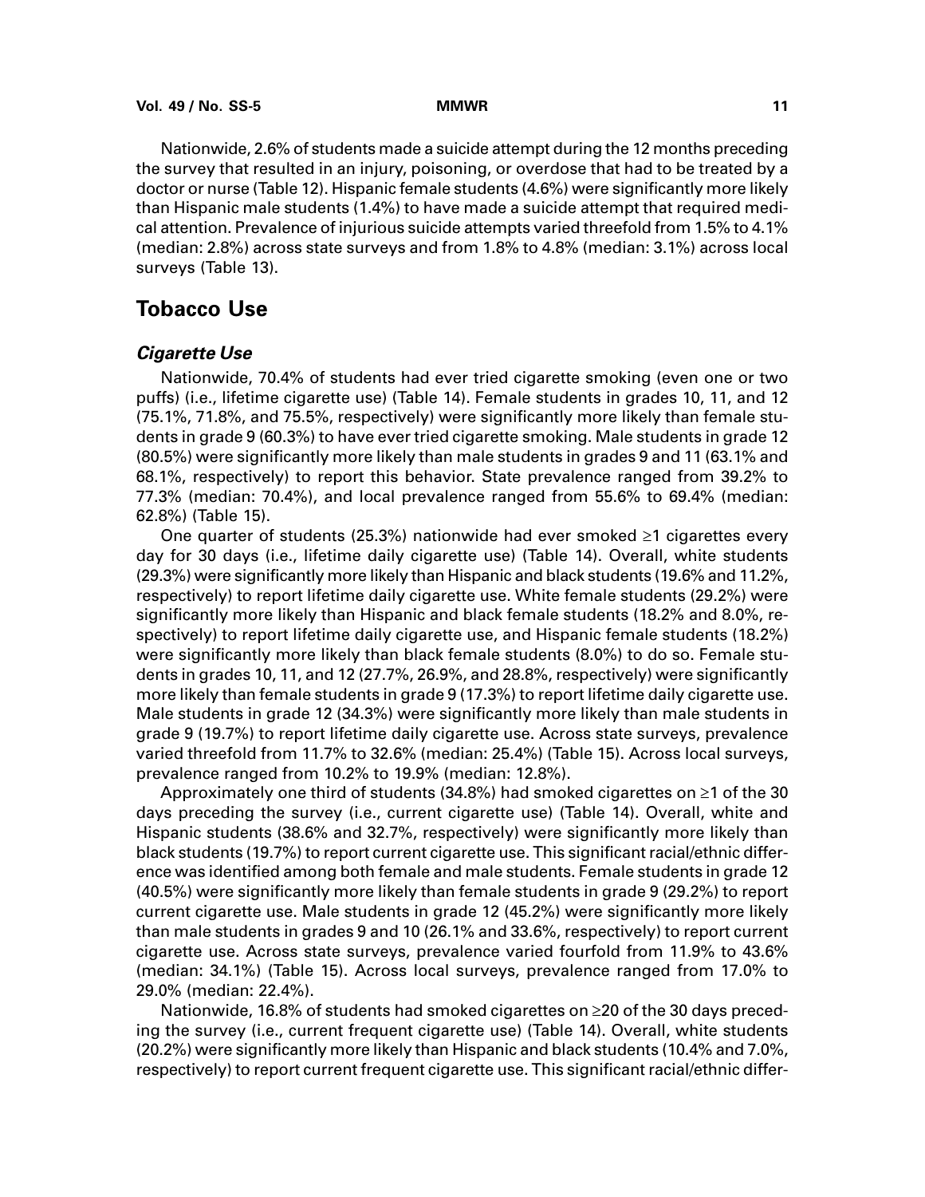Nationwide, 2.6% of students made a suicide attempt during the 12 months preceding the survey that resulted in an injury, poisoning, or overdose that had to be treated by a doctor or nurse (Table 12). Hispanic female students (4.6%) were significantly more likely than Hispanic male students (1.4%) to have made a suicide attempt that required medical attention. Prevalence of injurious suicide attempts varied threefold from 1.5% to 4.1% (median: 2.8%) across state surveys and from 1.8% to 4.8% (median: 3.1%) across local surveys (Table 13).

## Tobacco Use

### *Cigarette Use*

Nationwide, 70.4% of students had ever tried cigarette smoking (even one or two puffs) (i.e., lifetime cigarette use) (Table 14). Female students in grades 10, 11, and 12 (75.1%, 71.8%, and 75.5%, respectively) were significantly more likely than female students in grade 9 (60.3%) to have ever tried cigarette smoking. Male students in grade 12 (80.5%) were significantly more likely than male students in grades 9 and 11 (63.1% and 68.1%, respectively) to report this behavior. State prevalence ranged from 39.2% to 77.3% (median: 70.4%), and local prevalence ranged from 55.6% to 69.4% (median: 62.8%) (Table 15).

One quarter of students (25.3%) nationwide had ever smoked ≥1 cigarettes every day for 30 days (i.e., lifetime daily cigarette use) (Table 14). Overall, white students (29.3%) were significantly more likely than Hispanic and black students (19.6% and 11.2%, respectively) to report lifetime daily cigarette use. White female students (29.2%) were significantly more likely than Hispanic and black female students (18.2% and 8.0%, respectively) to report lifetime daily cigarette use, and Hispanic female students (18.2%) were significantly more likely than black female students (8.0%) to do so. Female students in grades 10, 11, and 12 (27.7%, 26.9%, and 28.8%, respectively) were significantly more likely than female students in grade 9 (17.3%) to report lifetime daily cigarette use. Male students in grade 12 (34.3%) were significantly more likely than male students in grade 9 (19.7%) to report lifetime daily cigarette use. Across state surveys, prevalence varied threefold from 11.7% to 32.6% (median: 25.4%) (Table 15). Across local surveys, prevalence ranged from 10.2% to 19.9% (median: 12.8%).

Approximately one third of students (34.8%) had smoked cigarettes on ≥1 of the 30 days preceding the survey (i.e., current cigarette use) (Table 14). Overall, white and Hispanic students (38.6% and 32.7%, respectively) were significantly more likely than black students (19.7%) to report current cigarette use. This significant racial/ethnic difference was identified among both female and male students. Female students in grade 12 (40.5%) were significantly more likely than female students in grade 9 (29.2%) to report current cigarette use. Male students in grade 12 (45.2%) were significantly more likely than male students in grades 9 and 10 (26.1% and 33.6%, respectively) to report current cigarette use. Across state surveys, prevalence varied fourfold from 11.9% to 43.6% (median: 34.1%) (Table 15). Across local surveys, prevalence ranged from 17.0% to 29.0% (median: 22.4%).

Nationwide, 16.8% of students had smoked cigarettes on ≥20 of the 30 days preceding the survey (i.e., current frequent cigarette use) (Table 14). Overall, white students (20.2%) were significantly more likely than Hispanic and black students (10.4% and 7.0%, respectively) to report current frequent cigarette use. This significant racial/ethnic differ-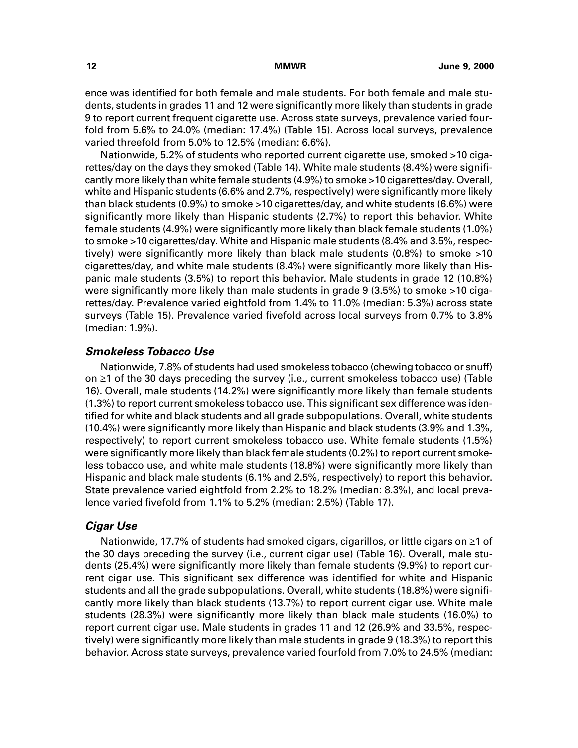ence was identified for both female and male students. For both female and male students, students in grades 11 and 12 were significantly more likely than students in grade 9 to report current frequent cigarette use. Across state surveys, prevalence varied fourfold from 5.6% to 24.0% (median: 17.4%) (Table 15). Across local surveys, prevalence varied threefold from 5.0% to 12.5% (median: 6.6%).

Nationwide, 5.2% of students who reported current cigarette use, smoked >10 cigarettes/day on the days they smoked (Table 14). White male students (8.4%) were significantly more likely than white female students (4.9%) to smoke >10 cigarettes/day. Overall, white and Hispanic students (6.6% and 2.7%, respectively) were significantly more likely than black students (0.9%) to smoke >10 cigarettes/day, and white students (6.6%) were significantly more likely than Hispanic students (2.7%) to report this behavior. White female students (4.9%) were significantly more likely than black female students (1.0%) to smoke >10 cigarettes/day. White and Hispanic male students (8.4% and 3.5%, respectively) were significantly more likely than black male students (0.8%) to smoke >10 cigarettes/day, and white male students (8.4%) were significantly more likely than Hispanic male students (3.5%) to report this behavior. Male students in grade 12 (10.8%) were significantly more likely than male students in grade 9 (3.5%) to smoke >10 cigarettes/day. Prevalence varied eightfold from 1.4% to 11.0% (median: 5.3%) across state surveys (Table 15). Prevalence varied fivefold across local surveys from 0.7% to 3.8% (median: 1.9%).

### *Smokeless Tobacco Use*

Nationwide, 7.8% of students had used smokeless tobacco (chewing tobacco or snuff) on ≥1 of the 30 days preceding the survey (i.e., current smokeless tobacco use) (Table 16). Overall, male students (14.2%) were significantly more likely than female students (1.3%) to report current smokeless tobacco use. This significant sex difference was identified for white and black students and all grade subpopulations. Overall, white students (10.4%) were significantly more likely than Hispanic and black students (3.9% and 1.3%, respectively) to report current smokeless tobacco use. White female students (1.5%) were significantly more likely than black female students (0.2%) to report current smokeless tobacco use, and white male students (18.8%) were significantly more likely than Hispanic and black male students (6.1% and 2.5%, respectively) to report this behavior. State prevalence varied eightfold from 2.2% to 18.2% (median: 8.3%), and local prevalence varied fivefold from 1.1% to 5.2% (median: 2.5%) (Table 17).

### *Cigar Use*

Nationwide, 17.7% of students had smoked cigars, cigarillos, or little cigars on ≥1 of the 30 days preceding the survey (i.e., current cigar use) (Table 16). Overall, male students (25.4%) were significantly more likely than female students (9.9%) to report current cigar use. This significant sex difference was identified for white and Hispanic students and all the grade subpopulations. Overall, white students (18.8%) were significantly more likely than black students (13.7%) to report current cigar use. White male students (28.3%) were significantly more likely than black male students (16.0%) to report current cigar use. Male students in grades 11 and 12 (26.9% and 33.5%, respectively) were significantly more likely than male students in grade 9 (18.3%) to report this behavior. Across state surveys, prevalence varied fourfold from 7.0% to 24.5% (median: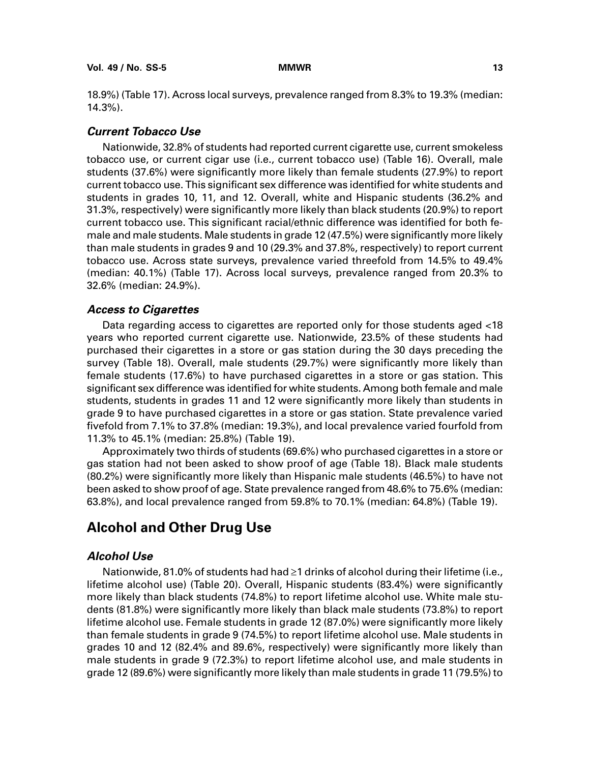18.9%) (Table 17). Across local surveys, prevalence ranged from 8.3% to 19.3% (median: 14.3%).

### *Current Tobacco Use*

Nationwide, 32.8% of students had reported current cigarette use, current smokeless tobacco use, or current cigar use (i.e., current tobacco use) (Table 16). Overall, male students (37.6%) were significantly more likely than female students (27.9%) to report current tobacco use. This significant sex difference was identified for white students and students in grades 10, 11, and 12. Overall, white and Hispanic students (36.2% and 31.3%, respectively) were significantly more likely than black students (20.9%) to report current tobacco use. This significant racial/ethnic difference was identified for both female and male students. Male students in grade 12 (47.5%) were significantly more likely than male students in grades 9 and 10 (29.3% and 37.8%, respectively) to report current tobacco use. Across state surveys, prevalence varied threefold from 14.5% to 49.4% (median: 40.1%) (Table 17). Across local surveys, prevalence ranged from 20.3% to 32.6% (median: 24.9%).

### *Access to Cigarettes*

Data regarding access to cigarettes are reported only for those students aged <18 years who reported current cigarette use. Nationwide, 23.5% of these students had purchased their cigarettes in a store or gas station during the 30 days preceding the survey (Table 18). Overall, male students (29.7%) were significantly more likely than female students (17.6%) to have purchased cigarettes in a store or gas station. This significant sex difference was identified for white students. Among both female and male students, students in grades 11 and 12 were significantly more likely than students in grade 9 to have purchased cigarettes in a store or gas station. State prevalence varied fivefold from 7.1% to 37.8% (median: 19.3%), and local prevalence varied fourfold from 11.3% to 45.1% (median: 25.8%) (Table 19).

Approximately two thirds of students (69.6%) who purchased cigarettes in a store or gas station had not been asked to show proof of age (Table 18). Black male students (80.2%) were significantly more likely than Hispanic male students (46.5%) to have not been asked to show proof of age. State prevalence ranged from 48.6% to 75.6% (median: 63.8%), and local prevalence ranged from 59.8% to 70.1% (median: 64.8%) (Table 19).

## Alcohol and Other Drug Use

### *Alcohol Use*

Nationwide, 81.0% of students had had ≥1 drinks of alcohol during their lifetime (i.e., lifetime alcohol use) (Table 20). Overall, Hispanic students (83.4%) were significantly more likely than black students (74.8%) to report lifetime alcohol use. White male students (81.8%) were significantly more likely than black male students (73.8%) to report lifetime alcohol use. Female students in grade 12 (87.0%) were significantly more likely than female students in grade 9 (74.5%) to report lifetime alcohol use. Male students in grades 10 and 12 (82.4% and 89.6%, respectively) were significantly more likely than male students in grade 9 (72.3%) to report lifetime alcohol use, and male students in grade 12 (89.6%) were significantly more likely than male students in grade 11 (79.5%) to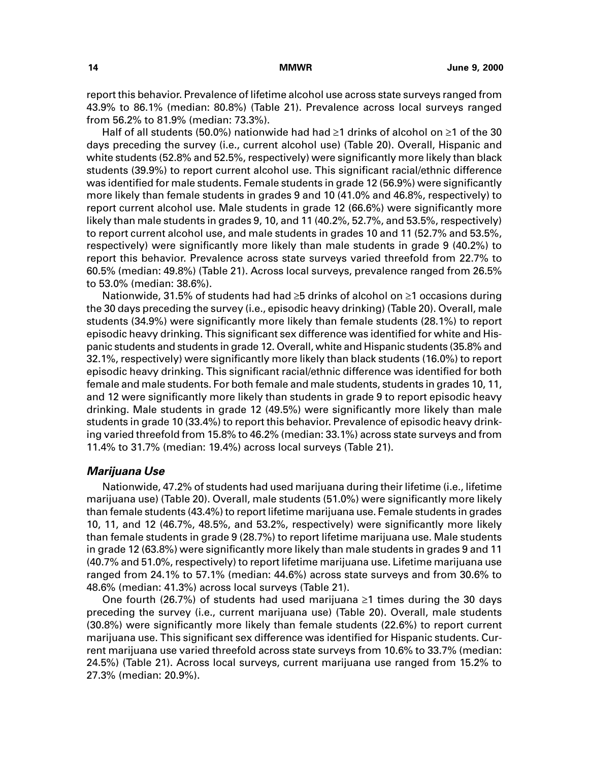report this behavior. Prevalence of lifetime alcohol use across state surveys ranged from 43.9% to 86.1% (median: 80.8%) (Table 21). Prevalence across local surveys ranged from 56.2% to 81.9% (median: 73.3%).

Half of all students (50.0%) nationwide had had ≥1 drinks of alcohol on ≥1 of the 30 days preceding the survey (i.e., current alcohol use) (Table 20). Overall, Hispanic and white students (52.8% and 52.5%, respectively) were significantly more likely than black students (39.9%) to report current alcohol use. This significant racial/ethnic difference was identified for male students. Female students in grade 12 (56.9%) were significantly more likely than female students in grades 9 and 10 (41.0% and 46.8%, respectively) to report current alcohol use. Male students in grade 12 (66.6%) were significantly more likely than male students in grades 9, 10, and 11 (40.2%, 52.7%, and 53.5%, respectively) to report current alcohol use, and male students in grades 10 and 11 (52.7% and 53.5%, respectively) were significantly more likely than male students in grade 9 (40.2%) to report this behavior. Prevalence across state surveys varied threefold from 22.7% to 60.5% (median: 49.8%) (Table 21). Across local surveys, prevalence ranged from 26.5% to 53.0% (median: 38.6%).

Nationwide, 31.5% of students had had ≥5 drinks of alcohol on ≥1 occasions during the 30 days preceding the survey (i.e., episodic heavy drinking) (Table 20). Overall, male students (34.9%) were significantly more likely than female students (28.1%) to report episodic heavy drinking. This significant sex difference was identified for white and Hispanic students and students in grade 12. Overall, white and Hispanic students (35.8% and 32.1%, respectively) were significantly more likely than black students (16.0%) to report episodic heavy drinking. This significant racial/ethnic difference was identified for both female and male students. For both female and male students, students in grades 10, 11, and 12 were significantly more likely than students in grade 9 to report episodic heavy drinking. Male students in grade 12 (49.5%) were significantly more likely than male students in grade 10 (33.4%) to report this behavior. Prevalence of episodic heavy drinking varied threefold from 15.8% to 46.2% (median: 33.1%) across state surveys and from 11.4% to 31.7% (median: 19.4%) across local surveys (Table 21).

### *Marijuana Use*

Nationwide, 47.2% of students had used marijuana during their lifetime (i.e., lifetime marijuana use) (Table 20). Overall, male students (51.0%) were significantly more likely than female students (43.4%) to report lifetime marijuana use. Female students in grades 10, 11, and 12 (46.7%, 48.5%, and 53.2%, respectively) were significantly more likely than female students in grade 9 (28.7%) to report lifetime marijuana use. Male students in grade 12 (63.8%) were significantly more likely than male students in grades 9 and 11 (40.7% and 51.0%, respectively) to report lifetime marijuana use. Lifetime marijuana use ranged from 24.1% to 57.1% (median: 44.6%) across state surveys and from 30.6% to 48.6% (median: 41.3%) across local surveys (Table 21).

One fourth (26.7%) of students had used marijuana ≥1 times during the 30 days preceding the survey (i.e., current marijuana use) (Table 20). Overall, male students (30.8%) were significantly more likely than female students (22.6%) to report current marijuana use. This significant sex difference was identified for Hispanic students. Current marijuana use varied threefold across state surveys from 10.6% to 33.7% (median: 24.5%) (Table 21). Across local surveys, current marijuana use ranged from 15.2% to 27.3% (median: 20.9%).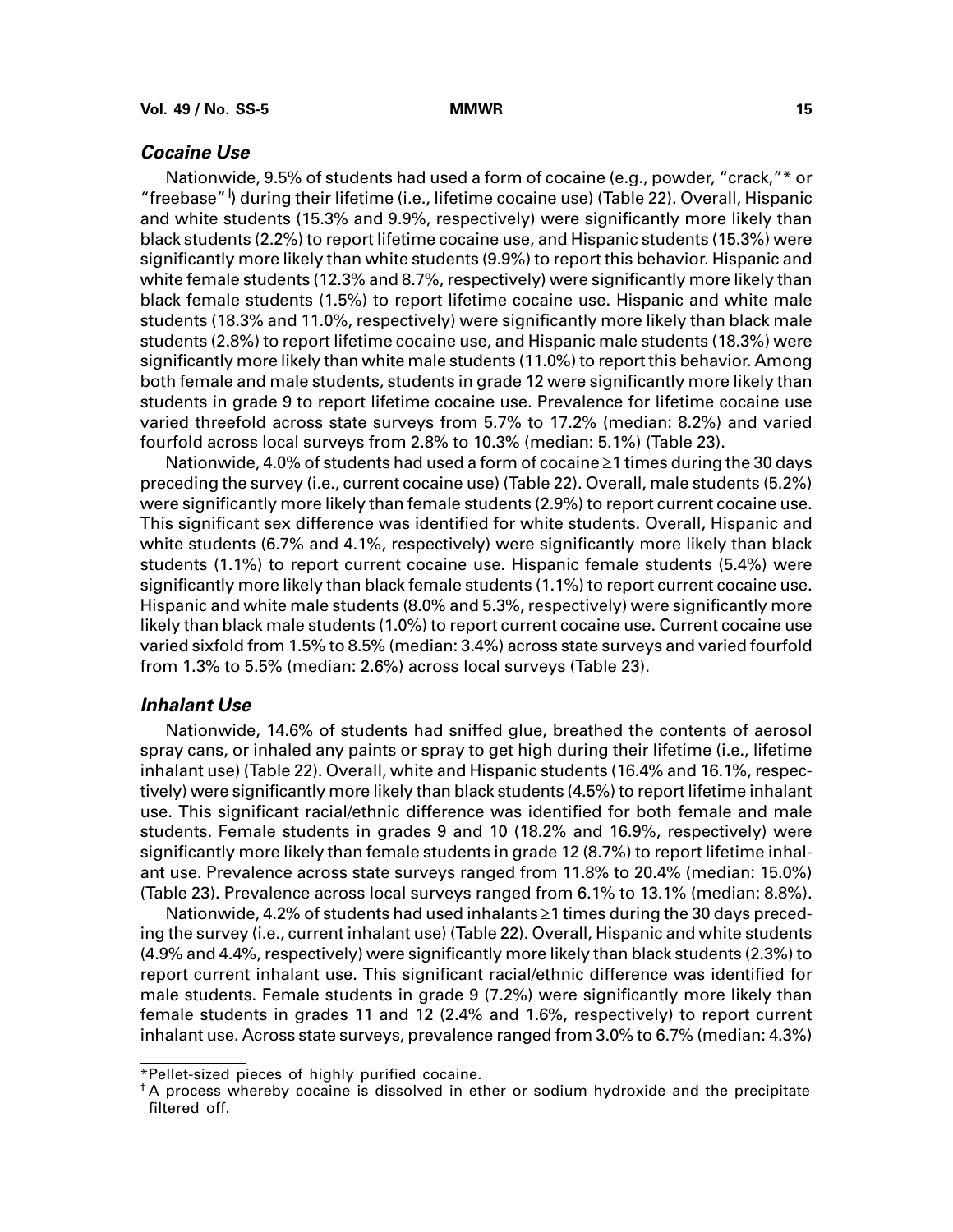### *Cocaine Use*

Nationwide, 9.5% of students had used a form of cocaine (e.g., powder, "crack,"* or "freebase"†) during their lifetime (i.e., lifetime cocaine use) (Table 22). Overall, Hispanic and white students (15.3% and 9.9%, respectively) were significantly more likely than black students (2.2%) to report lifetime cocaine use, and Hispanic students (15.3%) were significantly more likely than white students (9.9%) to report this behavior. Hispanic and white female students (12.3% and 8.7%, respectively) were significantly more likely than black female students (1.5%) to report lifetime cocaine use. Hispanic and white male students (18.3% and 11.0%, respectively) were significantly more likely than black male students (2.8%) to report lifetime cocaine use, and Hispanic male students (18.3%) were significantly more likely than white male students (11.0%) to report this behavior. Among both female and male students, students in grade 12 were significantly more likely than students in grade 9 to report lifetime cocaine use. Prevalence for lifetime cocaine use varied threefold across state surveys from 5.7% to 17.2% (median: 8.2%) and varied fourfold across local surveys from 2.8% to 10.3% (median: 5.1%) (Table 23).

Nationwide, 4.0% of students had used a form of cocaine ≥1 times during the 30 days preceding the survey (i.e., current cocaine use) (Table 22). Overall, male students (5.2%) were significantly more likely than female students (2.9%) to report current cocaine use. This significant sex difference was identified for white students. Overall, Hispanic and white students (6.7% and 4.1%, respectively) were significantly more likely than black students (1.1%) to report current cocaine use. Hispanic female students (5.4%) were significantly more likely than black female students (1.1%) to report current cocaine use. Hispanic and white male students (8.0% and 5.3%, respectively) were significantly more likely than black male students (1.0%) to report current cocaine use. Current cocaine use varied sixfold from 1.5% to 8.5% (median: 3.4%) across state surveys and varied fourfold from 1.3% to 5.5% (median: 2.6%) across local surveys (Table 23).

### *Inhalant Use*

Nationwide, 14.6% of students had sniffed glue, breathed the contents of aerosol spray cans, or inhaled any paints or spray to get high during their lifetime (i.e., lifetime inhalant use) (Table 22). Overall, white and Hispanic students (16.4% and 16.1%, respectively) were significantly more likely than black students (4.5%) to report lifetime inhalant use. This significant racial/ethnic difference was identified for both female and male students. Female students in grades 9 and 10 (18.2% and 16.9%, respectively) were significantly more likely than female students in grade 12 (8.7%) to report lifetime inhalant use. Prevalence across state surveys ranged from 11.8% to 20.4% (median: 15.0%) (Table 23). Prevalence across local surveys ranged from 6.1% to 13.1% (median: 8.8%).

Nationwide, 4.2% of students had used inhalants ≥1 times during the 30 days preceding the survey (i.e., current inhalant use) (Table 22). Overall, Hispanic and white students (4.9% and 4.4%, respectively) were significantly more likely than black students (2.3%) to report current inhalant use. This significant racial/ethnic difference was identified for male students. Female students in grade 9 (7.2%) were significantly more likely than female students in grades 11 and 12 (2.4% and 1.6%, respectively) to report current inhalant use. Across state surveys, prevalence ranged from 3.0% to 6.7% (median: 4.3%)

---

*Pellet-sized pieces of highly purified cocaine.

† A process whereby cocaine is dissolved in ether or sodium hydroxide and the precipitate filtered off.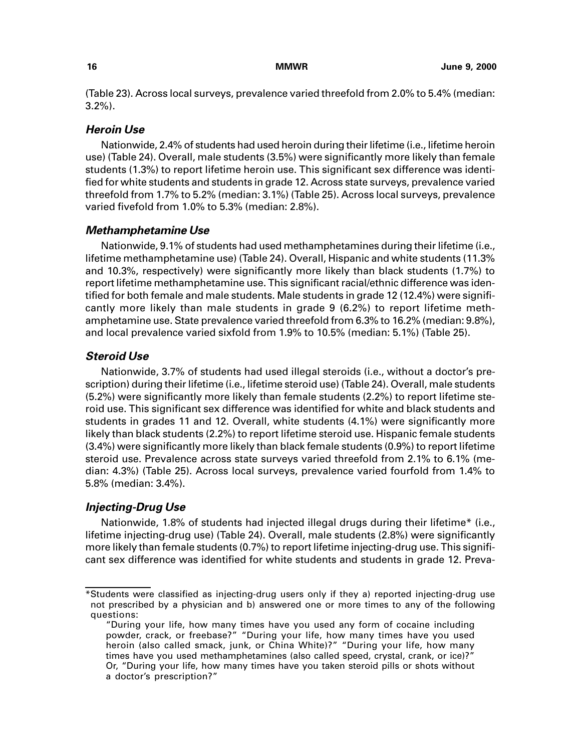(Table 23). Across local surveys, prevalence varied threefold from 2.0% to 5.4% (median: 3.2%).

### *Heroin Use*

Nationwide, 2.4% of students had used heroin during their lifetime (i.e., lifetime heroin use) (Table 24). Overall, male students (3.5%) were significantly more likely than female students (1.3%) to report lifetime heroin use. This significant sex difference was identified for white students and students in grade 12. Across state surveys, prevalence varied threefold from 1.7% to 5.2% (median: 3.1%) (Table 25). Across local surveys, prevalence varied fivefold from 1.0% to 5.3% (median: 2.8%).

### *Methamphetamine Use*

Nationwide, 9.1% of students had used methamphetamines during their lifetime (i.e., lifetime methamphetamine use) (Table 24). Overall, Hispanic and white students (11.3% and 10.3%, respectively) were significantly more likely than black students (1.7%) to report lifetime methamphetamine use. This significant racial/ethnic difference was identified for both female and male students. Male students in grade 12 (12.4%) were significantly more likely than male students in grade 9 (6.2%) to report lifetime methamphetamine use. State prevalence varied threefold from 6.3% to 16.2% (median: 9.8%), and local prevalence varied sixfold from 1.9% to 10.5% (median: 5.1%) (Table 25).

### *Steroid Use*

Nationwide, 3.7% of students had used illegal steroids (i.e., without a doctor's prescription) during their lifetime (i.e., lifetime steroid use) (Table 24). Overall, male students (5.2%) were significantly more likely than female students (2.2%) to report lifetime steroid use. This significant sex difference was identified for white and black students and students in grades 11 and 12. Overall, white students (4.1%) were significantly more likely than black students (2.2%) to report lifetime steroid use. Hispanic female students (3.4%) were significantly more likely than black female students (0.9%) to report lifetime steroid use. Prevalence across state surveys varied threefold from 2.1% to 6.1% (median: 4.3%) (Table 25). Across local surveys, prevalence varied fourfold from 1.4% to 5.8% (median: 3.4%).

### *Injecting-Drug Use*

Nationwide, 1.8% of students had injected illegal drugs during their lifetime* (i.e., lifetime injecting-drug use) (Table 24). Overall, male students (2.8%) were significantly more likely than female students (0.7%) to report lifetime injecting-drug use. This significant sex difference was identified for white students and students in grade 12. Preva-

---

*Students were classified as injecting-drug users only if they a) reported injecting-drug use not prescribed by a physician and b) answered one or more times to any of the following questions:

"During your life, how many times have you used any form of cocaine including powder, crack, or freebase?" "During your life, how many times have you used heroin (also called smack, junk, or China White)?" "During your life, how many times have you used methamphetamines (also called speed, crystal, crank, or ice)?" Or, "During your life, how many times have you taken steroid pills or shots without a doctor's prescription?"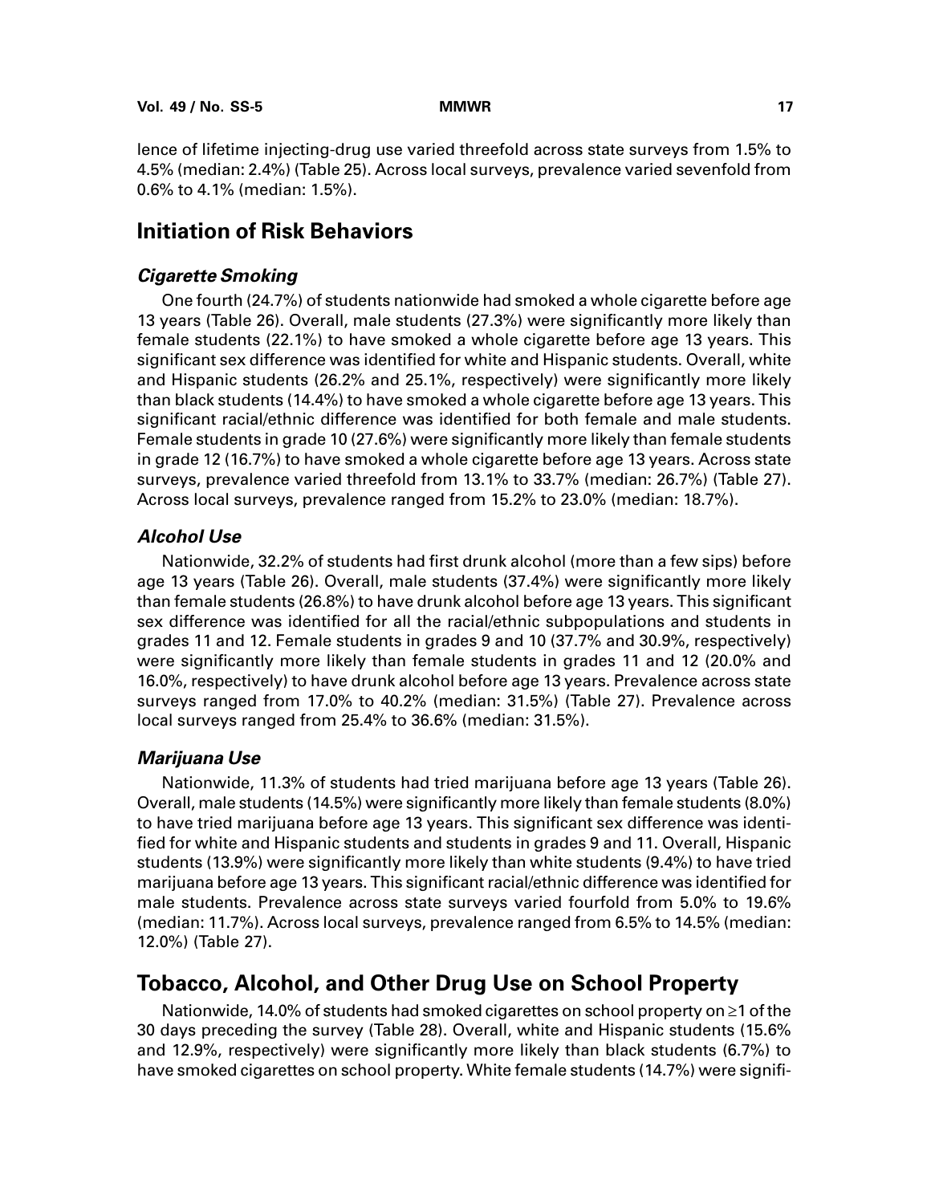lence of lifetime injecting-drug use varied threefold across state surveys from 1.5% to 4.5% (median: 2.4%) (Table 25). Across local surveys, prevalence varied sevenfold from 0.6% to 4.1% (median: 1.5%).

## Initiation of Risk Behaviors

### *Cigarette Smoking*

One fourth (24.7%) of students nationwide had smoked a whole cigarette before age 13 years (Table 26). Overall, male students (27.3%) were significantly more likely than female students (22.1%) to have smoked a whole cigarette before age 13 years. This significant sex difference was identified for white and Hispanic students. Overall, white and Hispanic students (26.2% and 25.1%, respectively) were significantly more likely than black students (14.4%) to have smoked a whole cigarette before age 13 years. This significant racial/ethnic difference was identified for both female and male students. Female students in grade 10 (27.6%) were significantly more likely than female students in grade 12 (16.7%) to have smoked a whole cigarette before age 13 years. Across state surveys, prevalence varied threefold from 13.1% to 33.7% (median: 26.7%) (Table 27). Across local surveys, prevalence ranged from 15.2% to 23.0% (median: 18.7%).

### *Alcohol Use*

Nationwide, 32.2% of students had first drunk alcohol (more than a few sips) before age 13 years (Table 26). Overall, male students (37.4%) were significantly more likely than female students (26.8%) to have drunk alcohol before age 13 years. This significant sex difference was identified for all the racial/ethnic subpopulations and students in grades 11 and 12. Female students in grades 9 and 10 (37.7% and 30.9%, respectively) were significantly more likely than female students in grades 11 and 12 (20.0% and 16.0%, respectively) to have drunk alcohol before age 13 years. Prevalence across state surveys ranged from 17.0% to 40.2% (median: 31.5%) (Table 27). Prevalence across local surveys ranged from 25.4% to 36.6% (median: 31.5%).

### *Marijuana Use*

Nationwide, 11.3% of students had tried marijuana before age 13 years (Table 26). Overall, male students (14.5%) were significantly more likely than female students (8.0%) to have tried marijuana before age 13 years. This significant sex difference was identified for white and Hispanic students and students in grades 9 and 11. Overall, Hispanic students (13.9%) were significantly more likely than white students (9.4%) to have tried marijuana before age 13 years. This significant racial/ethnic difference was identified for male students. Prevalence across state surveys varied fourfold from 5.0% to 19.6% (median: 11.7%). Across local surveys, prevalence ranged from 6.5% to 14.5% (median: 12.0%) (Table 27).

## Tobacco, Alcohol, and Other Drug Use on School Property

Nationwide, 14.0% of students had smoked cigarettes on school property on ≥1 of the 30 days preceding the survey (Table 28). Overall, white and Hispanic students (15.6% and 12.9%, respectively) were significantly more likely than black students (6.7%) to have smoked cigarettes on school property. White female students (14.7%) were signifi-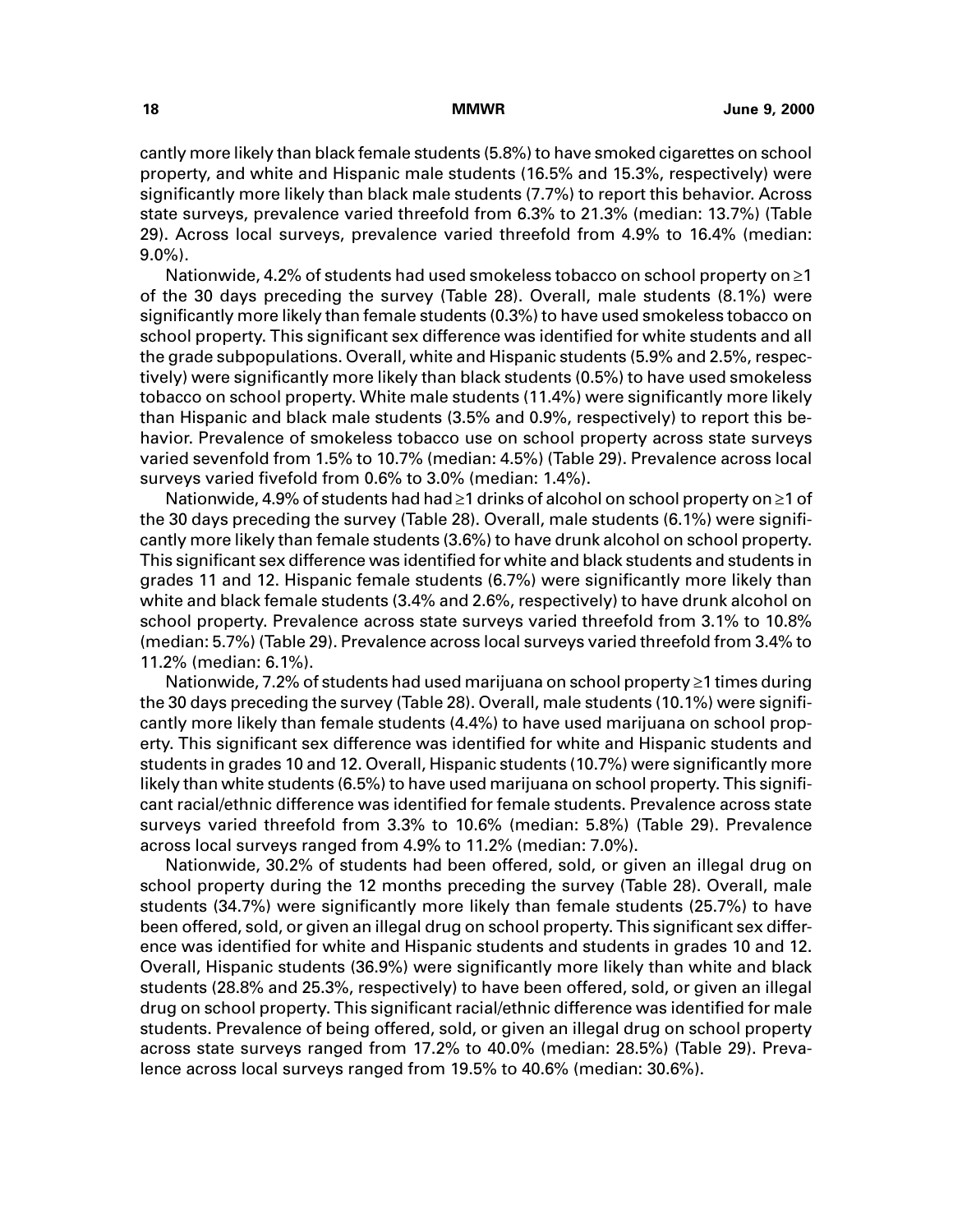cantly more likely than black female students (5.8%) to have smoked cigarettes on school property, and white and Hispanic male students (16.5% and 15.3%, respectively) were significantly more likely than black male students (7.7%) to report this behavior. Across state surveys, prevalence varied threefold from 6.3% to 21.3% (median: 13.7%) (Table 29). Across local surveys, prevalence varied threefold from 4.9% to 16.4% (median: 9.0%).

Nationwide, 4.2% of students had used smokeless tobacco on school property on ≥1 of the 30 days preceding the survey (Table 28). Overall, male students (8.1%) were significantly more likely than female students (0.3%) to have used smokeless tobacco on school property. This significant sex difference was identified for white students and all the grade subpopulations. Overall, white and Hispanic students (5.9% and 2.5%, respectively) were significantly more likely than black students (0.5%) to have used smokeless tobacco on school property. White male students (11.4%) were significantly more likely than Hispanic and black male students (3.5% and 0.9%, respectively) to report this behavior. Prevalence of smokeless tobacco use on school property across state surveys varied sevenfold from 1.5% to 10.7% (median: 4.5%) (Table 29). Prevalence across local surveys varied fivefold from 0.6% to 3.0% (median: 1.4%).

Nationwide, 4.9% of students had had ≥1 drinks of alcohol on school property on ≥1 of the 30 days preceding the survey (Table 28). Overall, male students (6.1%) were significantly more likely than female students (3.6%) to have drunk alcohol on school property. This significant sex difference was identified for white and black students and students in grades 11 and 12. Hispanic female students (6.7%) were significantly more likely than white and black female students (3.4% and 2.6%, respectively) to have drunk alcohol on school property. Prevalence across state surveys varied threefold from 3.1% to 10.8% (median: 5.7%) (Table 29). Prevalence across local surveys varied threefold from 3.4% to 11.2% (median: 6.1%).

Nationwide, 7.2% of students had used marijuana on school property ≥1 times during the 30 days preceding the survey (Table 28). Overall, male students (10.1%) were significantly more likely than female students (4.4%) to have used marijuana on school property. This significant sex difference was identified for white and Hispanic students and students in grades 10 and 12. Overall, Hispanic students (10.7%) were significantly more likely than white students (6.5%) to have used marijuana on school property. This significant racial/ethnic difference was identified for female students. Prevalence across state surveys varied threefold from 3.3% to 10.6% (median: 5.8%) (Table 29). Prevalence across local surveys ranged from 4.9% to 11.2% (median: 7.0%).

Nationwide, 30.2% of students had been offered, sold, or given an illegal drug on school property during the 12 months preceding the survey (Table 28). Overall, male students (34.7%) were significantly more likely than female students (25.7%) to have been offered, sold, or given an illegal drug on school property. This significant sex difference was identified for white and Hispanic students and students in grades 10 and 12. Overall, Hispanic students (36.9%) were significantly more likely than white and black students (28.8% and 25.3%, respectively) to have been offered, sold, or given an illegal drug on school property. This significant racial/ethnic difference was identified for male students. Prevalence of being offered, sold, or given an illegal drug on school property across state surveys ranged from 17.2% to 40.0% (median: 28.5%) (Table 29). Prevalence across local surveys ranged from 19.5% to 40.6% (median: 30.6%).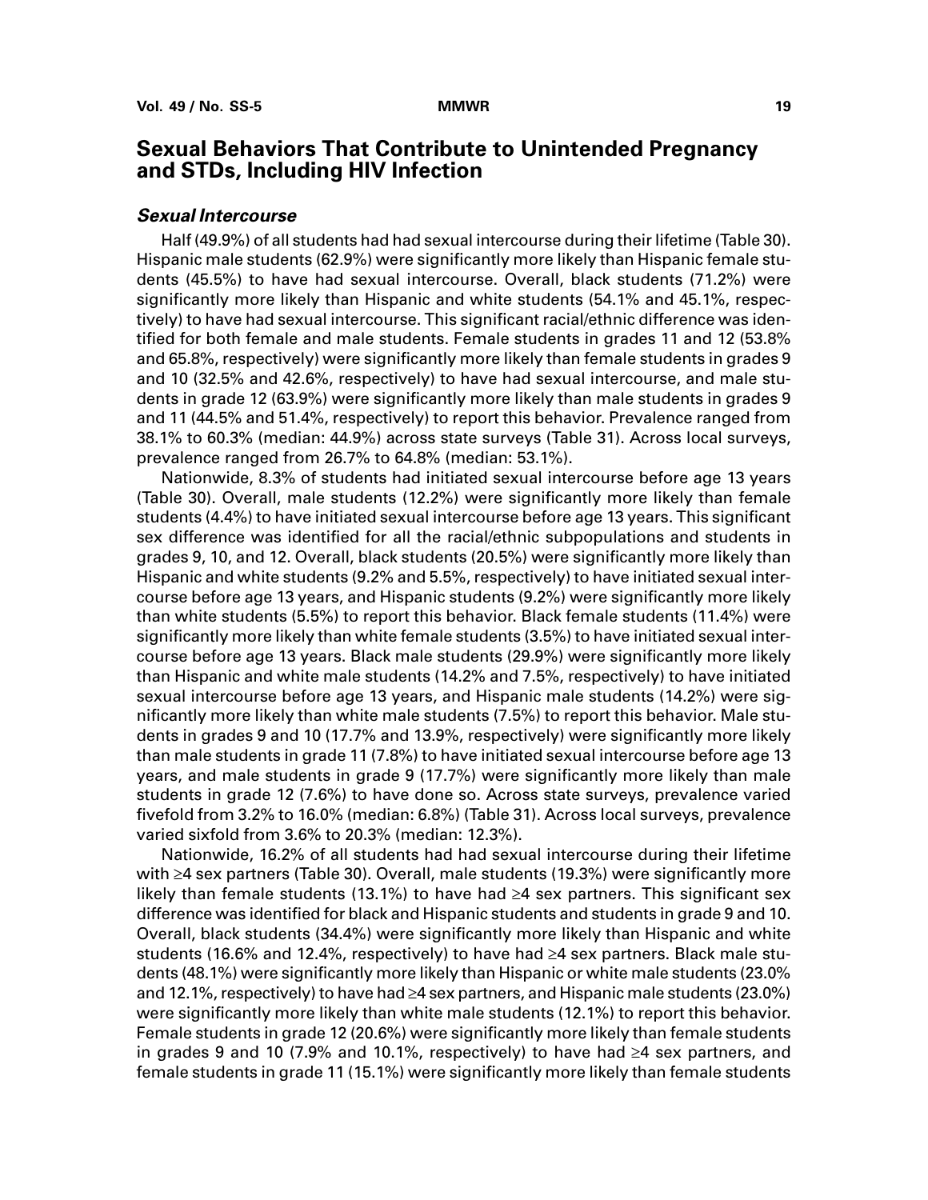## Sexual Behaviors That Contribute to Unintended Pregnancy and STDs, Including HIV Infection

### *Sexual Intercourse*

Half (49.9%) of all students had had sexual intercourse during their lifetime (Table 30). Hispanic male students (62.9%) were significantly more likely than Hispanic female students (45.5%) to have had sexual intercourse. Overall, black students (71.2%) were significantly more likely than Hispanic and white students (54.1% and 45.1%, respectively) to have had sexual intercourse. This significant racial/ethnic difference was identified for both female and male students. Female students in grades 11 and 12 (53.8% and 65.8%, respectively) were significantly more likely than female students in grades 9 and 10 (32.5% and 42.6%, respectively) to have had sexual intercourse, and male students in grade 12 (63.9%) were significantly more likely than male students in grades 9 and 11 (44.5% and 51.4%, respectively) to report this behavior. Prevalence ranged from 38.1% to 60.3% (median: 44.9%) across state surveys (Table 31). Across local surveys, prevalence ranged from 26.7% to 64.8% (median: 53.1%).

Nationwide, 8.3% of students had initiated sexual intercourse before age 13 years (Table 30). Overall, male students (12.2%) were significantly more likely than female students (4.4%) to have initiated sexual intercourse before age 13 years. This significant sex difference was identified for all the racial/ethnic subpopulations and students in grades 9, 10, and 12. Overall, black students (20.5%) were significantly more likely than Hispanic and white students (9.2% and 5.5%, respectively) to have initiated sexual intercourse before age 13 years, and Hispanic students (9.2%) were significantly more likely than white students (5.5%) to report this behavior. Black female students (11.4%) were significantly more likely than white female students (3.5%) to have initiated sexual intercourse before age 13 years. Black male students (29.9%) were significantly more likely than Hispanic and white male students (14.2% and 7.5%, respectively) to have initiated sexual intercourse before age 13 years, and Hispanic male students (14.2%) were significantly more likely than white male students (7.5%) to report this behavior. Male students in grades 9 and 10 (17.7% and 13.9%, respectively) were significantly more likely than male students in grade 11 (7.8%) to have initiated sexual intercourse before age 13 years, and male students in grade 9 (17.7%) were significantly more likely than male students in grade 12 (7.6%) to have done so. Across state surveys, prevalence varied fivefold from 3.2% to 16.0% (median: 6.8%) (Table 31). Across local surveys, prevalence varied sixfold from 3.6% to 20.3% (median: 12.3%).

Nationwide, 16.2% of all students had had sexual intercourse during their lifetime with ≥4 sex partners (Table 30). Overall, male students (19.3%) were significantly more likely than female students (13.1%) to have had ≥4 sex partners. This significant sex difference was identified for black and Hispanic students and students in grade 9 and 10. Overall, black students (34.4%) were significantly more likely than Hispanic and white students (16.6% and 12.4%, respectively) to have had ≥4 sex partners. Black male students (48.1%) were significantly more likely than Hispanic or white male students (23.0% and 12.1%, respectively) to have had ≥4 sex partners, and Hispanic male students (23.0%) were significantly more likely than white male students (12.1%) to report this behavior. Female students in grade 12 (20.6%) were significantly more likely than female students in grades 9 and 10 (7.9% and 10.1%, respectively) to have had ≥4 sex partners, and female students in grade 11 (15.1%) were significantly more likely than female students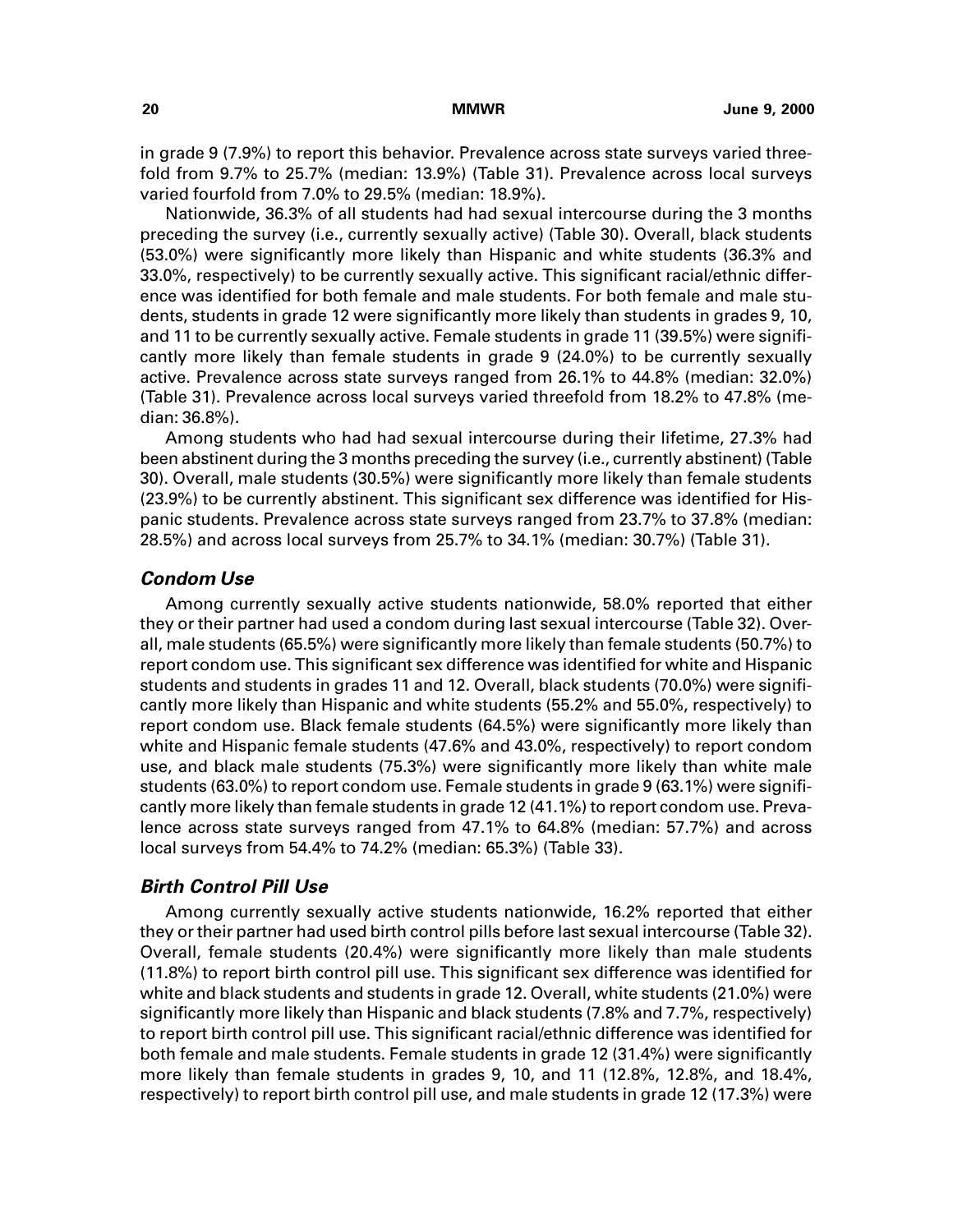in grade 9 (7.9%) to report this behavior. Prevalence across state surveys varied threefold from 9.7% to 25.7% (median: 13.9%) (Table 31). Prevalence across local surveys varied fourfold from 7.0% to 29.5% (median: 18.9%).

Nationwide, 36.3% of all students had had sexual intercourse during the 3 months preceding the survey (i.e., currently sexually active) (Table 30). Overall, black students (53.0%) were significantly more likely than Hispanic and white students (36.3% and 33.0%, respectively) to be currently sexually active. This significant racial/ethnic difference was identified for both female and male students. For both female and male students, students in grade 12 were significantly more likely than students in grades 9, 10, and 11 to be currently sexually active. Female students in grade 11 (39.5%) were significantly more likely than female students in grade 9 (24.0%) to be currently sexually active. Prevalence across state surveys ranged from 26.1% to 44.8% (median: 32.0%) (Table 31). Prevalence across local surveys varied threefold from 18.2% to 47.8% (median: 36.8%).

Among students who had had sexual intercourse during their lifetime, 27.3% had been abstinent during the 3 months preceding the survey (i.e., currently abstinent) (Table 30). Overall, male students (30.5%) were significantly more likely than female students (23.9%) to be currently abstinent. This significant sex difference was identified for Hispanic students. Prevalence across state surveys ranged from 23.7% to 37.8% (median: 28.5%) and across local surveys from 25.7% to 34.1% (median: 30.7%) (Table 31).

### *Condom Use*

Among currently sexually active students nationwide, 58.0% reported that either they or their partner had used a condom during last sexual intercourse (Table 32). Overall, male students (65.5%) were significantly more likely than female students (50.7%) to report condom use. This significant sex difference was identified for white and Hispanic students and students in grades 11 and 12. Overall, black students (70.0%) were significantly more likely than Hispanic and white students (55.2% and 55.0%, respectively) to report condom use. Black female students (64.5%) were significantly more likely than white and Hispanic female students (47.6% and 43.0%, respectively) to report condom use, and black male students (75.3%) were significantly more likely than white male students (63.0%) to report condom use. Female students in grade 9 (63.1%) were significantly more likely than female students in grade 12 (41.1%) to report condom use. Prevalence across state surveys ranged from 47.1% to 64.8% (median: 57.7%) and across local surveys from 54.4% to 74.2% (median: 65.3%) (Table 33).

### *Birth Control Pill Use*

Among currently sexually active students nationwide, 16.2% reported that either they or their partner had used birth control pills before last sexual intercourse (Table 32). Overall, female students (20.4%) were significantly more likely than male students (11.8%) to report birth control pill use. This significant sex difference was identified for white and black students and students in grade 12. Overall, white students (21.0%) were significantly more likely than Hispanic and black students (7.8% and 7.7%, respectively) to report birth control pill use. This significant racial/ethnic difference was identified for both female and male students. Female students in grade 12 (31.4%) were significantly more likely than female students in grades 9, 10, and 11 (12.8%, 12.8%, and 18.4%, respectively) to report birth control pill use, and male students in grade 12 (17.3%) were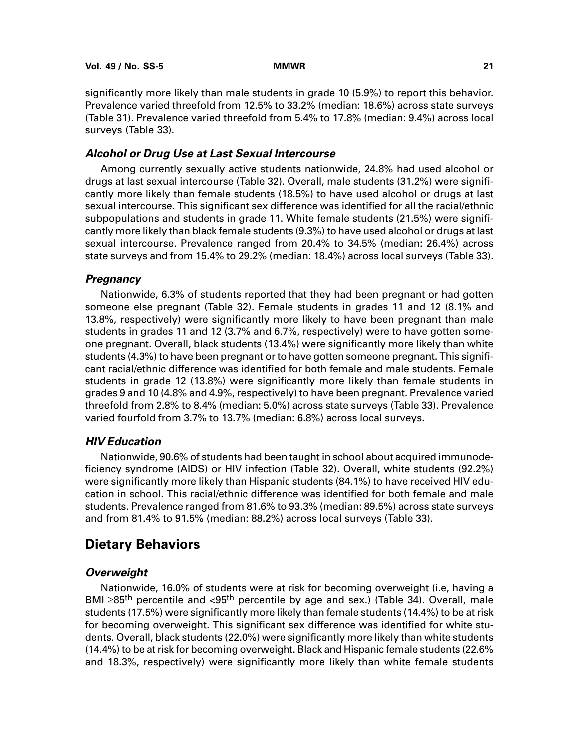significantly more likely than male students in grade 10 (5.9%) to report this behavior. Prevalence varied threefold from 12.5% to 33.2% (median: 18.6%) across state surveys (Table 31). Prevalence varied threefold from 5.4% to 17.8% (median: 9.4%) across local surveys (Table 33).

### *Alcohol or Drug Use at Last Sexual Intercourse*

Among currently sexually active students nationwide, 24.8% had used alcohol or drugs at last sexual intercourse (Table 32). Overall, male students (31.2%) were significantly more likely than female students (18.5%) to have used alcohol or drugs at last sexual intercourse. This significant sex difference was identified for all the racial/ethnic subpopulations and students in grade 11. White female students (21.5%) were significantly more likely than black female students (9.3%) to have used alcohol or drugs at last sexual intercourse. Prevalence ranged from 20.4% to 34.5% (median: 26.4%) across state surveys and from 15.4% to 29.2% (median: 18.4%) across local surveys (Table 33).

### *Pregnancy*

Nationwide, 6.3% of students reported that they had been pregnant or had gotten someone else pregnant (Table 32). Female students in grades 11 and 12 (8.1% and 13.8%, respectively) were significantly more likely to have been pregnant than male students in grades 11 and 12 (3.7% and 6.7%, respectively) were to have gotten someone pregnant. Overall, black students (13.4%) were significantly more likely than white students (4.3%) to have been pregnant or to have gotten someone pregnant. This significant racial/ethnic difference was identified for both female and male students. Female students in grade 12 (13.8%) were significantly more likely than female students in grades 9 and 10 (4.8% and 4.9%, respectively) to have been pregnant. Prevalence varied threefold from 2.8% to 8.4% (median: 5.0%) across state surveys (Table 33). Prevalence varied fourfold from 3.7% to 13.7% (median: 6.8%) across local surveys.

### *HIV Education*

Nationwide, 90.6% of students had been taught in school about acquired immunodeficiency syndrome (AIDS) or HIV infection (Table 32). Overall, white students (92.2%) were significantly more likely than Hispanic students (84.1%) to have received HIV education in school. This racial/ethnic difference was identified for both female and male students. Prevalence ranged from 81.6% to 93.3% (median: 89.5%) across state surveys and from 81.4% to 91.5% (median: 88.2%) across local surveys (Table 33).

## Dietary Behaviors

### *Overweight*

Nationwide, 16.0% of students were at risk for becoming overweight (i.e, having a BMI ≥85th percentile and <95th percentile by age and sex.) (Table 34). Overall, male students (17.5%) were significantly more likely than female students (14.4%) to be at risk for becoming overweight. This significant sex difference was identified for white students. Overall, black students (22.0%) were significantly more likely than white students (14.4%) to be at risk for becoming overweight. Black and Hispanic female students (22.6% and 18.3%, respectively) were significantly more likely than white female students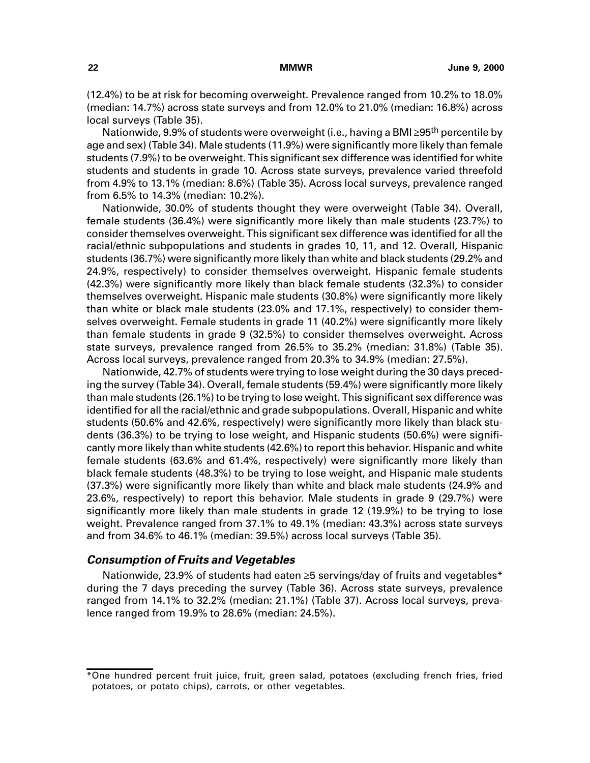(12.4%) to be at risk for becoming overweight. Prevalence ranged from 10.2% to 18.0% (median: 14.7%) across state surveys and from 12.0% to 21.0% (median: 16.8%) across local surveys (Table 35).

Nationwide, 9.9% of students were overweight (i.e., having a BMI ≥95th percentile by age and sex) (Table 34). Male students (11.9%) were significantly more likely than female students (7.9%) to be overweight. This significant sex difference was identified for white students and students in grade 10. Across state surveys, prevalence varied threefold from 4.9% to 13.1% (median: 8.6%) (Table 35). Across local surveys, prevalence ranged from 6.5% to 14.3% (median: 10.2%).

Nationwide, 30.0% of students thought they were overweight (Table 34). Overall, female students (36.4%) were significantly more likely than male students (23.7%) to consider themselves overweight. This significant sex difference was identified for all the racial/ethnic subpopulations and students in grades 10, 11, and 12. Overall, Hispanic students (36.7%) were significantly more likely than white and black students (29.2% and 24.9%, respectively) to consider themselves overweight. Hispanic female students (42.3%) were significantly more likely than black female students (32.3%) to consider themselves overweight. Hispanic male students (30.8%) were significantly more likely than white or black male students (23.0% and 17.1%, respectively) to consider themselves overweight. Female students in grade 11 (40.2%) were significantly more likely than female students in grade 9 (32.5%) to consider themselves overweight. Across state surveys, prevalence ranged from 26.5% to 35.2% (median: 31.8%) (Table 35). Across local surveys, prevalence ranged from 20.3% to 34.9% (median: 27.5%).

Nationwide, 42.7% of students were trying to lose weight during the 30 days preceding the survey (Table 34). Overall, female students (59.4%) were significantly more likely than male students (26.1%) to be trying to lose weight. This significant sex difference was identified for all the racial/ethnic and grade subpopulations. Overall, Hispanic and white students (50.6% and 42.6%, respectively) were significantly more likely than black students (36.3%) to be trying to lose weight, and Hispanic students (50.6%) were significantly more likely than white students (42.6%) to report this behavior. Hispanic and white female students (63.6% and 61.4%, respectively) were significantly more likely than black female students (48.3%) to be trying to lose weight, and Hispanic male students (37.3%) were significantly more likely than white and black male students (24.9% and 23.6%, respectively) to report this behavior. Male students in grade 9 (29.7%) were significantly more likely than male students in grade 12 (19.9%) to be trying to lose weight. Prevalence ranged from 37.1% to 49.1% (median: 43.3%) across state surveys and from 34.6% to 46.1% (median: 39.5%) across local surveys (Table 35).

### *Consumption of Fruits and Vegetables*

Nationwide, 23.9% of students had eaten ≥5 servings/day of fruits and vegetables* during the 7 days preceding the survey (Table 36). Across state surveys, prevalence ranged from 14.1% to 32.2% (median: 21.1%) (Table 37). Across local surveys, prevalence ranged from 19.9% to 28.6% (median: 24.5%).

---

*One hundred percent fruit juice, fruit, green salad, potatoes (excluding french fries, fried potatoes, or potato chips), carrots, or other vegetables.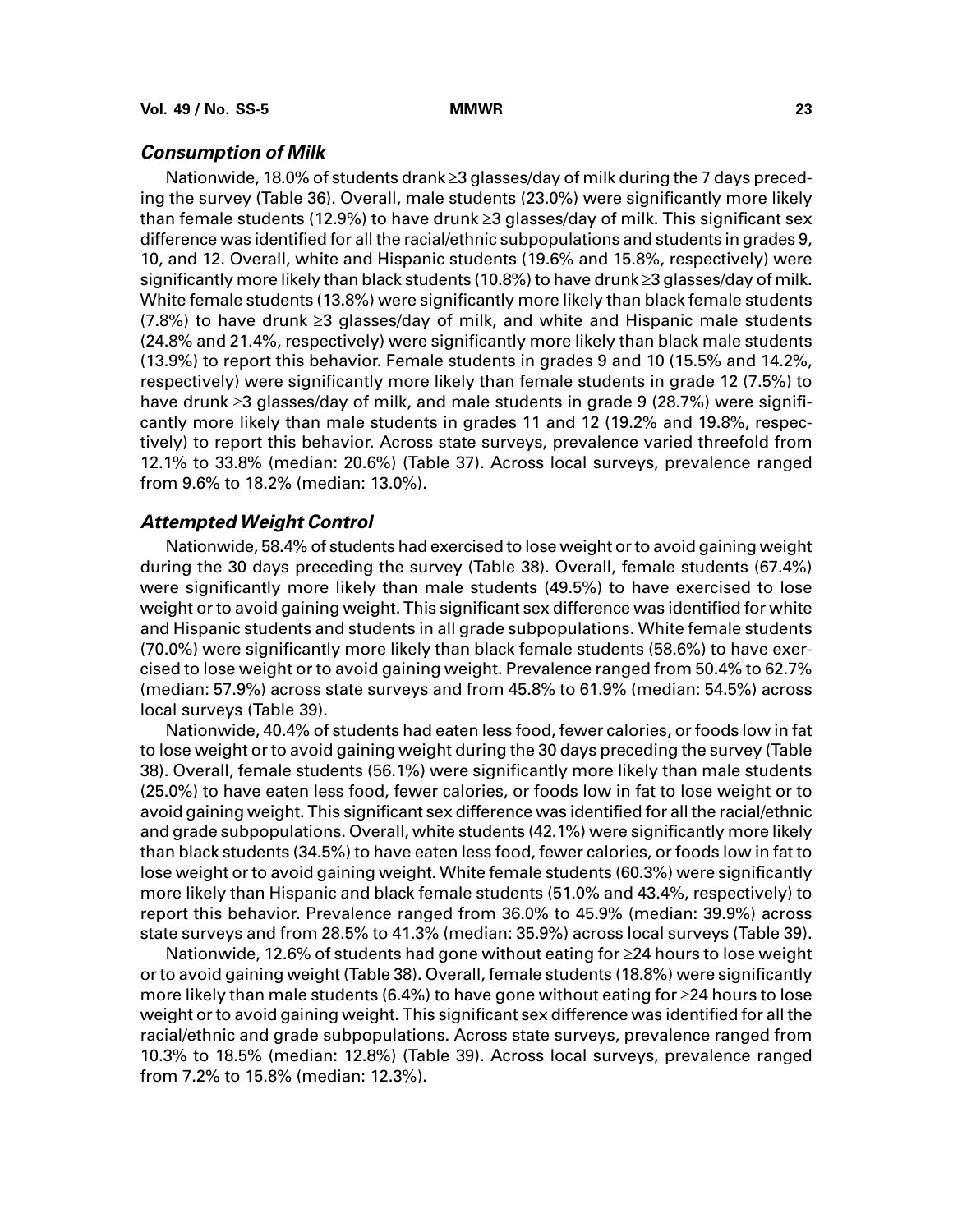### *Consumption of Milk*

Nationwide, 18.0% of students drank ≥3 glasses/day of milk during the 7 days preceding the survey (Table 36). Overall, male students (23.0%) were significantly more likely than female students (12.9%) to have drunk ≥3 glasses/day of milk. This significant sex difference was identified for all the racial/ethnic subpopulations and students in grades 9, 10, and 12. Overall, white and Hispanic students (19.6% and 15.8%, respectively) were significantly more likely than black students (10.8%) to have drunk ≥3 glasses/day of milk. White female students (13.8%) were significantly more likely than black female students (7.8%) to have drunk ≥3 glasses/day of milk, and white and Hispanic male students (24.8% and 21.4%, respectively) were significantly more likely than black male students (13.9%) to report this behavior. Female students in grades 9 and 10 (15.5% and 14.2%, respectively) were significantly more likely than female students in grade 12 (7.5%) to have drunk ≥3 glasses/day of milk, and male students in grade 9 (28.7%) were significantly more likely than male students in grades 11 and 12 (19.2% and 19.8%, respectively) to report this behavior. Across state surveys, prevalence varied threefold from 12.1% to 33.8% (median: 20.6%) (Table 37). Across local surveys, prevalence ranged from 9.6% to 18.2% (median: 13.0%).

### *Attempted Weight Control*

Nationwide, 58.4% of students had exercised to lose weight or to avoid gaining weight during the 30 days preceding the survey (Table 38). Overall, female students (67.4%) were significantly more likely than male students (49.5%) to have exercised to lose weight or to avoid gaining weight. This significant sex difference was identified for white and Hispanic students and students in all grade subpopulations. White female students (70.0%) were significantly more likely than black female students (58.6%) to have exercised to lose weight or to avoid gaining weight. Prevalence ranged from 50.4% to 62.7% (median: 57.9%) across state surveys and from 45.8% to 61.9% (median: 54.5%) across local surveys (Table 39).

Nationwide, 40.4% of students had eaten less food, fewer calories, or foods low in fat to lose weight or to avoid gaining weight during the 30 days preceding the survey (Table 38). Overall, female students (56.1%) were significantly more likely than male students (25.0%) to have eaten less food, fewer calories, or foods low in fat to lose weight or to avoid gaining weight. This significant sex difference was identified for all the racial/ethnic and grade subpopulations. Overall, white students (42.1%) were significantly more likely than black students (34.5%) to have eaten less food, fewer calories, or foods low in fat to lose weight or to avoid gaining weight. White female students (60.3%) were significantly more likely than Hispanic and black female students (51.0% and 43.4%, respectively) to report this behavior. Prevalence ranged from 36.0% to 45.9% (median: 39.9%) across state surveys and from 28.5% to 41.3% (median: 35.9%) across local surveys (Table 39).

Nationwide, 12.6% of students had gone without eating for ≥24 hours to lose weight or to avoid gaining weight (Table 38). Overall, female students (18.8%) were significantly more likely than male students (6.4%) to have gone without eating for ≥24 hours to lose weight or to avoid gaining weight. This significant sex difference was identified for all the racial/ethnic and grade subpopulations. Across state surveys, prevalence ranged from 10.3% to 18.5% (median: 12.8%) (Table 39). Across local surveys, prevalence ranged from 7.2% to 15.8% (median: 12.3%).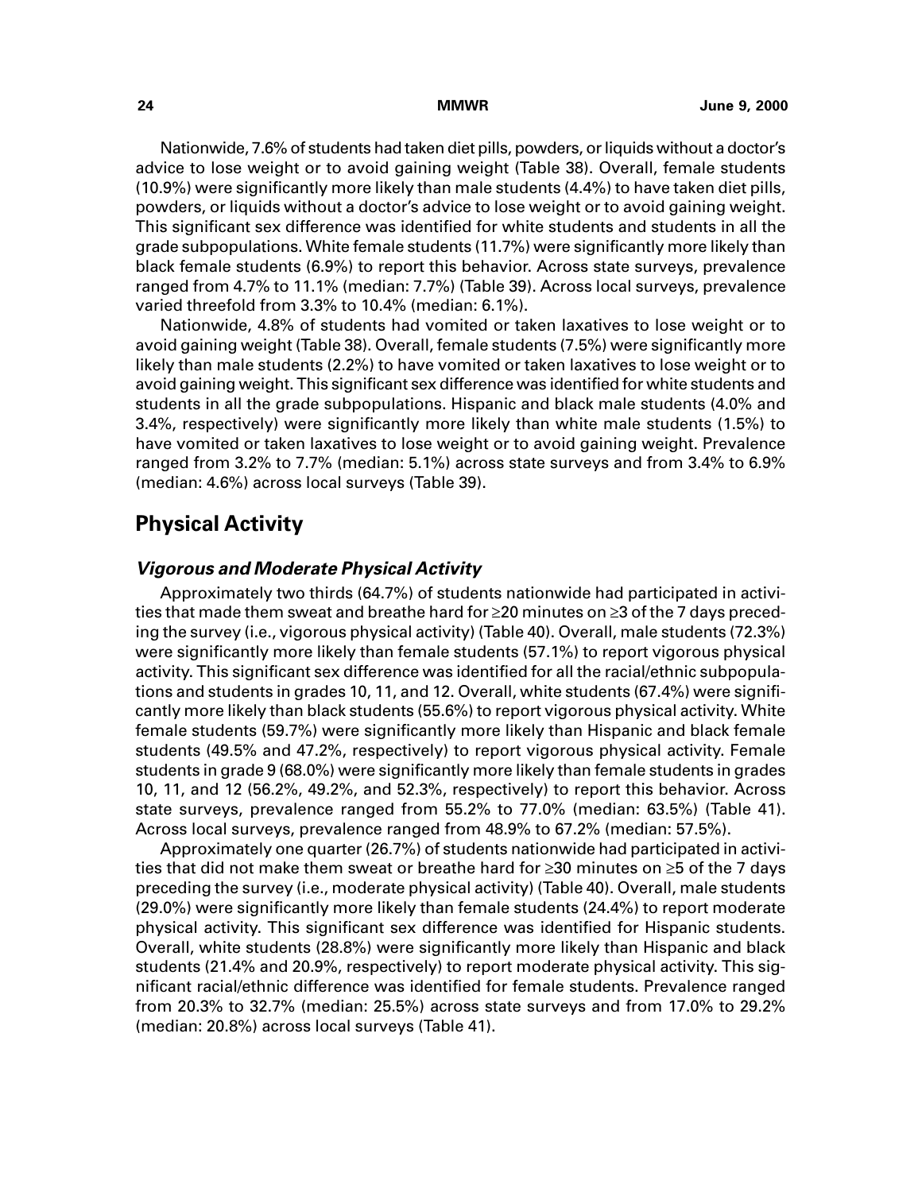Nationwide, 7.6% of students had taken diet pills, powders, or liquids without a doctor's advice to lose weight or to avoid gaining weight (Table 38). Overall, female students (10.9%) were significantly more likely than male students (4.4%) to have taken diet pills, powders, or liquids without a doctor's advice to lose weight or to avoid gaining weight. This significant sex difference was identified for white students and students in all the grade subpopulations. White female students (11.7%) were significantly more likely than black female students (6.9%) to report this behavior. Across state surveys, prevalence ranged from 4.7% to 11.1% (median: 7.7%) (Table 39). Across local surveys, prevalence varied threefold from 3.3% to 10.4% (median: 6.1%).

Nationwide, 4.8% of students had vomited or taken laxatives to lose weight or to avoid gaining weight (Table 38). Overall, female students (7.5%) were significantly more likely than male students (2.2%) to have vomited or taken laxatives to lose weight or to avoid gaining weight. This significant sex difference was identified for white students and students in all the grade subpopulations. Hispanic and black male students (4.0% and 3.4%, respectively) were significantly more likely than white male students (1.5%) to have vomited or taken laxatives to lose weight or to avoid gaining weight. Prevalence ranged from 3.2% to 7.7% (median: 5.1%) across state surveys and from 3.4% to 6.9% (median: 4.6%) across local surveys (Table 39).

## Physical Activity

### *Vigorous and Moderate Physical Activity*

Approximately two thirds (64.7%) of students nationwide had participated in activities that made them sweat and breathe hard for ≥20 minutes on ≥3 of the 7 days preceding the survey (i.e., vigorous physical activity) (Table 40). Overall, male students (72.3%) were significantly more likely than female students (57.1%) to report vigorous physical activity. This significant sex difference was identified for all the racial/ethnic subpopulations and students in grades 10, 11, and 12. Overall, white students (67.4%) were significantly more likely than black students (55.6%) to report vigorous physical activity. White female students (59.7%) were significantly more likely than Hispanic and black female students (49.5% and 47.2%, respectively) to report vigorous physical activity. Female students in grade 9 (68.0%) were significantly more likely than female students in grades 10, 11, and 12 (56.2%, 49.2%, and 52.3%, respectively) to report this behavior. Across state surveys, prevalence ranged from 55.2% to 77.0% (median: 63.5%) (Table 41). Across local surveys, prevalence ranged from 48.9% to 67.2% (median: 57.5%).

Approximately one quarter (26.7%) of students nationwide had participated in activities that did not make them sweat or breathe hard for ≥30 minutes on ≥5 of the 7 days preceding the survey (i.e., moderate physical activity) (Table 40). Overall, male students (29.0%) were significantly more likely than female students (24.4%) to report moderate physical activity. This significant sex difference was identified for Hispanic students. Overall, white students (28.8%) were significantly more likely than Hispanic and black students (21.4% and 20.9%, respectively) to report moderate physical activity. This significant racial/ethnic difference was identified for female students. Prevalence ranged from 20.3% to 32.7% (median: 25.5%) across state surveys and from 17.0% to 29.2% (median: 20.8%) across local surveys (Table 41).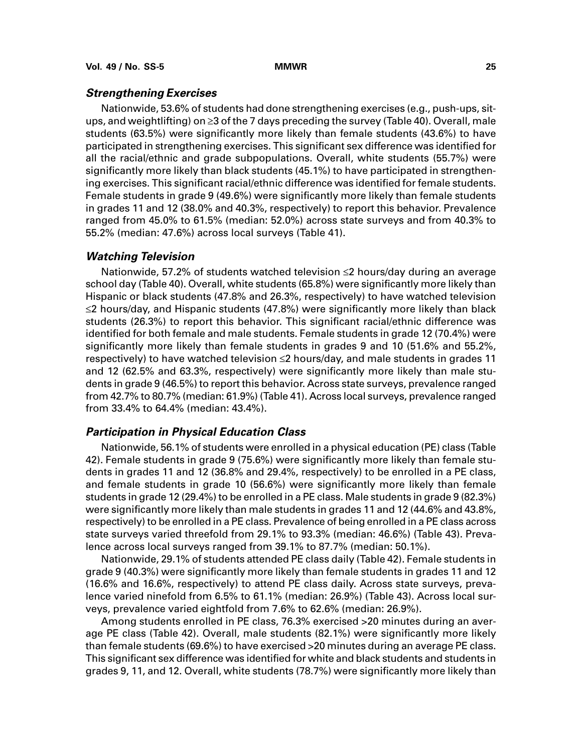### *Strengthening Exercises*

Nationwide, 53.6% of students had done strengthening exercises (e.g., push-ups, sit-ups, and weightlifting) on ≥3 of the 7 days preceding the survey (Table 40). Overall, male students (63.5%) were significantly more likely than female students (43.6%) to have participated in strengthening exercises. This significant sex difference was identified for all the racial/ethnic and grade subpopulations. Overall, white students (55.7%) were significantly more likely than black students (45.1%) to have participated in strengthening exercises. This significant racial/ethnic difference was identified for female students. Female students in grade 9 (49.6%) were significantly more likely than female students in grades 11 and 12 (38.0% and 40.3%, respectively) to report this behavior. Prevalence ranged from 45.0% to 61.5% (median: 52.0%) across state surveys and from 40.3% to 55.2% (median: 47.6%) across local surveys (Table 41).

### *Watching Television*

Nationwide, 57.2% of students watched television ≤2 hours/day during an average school day (Table 40). Overall, white students (65.8%) were significantly more likely than Hispanic or black students (47.8% and 26.3%, respectively) to have watched television ≤2 hours/day, and Hispanic students (47.8%) were significantly more likely than black students (26.3%) to report this behavior. This significant racial/ethnic difference was identified for both female and male students. Female students in grade 12 (70.4%) were significantly more likely than female students in grades 9 and 10 (51.6% and 55.2%, respectively) to have watched television ≤2 hours/day, and male students in grades 11 and 12 (62.5% and 63.3%, respectively) were significantly more likely than male students in grade 9 (46.5%) to report this behavior. Across state surveys, prevalence ranged from 42.7% to 80.7% (median: 61.9%) (Table 41). Across local surveys, prevalence ranged from 33.4% to 64.4% (median: 43.4%).

### *Participation in Physical Education Class*

Nationwide, 56.1% of students were enrolled in a physical education (PE) class (Table 42). Female students in grade 9 (75.6%) were significantly more likely than female students in grades 11 and 12 (36.8% and 29.4%, respectively) to be enrolled in a PE class, and female students in grade 10 (56.6%) were significantly more likely than female students in grade 12 (29.4%) to be enrolled in a PE class. Male students in grade 9 (82.3%) were significantly more likely than male students in grades 11 and 12 (44.6% and 43.8%, respectively) to be enrolled in a PE class. Prevalence of being enrolled in a PE class across state surveys varied threefold from 29.1% to 93.3% (median: 46.6%) (Table 43). Prevalence across local surveys ranged from 39.1% to 87.7% (median: 50.1%).

Nationwide, 29.1% of students attended PE class daily (Table 42). Female students in grade 9 (40.3%) were significantly more likely than female students in grades 11 and 12 (16.6% and 16.6%, respectively) to attend PE class daily. Across state surveys, prevalence varied ninefold from 6.5% to 61.1% (median: 26.9%) (Table 43). Across local surveys, prevalence varied eightfold from 7.6% to 62.6% (median: 26.9%).

Among students enrolled in PE class, 76.3% exercised >20 minutes during an average PE class (Table 42). Overall, male students (82.1%) were significantly more likely than female students (69.6%) to have exercised >20 minutes during an average PE class. This significant sex difference was identified for white and black students and students in grades 9, 11, and 12. Overall, white students (78.7%) were significantly more likely than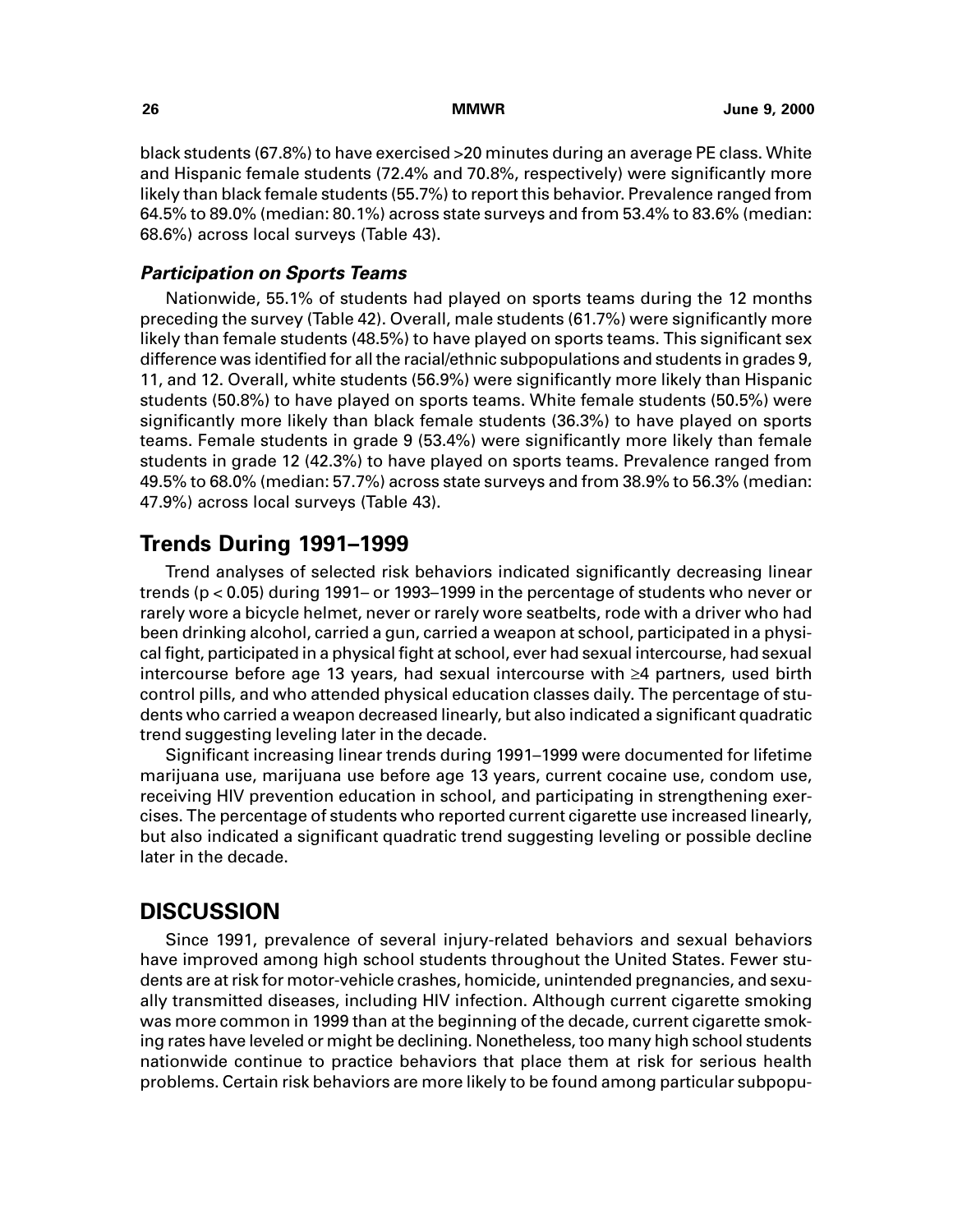black students (67.8%) to have exercised >20 minutes during an average PE class. White and Hispanic female students (72.4% and 70.8%, respectively) were significantly more likely than black female students (55.7%) to report this behavior. Prevalence ranged from 64.5% to 89.0% (median: 80.1%) across state surveys and from 53.4% to 83.6% (median: 68.6%) across local surveys (Table 43).

### *Participation on Sports Teams*

Nationwide, 55.1% of students had played on sports teams during the 12 months preceding the survey (Table 42). Overall, male students (61.7%) were significantly more likely than female students (48.5%) to have played on sports teams. This significant sex difference was identified for all the racial/ethnic subpopulations and students in grades 9, 11, and 12. Overall, white students (56.9%) were significantly more likely than Hispanic students (50.8%) to have played on sports teams. White female students (50.5%) were significantly more likely than black female students (36.3%) to have played on sports teams. Female students in grade 9 (53.4%) were significantly more likely than female students in grade 12 (42.3%) to have played on sports teams. Prevalence ranged from 49.5% to 68.0% (median: 57.7%) across state surveys and from 38.9% to 56.3% (median: 47.9%) across local surveys (Table 43).

## Trends During 1991–1999

Trend analyses of selected risk behaviors indicated significantly decreasing linear trends ($p < 0.05$) during 1991– or 1993–1999 in the percentage of students who never or rarely wore a bicycle helmet, never or rarely wore seatbelts, rode with a driver who had been drinking alcohol, carried a gun, carried a weapon at school, participated in a physical fight, participated in a physical fight at school, ever had sexual intercourse, had sexual intercourse before age 13 years, had sexual intercourse with ≥4 partners, used birth control pills, and who attended physical education classes daily. The percentage of students who carried a weapon decreased linearly, but also indicated a significant quadratic trend suggesting leveling later in the decade.

Significant increasing linear trends during 1991–1999 were documented for lifetime marijuana use, marijuana use before age 13 years, current cocaine use, condom use, receiving HIV prevention education in school, and participating in strengthening exercises. The percentage of students who reported current cigarette use increased linearly, but also indicated a significant quadratic trend suggesting leveling or possible decline later in the decade.

# DISCUSSION

Since 1991, prevalence of several injury-related behaviors and sexual behaviors have improved among high school students throughout the United States. Fewer students are at risk for motor-vehicle crashes, homicide, unintended pregnancies, and sexually transmitted diseases, including HIV infection. Although current cigarette smoking was more common in 1999 than at the beginning of the decade, current cigarette smoking rates have leveled or might be declining. Nonetheless, too many high school students nationwide continue to practice behaviors that place them at risk for serious health problems. Certain risk behaviors are more likely to be found among particular subpopu-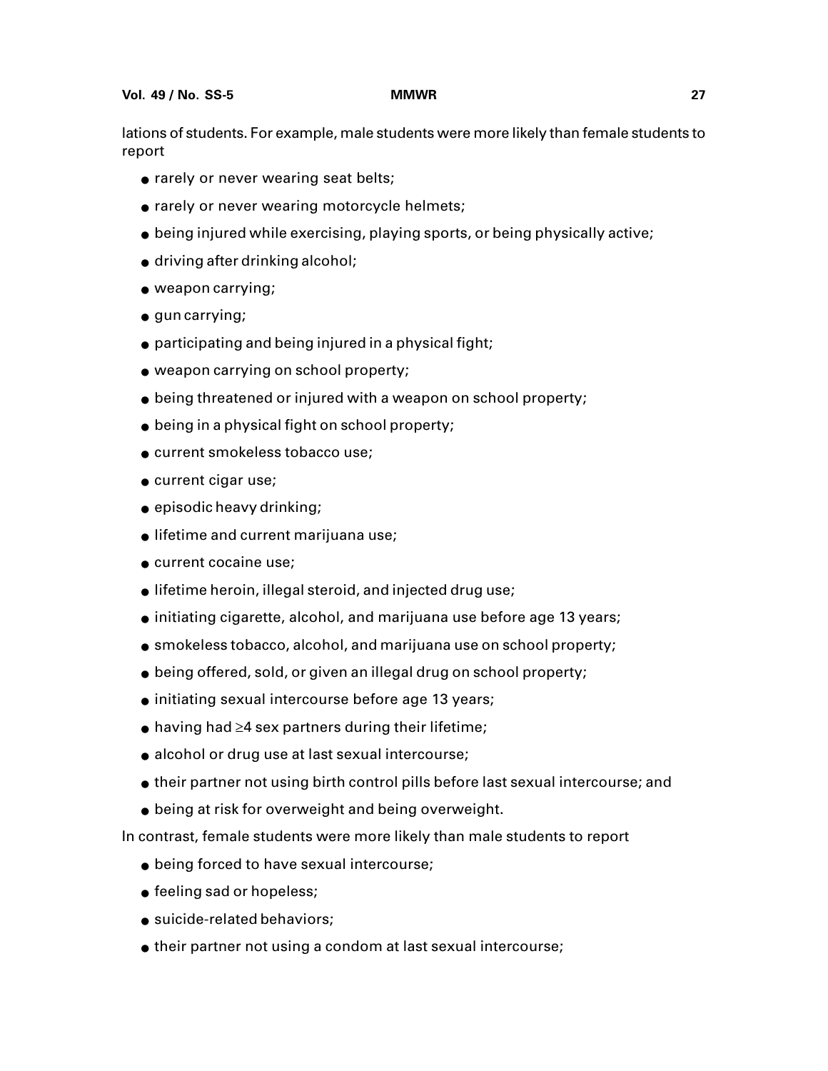lations of students. For example, male students were more likely than female students to report

- rarely or never wearing seat belts;
- rarely or never wearing motorcycle helmets;
- being injured while exercising, playing sports, or being physically active;
- driving after drinking alcohol;
- weapon carrying;
- gun carrying;
- participating and being injured in a physical fight;
- weapon carrying on school property;
- being threatened or injured with a weapon on school property;
- being in a physical fight on school property;
- current smokeless tobacco use;
- current cigar use;
- episodic heavy drinking;
- lifetime and current marijuana use;
- current cocaine use;
- lifetime heroin, illegal steroid, and injected drug use;
- initiating cigarette, alcohol, and marijuana use before age 13 years;
- smokeless tobacco, alcohol, and marijuana use on school property;
- being offered, sold, or given an illegal drug on school property;
- initiating sexual intercourse before age 13 years;
- having had ≥4 sex partners during their lifetime;
- alcohol or drug use at last sexual intercourse;
- their partner not using birth control pills before last sexual intercourse; and
- being at risk for overweight and being overweight.

In contrast, female students were more likely than male students to report

- being forced to have sexual intercourse;
- feeling sad or hopeless;
- suicide-related behaviors;
- their partner not using a condom at last sexual intercourse;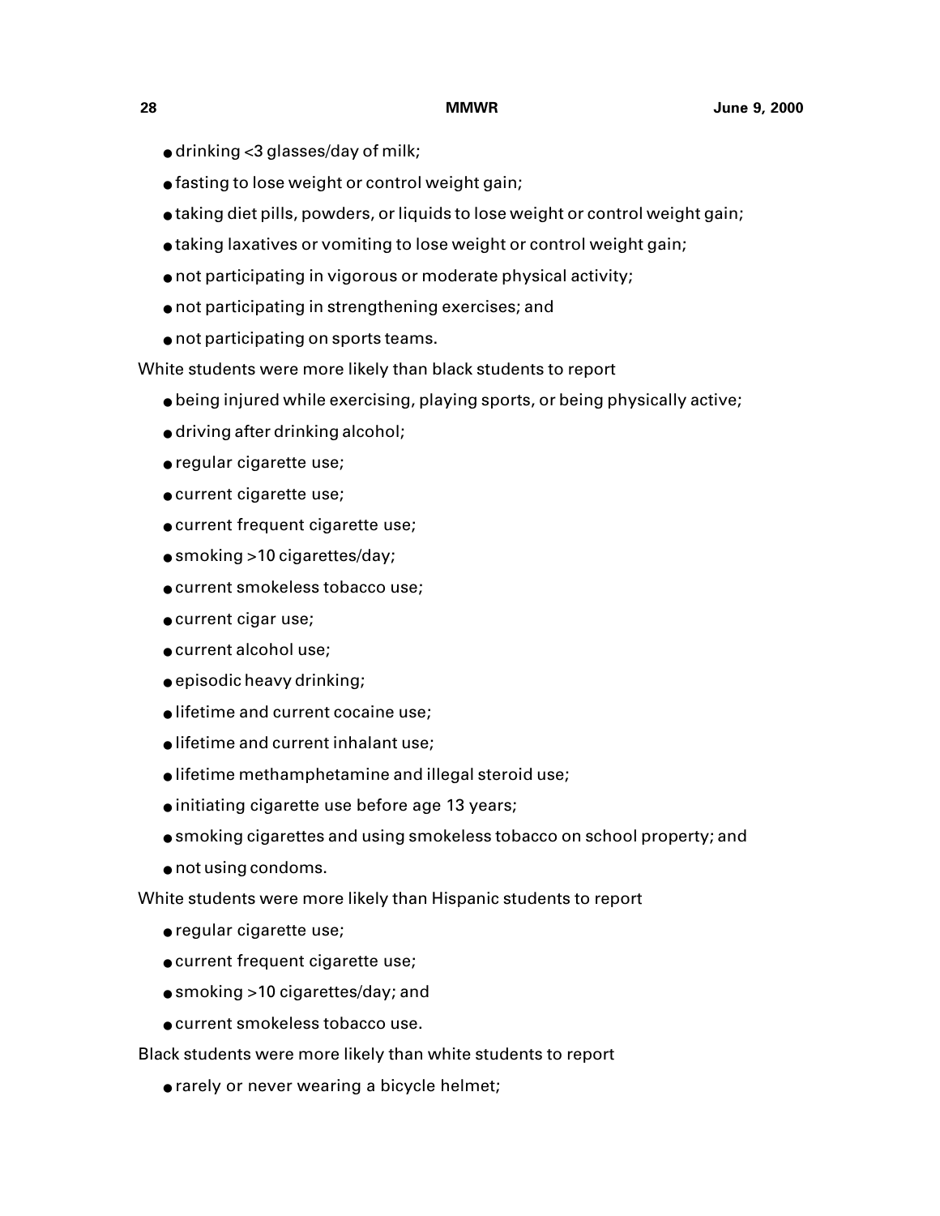- drinking <3 glasses/day of milk;
- fasting to lose weight or control weight gain;
- taking diet pills, powders, or liquids to lose weight or control weight gain;
- taking laxatives or vomiting to lose weight or control weight gain;
- not participating in vigorous or moderate physical activity;
- not participating in strengthening exercises; and
- not participating on sports teams.

White students were more likely than black students to report

- being injured while exercising, playing sports, or being physically active;
- driving after drinking alcohol;
- regular cigarette use;
- current cigarette use;
- current frequent cigarette use;
- smoking >10 cigarettes/day;
- current smokeless tobacco use;
- current cigar use;
- current alcohol use;
- episodic heavy drinking;
- lifetime and current cocaine use;
- lifetime and current inhalant use;
- lifetime methamphetamine and illegal steroid use;
- initiating cigarette use before age 13 years;
- smoking cigarettes and using smokeless tobacco on school property; and
- not using condoms.

White students were more likely than Hispanic students to report

- regular cigarette use;
- current frequent cigarette use;
- smoking >10 cigarettes/day; and
- current smokeless tobacco use.

Black students were more likely than white students to report

- rarely or never wearing a bicycle helmet;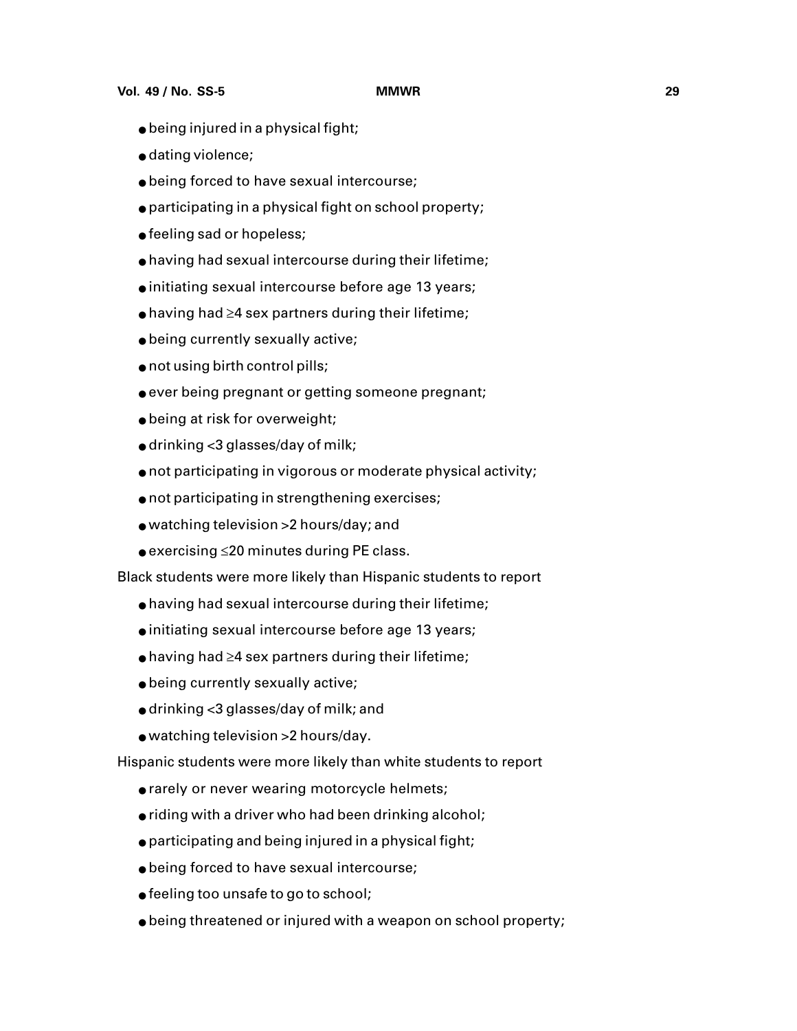- being injured in a physical fight;
- dating violence;
- being forced to have sexual intercourse;
- participating in a physical fight on school property;
- feeling sad or hopeless;
- having had sexual intercourse during their lifetime;
- initiating sexual intercourse before age 13 years;
- having had ≥4 sex partners during their lifetime;
- being currently sexually active;
- not using birth control pills;
- ever being pregnant or getting someone pregnant;
- being at risk for overweight;
- drinking <3 glasses/day of milk;
- not participating in vigorous or moderate physical activity;
- not participating in strengthening exercises;
- watching television >2 hours/day; and
- exercising ≤20 minutes during PE class.

Black students were more likely than Hispanic students to report

- having had sexual intercourse during their lifetime;
- initiating sexual intercourse before age 13 years;
- having had ≥4 sex partners during their lifetime;
- being currently sexually active;
- drinking <3 glasses/day of milk; and
- watching television >2 hours/day.

Hispanic students were more likely than white students to report

- rarely or never wearing motorcycle helmets;
- riding with a driver who had been drinking alcohol;
- participating and being injured in a physical fight;
- being forced to have sexual intercourse;
- feeling too unsafe to go to school;
- being threatened or injured with a weapon on school property;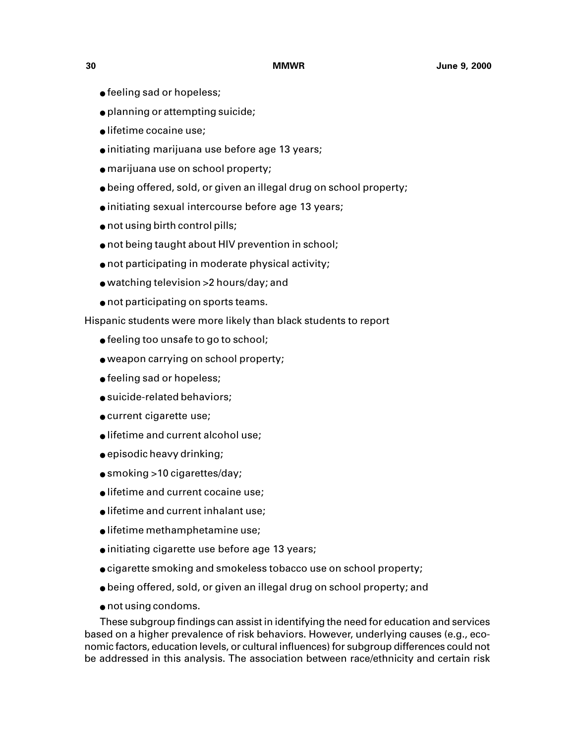- feeling sad or hopeless;
- planning or attempting suicide;
- lifetime cocaine use;
- initiating marijuana use before age 13 years;
- marijuana use on school property;
- being offered, sold, or given an illegal drug on school property;
- initiating sexual intercourse before age 13 years;
- not using birth control pills;
- not being taught about HIV prevention in school;
- not participating in moderate physical activity;
- watching television >2 hours/day; and
- not participating on sports teams.

Hispanic students were more likely than black students to report

- feeling too unsafe to go to school;
- weapon carrying on school property;
- feeling sad or hopeless;
- suicide-related behaviors;
- current cigarette use;
- lifetime and current alcohol use;
- episodic heavy drinking;
- smoking >10 cigarettes/day;
- lifetime and current cocaine use;
- lifetime and current inhalant use;
- lifetime methamphetamine use;
- initiating cigarette use before age 13 years;
- cigarette smoking and smokeless tobacco use on school property;
- being offered, sold, or given an illegal drug on school property; and
- not using condoms.

These subgroup findings can assist in identifying the need for education and services based on a higher prevalence of risk behaviors. However, underlying causes (e.g., economic factors, education levels, or cultural influences) for subgroup differences could not be addressed in this analysis. The association between race/ethnicity and certain risk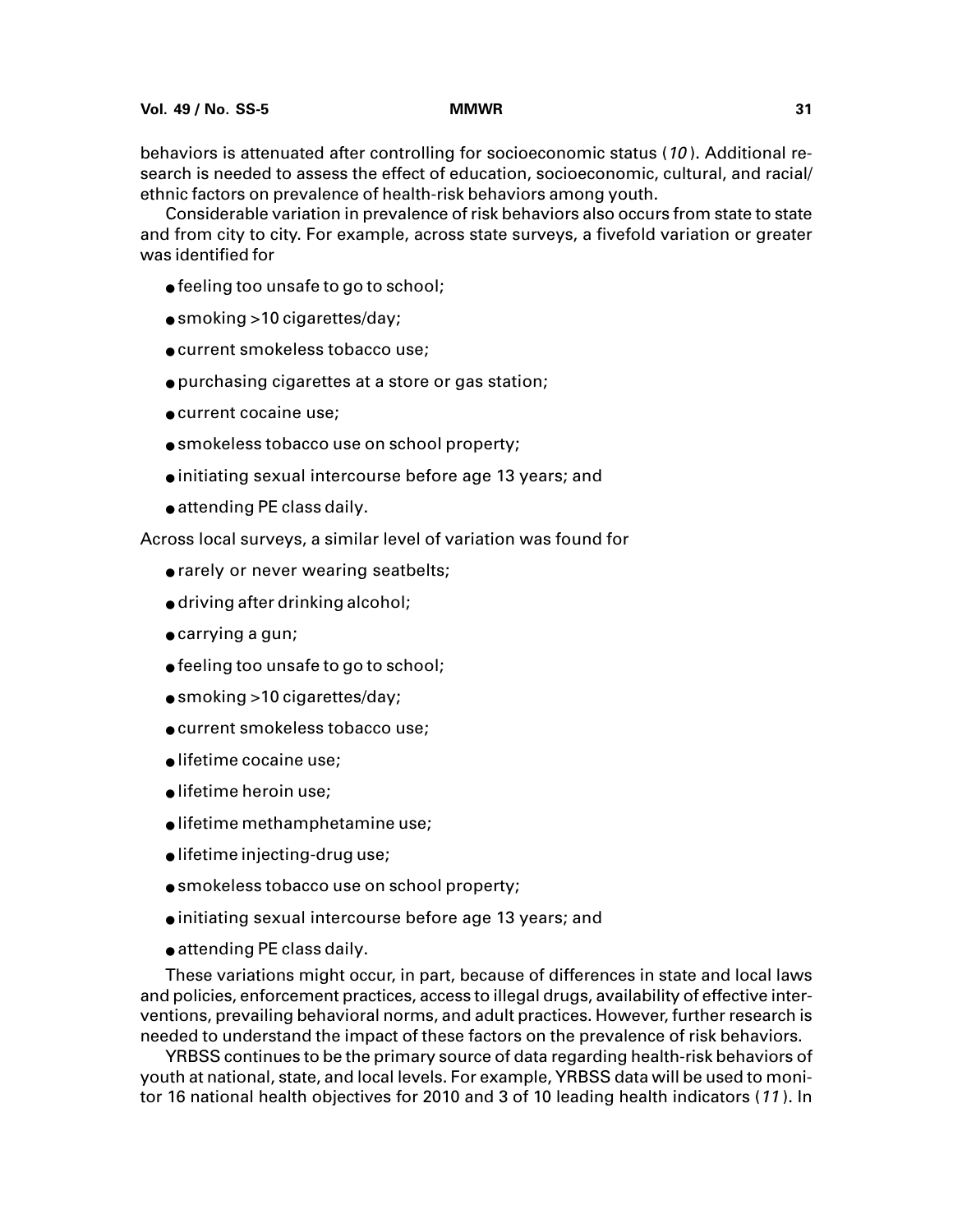behaviors is attenuated after controlling for socioeconomic status (*10*). Additional research is needed to assess the effect of education, socioeconomic, cultural, and racial/ethnic factors on prevalence of health-risk behaviors among youth.

Considerable variation in prevalence of risk behaviors also occurs from state to state and from city to city. For example, across state surveys, a fivefold variation or greater was identified for

- feeling too unsafe to go to school;
- smoking >10 cigarettes/day;
- current smokeless tobacco use;
- purchasing cigarettes at a store or gas station;
- current cocaine use;
- smokeless tobacco use on school property;
- initiating sexual intercourse before age 13 years; and
- attending PE class daily.

Across local surveys, a similar level of variation was found for

- rarely or never wearing seatbelts;
- driving after drinking alcohol;
- carrying a gun;
- feeling too unsafe to go to school;
- smoking >10 cigarettes/day;
- current smokeless tobacco use;
- lifetime cocaine use;
- lifetime heroin use;
- lifetime methamphetamine use;
- lifetime injecting-drug use;
- smokeless tobacco use on school property;
- initiating sexual intercourse before age 13 years; and
- attending PE class daily.

These variations might occur, in part, because of differences in state and local laws and policies, enforcement practices, access to illegal drugs, availability of effective interventions, prevailing behavioral norms, and adult practices. However, further research is needed to understand the impact of these factors on the prevalence of risk behaviors.

YRBSS continues to be the primary source of data regarding health-risk behaviors of youth at national, state, and local levels. For example, YRBSS data will be used to monitor 16 national health objectives for 2010 and 3 of 10 leading health indicators (*11*). In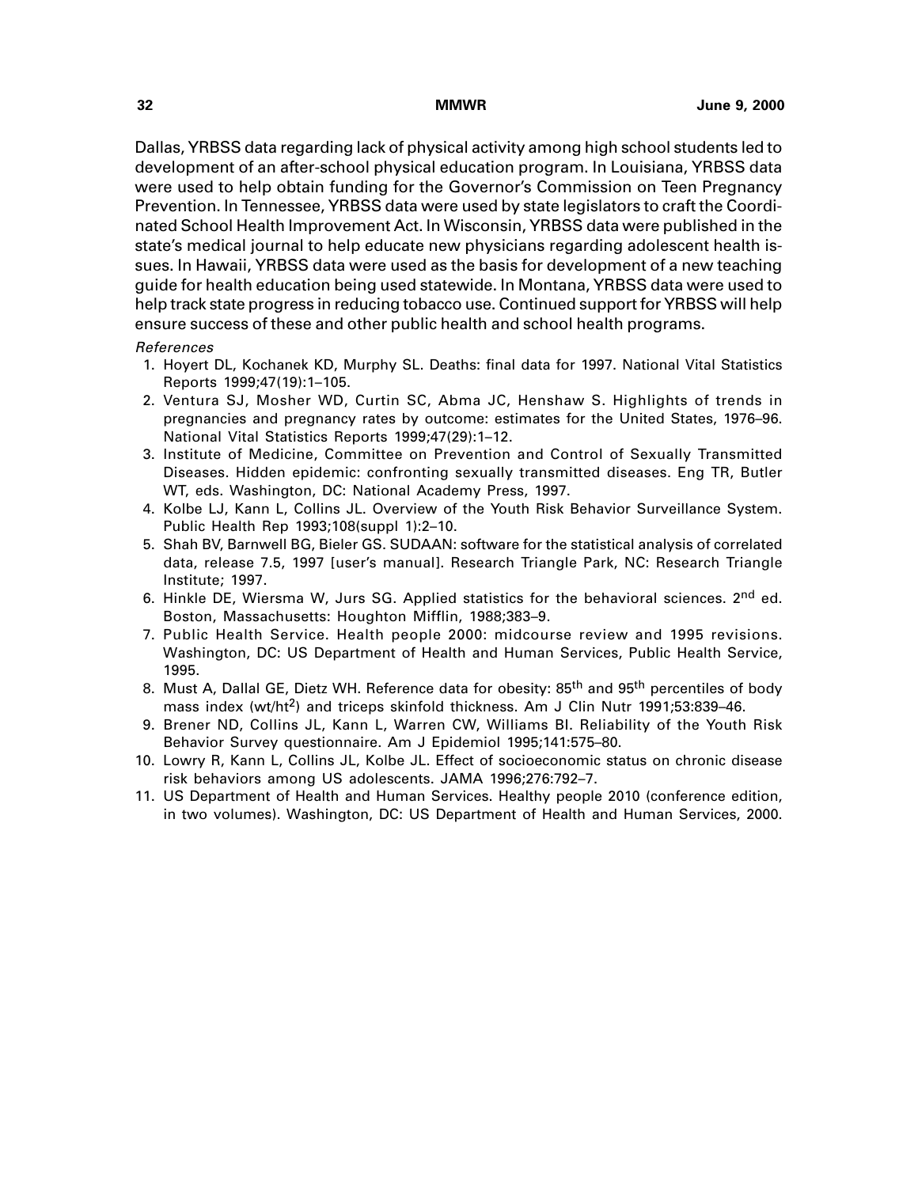Dallas, YRBSS data regarding lack of physical activity among high school students led to development of an after-school physical education program. In Louisiana, YRBSS data were used to help obtain funding for the Governor's Commission on Teen Pregnancy Prevention. In Tennessee, YRBSS data were used by state legislators to craft the Coordinated School Health Improvement Act. In Wisconsin, YRBSS data were published in the state's medical journal to help educate new physicians regarding adolescent health issues. In Hawaii, YRBSS data were used as the basis for development of a new teaching guide for health education being used statewide. In Montana, YRBSS data were used to help track state progress in reducing tobacco use. Continued support for YRBSS will help ensure success of these and other public health and school health programs.

*References*

1. Hoyert DL, Kochanek KD, Murphy SL. Deaths: final data for 1997. National Vital Statistics Reports 1999;47(19):1–105.
2. Ventura SJ, Mosher WD, Curtin SC, Abma JC, Henshaw S. Highlights of trends in pregnancies and pregnancy rates by outcome: estimates for the United States, 1976–96. National Vital Statistics Reports 1999;47(29):1–12.
3. Institute of Medicine, Committee on Prevention and Control of Sexually Transmitted Diseases. Hidden epidemic: confronting sexually transmitted diseases. Eng TR, Butler WT, eds. Washington, DC: National Academy Press, 1997.
4. Kolbe LJ, Kann L, Collins JL. Overview of the Youth Risk Behavior Surveillance System. Public Health Rep 1993;108(suppl 1):2–10.
5. Shah BV, Barnwell BG, Bieler GS. SUDAAN: software for the statistical analysis of correlated data, release 7.5, 1997 [user's manual]. Research Triangle Park, NC: Research Triangle Institute; 1997.
6. Hinkle DE, Wiersma W, Jurs SG. Applied statistics for the behavioral sciences. 2nd ed. Boston, Massachusetts: Houghton Mifflin, 1988;383–9.
7. Public Health Service. Health people 2000: midcourse review and 1995 revisions. Washington, DC: US Department of Health and Human Services, Public Health Service, 1995.
8. Must A, Dallal GE, Dietz WH. Reference data for obesity: 85th and 95th percentiles of body mass index (wt/ht$^2$) and triceps skinfold thickness. Am J Clin Nutr 1991;53:839–46.
9. Brener ND, Collins JL, Kann L, Warren CW, Williams BI. Reliability of the Youth Risk Behavior Survey questionnaire. Am J Epidemiol 1995;141:575–80.
10. Lowry R, Kann L, Collins JL, Kolbe JL. Effect of socioeconomic status on chronic disease risk behaviors among US adolescents. JAMA 1996;276:792–7.
11. US Department of Health and Human Services. Healthy people 2010 (conference edition, in two volumes). Washington, DC: US Department of Health and Human Services, 2000.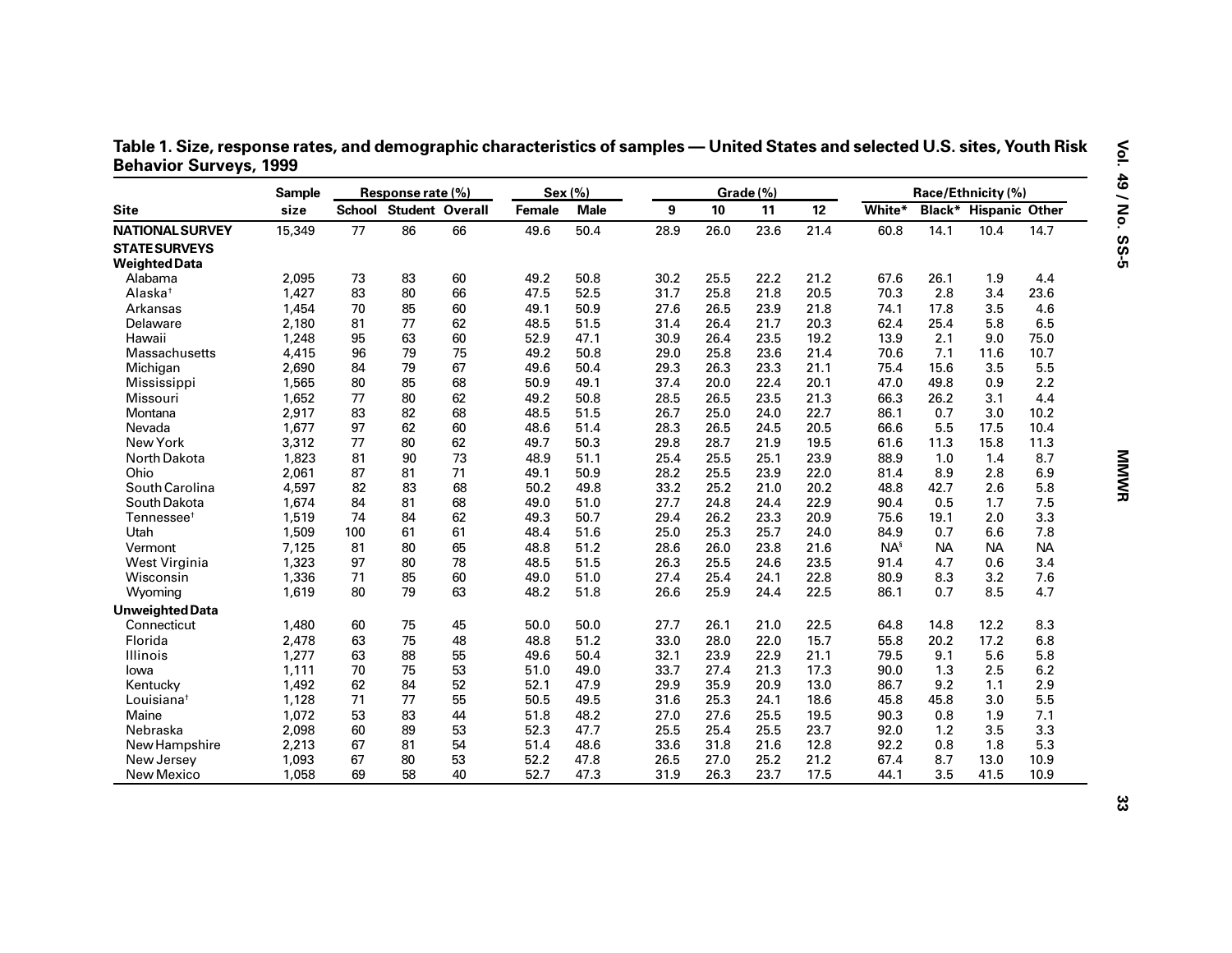**Table 1. Size, response rates, and demographic characteristics of samples — United States and selected U.S. sites, Youth Risk Behavior Surveys, 1999**

| Site | Sample size | Response rate (%) | | | Sex (%) | | Grade (%) | | | | Race/Ethnicity (%) | | | |
|---|---|---|---|---|---|---|---|---|---|---|---|---|---|---|
| | | School | Student | Overall | Female | Male | 9 | 10 | 11 | 12 | White* | Black* | Hispanic | Other |
| **NATIONAL SURVEY** | 15,349 | 77 | 86 | 66 | 49.6 | 50.4 | 28.9 | 26.0 | 23.6 | 21.4 | 60.8 | 14.1 | 10.4 | 14.7 |
| **STATE SURVEYS** | | | | | | | | | | | | | | |
| **Weighted Data** | | | | | | | | | | | | | | |
| Alabama | 2,095 | 73 | 83 | 60 | 49.2 | 50.8 | 30.2 | 25.5 | 22.2 | 21.2 | 67.6 | 26.1 | 1.9 | 4.4 |
| Alaska† | 1,427 | 83 | 80 | 66 | 47.5 | 52.5 | 31.7 | 25.8 | 21.8 | 20.5 | 70.3 | 2.8 | 3.4 | 23.6 |
| Arkansas | 1,454 | 70 | 85 | 60 | 49.1 | 50.9 | 27.6 | 26.5 | 23.9 | 21.8 | 74.1 | 17.8 | 3.5 | 4.6 |
| Delaware | 2,180 | 81 | 77 | 62 | 48.5 | 51.5 | 31.4 | 26.4 | 21.7 | 20.3 | 62.4 | 25.4 | 5.8 | 6.5 |
| Hawaii | 1,248 | 95 | 63 | 60 | 52.9 | 47.1 | 30.9 | 26.4 | 23.5 | 19.2 | 13.9 | 2.1 | 9.0 | 75.0 |
| Massachusetts | 4,415 | 96 | 79 | 75 | 49.2 | 50.8 | 29.0 | 25.8 | 23.6 | 21.4 | 70.6 | 7.1 | 11.6 | 10.7 |
| Michigan | 2,690 | 84 | 79 | 67 | 49.6 | 50.4 | 29.3 | 26.3 | 23.3 | 21.1 | 75.4 | 15.6 | 3.5 | 5.5 |
| Mississippi | 1,565 | 80 | 85 | 68 | 50.9 | 49.1 | 37.4 | 20.0 | 22.4 | 20.1 | 47.0 | 49.8 | 0.9 | 2.2 |
| Missouri | 1,652 | 77 | 80 | 62 | 49.2 | 50.8 | 28.5 | 26.5 | 23.5 | 21.3 | 66.3 | 26.2 | 3.1 | 4.4 |
| Montana | 2,917 | 83 | 82 | 68 | 48.5 | 51.5 | 26.7 | 25.0 | 24.0 | 22.7 | 86.1 | 0.7 | 3.0 | 10.2 |
| Nevada | 1,677 | 97 | 62 | 60 | 48.6 | 51.4 | 28.3 | 26.5 | 24.5 | 20.5 | 66.6 | 5.5 | 17.5 | 10.4 |
| New York | 3,312 | 77 | 80 | 62 | 49.7 | 50.3 | 29.8 | 28.7 | 21.9 | 19.5 | 61.6 | 11.3 | 15.8 | 11.3 |
| North Dakota | 1,823 | 81 | 90 | 73 | 48.9 | 51.1 | 25.4 | 25.5 | 25.1 | 23.9 | 88.9 | 1.0 | 1.4 | 8.7 |
| Ohio | 2,061 | 87 | 81 | 71 | 49.1 | 50.9 | 28.2 | 25.5 | 23.9 | 22.0 | 81.4 | 8.9 | 2.8 | 6.9 |
| South Carolina | 4,597 | 82 | 83 | 68 | 50.2 | 49.8 | 33.2 | 25.2 | 21.0 | 20.2 | 48.8 | 42.7 | 2.6 | 5.8 |
| South Dakota | 1,674 | 84 | 81 | 68 | 49.0 | 51.0 | 27.7 | 24.8 | 24.4 | 22.9 | 90.4 | 0.5 | 1.7 | 7.5 |
| Tennessee† | 1,519 | 74 | 84 | 62 | 49.3 | 50.7 | 29.4 | 26.2 | 23.3 | 20.9 | 75.6 | 19.1 | 2.0 | 3.3 |
| Utah | 1,509 | 100 | 61 | 61 | 48.4 | 51.6 | 25.0 | 25.3 | 25.7 | 24.0 | 84.9 | 0.7 | 6.6 | 7.8 |
| Vermont | 7,125 | 81 | 80 | 65 | 48.8 | 51.2 | 28.6 | 26.0 | 23.8 | 21.6 | NA§ | NA | NA | NA |
| West Virginia | 1,323 | 97 | 80 | 78 | 48.5 | 51.5 | 26.3 | 25.5 | 24.6 | 23.5 | 91.4 | 4.7 | 0.6 | 3.4 |
| Wisconsin | 1,336 | 71 | 85 | 60 | 49.0 | 51.0 | 27.4 | 25.4 | 24.1 | 22.8 | 80.9 | 8.3 | 3.2 | 7.6 |
| Wyoming | 1,619 | 80 | 79 | 63 | 48.2 | 51.8 | 26.6 | 25.9 | 24.4 | 22.5 | 86.1 | 0.7 | 8.5 | 4.7 |
| **Unweighted Data** | | | | | | | | | | | | | | |
| Connecticut | 1,480 | 60 | 75 | 45 | 50.0 | 50.0 | 27.7 | 26.1 | 21.0 | 22.5 | 64.8 | 14.8 | 12.2 | 8.3 |
| Florida | 2,478 | 63 | 75 | 48 | 48.8 | 51.2 | 33.0 | 28.0 | 22.0 | 15.7 | 55.8 | 20.2 | 17.2 | 6.8 |
| Illinois | 1,277 | 63 | 88 | 55 | 49.6 | 50.4 | 32.1 | 23.9 | 22.9 | 21.1 | 79.5 | 9.1 | 5.6 | 5.8 |
| Iowa | 1,111 | 70 | 75 | 53 | 51.0 | 49.0 | 33.7 | 27.4 | 21.3 | 17.3 | 90.0 | 1.3 | 2.5 | 6.2 |
| Kentucky | 1,492 | 62 | 84 | 52 | 52.1 | 47.9 | 29.9 | 35.9 | 20.9 | 13.0 | 86.7 | 9.2 | 1.1 | 2.9 |
| Louisiana† | 1,128 | 71 | 77 | 55 | 50.5 | 49.5 | 31.6 | 25.3 | 24.1 | 18.6 | 45.8 | 45.8 | 3.0 | 5.5 |
| Maine | 1,072 | 53 | 83 | 44 | 51.8 | 48.2 | 27.0 | 27.6 | 25.5 | 19.5 | 90.3 | 0.8 | 1.9 | 7.1 |
| Nebraska | 2,098 | 60 | 89 | 53 | 52.3 | 47.7 | 25.5 | 25.4 | 25.5 | 23.7 | 92.0 | 1.2 | 3.5 | 3.3 |
| New Hampshire | 2,213 | 67 | 81 | 54 | 51.4 | 48.6 | 33.6 | 31.8 | 21.6 | 12.8 | 92.2 | 0.8 | 1.8 | 5.3 |
| New Jersey | 1,093 | 67 | 80 | 53 | 52.2 | 47.8 | 26.5 | 27.0 | 25.2 | 21.2 | 67.4 | 8.7 | 13.0 | 10.9 |
| New Mexico | 1,058 | 69 | 58 | 40 | 52.7 | 47.3 | 31.9 | 26.3 | 23.7 | 17.5 | 44.1 | 3.5 | 41.5 | 10.9 |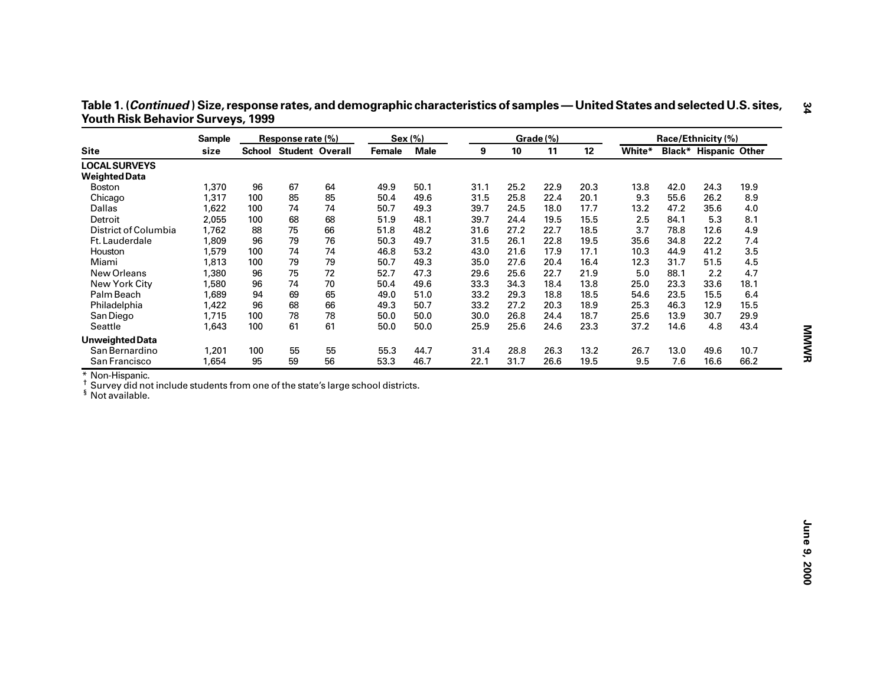**Table 1. (*Continued*) Size, response rates, and demographic characteristics of samples — United States and selected U.S. sites, Youth Risk Behavior Surveys, 1999**

| Site | Sample size | Response rate (%) | | | Sex (%) | | Grade (%) | | | | Race/Ethnicity (%) | | | |
|---|---|---|---|---|---|---|---|---|---|---|---|---|---|---|
| | | School | Student | Overall | Female | Male | 9 | 10 | 11 | 12 | White* | Black* | Hispanic | Other |
| **LOCAL SURVEYS** | | | | | | | | | | | | | | |
| **Weighted Data** | | | | | | | | | | | | | | |
| Boston | 1,370 | 96 | 67 | 64 | 49.9 | 50.1 | 31.1 | 25.2 | 22.9 | 20.3 | 13.8 | 42.0 | 24.3 | 19.9 |
| Chicago | 1,317 | 100 | 85 | 85 | 50.4 | 49.6 | 31.5 | 25.8 | 22.4 | 20.1 | 9.3 | 55.6 | 26.2 | 8.9 |
| Dallas | 1,622 | 100 | 74 | 74 | 50.7 | 49.3 | 39.7 | 24.5 | 18.0 | 17.7 | 13.2 | 47.2 | 35.6 | 4.0 |
| Detroit | 2,055 | 100 | 68 | 68 | 51.9 | 48.1 | 39.7 | 24.4 | 19.5 | 15.5 | 2.5 | 84.1 | 5.3 | 8.1 |
| District of Columbia | 1,762 | 88 | 75 | 66 | 51.8 | 48.2 | 31.6 | 27.2 | 22.7 | 18.5 | 3.7 | 78.8 | 12.6 | 4.9 |
| Ft. Lauderdale | 1,809 | 96 | 79 | 76 | 50.3 | 49.7 | 31.5 | 26.1 | 22.8 | 19.5 | 35.6 | 34.8 | 22.2 | 7.4 |
| Houston | 1,579 | 100 | 74 | 74 | 46.8 | 53.2 | 43.0 | 21.6 | 17.9 | 17.1 | 10.3 | 44.9 | 41.2 | 3.5 |
| Miami | 1,813 | 100 | 79 | 79 | 50.7 | 49.3 | 35.0 | 27.6 | 20.4 | 16.4 | 12.3 | 31.7 | 51.5 | 4.5 |
| New Orleans | 1,380 | 96 | 75 | 72 | 52.7 | 47.3 | 29.6 | 25.6 | 22.7 | 21.9 | 5.0 | 88.1 | 2.2 | 4.7 |
| New York City | 1,580 | 96 | 74 | 70 | 50.4 | 49.6 | 33.3 | 34.3 | 18.4 | 13.8 | 25.0 | 23.3 | 33.6 | 18.1 |
| Palm Beach | 1,689 | 94 | 69 | 65 | 49.0 | 51.0 | 33.2 | 29.3 | 18.8 | 18.5 | 54.6 | 23.5 | 15.5 | 6.4 |
| Philadelphia | 1,422 | 96 | 68 | 66 | 49.3 | 50.7 | 33.2 | 27.2 | 20.3 | 18.9 | 25.3 | 46.3 | 12.9 | 15.5 |
| San Diego | 1,715 | 100 | 78 | 78 | 50.0 | 50.0 | 30.0 | 26.8 | 24.4 | 18.7 | 25.6 | 13.9 | 30.7 | 29.9 |
| Seattle | 1,643 | 100 | 61 | 61 | 50.0 | 50.0 | 25.9 | 25.6 | 24.6 | 23.3 | 37.2 | 14.6 | 4.8 | 43.4 |
| **Unweighted Data** | | | | | | | | | | | | | | |
| San Bernardino | 1,201 | 100 | 55 | 55 | 55.3 | 44.7 | 31.4 | 28.8 | 26.3 | 13.2 | 26.7 | 13.0 | 49.6 | 10.7 |
| San Francisco | 1,654 | 95 | 59 | 56 | 53.3 | 46.7 | 22.1 | 31.7 | 26.6 | 19.5 | 9.5 | 7.6 | 16.6 | 66.2 |

\* Non-Hispanic.
† Survey did not include students from one of the state's large school districts.
§ Not available.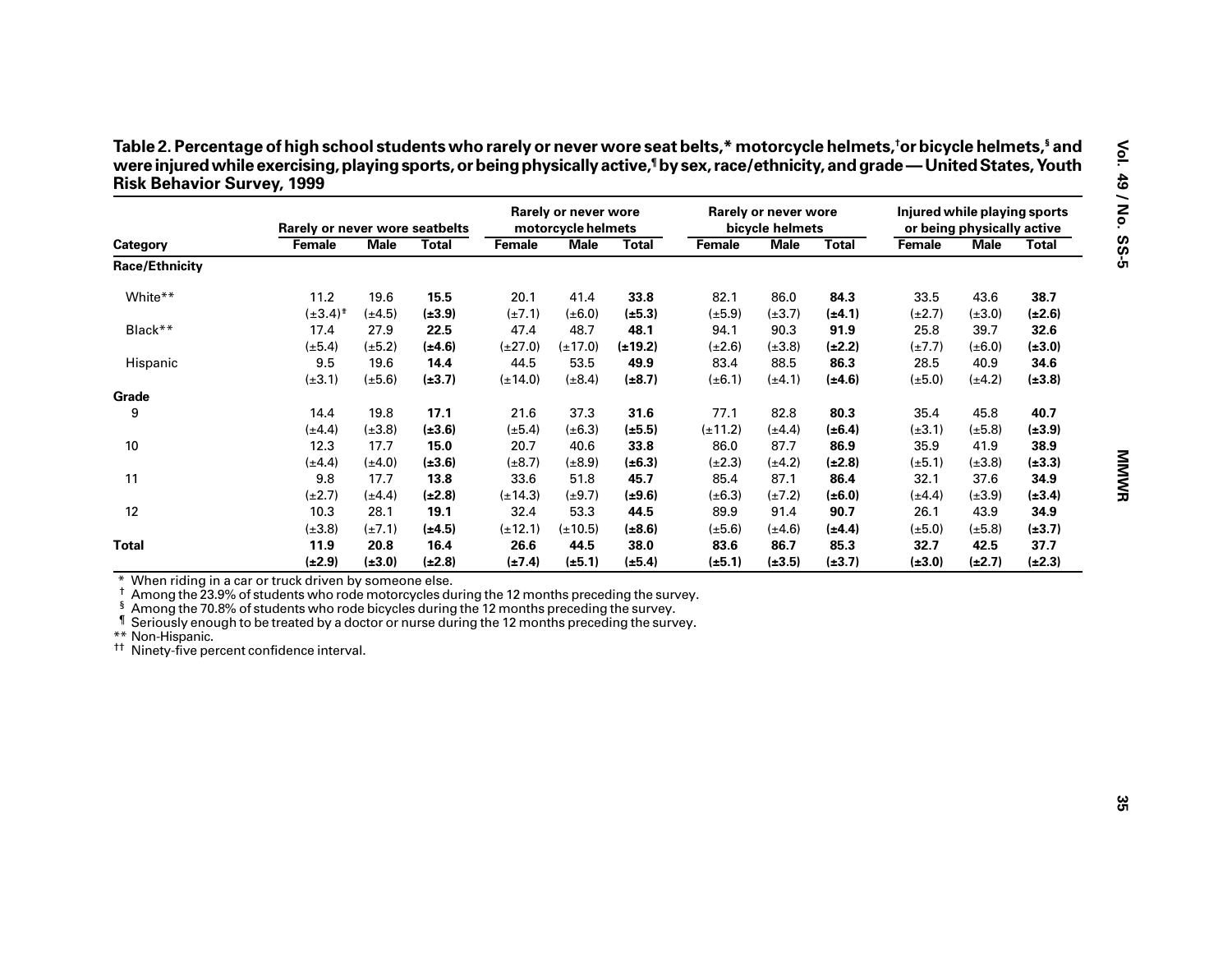**Table 2. Percentage of high school students who rarely or never wore seat belts,* motorcycle helmets,† or bicycle helmets,§ and were injured while exercising, playing sports, or being physically active,¶ by sex, race/ethnicity, and grade — United States, Youth Risk Behavior Survey, 1999**

| Category | Rarely or never wore seatbelts | | | Rarely or never wore motorcycle helmets | | | Rarely or never wore bicycle helmets | | | Injured while playing sports or being physically active | | |
|---|---|---|---|---|---|---|---|---|---|---|---|---|
| | Female | Male | Total | Female | Male | Total | Female | Male | Total | Female | Male | Total |
| **Race/Ethnicity** | | | | | | | | | | | | |
| White** | 11.2 | 19.6 | **15.5** | 20.1 | 41.4 | **33.8** | 82.1 | 86.0 | **84.3** | 33.5 | 43.6 | **38.7** |
| | (±3.4)†† | (±4.5) | **(±3.9)** | (±7.1) | (±6.0) | **(±5.3)** | (±5.9) | (±3.7) | **(±4.1)** | (±2.7) | (±3.0) | **(±2.6)** |
| Black** | 17.4 | 27.9 | **22.5** | 47.4 | 48.7 | **48.1** | 94.1 | 90.3 | **91.9** | 25.8 | 39.7 | **32.6** |
| | (±5.4) | (±5.2) | **(±4.6)** | (±27.0) | (±17.0) | **(±19.2)** | (±2.6) | (±3.8) | **(±2.2)** | (±7.7) | (±6.0) | **(±3.0)** |
| Hispanic | 9.5 | 19.6 | **14.4** | 44.5 | 53.5 | **49.9** | 83.4 | 88.5 | **86.3** | 28.5 | 40.9 | **34.6** |
| | (±3.1) | (±5.6) | **(±3.7)** | (±14.0) | (±8.4) | **(±8.7)** | (±6.1) | (±4.1) | **(±4.6)** | (±5.0) | (±4.2) | **(±3.8)** |
| **Grade** | | | | | | | | | | | | |
| 9 | 14.4 | 19.8 | **17.1** | 21.6 | 37.3 | **31.6** | 77.1 | 82.8 | **80.3** | 35.4 | 45.8 | **40.7** |
| | (±4.4) | (±3.8) | **(±3.6)** | (±5.4) | (±6.3) | **(±5.5)** | (±11.2) | (±4.4) | **(±6.4)** | (±3.1) | (±5.8) | **(±3.9)** |
| 10 | 12.3 | 17.7 | **15.0** | 20.7 | 40.6 | **33.8** | 86.0 | 87.7 | **86.9** | 35.9 | 41.9 | **38.9** |
| | (±4.4) | (±4.0) | **(±3.6)** | (±8.7) | (±8.9) | **(±6.3)** | (±2.3) | (±4.2) | **(±2.8)** | (±5.1) | (±3.8) | **(±3.3)** |
| 11 | 9.8 | 17.7 | **13.8** | 33.6 | 51.8 | **45.7** | 85.4 | 87.1 | **86.4** | 32.1 | 37.6 | **34.9** |
| | (±2.7) | (±4.4) | **(±2.8)** | (±14.3) | (±9.7) | **(±9.6)** | (±6.3) | (±7.2) | **(±6.0)** | (±4.4) | (±3.9) | **(±3.4)** |
| 12 | 10.3 | 28.1 | **19.1** | 32.4 | 53.3 | **44.5** | 89.9 | 91.4 | **90.7** | 26.1 | 43.9 | **34.9** |
| | (±3.8) | (±7.1) | **(±4.5)** | (±12.1) | (±10.5) | **(±8.6)** | (±5.6) | (±4.6) | **(±4.4)** | (±5.0) | (±5.8) | **(±3.7)** |
| **Total** | **11.9** | **20.8** | **16.4** | **26.6** | **44.5** | **38.0** | **83.6** | **86.7** | **85.3** | **32.7** | **42.5** | **37.7** |
| | **(±2.9)** | **(±3.0)** | **(±2.8)** | **(±7.4)** | **(±5.1)** | **(±5.4)** | **(±5.1)** | **(±3.5)** | **(±3.7)** | **(±3.0)** | **(±2.7)** | **(±2.3)** |

\* When riding in a car or truck driven by someone else.
† Among the 23.9% of students who rode motorcycles during the 12 months preceding the survey.
§ Among the 70.8% of students who rode bicycles during the 12 months preceding the survey.
¶ Seriously enough to be treated by a doctor or nurse during the 12 months preceding the survey.
** Non-Hispanic.
†† Ninety-five percent confidence interval.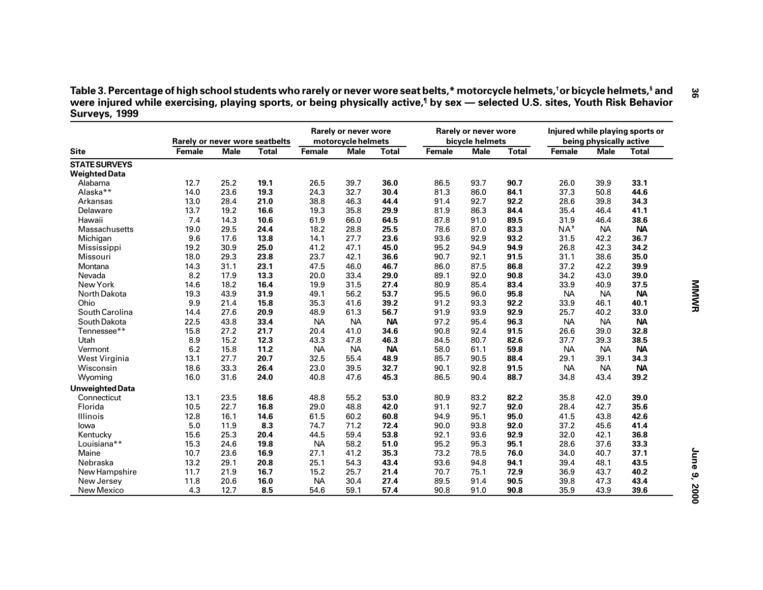**Table 3. Percentage of high school students who rarely or never wore seat belts,* motorcycle helmets,† or bicycle helmets,§ and were injured while exercising, playing sports, or being physically active,¶ by sex — selected U.S. sites, Youth Risk Behavior Surveys, 1999**

| Site | Rarely or never wore seatbelts | | | Rarely or never wore motorcycle helmets | | | Rarely or never wore bicycle helmets | | | Injured while playing sports or being physically active | | |
|---|---|---|---|---|---|---|---|---|---|---|---|---|
| | Female | Male | Total | Female | Male | Total | Female | Male | Total | Female | Male | Total |
| **STATE SURVEYS** | | | | | | | | | | | | |
| **Weighted Data** | | | | | | | | | | | | |
| Alabama | 12.7 | 25.2 | **19.1** | 26.5 | 39.7 | **36.0** | 86.5 | 93.7 | **90.7** | 26.0 | 39.9 | **33.1** |
| Alaska** | 14.0 | 23.6 | **19.3** | 24.3 | 32.7 | **30.4** | 81.3 | 86.0 | **84.1** | 37.3 | 50.8 | **44.6** |
| Arkansas | 13.0 | 28.4 | **21.0** | 38.8 | 46.3 | **44.4** | 91.4 | 92.7 | **92.2** | 28.6 | 39.8 | **34.3** |
| Delaware | 13.7 | 19.2 | **16.6** | 19.3 | 35.8 | **29.9** | 81.9 | 86.3 | **84.4** | 35.4 | 46.4 | **41.1** |
| Hawaii | 7.4 | 14.3 | **10.6** | 61.9 | 66.0 | **64.5** | 87.8 | 91.0 | **89.5** | 31.9 | 46.4 | **38.6** |
| Massachusetts | 19.0 | 29.5 | **24.4** | 18.2 | 28.8 | **25.5** | 78.6 | 87.0 | **83.3** | NA†† | NA | **NA** |
| Michigan | 9.6 | 17.6 | **13.8** | 14.1 | 27.7 | **23.6** | 93.6 | 92.9 | **93.2** | 31.5 | 42.2 | **36.7** |
| Mississippi | 19.2 | 30.9 | **25.0** | 41.2 | 47.1 | **45.0** | 95.2 | 94.9 | **94.9** | 26.8 | 42.3 | **34.2** |
| Missouri | 18.0 | 29.3 | **23.8** | 23.7 | 42.1 | **36.6** | 90.7 | 92.1 | **91.5** | 31.1 | 38.6 | **35.0** |
| Montana | 14.3 | 31.1 | **23.1** | 47.5 | 46.0 | **46.7** | 86.0 | 87.5 | **86.8** | 37.2 | 42.2 | **39.9** |
| Nevada | 8.2 | 17.9 | **13.3** | 20.0 | 33.4 | **29.0** | 89.1 | 92.0 | **90.8** | 34.2 | 43.0 | **39.0** |
| New York | 14.6 | 18.2 | **16.4** | 19.9 | 31.5 | **27.4** | 80.9 | 85.4 | **83.4** | 33.9 | 40.9 | **37.5** |
| North Dakota | 19.3 | 43.9 | **31.9** | 49.1 | 56.2 | **53.7** | 95.5 | 96.0 | **95.8** | NA | NA | **NA** |
| Ohio | 9.9 | 21.4 | **15.8** | 35.3 | 41.6 | **39.2** | 91.2 | 93.3 | **92.2** | 33.9 | 46.1 | **40.1** |
| South Carolina | 14.4 | 27.6 | **20.9** | 48.9 | 61.3 | **56.7** | 91.9 | 93.9 | **92.9** | 25.7 | 40.2 | **33.0** |
| South Dakota | 22.5 | 43.8 | **33.4** | NA | NA | **NA** | 97.2 | 95.4 | **96.3** | NA | NA | **NA** |
| Tennessee** | 15.8 | 27.2 | **21.7** | 20.4 | 41.0 | **34.6** | 90.8 | 92.4 | **91.5** | 26.6 | 39.0 | **32.8** |
| Utah | 8.9 | 15.2 | **12.3** | 43.3 | 47.8 | **46.3** | 84.5 | 80.7 | **82.6** | 37.7 | 39.3 | **38.5** |
| Vermont | 6.2 | 15.8 | **11.2** | NA | NA | **NA** | 58.0 | 61.1 | **59.8** | NA | NA | **NA** |
| West Virginia | 13.1 | 27.7 | **20.7** | 32.5 | 55.4 | **48.9** | 85.7 | 90.5 | **88.4** | 29.1 | 39.1 | **34.3** |
| Wisconsin | 18.6 | 33.3 | **26.4** | 23.0 | 39.5 | **32.7** | 90.1 | 92.8 | **91.5** | NA | NA | **NA** |
| Wyoming | 16.0 | 31.6 | **24.0** | 40.8 | 47.6 | **45.3** | 86.5 | 90.4 | **88.7** | 34.8 | 43.4 | **39.2** |
| **Unweighted Data** | | | | | | | | | | | | |
| Connecticut | 13.1 | 23.5 | **18.6** | 48.8 | 55.2 | **53.0** | 80.9 | 83.2 | **82.2** | 35.8 | 42.0 | **39.0** |
| Florida | 10.5 | 22.7 | **16.8** | 29.0 | 48.8 | **42.0** | 91.1 | 92.7 | **92.0** | 28.4 | 42.7 | **35.6** |
| Illinois | 12.8 | 16.1 | **14.6** | 61.5 | 60.2 | **60.8** | 94.9 | 95.1 | **95.0** | 41.5 | 43.8 | **42.6** |
| Iowa | 5.0 | 11.9 | **8.3** | 74.7 | 71.2 | **72.4** | 90.0 | 93.8 | **92.0** | 37.2 | 45.6 | **41.4** |
| Kentucky | 15.6 | 25.3 | **20.4** | 44.5 | 59.4 | **53.8** | 92.1 | 93.6 | **92.9** | 32.0 | 42.1 | **36.8** |
| Louisiana** | 15.3 | 24.6 | **19.8** | NA | 58.2 | **51.0** | 95.2 | 95.3 | **95.1** | 28.6 | 37.6 | **33.3** |
| Maine | 10.7 | 23.6 | **16.9** | 27.1 | 41.2 | **35.3** | 73.2 | 78.5 | **76.0** | 34.0 | 40.7 | **37.1** |
| Nebraska | 13.2 | 29.1 | **20.8** | 25.1 | 54.3 | **43.4** | 93.6 | 94.8 | **94.1** | 39.4 | 48.1 | **43.5** |
| New Hampshire | 11.7 | 21.9 | **16.7** | 15.2 | 25.7 | **21.4** | 70.7 | 75.1 | **72.9** | 36.9 | 43.7 | **40.2** |
| New Jersey | 11.8 | 20.6 | **16.0** | NA | 30.4 | **27.4** | 89.5 | 91.4 | **90.5** | 39.8 | 47.3 | **43.4** |
| New Mexico | 4.3 | 12.7 | **8.5** | 54.6 | 59.1 | **57.4** | 90.8 | 91.0 | **90.8** | 35.9 | 43.9 | **39.6** |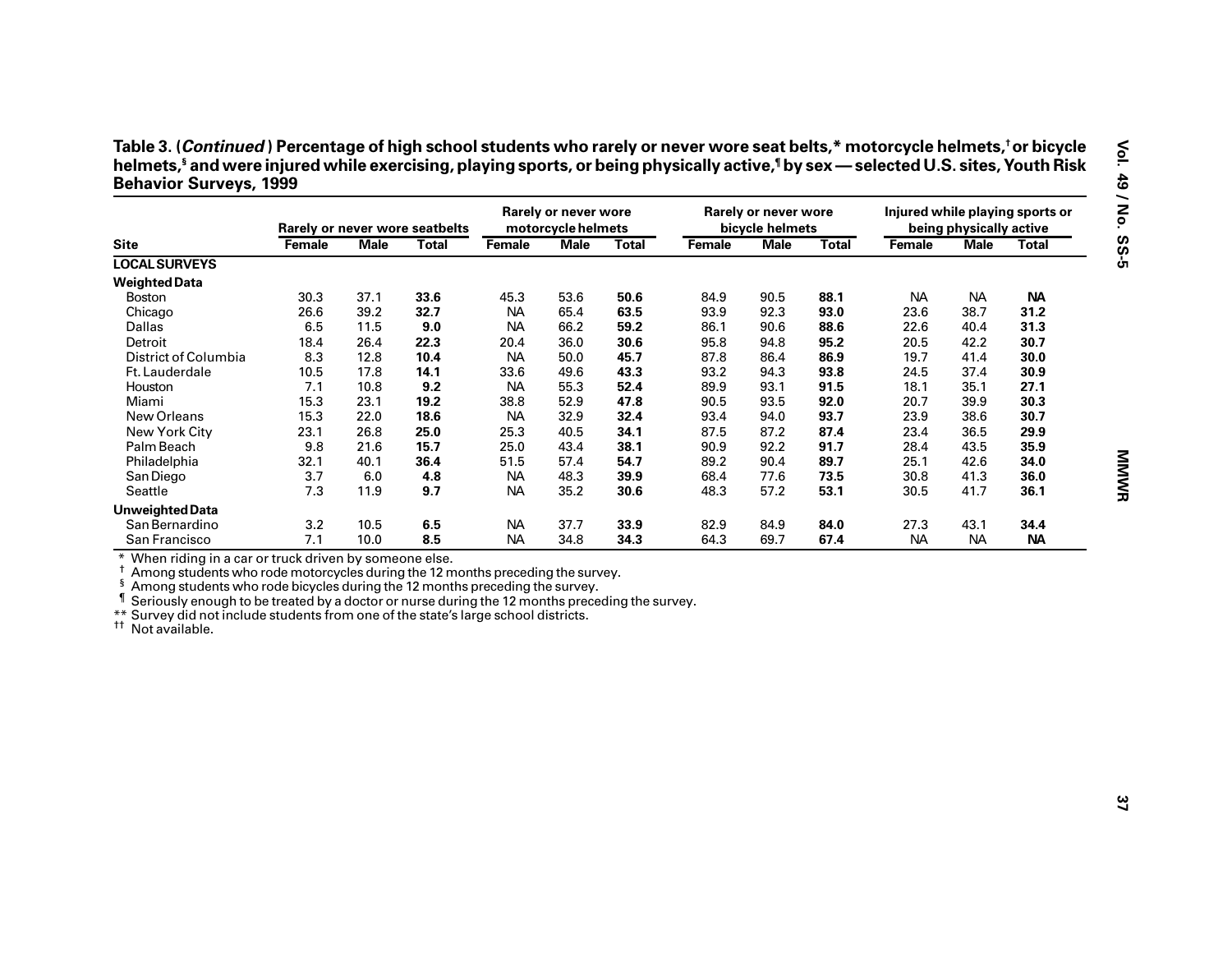**Table 3. (*Continued*) Percentage of high school students who rarely or never wore seat belts,* motorcycle helmets,† or bicycle helmets,§ and were injured while exercising, playing sports, or being physically active,¶ by sex — selected U.S. sites, Youth Risk Behavior Surveys, 1999**

| Site | Rarely or never wore seatbelts | | | Rarely or never wore motorcycle helmets | | | Rarely or never wore bicycle helmets | | | Injured while playing sports or being physically active | | |
|---|---|---|---|---|---|---|---|---|---|---|---|---|
| | Female | Male | Total | Female | Male | Total | Female | Male | Total | Female | Male | Total |
| **LOCAL SURVEYS** | | | | | | | | | | | | |
| **Weighted Data** | | | | | | | | | | | | |
| Boston | 30.3 | 37.1 | **33.6** | 45.3 | 53.6 | **50.6** | 84.9 | 90.5 | **88.1** | NA | NA | **NA** |
| Chicago | 26.6 | 39.2 | **32.7** | NA | 65.4 | **63.5** | 93.9 | 92.3 | **93.0** | 23.6 | 38.7 | **31.2** |
| Dallas | 6.5 | 11.5 | **9.0** | NA | 66.2 | **59.2** | 86.1 | 90.6 | **88.6** | 22.6 | 40.4 | **31.3** |
| Detroit | 18.4 | 26.4 | **22.3** | 20.4 | 36.0 | **30.6** | 95.8 | 94.8 | **95.2** | 20.5 | 42.2 | **30.7** |
| District of Columbia | 8.3 | 12.8 | **10.4** | NA | 50.0 | **45.7** | 87.8 | 86.4 | **86.9** | 19.7 | 41.4 | **30.0** |
| Ft. Lauderdale | 10.5 | 17.8 | **14.1** | 33.6 | 49.6 | **43.3** | 93.2 | 94.3 | **93.8** | 24.5 | 37.4 | **30.9** |
| Houston | 7.1 | 10.8 | **9.2** | NA | 55.3 | **52.4** | 89.9 | 93.1 | **91.5** | 18.1 | 35.1 | **27.1** |
| Miami | 15.3 | 23.1 | **19.2** | 38.8 | 52.9 | **47.8** | 90.5 | 93.5 | **92.0** | 20.7 | 39.9 | **30.3** |
| New Orleans | 15.3 | 22.0 | **18.6** | NA | 32.9 | **32.4** | 93.4 | 94.0 | **93.7** | 23.9 | 38.6 | **30.7** |
| New York City | 23.1 | 26.8 | **25.0** | 25.3 | 40.5 | **34.1** | 87.5 | 87.2 | **87.4** | 23.4 | 36.5 | **29.9** |
| Palm Beach | 9.8 | 21.6 | **15.7** | 25.0 | 43.4 | **38.1** | 90.9 | 92.2 | **91.7** | 28.4 | 43.5 | **35.9** |
| Philadelphia | 32.1 | 40.1 | **36.4** | 51.5 | 57.4 | **54.7** | 89.2 | 90.4 | **89.7** | 25.1 | 42.6 | **34.0** |
| San Diego | 3.7 | 6.0 | **4.8** | NA | 48.3 | **39.9** | 68.4 | 77.6 | **73.5** | 30.8 | 41.3 | **36.0** |
| Seattle | 7.3 | 11.9 | **9.7** | NA | 35.2 | **30.6** | 48.3 | 57.2 | **53.1** | 30.5 | 41.7 | **36.1** |
| **Unweighted Data** | | | | | | | | | | | | |
| San Bernardino | 3.2 | 10.5 | **6.5** | NA | 37.7 | **33.9** | 82.9 | 84.9 | **84.0** | 27.3 | 43.1 | **34.4** |
| San Francisco | 7.1 | 10.0 | **8.5** | NA | 34.8 | **34.3** | 64.3 | 69.7 | **67.4** | NA | NA | **NA** |

\* When riding in a car or truck driven by someone else.
† Among students who rode motorcycles during the 12 months preceding the survey.
§ Among students who rode bicycles during the 12 months preceding the survey.
¶ Seriously enough to be treated by a doctor or nurse during the 12 months preceding the survey.
** Survey did not include students from one of the state's large school districts.
†† Not available.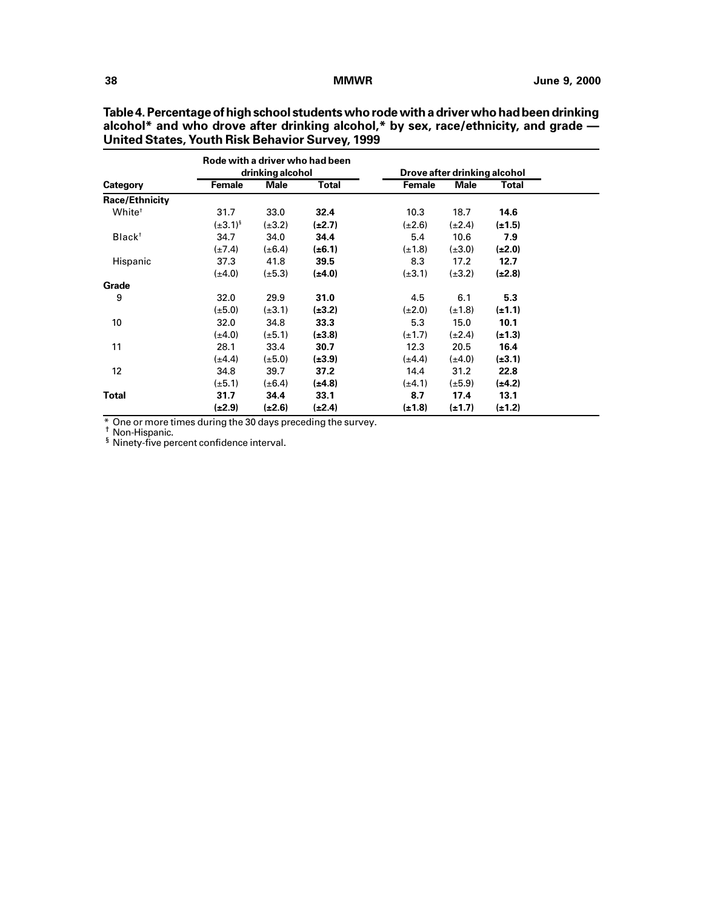**Table 4. Percentage of high school students who rode with a driver who had been drinking alcohol* and who drove after drinking alcohol,* by sex, race/ethnicity, and grade — United States, Youth Risk Behavior Survey, 1999**

| | Rode with a driver who had been drinking alcohol | | | Drove after drinking alcohol | | |
|---|---|---|---|---|---|---|
| **Category** | **Female** | **Male** | **Total** | **Female** | **Male** | **Total** |
| **Race/Ethnicity** | | | | | | |
| White† | 31.7 | 33.0 | **32.4** | 10.3 | 18.7 | **14.6** |
| | (±3.1)§ | (±3.2) | **(±2.7)** | (±2.6) | (±2.4) | **(±1.5)** |
| Black† | 34.7 | 34.0 | **34.4** | 5.4 | 10.6 | **7.9** |
| | (±7.4) | (±6.4) | **(±6.1)** | (±1.8) | (±3.0) | **(±2.0)** |
| Hispanic | 37.3 | 41.8 | **39.5** | 8.3 | 17.2 | **12.7** |
| | (±4.0) | (±5.3) | **(±4.0)** | (±3.1) | (±3.2) | **(±2.8)** |
| **Grade** | | | | | | |
| 9 | 32.0 | 29.9 | **31.0** | 4.5 | 6.1 | **5.3** |
| | (±5.0) | (±3.1) | **(±3.2)** | (±2.0) | (±1.8) | **(±1.1)** |
| 10 | 32.0 | 34.8 | **33.3** | 5.3 | 15.0 | **10.1** |
| | (±4.0) | (±5.1) | **(±3.8)** | (±1.7) | (±2.4) | **(±1.3)** |
| 11 | 28.1 | 33.4 | **30.7** | 12.3 | 20.5 | **16.4** |
| | (±4.4) | (±5.0) | **(±3.9)** | (±4.4) | (±4.0) | **(±3.1)** |
| 12 | 34.8 | 39.7 | **37.2** | 14.4 | 31.2 | **22.8** |
| | (±5.1) | (±6.4) | **(±4.8)** | (±4.1) | (±5.9) | **(±4.2)** |
| **Total** | **31.7** | **34.4** | **33.1** | **8.7** | **17.4** | **13.1** |
| | **(±2.9)** | **(±2.6)** | **(±2.4)** | **(±1.8)** | **(±1.7)** | **(±1.2)** |

\* One or more times during the 30 days preceding the survey.
† Non-Hispanic.
§ Ninety-five percent confidence interval.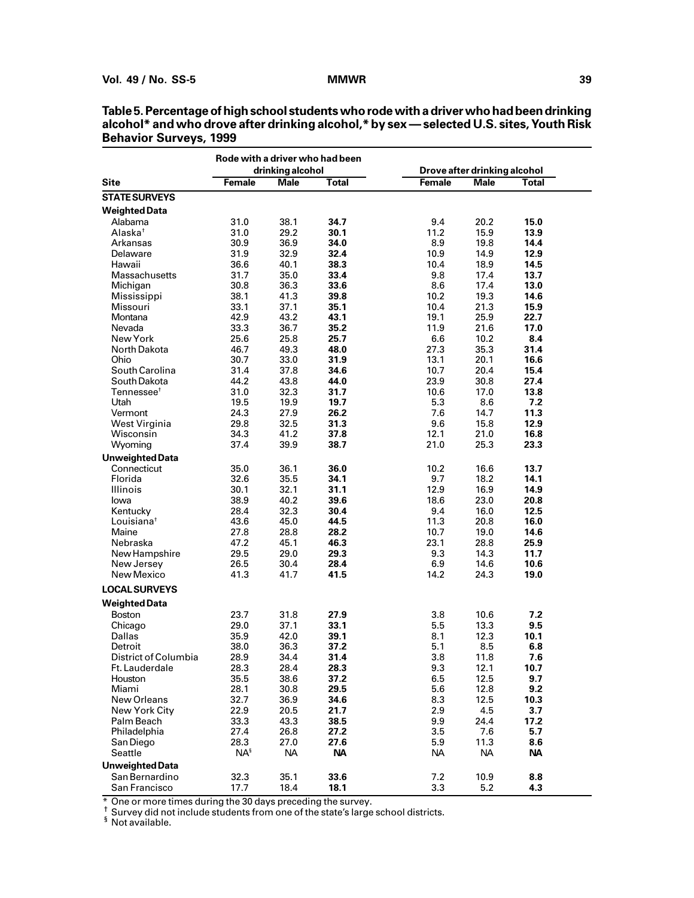**Table 5. Percentage of high school students who rode with a driver who had been drinking alcohol* and who drove after drinking alcohol,* by sex — selected U.S. sites, Youth Risk Behavior Surveys, 1999**

| | Rode with a driver who had been drinking alcohol | | | Drove after drinking alcohol | | |
|---|---|---|---|---|---|---|
| Site | Female | Male | Total | Female | Male | Total |
| **STATE SURVEYS** | | | | | | |
| **Weighted Data** | | | | | | |
| Alabama | 31.0 | 38.1 | **34.7** | 9.4 | 20.2 | **15.0** |
| Alaska† | 31.0 | 29.2 | **30.1** | 11.2 | 15.9 | **13.9** |
| Arkansas | 30.9 | 36.9 | **34.0** | 8.9 | 19.8 | **14.4** |
| Delaware | 31.9 | 32.9 | **32.4** | 10.9 | 14.9 | **12.9** |
| Hawaii | 36.6 | 40.1 | **38.3** | 10.4 | 18.9 | **14.5** |
| Massachusetts | 31.7 | 35.0 | **33.4** | 9.8 | 17.4 | **13.7** |
| Michigan | 30.8 | 36.3 | **33.6** | 8.6 | 17.4 | **13.0** |
| Mississippi | 38.1 | 41.3 | **39.8** | 10.2 | 19.3 | **14.6** |
| Missouri | 33.1 | 37.1 | **35.1** | 10.4 | 21.3 | **15.9** |
| Montana | 42.9 | 43.2 | **43.1** | 19.1 | 25.9 | **22.7** |
| Nevada | 33.3 | 36.7 | **35.2** | 11.9 | 21.6 | **17.0** |
| New York | 25.6 | 25.8 | **25.7** | 6.6 | 10.2 | **8.4** |
| North Dakota | 46.7 | 49.3 | **48.0** | 27.3 | 35.3 | **31.4** |
| Ohio | 30.7 | 33.0 | **31.9** | 13.1 | 20.1 | **16.6** |
| South Carolina | 31.4 | 37.8 | **34.6** | 10.7 | 20.4 | **15.4** |
| South Dakota | 44.2 | 43.8 | **44.0** | 23.9 | 30.8 | **27.4** |
| Tennessee† | 31.0 | 32.3 | **31.7** | 10.6 | 17.0 | **13.8** |
| Utah | 19.5 | 19.9 | **19.7** | 5.3 | 8.6 | **7.2** |
| Vermont | 24.3 | 27.9 | **26.2** | 7.6 | 14.7 | **11.3** |
| West Virginia | 29.8 | 32.5 | **31.3** | 9.6 | 15.8 | **12.9** |
| Wisconsin | 34.3 | 41.2 | **37.8** | 12.1 | 21.0 | **16.8** |
| Wyoming | 37.4 | 39.9 | **38.7** | 21.0 | 25.3 | **23.3** |
| **Unweighted Data** | | | | | | |
| Connecticut | 35.0 | 36.1 | **36.0** | 10.2 | 16.6 | **13.7** |
| Florida | 32.6 | 35.5 | **34.1** | 9.7 | 18.2 | **14.1** |
| Illinois | 30.1 | 32.1 | **31.1** | 12.9 | 16.9 | **14.9** |
| Iowa | 38.9 | 40.2 | **39.6** | 18.6 | 23.0 | **20.8** |
| Kentucky | 28.4 | 32.3 | **30.4** | 9.4 | 16.0 | **12.5** |
| Louisiana† | 43.6 | 45.0 | **44.5** | 11.3 | 20.8 | **16.0** |
| Maine | 27.8 | 28.8 | **28.2** | 10.7 | 19.0 | **14.6** |
| Nebraska | 47.2 | 45.1 | **46.3** | 23.1 | 28.8 | **25.9** |
| New Hampshire | 29.5 | 29.0 | **29.3** | 9.3 | 14.3 | **11.7** |
| New Jersey | 26.5 | 30.4 | **28.4** | 6.9 | 14.6 | **10.6** |
| New Mexico | 41.3 | 41.7 | **41.5** | 14.2 | 24.3 | **19.0** |
| **LOCAL SURVEYS** | | | | | | |
| **Weighted Data** | | | | | | |
| Boston | 23.7 | 31.8 | **27.9** | 3.8 | 10.6 | **7.2** |
| Chicago | 29.0 | 37.1 | **33.1** | 5.5 | 13.3 | **9.5** |
| Dallas | 35.9 | 42.0 | **39.1** | 8.1 | 12.3 | **10.1** |
| Detroit | 38.0 | 36.3 | **37.2** | 5.1 | 8.5 | **6.8** |
| District of Columbia | 28.9 | 34.4 | **31.4** | 3.8 | 11.8 | **7.6** |
| Ft. Lauderdale | 28.3 | 28.4 | **28.3** | 9.3 | 12.1 | **10.7** |
| Houston | 35.5 | 38.6 | **37.2** | 6.5 | 12.5 | **9.7** |
| Miami | 28.1 | 30.8 | **29.5** | 5.6 | 12.8 | **9.2** |
| New Orleans | 32.7 | 36.9 | **34.6** | 8.3 | 12.5 | **10.3** |
| New York City | 22.9 | 20.5 | **21.7** | 2.9 | 4.5 | **3.7** |
| Palm Beach | 33.3 | 43.3 | **38.5** | 9.9 | 24.4 | **17.2** |
| Philadelphia | 27.4 | 26.8 | **27.2** | 3.5 | 7.6 | **5.7** |
| San Diego | 28.3 | 27.0 | **27.6** | 5.9 | 11.3 | **8.6** |
| Seattle | NA§ | NA | **NA** | NA | NA | **NA** |
| **Unweighted Data** | | | | | | |
| San Bernardino | 32.3 | 35.1 | **33.6** | 7.2 | 10.9 | **8.8** |
| San Francisco | 17.7 | 18.4 | **18.1** | 3.3 | 5.2 | **4.3** |

\* One or more times during the 30 days preceding the survey.
† Survey did not include students from one of the state's large school districts.
§ Not available.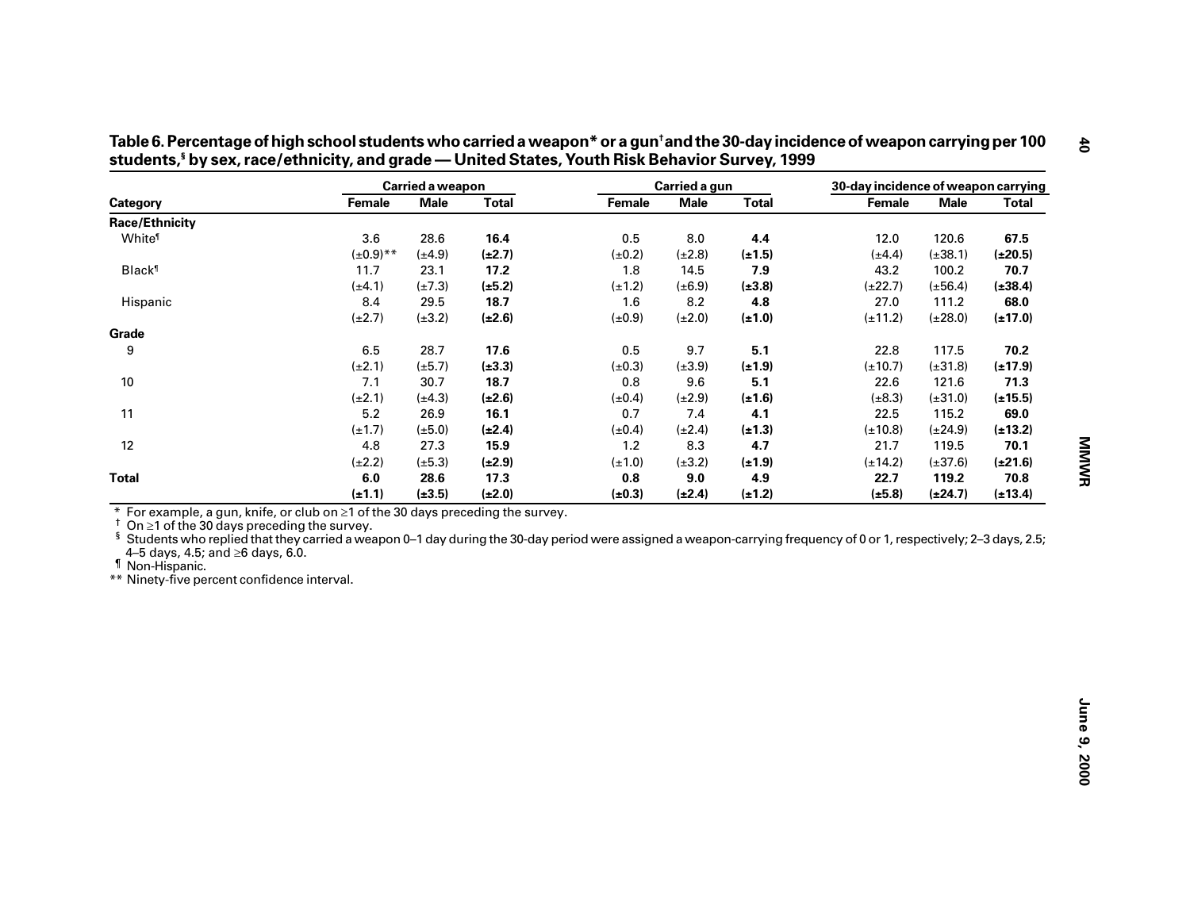**Table 6. Percentage of high school students who carried a weapon* or a gun† and the 30-day incidence of weapon carrying per 100 students,§ by sex, race/ethnicity, and grade — United States, Youth Risk Behavior Survey, 1999**

| Category | Carried a weapon | | | Carried a gun | | | 30-day incidence of weapon carrying | | |
|---|---|---|---|---|---|---|---|---|---|
| | Female | Male | Total | Female | Male | Total | Female | Male | Total |
| **Race/Ethnicity** | | | | | | | | | |
| White¶ | 3.6 | 28.6 | **16.4** | 0.5 | 8.0 | **4.4** | 12.0 | 120.6 | **67.5** |
| | (±0.9)** | (±4.9) | **(±2.7)** | (±0.2) | (±2.8) | **(±1.5)** | (±4.4) | (±38.1) | **(±20.5)** |
| Black¶ | 11.7 | 23.1 | **17.2** | 1.8 | 14.5 | **7.9** | 43.2 | 100.2 | **70.7** |
| | (±4.1) | (±7.3) | **(±5.2)** | (±1.2) | (±6.9) | **(±3.8)** | (±22.7) | (±56.4) | **(±38.4)** |
| Hispanic | 8.4 | 29.5 | **18.7** | 1.6 | 8.2 | **4.8** | 27.0 | 111.2 | **68.0** |
| | (±2.7) | (±3.2) | **(±2.6)** | (±0.9) | (±2.0) | **(±1.0)** | (±11.2) | (±28.0) | **(±17.0)** |
| **Grade** | | | | | | | | | |
| 9 | 6.5 | 28.7 | **17.6** | 0.5 | 9.7 | **5.1** | 22.8 | 117.5 | **70.2** |
| | (±2.1) | (±5.7) | **(±3.3)** | (±0.3) | (±3.9) | **(±1.9)** | (±10.7) | (±31.8) | **(±17.9)** |
| 10 | 7.1 | 30.7 | **18.7** | 0.8 | 9.6 | **5.1** | 22.6 | 121.6 | **71.3** |
| | (±2.1) | (±4.3) | **(±2.6)** | (±0.4) | (±2.9) | **(±1.6)** | (±8.3) | (±31.0) | **(±15.5)** |
| 11 | 5.2 | 26.9 | **16.1** | 0.7 | 7.4 | **4.1** | 22.5 | 115.2 | **69.0** |
| | (±1.7) | (±5.0) | **(±2.4)** | (±0.4) | (±2.4) | **(±1.3)** | (±10.8) | (±24.9) | **(±13.2)** |
| 12 | 4.8 | 27.3 | **15.9** | 1.2 | 8.3 | **4.7** | 21.7 | 119.5 | **70.1** |
| | (±2.2) | (±5.3) | **(±2.9)** | (±1.0) | (±3.2) | **(±1.9)** | (±14.2) | (±37.6) | **(±21.6)** |
| **Total** | **6.0** | **28.6** | 17.3 | **0.8** | **9.0** | 4.9 | **22.7** | **119.2** | 70.8 |
| | **(±1.1)** | **(±3.5)** | (±2.0) | **(±0.3)** | **(±2.4)** | (±1.2) | **(±5.8)** | **(±24.7)** | (±13.4) |

\* For example, a gun, knife, or club on ≥1 of the 30 days preceding the survey.
† On ≥1 of the 30 days preceding the survey.
§ Students who replied that they carried a weapon 0–1 day during the 30-day period were assigned a weapon-carrying frequency of 0 or 1, respectively; 2–3 days, 2.5; 4–5 days, 4.5; and ≥6 days, 6.0.
¶ Non-Hispanic.
** Ninety-five percent confidence interval.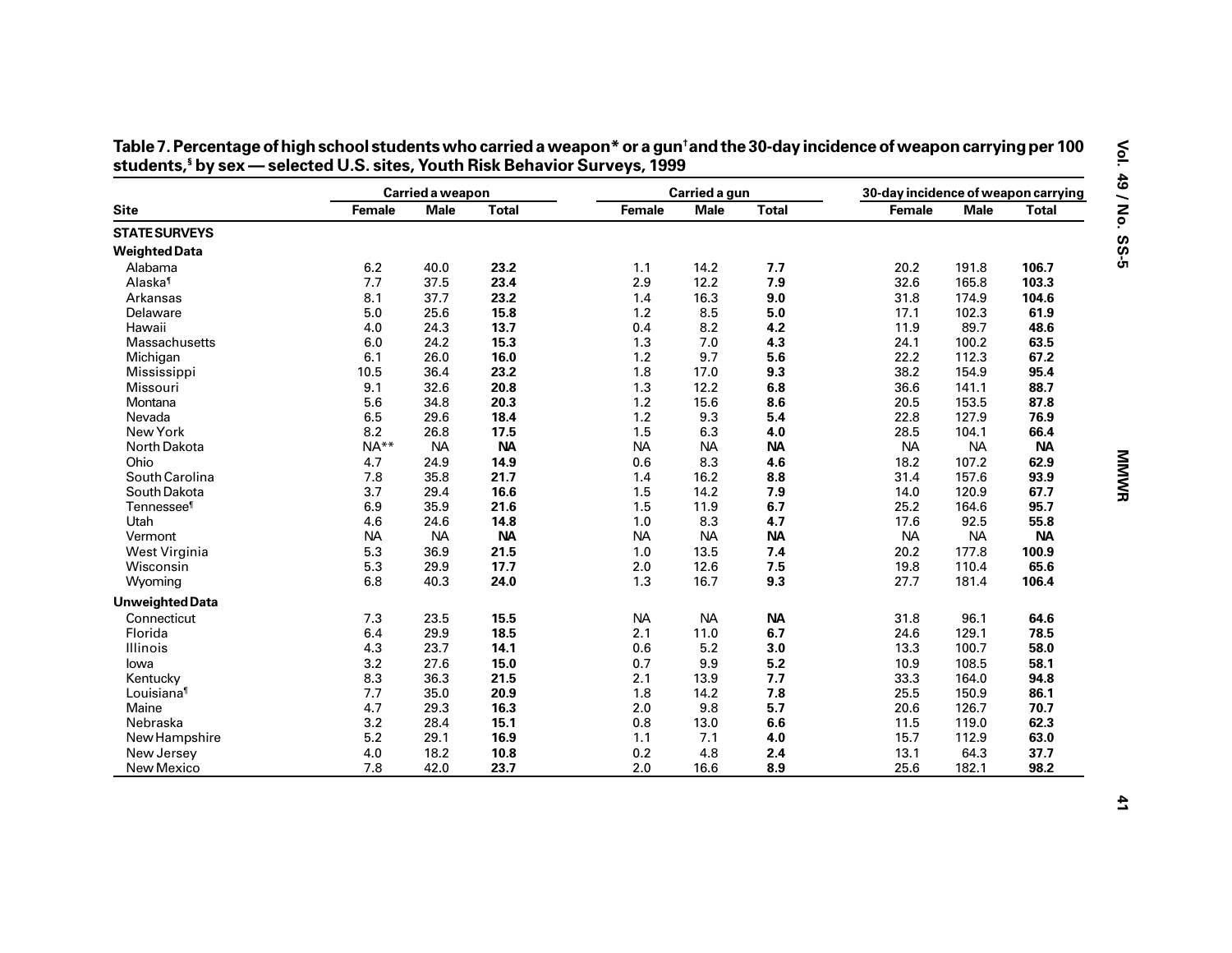**Table 7. Percentage of high school students who carried a weapon* or a gun[†] and the 30-day incidence of weapon carrying per 100 students,[§] by sex — selected U.S. sites, Youth Risk Behavior Surveys, 1999**

| Site | Carried a weapon | | | Carried a gun | | | 30-day incidence of weapon carrying | | |
|---|---|---|---|---|---|---|---|---|---|
| | Female | Male | Total | Female | Male | Total | Female | Male | Total |
| **STATE SURVEYS** | | | | | | | | | |
| **Weighted Data** | | | | | | | | | |
| Alabama | 6.2 | 40.0 | **23.2** | 1.1 | 14.2 | **7.7** | 20.2 | 191.8 | **106.7** |
| Alaska[¶] | 7.7 | 37.5 | **23.4** | 2.9 | 12.2 | **7.9** | 32.6 | 165.8 | **103.3** |
| Arkansas | 8.1 | 37.7 | **23.2** | 1.4 | 16.3 | **9.0** | 31.8 | 174.9 | **104.6** |
| Delaware | 5.0 | 25.6 | **15.8** | 1.2 | 8.5 | **5.0** | 17.1 | 102.3 | **61.9** |
| Hawaii | 4.0 | 24.3 | **13.7** | 0.4 | 8.2 | **4.2** | 11.9 | 89.7 | **48.6** |
| Massachusetts | 6.0 | 24.2 | **15.3** | 1.3 | 7.0 | **4.3** | 24.1 | 100.2 | **63.5** |
| Michigan | 6.1 | 26.0 | **16.0** | 1.2 | 9.7 | **5.6** | 22.2 | 112.3 | **67.2** |
| Mississippi | 10.5 | 36.4 | **23.2** | 1.8 | 17.0 | **9.3** | 38.2 | 154.9 | **95.4** |
| Missouri | 9.1 | 32.6 | **20.8** | 1.3 | 12.2 | **6.8** | 36.6 | 141.1 | **88.7** |
| Montana | 5.6 | 34.8 | **20.3** | 1.2 | 15.6 | **8.6** | 20.5 | 153.5 | **87.8** |
| Nevada | 6.5 | 29.6 | **18.4** | 1.2 | 9.3 | **5.4** | 22.8 | 127.9 | **76.9** |
| New York | 8.2 | 26.8 | **17.5** | 1.5 | 6.3 | **4.0** | 28.5 | 104.1 | **66.4** |
| North Dakota | NA** | NA | **NA** | NA | NA | **NA** | NA | NA | **NA** |
| Ohio | 4.7 | 24.9 | **14.9** | 0.6 | 8.3 | **4.6** | 18.2 | 107.2 | **62.9** |
| South Carolina | 7.8 | 35.8 | **21.7** | 1.4 | 16.2 | **8.8** | 31.4 | 157.6 | **93.9** |
| South Dakota | 3.7 | 29.4 | **16.6** | 1.5 | 14.2 | **7.9** | 14.0 | 120.9 | **67.7** |
| Tennessee[¶] | 6.9 | 35.9 | **21.6** | 1.5 | 11.9 | **6.7** | 25.2 | 164.6 | **95.7** |
| Utah | 4.6 | 24.6 | **14.8** | 1.0 | 8.3 | **4.7** | 17.6 | 92.5 | **55.8** |
| Vermont | NA | NA | **NA** | NA | NA | **NA** | NA | NA | **NA** |
| West Virginia | 5.3 | 36.9 | **21.5** | 1.0 | 13.5 | **7.4** | 20.2 | 177.8 | **100.9** |
| Wisconsin | 5.3 | 29.9 | **17.7** | 2.0 | 12.6 | **7.5** | 19.8 | 110.4 | **65.6** |
| Wyoming | 6.8 | 40.3 | **24.0** | 1.3 | 16.7 | **9.3** | 27.7 | 181.4 | **106.4** |
| **Unweighted Data** | | | | | | | | | |
| Connecticut | 7.3 | 23.5 | **15.5** | NA | NA | **NA** | 31.8 | 96.1 | **64.6** |
| Florida | 6.4 | 29.9 | **18.5** | 2.1 | 11.0 | **6.7** | 24.6 | 129.1 | **78.5** |
| Illinois | 4.3 | 23.7 | **14.1** | 0.6 | 5.2 | **3.0** | 13.3 | 100.7 | **58.0** |
| Iowa | 3.2 | 27.6 | **15.0** | 0.7 | 9.9 | **5.2** | 10.9 | 108.5 | **58.1** |
| Kentucky | 8.3 | 36.3 | **21.5** | 2.1 | 13.9 | **7.7** | 33.3 | 164.0 | **94.8** |
| Louisiana[¶] | 7.7 | 35.0 | **20.9** | 1.8 | 14.2 | **7.8** | 25.5 | 150.9 | **86.1** |
| Maine | 4.7 | 29.3 | **16.3** | 2.0 | 9.8 | **5.7** | 20.6 | 126.7 | **70.7** |
| Nebraska | 3.2 | 28.4 | **15.1** | 0.8 | 13.0 | **6.6** | 11.5 | 119.0 | **62.3** |
| New Hampshire | 5.2 | 29.1 | **16.9** | 1.1 | 7.1 | **4.0** | 15.7 | 112.9 | **63.0** |
| New Jersey | 4.0 | 18.2 | **10.8** | 0.2 | 4.8 | **2.4** | 13.1 | 64.3 | **37.7** |
| New Mexico | 7.8 | 42.0 | **23.7** | 2.0 | 16.6 | **8.9** | 25.6 | 182.1 | **98.2** |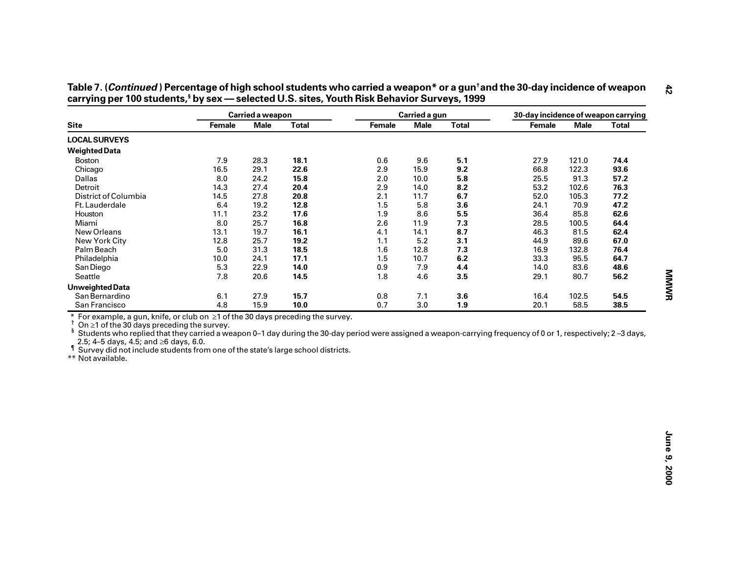**Table 7. (*Continued*) Percentage of high school students who carried a weapon* or a gun† and the 30-day incidence of weapon carrying per 100 students,§ by sex — selected U.S. sites, Youth Risk Behavior Surveys, 1999**

| Site | Carried a weapon | | | Carried a gun | | | 30-day incidence of weapon carrying | | |
|---|---|---|---|---|---|---|---|---|---|
| | Female | Male | Total | Female | Male | Total | Female | Male | Total |
| **LOCAL SURVEYS** | | | | | | | | | |
| **Weighted Data** | | | | | | | | | |
| Boston | 7.9 | 28.3 | **18.1** | 0.6 | 9.6 | **5.1** | 27.9 | 121.0 | **74.4** |
| Chicago | 16.5 | 29.1 | **22.6** | 2.9 | 15.9 | **9.2** | 66.8 | 122.3 | **93.6** |
| Dallas | 8.0 | 24.2 | **15.8** | 2.0 | 10.0 | **5.8** | 25.5 | 91.3 | **57.2** |
| Detroit | 14.3 | 27.4 | **20.4** | 2.9 | 14.0 | **8.2** | 53.2 | 102.6 | **76.3** |
| District of Columbia | 14.5 | 27.8 | **20.8** | 2.1 | 11.7 | **6.7** | 52.0 | 105.3 | **77.2** |
| Ft. Lauderdale | 6.4 | 19.2 | **12.8** | 1.5 | 5.8 | **3.6** | 24.1 | 70.9 | **47.2** |
| Houston | 11.1 | 23.2 | **17.6** | 1.9 | 8.6 | **5.5** | 36.4 | 85.8 | **62.6** |
| Miami | 8.0 | 25.7 | **16.8** | 2.6 | 11.9 | **7.3** | 28.5 | 100.5 | **64.4** |
| New Orleans | 13.1 | 19.7 | **16.1** | 4.1 | 14.1 | **8.7** | 46.3 | 81.5 | **62.4** |
| New York City | 12.8 | 25.7 | **19.2** | 1.1 | 5.2 | **3.1** | 44.9 | 89.6 | **67.0** |
| Palm Beach | 5.0 | 31.3 | **18.5** | 1.6 | 12.8 | **7.3** | 16.9 | 132.8 | **76.4** |
| Philadelphia | 10.0 | 24.1 | **17.1** | 1.5 | 10.7 | **6.2** | 33.3 | 95.5 | **64.7** |
| San Diego | 5.3 | 22.9 | **14.0** | 0.9 | 7.9 | **4.4** | 14.0 | 83.6 | **48.6** |
| Seattle | 7.8 | 20.6 | **14.5** | 1.8 | 4.6 | **3.5** | 29.1 | 80.7 | **56.2** |
| **Unweighted Data** | | | | | | | | | |
| San Bernardino | 6.1 | 27.9 | **15.7** | 0.8 | 7.1 | **3.6** | 16.4 | 102.5 | **54.5** |
| San Francisco | 4.8 | 15.9 | **10.0** | 0.7 | 3.0 | **1.9** | 20.1 | 58.5 | **38.5** |

\* For example, a gun, knife, or club on ≥1 of the 30 days preceding the survey.
† On ≥1 of the 30 days preceding the survey.
§ Students who replied that they carried a weapon 0–1 day during the 30-day period were assigned a weapon-carrying frequency of 0 or 1, respectively; 2–3 days, 2.5; 4–5 days, 4.5; and ≥6 days, 6.0.
¶ Survey did not include students from one of the state's large school districts.
\** Not available.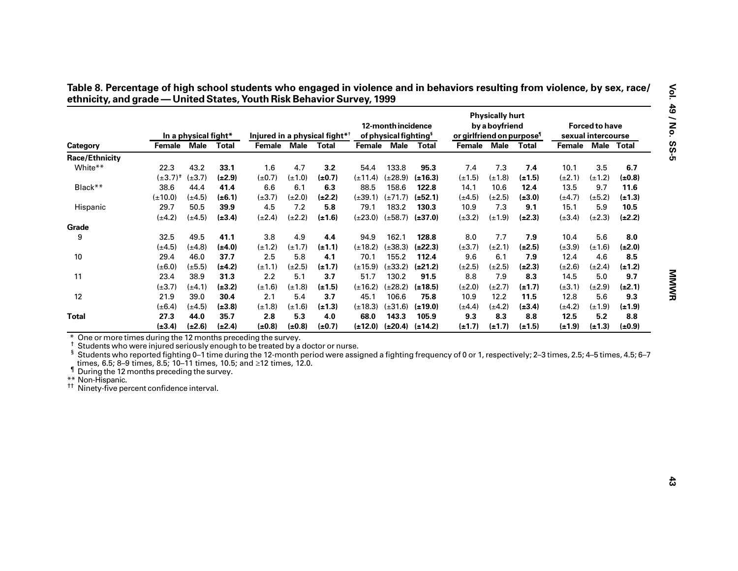**Table 8. Percentage of high school students who engaged in violence and in behaviors resulting from violence, by sex, race/ethnicity, and grade — United States, Youth Risk Behavior Survey, 1999**

| Category | In a physical fight* | | | Injured in a physical fight*† | | | 12-month incidence of physical fighting§ | | | Physically hurt by a boyfriend or girlfriend on purpose¶ | | | Forced to have sexual intercourse | | |
|---|---|---|---|---|---|---|---|---|---|---|---|---|---|---|---|
| | Female | Male | Total | Female | Male | Total | Female | Male | Total | Female | Male | Total | Female | Male | Total |
| **Race/Ethnicity** | | | | | | | | | | | | | | | |
| White** | 22.3 | 43.2 | **33.1** | 1.6 | 4.7 | **3.2** | 54.4 | 133.8 | **95.3** | 7.4 | 7.3 | **7.4** | 10.1 | 3.5 | **6.7** |
| | (±3.7)†† | (±3.7) | **(±2.9)** | (±0.7) | (±1.0) | **(±0.7)** | (±11.4) | (±28.9) | **(±16.3)** | (±1.5) | (±1.8) | **(±1.5)** | (±2.1) | (±1.2) | **(±0.8)** |
| Black** | 38.6 | 44.4 | **41.4** | 6.6 | 6.1 | **6.3** | 88.5 | 158.6 | **122.8** | 14.1 | 10.6 | **12.4** | 13.5 | 9.7 | **11.6** |
| | (±10.0) | (±4.5) | **(±6.1)** | (±3.7) | (±2.0) | **(±2.2)** | (±39.1) | (±71.7) | **(±52.1)** | (±4.5) | (±2.5) | **(±3.0)** | (±4.7) | (±5.2) | **(±1.3)** |
| Hispanic | 29.7 | 50.5 | **39.9** | 4.5 | 7.2 | **5.8** | 79.1 | 183.2 | **130.3** | 10.9 | 7.3 | **9.1** | 15.1 | 5.9 | **10.5** |
| | (±4.2) | (±4.5) | **(±3.4)** | (±2.4) | (±2.2) | **(±1.6)** | (±23.0) | (±58.7) | **(±37.0)** | (±3.2) | (±1.9) | **(±2.3)** | (±3.4) | (±2.3) | **(±2.2)** |
| **Grade** | | | | | | | | | | | | | | | |
| 9 | 32.5 | 49.5 | **41.1** | 3.8 | 4.9 | **4.4** | 94.9 | 162.1 | **128.8** | 8.0 | 7.7 | **7.9** | 10.4 | 5.6 | **8.0** |
| | (±4.5) | (±4.8) | **(±4.0)** | (±1.2) | (±1.7) | **(±1.1)** | (±18.2) | (±38.3) | **(±22.3)** | (±3.7) | (±2.1) | **(±2.5)** | (±3.9) | (±1.6) | **(±2.0)** |
| 10 | 29.4 | 46.0 | **37.7** | 2.5 | 5.8 | **4.1** | 70.1 | 155.2 | **112.4** | 9.6 | 6.1 | **7.9** | 12.4 | 4.6 | **8.5** |
| | (±6.0) | (±5.5) | **(±4.2)** | (±1.1) | (±2.5) | **(±1.7)** | (±15.9) | (±33.2) | **(±21.2)** | (±2.5) | (±2.5) | **(±2.3)** | (±2.6) | (±2.4) | **(±1.2)** |
| 11 | 23.4 | 38.9 | **31.3** | 2.2 | 5.1 | **3.7** | 51.7 | 130.2 | **91.5** | 8.8 | 7.9 | **8.3** | 14.5 | 5.0 | **9.7** |
| | (±3.7) | (±4.1) | **(±3.2)** | (±1.6) | (±1.8) | **(±1.5)** | (±16.2) | (±28.2) | **(±18.5)** | (±2.0) | (±2.7) | **(±1.7)** | (±3.1) | (±2.9) | **(±2.1)** |
| 12 | 21.9 | 39.0 | **30.4** | 2.1 | 5.4 | **3.7** | 45.1 | 106.6 | **75.8** | 10.9 | 12.2 | **11.5** | 12.8 | 5.6 | **9.3** |
| | (±6.4) | (±4.5) | **(±3.8)** | (±1.8) | (±1.6) | **(±1.3)** | (±18.3) | (±31.6) | **(±19.0)** | (±4.4) | (±4.2) | **(±3.4)** | (±4.2) | (±1.9) | **(±1.9)** |
| **Total** | **27.3** | **44.0** | **35.7** | **2.8** | **5.3** | **4.0** | **68.0** | **143.3** | **105.9** | **9.3** | **8.3** | **8.8** | **12.5** | **5.2** | **8.8** |
| | **(±3.4)** | **(±2.6)** | **(±2.4)** | **(±0.8)** | **(±0.8)** | **(±0.7)** | **(±12.0)** | **(±20.4)** | **(±14.2)** | **(±1.7)** | **(±1.7)** | **(±1.5)** | **(±1.9)** | **(±1.3)** | **(±0.9)** |

\* One or more times during the 12 months preceding the survey.
† Students who were injured seriously enough to be treated by a doctor or nurse.
§ Students who reported fighting 0–1 time during the 12-month period were assigned a fighting frequency of 0 or 1, respectively; 2–3 times, 2.5; 4–5 times, 4.5; 6–7 times, 6.5; 8–9 times, 8.5; 10–11 times, 10.5; and ≥12 times, 12.0.
¶ During the 12 months preceding the survey.
** Non-Hispanic.
†† Ninety-five percent confidence interval.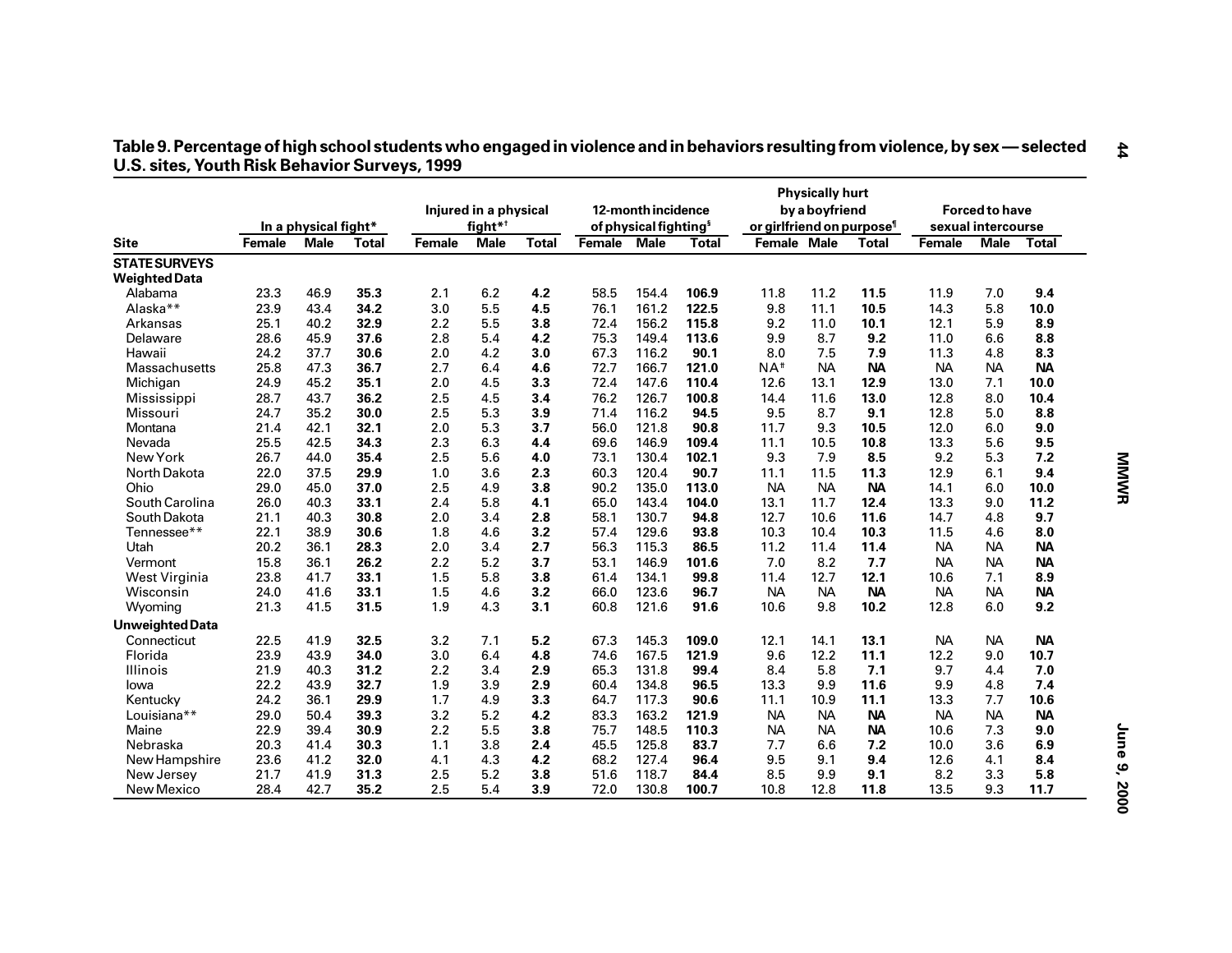**Table 9. Percentage of high school students who engaged in violence and in behaviors resulting from violence, by sex — selected U.S. sites, Youth Risk Behavior Surveys, 1999**

| Site | In a physical fight* | | | Injured in a physical fight*[†] | | | 12-month incidence of physical fighting[§] | | | Physically hurt by a boyfriend or girlfriend on purpose[¶] | | | Forced to have sexual intercourse | | |
|---|---|---|---|---|---|---|---|---|---|---|---|---|---|---|---|
| | Female | Male | Total | Female | Male | Total | Female | Male | Total | Female | Male | Total | Female | Male | Total |
| **STATE SURVEYS** | | | | | | | | | | | | | | | |
| **Weighted Data** | | | | | | | | | | | | | | | |
| Alabama | 23.3 | 46.9 | **35.3** | 2.1 | 6.2 | **4.2** | 58.5 | 154.4 | **106.9** | 11.8 | 11.2 | **11.5** | 11.9 | 7.0 | **9.4** |
| Alaska** | 23.9 | 43.4 | **34.2** | 3.0 | 5.5 | **4.5** | 76.1 | 161.2 | **122.5** | 9.8 | 11.1 | **10.5** | 14.3 | 5.8 | **10.0** |
| Arkansas | 25.1 | 40.2 | **32.9** | 2.2 | 5.5 | **3.8** | 72.4 | 156.2 | **115.8** | 9.2 | 11.0 | **10.1** | 12.1 | 5.9 | **8.9** |
| Delaware | 28.6 | 45.9 | **37.6** | 2.8 | 5.4 | **4.2** | 75.3 | 149.4 | **113.6** | 9.9 | 8.7 | **9.2** | 11.0 | 6.6 | **8.8** |
| Hawaii | 24.2 | 37.7 | **30.6** | 2.0 | 4.2 | **3.0** | 67.3 | 116.2 | **90.1** | 8.0 | 7.5 | **7.9** | 11.3 | 4.8 | **8.3** |
| Massachusetts | 25.8 | 47.3 | **36.7** | 2.7 | 6.4 | **4.6** | 72.7 | 166.7 | **121.0** | NA[#] | NA | **NA** | NA | NA | **NA** |
| Michigan | 24.9 | 45.2 | **35.1** | 2.0 | 4.5 | **3.3** | 72.4 | 147.6 | **110.4** | 12.6 | 13.1 | **12.9** | 13.0 | 7.1 | **10.0** |
| Mississippi | 28.7 | 43.7 | **36.2** | 2.5 | 4.5 | **3.4** | 76.2 | 126.7 | **100.8** | 14.4 | 11.6 | **13.0** | 12.8 | 8.0 | **10.4** |
| Missouri | 24.7 | 35.2 | **30.0** | 2.5 | 5.3 | **3.9** | 71.4 | 116.2 | **94.5** | 9.5 | 8.7 | **9.1** | 12.8 | 5.0 | **8.8** |
| Montana | 21.4 | 42.1 | **32.1** | 2.0 | 5.3 | **3.7** | 56.0 | 121.8 | **90.8** | 11.7 | 9.3 | **10.5** | 12.0 | 6.0 | **9.0** |
| Nevada | 25.5 | 42.5 | **34.3** | 2.3 | 6.3 | **4.4** | 69.6 | 146.9 | **109.4** | 11.1 | 10.5 | **10.8** | 13.3 | 5.6 | **9.5** |
| New York | 26.7 | 44.0 | **35.4** | 2.5 | 5.6 | **4.0** | 73.1 | 130.4 | **102.1** | 9.3 | 7.9 | **8.5** | 9.2 | 5.3 | **7.2** |
| North Dakota | 22.0 | 37.5 | **29.9** | 1.0 | 3.6 | **2.3** | 60.3 | 120.4 | **90.7** | 11.1 | 11.5 | **11.3** | 12.9 | 6.1 | **9.4** |
| Ohio | 29.0 | 45.0 | **37.0** | 2.5 | 4.9 | **3.8** | 90.2 | 135.0 | **113.0** | NA | NA | **NA** | 14.1 | 6.0 | **10.0** |
| South Carolina | 26.0 | 40.3 | **33.1** | 2.4 | 5.8 | **4.1** | 65.0 | 143.4 | **104.0** | 13.1 | 11.7 | **12.4** | 13.3 | 9.0 | **11.2** |
| South Dakota | 21.1 | 40.3 | **30.8** | 2.0 | 3.4 | **2.8** | 58.1 | 130.7 | **94.8** | 12.7 | 10.6 | **11.6** | 14.7 | 4.8 | **9.7** |
| Tennessee** | 22.1 | 38.9 | **30.6** | 1.8 | 4.6 | **3.2** | 57.4 | 129.6 | **93.8** | 10.3 | 10.4 | **10.3** | 11.5 | 4.6 | **8.0** |
| Utah | 20.2 | 36.1 | **28.3** | 2.0 | 3.4 | **2.7** | 56.3 | 115.3 | **86.5** | 11.2 | 11.4 | **11.4** | NA | NA | **NA** |
| Vermont | 15.8 | 36.1 | **26.2** | 2.2 | 5.2 | **3.7** | 53.1 | 146.9 | **101.6** | 7.0 | 8.2 | **7.7** | NA | NA | **NA** |
| West Virginia | 23.8 | 41.7 | **33.1** | 1.5 | 5.8 | **3.8** | 61.4 | 134.1 | **99.8** | 11.4 | 12.7 | **12.1** | 10.6 | 7.1 | **8.9** |
| Wisconsin | 24.0 | 41.6 | **33.1** | 1.5 | 4.6 | **3.2** | 66.0 | 123.6 | **96.7** | NA | NA | **NA** | NA | NA | **NA** |
| Wyoming | 21.3 | 41.5 | **31.5** | 1.9 | 4.3 | **3.1** | 60.8 | 121.6 | **91.6** | 10.6 | 9.8 | **10.2** | 12.8 | 6.0 | **9.2** |
| **Unweighted Data** | | | | | | | | | | | | | | | |
| Connecticut | 22.5 | 41.9 | **32.5** | 3.2 | 7.1 | **5.2** | 67.3 | 145.3 | **109.0** | 12.1 | 14.1 | **13.1** | NA | NA | **NA** |
| Florida | 23.9 | 43.9 | **34.0** | 3.0 | 6.4 | **4.8** | 74.6 | 167.5 | **121.9** | 9.6 | 12.2 | **11.1** | 12.2 | 9.0 | **10.7** |
| Illinois | 21.9 | 40.3 | **31.2** | 2.2 | 3.4 | **2.9** | 65.3 | 131.8 | **99.4** | 8.4 | 5.8 | **7.1** | 9.7 | 4.4 | **7.0** |
| Iowa | 22.2 | 43.9 | **32.7** | 1.9 | 3.9 | **2.9** | 60.4 | 134.8 | **96.5** | 13.3 | 9.9 | **11.6** | 9.9 | 4.8 | **7.4** |
| Kentucky | 24.2 | 36.1 | **29.9** | 1.7 | 4.9 | **3.3** | 64.7 | 117.3 | **90.6** | 11.1 | 10.9 | **11.1** | 13.3 | 7.7 | **10.6** |
| Louisiana** | 29.0 | 50.4 | **39.3** | 3.2 | 5.2 | **4.2** | 83.3 | 163.2 | **121.9** | NA | NA | **NA** | NA | NA | **NA** |
| Maine | 22.9 | 39.4 | **30.9** | 2.2 | 5.5 | **3.8** | 75.7 | 148.5 | **110.3** | NA | NA | **NA** | 10.6 | 7.3 | **9.0** |
| Nebraska | 20.3 | 41.4 | **30.3** | 1.1 | 3.8 | **2.4** | 45.5 | 125.8 | **83.7** | 7.7 | 6.6 | **7.2** | 10.0 | 3.6 | **6.9** |
| New Hampshire | 23.6 | 41.2 | **32.0** | 4.1 | 4.3 | **4.2** | 68.2 | 127.4 | **96.4** | 9.5 | 9.1 | **9.4** | 12.6 | 4.1 | **8.4** |
| New Jersey | 21.7 | 41.9 | **31.3** | 2.5 | 5.2 | **3.8** | 51.6 | 118.7 | **84.4** | 8.5 | 9.9 | **9.1** | 8.2 | 3.3 | **5.8** |
| New Mexico | 28.4 | 42.7 | **35.2** | 2.5 | 5.4 | **3.9** | 72.0 | 130.8 | **100.7** | 10.8 | 12.8 | **11.8** | 13.5 | 9.3 | **11.7** |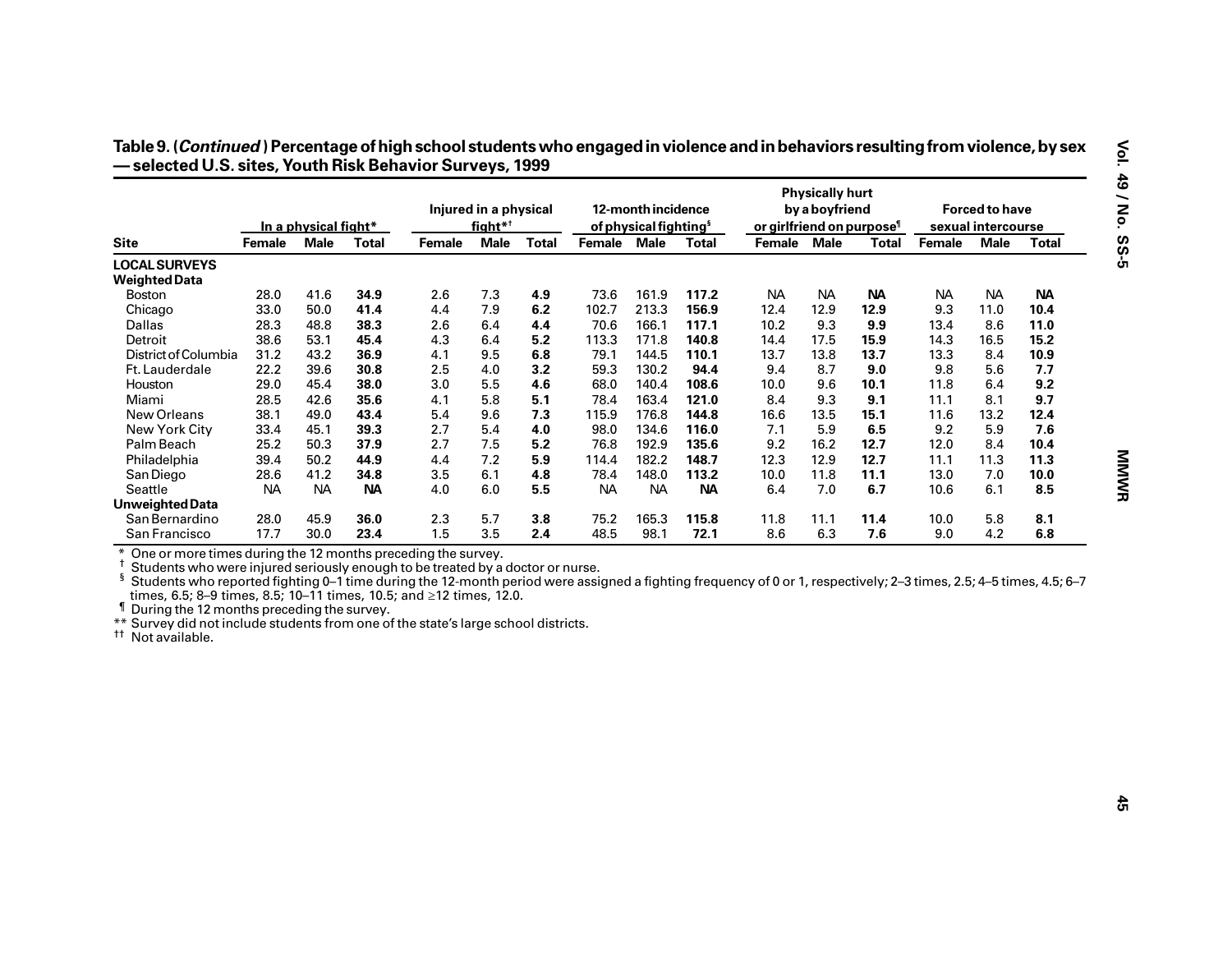**Table 9. (*Continued*) Percentage of high school students who engaged in violence and in behaviors resulting from violence, by sex — selected U.S. sites, Youth Risk Behavior Surveys, 1999**

| Site | In a physical fight* | | | Injured in a physical fight*† | | | 12-month incidence of physical fighting§ | | | Physically hurt by a boyfriend or girlfriend on purpose¶ | | | Forced to have sexual intercourse | | |
|---|---|---|---|---|---|---|---|---|---|---|---|---|---|---|---|
| | Female | Male | Total | Female | Male | Total | Female | Male | Total | Female | Male | Total | Female | Male | Total |
| **LOCAL SURVEYS** | | | | | | | | | | | | | | | |
| **Weighted Data** | | | | | | | | | | | | | | | |
| Boston | 28.0 | 41.6 | **34.9** | 2.6 | 7.3 | **4.9** | 73.6 | 161.9 | **117.2** | NA | NA | **NA** | NA | NA | **NA** |
| Chicago | 33.0 | 50.0 | **41.4** | 4.4 | 7.9 | **6.2** | 102.7 | 213.3 | **156.9** | 12.4 | 12.9 | **12.9** | 9.3 | 11.0 | **10.4** |
| Dallas | 28.3 | 48.8 | **38.3** | 2.6 | 6.4 | **4.4** | 70.6 | 166.1 | **117.1** | 10.2 | 9.3 | **9.9** | 13.4 | 8.6 | **11.0** |
| Detroit | 38.6 | 53.1 | **45.4** | 4.3 | 6.4 | **5.2** | 113.3 | 171.8 | **140.8** | 14.4 | 17.5 | **15.9** | 14.3 | 16.5 | **15.2** |
| District of Columbia | 31.2 | 43.2 | **36.9** | 4.1 | 9.5 | **6.8** | 79.1 | 144.5 | **110.1** | 13.7 | 13.8 | **13.7** | 13.3 | 8.4 | **10.9** |
| Ft. Lauderdale | 22.2 | 39.6 | **30.8** | 2.5 | 4.0 | **3.2** | 59.3 | 130.2 | **94.4** | 9.4 | 8.7 | **9.0** | 9.8 | 5.6 | **7.7** |
| Houston | 29.0 | 45.4 | **38.0** | 3.0 | 5.5 | **4.6** | 68.0 | 140.4 | **108.6** | 10.0 | 9.6 | **10.1** | 11.8 | 6.4 | **9.2** |
| Miami | 28.5 | 42.6 | **35.6** | 4.1 | 5.8 | **5.1** | 78.4 | 163.4 | **121.0** | 8.4 | 9.3 | **9.1** | 11.1 | 8.1 | **9.7** |
| New Orleans | 38.1 | 49.0 | **43.4** | 5.4 | 9.6 | **7.3** | 115.9 | 176.8 | **144.8** | 16.6 | 13.5 | **15.1** | 11.6 | 13.2 | **12.4** |
| New York City | 33.4 | 45.1 | **39.3** | 2.7 | 5.4 | **4.0** | 98.0 | 134.6 | **116.0** | 7.1 | 5.9 | **6.5** | 9.2 | 5.9 | **7.6** |
| Palm Beach | 25.2 | 50.3 | **37.9** | 2.7 | 7.5 | **5.2** | 76.8 | 192.9 | **135.6** | 9.2 | 16.2 | **12.7** | 12.0 | 8.4 | **10.4** |
| Philadelphia | 39.4 | 50.2 | **44.9** | 4.4 | 7.2 | **5.9** | 114.4 | 182.2 | **148.7** | 12.3 | 12.9 | **12.7** | 11.1 | 11.3 | **11.3** |
| San Diego | 28.6 | 41.2 | **34.8** | 3.5 | 6.1 | **4.8** | 78.4 | 148.0 | **113.2** | 10.0 | 11.8 | **11.1** | 13.0 | 7.0 | **10.0** |
| Seattle | NA | NA | **NA** | 4.0 | 6.0 | **5.5** | NA | NA | **NA** | 6.4 | 7.0 | **6.7** | 10.6 | 6.1 | **8.5** |
| **Unweighted Data** | | | | | | | | | | | | | | | |
| San Bernardino | 28.0 | 45.9 | **36.0** | 2.3 | 5.7 | **3.8** | 75.2 | 165.3 | **115.8** | 11.8 | 11.1 | **11.4** | 10.0 | 5.8 | **8.1** |
| San Francisco | 17.7 | 30.0 | **23.4** | 1.5 | 3.5 | **2.4** | 48.5 | 98.1 | **72.1** | 8.6 | 6.3 | **7.6** | 9.0 | 4.2 | **6.8** |

\* One or more times during the 12 months preceding the survey.
† Students who were injured seriously enough to be treated by a doctor or nurse.
§ Students who reported fighting 0–1 time during the 12-month period were assigned a fighting frequency of 0 or 1, respectively; 2–3 times, 2.5; 4–5 times, 4.5; 6–7 times, 6.5; 8–9 times, 8.5; 10–11 times, 10.5; and ≥12 times, 12.0.
¶ During the 12 months preceding the survey.
\*\* Survey did not include students from one of the state's large school districts.
†† Not available.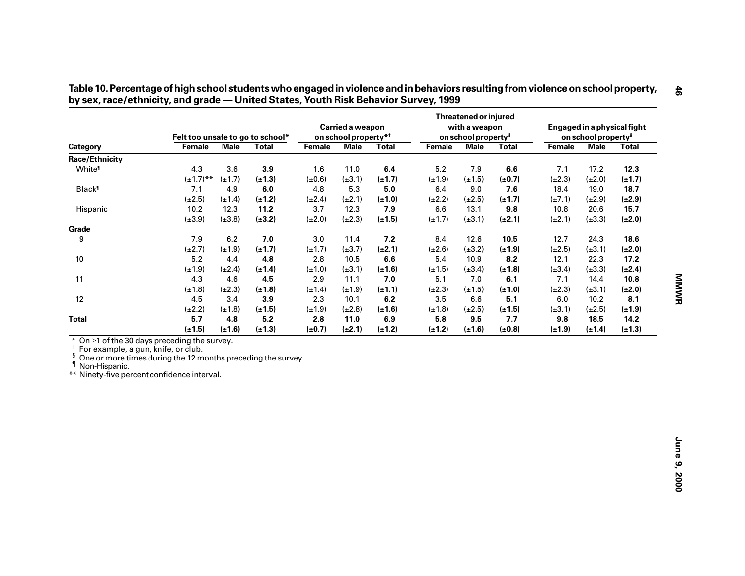**Table 10. Percentage of high school students who engaged in violence and in behaviors resulting from violence on school property, by sex, race/ethnicity, and grade — United States, Youth Risk Behavior Survey, 1999**

| Category | Felt too unsafe to go to school* | | | Carried a weapon on school property*† | | | Threatened or injured with a weapon on school property§ | | | Engaged in a physical fight on school property§ | | |
|---|---|---|---|---|---|---|---|---|---|---|---|---|
| | Female | Male | Total | Female | Male | Total | Female | Male | Total | Female | Male | Total |
| **Race/Ethnicity** | | | | | | | | | | | | |
| White¶ | 4.3 | 3.6 | **3.9** | 1.6 | 11.0 | **6.4** | 5.2 | 7.9 | **6.6** | 7.1 | 17.2 | **12.3** |
| | (±1.7)** | (±1.7) | **(±1.3)** | (±0.6) | (±3.1) | **(±1.7)** | (±1.9) | (±1.5) | **(±0.7)** | (±2.3) | (±2.0) | **(±1.7)** |
| Black¶ | 7.1 | 4.9 | **6.0** | 4.8 | 5.3 | **5.0** | 6.4 | 9.0 | **7.6** | 18.4 | 19.0 | **18.7** |
| | (±2.5) | (±1.4) | **(±1.2)** | (±2.4) | (±2.1) | **(±1.0)** | (±2.2) | (±2.5) | **(±1.7)** | (±7.1) | (±2.9) | **(±2.9)** |
| Hispanic | 10.2 | 12.3 | **11.2** | 3.7 | 12.3 | **7.9** | 6.6 | 13.1 | **9.8** | 10.8 | 20.6 | **15.7** |
| | (±3.9) | (±3.8) | **(±3.2)** | (±2.0) | (±2.3) | **(±1.5)** | (±1.7) | (±3.1) | **(±2.1)** | (±2.1) | (±3.3) | **(±2.0)** |
| **Grade** | | | | | | | | | | | | |
| 9 | 7.9 | 6.2 | **7.0** | 3.0 | 11.4 | **7.2** | 8.4 | 12.6 | **10.5** | 12.7 | 24.3 | **18.6** |
| | (±2.7) | (±1.9) | **(±1.7)** | (±1.7) | (±3.7) | **(±2.1)** | (±2.6) | (±3.2) | **(±1.9)** | (±2.5) | (±3.1) | **(±2.0)** |
| 10 | 5.2 | 4.4 | **4.8** | 2.8 | 10.5 | **6.6** | 5.4 | 10.9 | **8.2** | 12.1 | 22.3 | **17.2** |
| | (±1.9) | (±2.4) | **(±1.4)** | (±1.0) | (±3.1) | **(±1.6)** | (±1.5) | (±3.4) | **(±1.8)** | (±3.4) | (±3.3) | **(±2.4)** |
| 11 | 4.3 | 4.6 | **4.5** | 2.9 | 11.1 | **7.0** | 5.1 | 7.0 | **6.1** | 7.1 | 14.4 | **10.8** |
| | (±1.8) | (±2.3) | **(±1.8)** | (±1.4) | (±1.9) | **(±1.1)** | (±2.3) | (±1.5) | **(±1.0)** | (±2.3) | (±3.1) | **(±2.0)** |
| 12 | 4.5 | 3.4 | **3.9** | 2.3 | 10.1 | **6.2** | 3.5 | 6.6 | **5.1** | 6.0 | 10.2 | **8.1** |
| | (±2.2) | (±1.8) | **(±1.5)** | (±1.9) | (±2.8) | **(±1.6)** | (±1.8) | (±2.5) | **(±1.5)** | (±3.1) | (±2.5) | **(±1.9)** |
| **Total** | **5.7** | **4.8** | **5.2** | **2.8** | **11.0** | **6.9** | **5.8** | **9.5** | **7.7** | **9.8** | **18.5** | **14.2** |
| | **(±1.5)** | **(±1.6)** | **(±1.3)** | **(±0.7)** | **(±2.1)** | **(±1.2)** | **(±1.2)** | **(±1.6)** | **(±0.8)** | **(±1.9)** | **(±1.4)** | **(±1.3)** |

\* On ≥1 of the 30 days preceding the survey.
† For example, a gun, knife, or club.
§ One or more times during the 12 months preceding the survey.
¶ Non-Hispanic.
** Ninety-five percent confidence interval.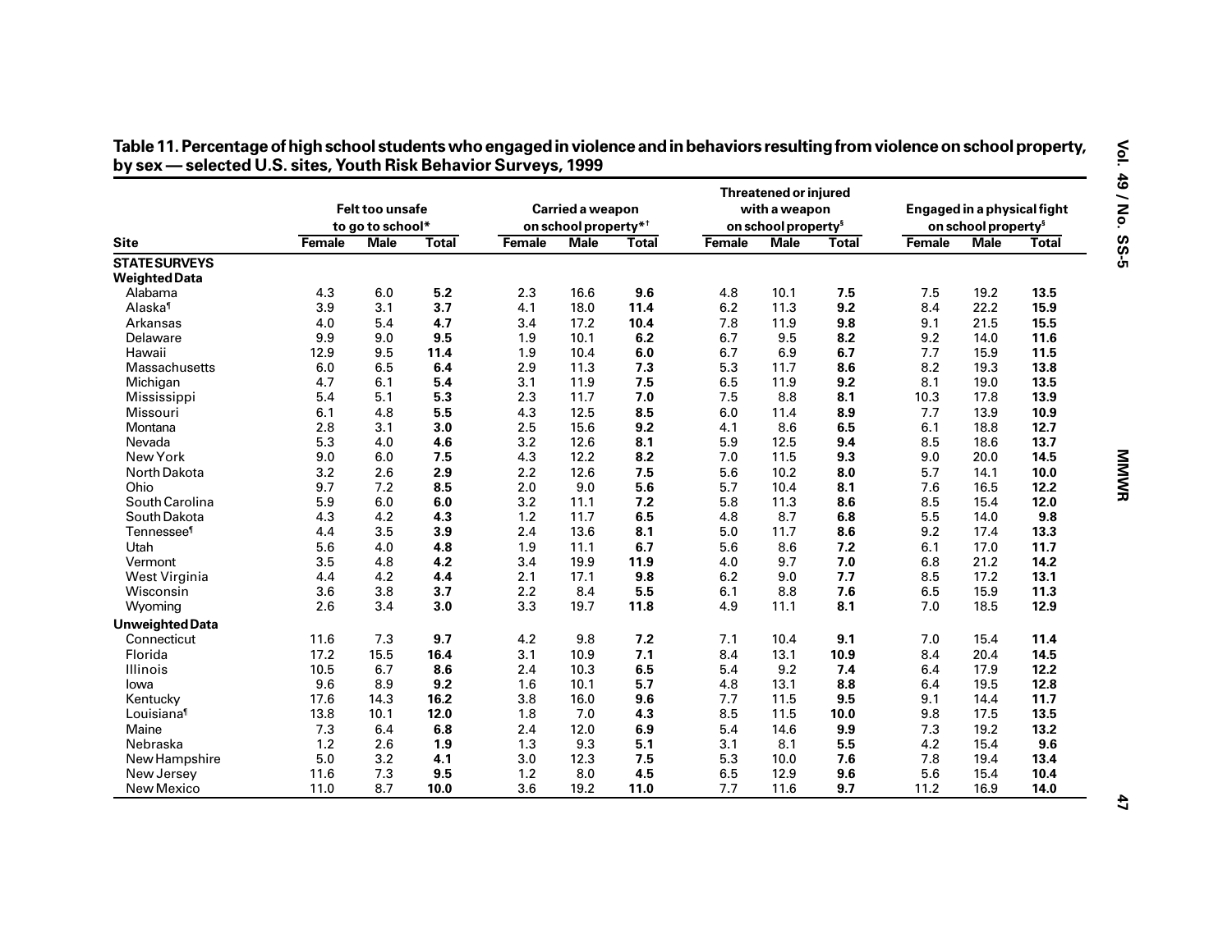**Table 11. Percentage of high school students who engaged in violence and in behaviors resulting from violence on school property, by sex — selected U.S. sites, Youth Risk Behavior Surveys, 1999**

| Site | Felt too unsafe to go to school* | | | Carried a weapon on school property*[†] | | | Threatened or injured with a weapon on school property[§] | | | Engaged in a physical fight on school property[§] | | |
|---|---|---|---|---|---|---|---|---|---|---|---|---|
| | Female | Male | Total | Female | Male | Total | Female | Male | Total | Female | Male | Total |
| **STATE SURVEYS** | | | | | | | | | | | | |
| **Weighted Data** | | | | | | | | | | | | |
| Alabama | 4.3 | 6.0 | **5.2** | 2.3 | 16.6 | **9.6** | 4.8 | 10.1 | **7.5** | 7.5 | 19.2 | **13.5** |
| Alaska[¶] | 3.9 | 3.1 | **3.7** | 4.1 | 18.0 | **11.4** | 6.2 | 11.3 | **9.2** | 8.4 | 22.2 | **15.9** |
| Arkansas | 4.0 | 5.4 | **4.7** | 3.4 | 17.2 | **10.4** | 7.8 | 11.9 | **9.8** | 9.1 | 21.5 | **15.5** |
| Delaware | 9.9 | 9.0 | **9.5** | 1.9 | 10.1 | **6.2** | 6.7 | 9.5 | **8.2** | 9.2 | 14.0 | **11.6** |
| Hawaii | 12.9 | 9.5 | **11.4** | 1.9 | 10.4 | **6.0** | 6.7 | 6.9 | **6.7** | 7.7 | 15.9 | **11.5** |
| Massachusetts | 6.0 | 6.5 | **6.4** | 2.9 | 11.3 | **7.3** | 5.3 | 11.7 | **8.6** | 8.2 | 19.3 | **13.8** |
| Michigan | 4.7 | 6.1 | **5.4** | 3.1 | 11.9 | **7.5** | 6.5 | 11.9 | **9.2** | 8.1 | 19.0 | **13.5** |
| Mississippi | 5.4 | 5.1 | **5.3** | 2.3 | 11.7 | **7.0** | 7.5 | 8.8 | **8.1** | 10.3 | 17.8 | **13.9** |
| Missouri | 6.1 | 4.8 | **5.5** | 4.3 | 12.5 | **8.5** | 6.0 | 11.4 | **8.9** | 7.7 | 13.9 | **10.9** |
| Montana | 2.8 | 3.1 | **3.0** | 2.5 | 15.6 | **9.2** | 4.1 | 8.6 | **6.5** | 6.1 | 18.8 | **12.7** |
| Nevada | 5.3 | 4.0 | **4.6** | 3.2 | 12.6 | **8.1** | 5.9 | 12.5 | **9.4** | 8.5 | 18.6 | **13.7** |
| New York | 9.0 | 6.0 | **7.5** | 4.3 | 12.2 | **8.2** | 7.0 | 11.5 | **9.3** | 9.0 | 20.0 | **14.5** |
| North Dakota | 3.2 | 2.6 | **2.9** | 2.2 | 12.6 | **7.5** | 5.6 | 10.2 | **8.0** | 5.7 | 14.1 | **10.0** |
| Ohio | 9.7 | 7.2 | **8.5** | 2.0 | 9.0 | **5.6** | 5.7 | 10.4 | **8.1** | 7.6 | 16.5 | **12.2** |
| South Carolina | 5.9 | 6.0 | **6.0** | 3.2 | 11.1 | **7.2** | 5.8 | 11.3 | **8.6** | 8.5 | 15.4 | **12.0** |
| South Dakota | 4.3 | 4.2 | **4.3** | 1.2 | 11.7 | **6.5** | 4.8 | 8.7 | **6.8** | 5.5 | 14.0 | **9.8** |
| Tennessee[¶] | 4.4 | 3.5 | **3.9** | 2.4 | 13.6 | **8.1** | 5.0 | 11.7 | **8.6** | 9.2 | 17.4 | **13.3** |
| Utah | 5.6 | 4.0 | **4.8** | 1.9 | 11.1 | **6.7** | 5.6 | 8.6 | **7.2** | 6.1 | 17.0 | **11.7** |
| Vermont | 3.5 | 4.8 | **4.2** | 3.4 | 19.9 | **11.9** | 4.0 | 9.7 | **7.0** | 6.8 | 21.2 | **14.2** |
| West Virginia | 4.4 | 4.2 | **4.4** | 2.1 | 17.1 | **9.8** | 6.2 | 9.0 | **7.7** | 8.5 | 17.2 | **13.1** |
| Wisconsin | 3.6 | 3.8 | **3.7** | 2.2 | 8.4 | **5.5** | 6.1 | 8.8 | **7.6** | 6.5 | 15.9 | **11.3** |
| Wyoming | 2.6 | 3.4 | **3.0** | 3.3 | 19.7 | **11.8** | 4.9 | 11.1 | **8.1** | 7.0 | 18.5 | **12.9** |
| **Unweighted Data** | | | | | | | | | | | | |
| Connecticut | 11.6 | 7.3 | **9.7** | 4.2 | 9.8 | **7.2** | 7.1 | 10.4 | **9.1** | 7.0 | 15.4 | **11.4** |
| Florida | 17.2 | 15.5 | **16.4** | 3.1 | 10.9 | **7.1** | 8.4 | 13.1 | **10.9** | 8.4 | 20.4 | **14.5** |
| Illinois | 10.5 | 6.7 | **8.6** | 2.4 | 10.3 | **6.5** | 5.4 | 9.2 | **7.4** | 6.4 | 17.9 | **12.2** |
| Iowa | 9.6 | 8.9 | **9.2** | 1.6 | 10.1 | **5.7** | 4.8 | 13.1 | **8.8** | 6.4 | 19.5 | **12.8** |
| Kentucky | 17.6 | 14.3 | **16.2** | 3.8 | 16.0 | **9.6** | 7.7 | 11.5 | **9.5** | 9.1 | 14.4 | **11.7** |
| Louisiana[¶] | 13.8 | 10.1 | **12.0** | 1.8 | 7.0 | **4.3** | 8.5 | 11.5 | **10.0** | 9.8 | 17.5 | **13.5** |
| Maine | 7.3 | 6.4 | **6.8** | 2.4 | 12.0 | **6.9** | 5.4 | 14.6 | **9.9** | 7.3 | 19.2 | **13.2** |
| Nebraska | 1.2 | 2.6 | **1.9** | 1.3 | 9.3 | **5.1** | 3.1 | 8.1 | **5.5** | 4.2 | 15.4 | **9.6** |
| New Hampshire | 5.0 | 3.2 | **4.1** | 3.0 | 12.3 | **7.5** | 5.3 | 10.0 | **7.6** | 7.8 | 19.4 | **13.4** |
| New Jersey | 11.6 | 7.3 | **9.5** | 1.2 | 8.0 | **4.5** | 6.5 | 12.9 | **9.6** | 5.6 | 15.4 | **10.4** |
| New Mexico | 11.0 | 8.7 | **10.0** | 3.6 | 19.2 | **11.0** | 7.7 | 11.6 | **9.7** | 11.2 | 16.9 | **14.0** |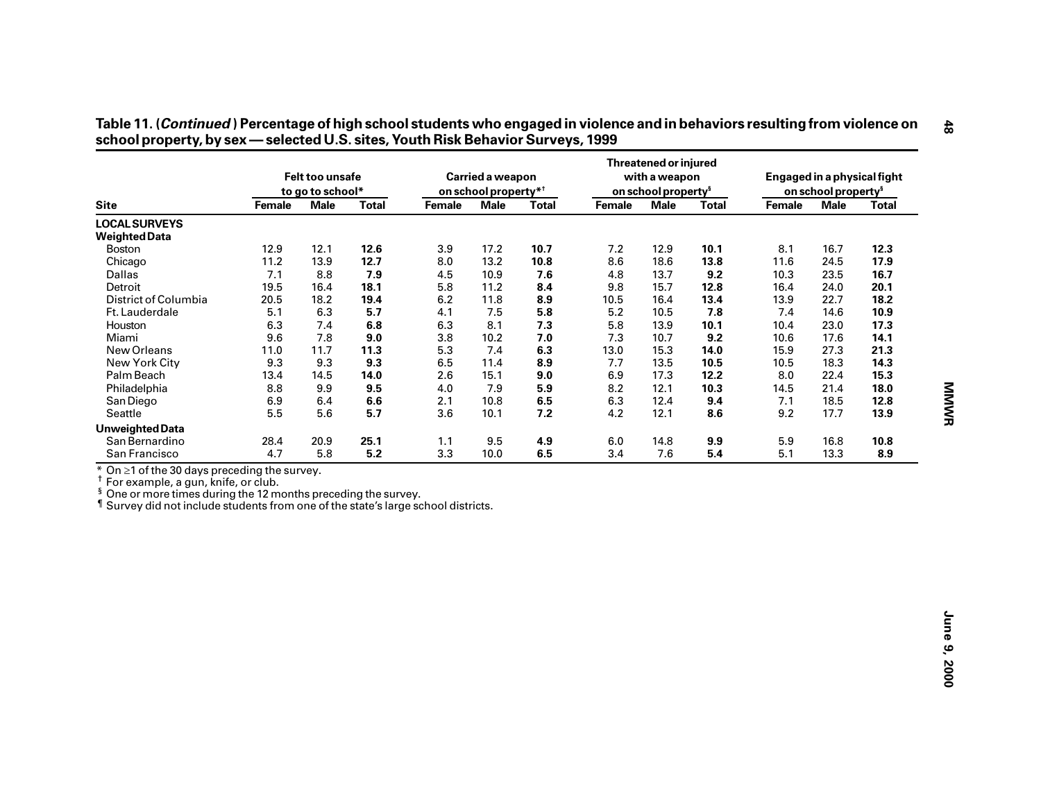**Table 11. (*Continued*) Percentage of high school students who engaged in violence and in behaviors resulting from violence on school property, by sex — selected U.S. sites, Youth Risk Behavior Surveys, 1999**

| Site | Felt too unsafe to go to school* | | | Carried a weapon on school property*† | | | Threatened or injured with a weapon on school property§ | | | Engaged in a physical fight on school property§ | | |
|---|---|---|---|---|---|---|---|---|---|---|---|---|
| | Female | Male | Total | Female | Male | Total | Female | Male | Total | Female | Male | Total |
| **LOCAL SURVEYS** | | | | | | | | | | | | |
| **Weighted Data** | | | | | | | | | | | | |
| Boston | 12.9 | 12.1 | **12.6** | 3.9 | 17.2 | **10.7** | 7.2 | 12.9 | **10.1** | 8.1 | 16.7 | **12.3** |
| Chicago | 11.2 | 13.9 | **12.7** | 8.0 | 13.2 | **10.8** | 8.6 | 18.6 | **13.8** | 11.6 | 24.5 | **17.9** |
| Dallas | 7.1 | 8.8 | **7.9** | 4.5 | 10.9 | **7.6** | 4.8 | 13.7 | **9.2** | 10.3 | 23.5 | **16.7** |
| Detroit | 19.5 | 16.4 | **18.1** | 5.8 | 11.2 | **8.4** | 9.8 | 15.7 | **12.8** | 16.4 | 24.0 | **20.1** |
| District of Columbia | 20.5 | 18.2 | **19.4** | 6.2 | 11.8 | **8.9** | 10.5 | 16.4 | **13.4** | 13.9 | 22.7 | **18.2** |
| Ft. Lauderdale | 5.1 | 6.3 | **5.7** | 4.1 | 7.5 | **5.8** | 5.2 | 10.5 | **7.8** | 7.4 | 14.6 | **10.9** |
| Houston | 6.3 | 7.4 | **6.8** | 6.3 | 8.1 | **7.3** | 5.8 | 13.9 | **10.1** | 10.4 | 23.0 | **17.3** |
| Miami | 9.6 | 7.8 | **9.0** | 3.8 | 10.2 | **7.0** | 7.3 | 10.7 | **9.2** | 10.6 | 17.6 | **14.1** |
| New Orleans | 11.0 | 11.7 | **11.3** | 5.3 | 7.4 | **6.3** | 13.0 | 15.3 | **14.0** | 15.9 | 27.3 | **21.3** |
| New York City | 9.3 | 9.3 | **9.3** | 6.5 | 11.4 | **8.9** | 7.7 | 13.5 | **10.5** | 10.5 | 18.3 | **14.3** |
| Palm Beach | 13.4 | 14.5 | **14.0** | 2.6 | 15.1 | **9.0** | 6.9 | 17.3 | **12.2** | 8.0 | 22.4 | **15.3** |
| Philadelphia | 8.8 | 9.9 | **9.5** | 4.0 | 7.9 | **5.9** | 8.2 | 12.1 | **10.3** | 14.5 | 21.4 | **18.0** |
| San Diego | 6.9 | 6.4 | **6.6** | 2.1 | 10.8 | **6.5** | 6.3 | 12.4 | **9.4** | 7.1 | 18.5 | **12.8** |
| Seattle | 5.5 | 5.6 | **5.7** | 3.6 | 10.1 | **7.2** | 4.2 | 12.1 | **8.6** | 9.2 | 17.7 | **13.9** |
| **Unweighted Data** | | | | | | | | | | | | |
| San Bernardino | 28.4 | 20.9 | **25.1** | 1.1 | 9.5 | **4.9** | 6.0 | 14.8 | **9.9** | 5.9 | 16.8 | **10.8** |
| San Francisco | 4.7 | 5.8 | **5.2** | 3.3 | 10.0 | **6.5** | 3.4 | 7.6 | **5.4** | 5.1 | 13.3 | **8.9** |

\* On ≥1 of the 30 days preceding the survey.
† For example, a gun, knife, or club.
§ One or more times during the 12 months preceding the survey.
¶ Survey did not include students from one of the state's large school districts.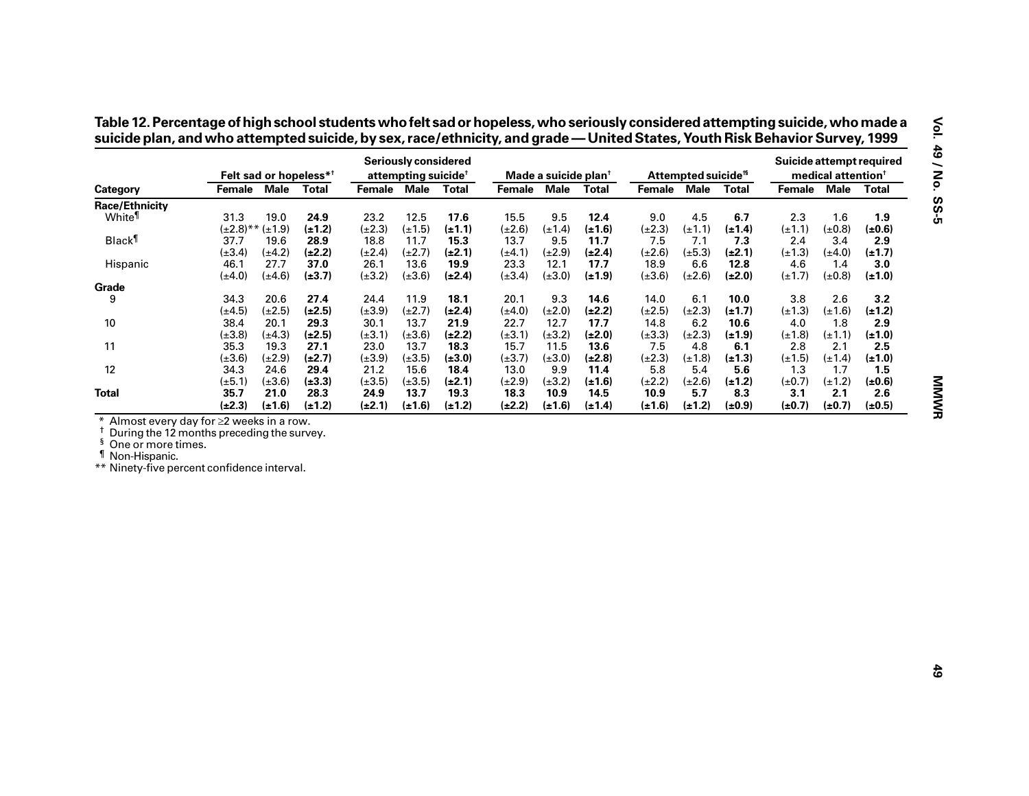**Table 12. Percentage of high school students who felt sad or hopeless, who seriously considered attempting suicide, who made a suicide plan, and who attempted suicide, by sex, race/ethnicity, and grade — United States, Youth Risk Behavior Survey, 1999**

| Category | Felt sad or hopeless*† | | | Seriously considered attempting suicide† | | | Made a suicide plan† | | | Attempted suicide†§ | | | Suicide attempt required medical attention† | | |
|---|---|---|---|---|---|---|---|---|---|---|---|---|---|---|---|
| | Female | Male | Total | Female | Male | Total | Female | Male | Total | Female | Male | Total | Female | Male | Total |
| **Race/Ethnicity** | | | | | | | | | | | | | | | |
| White¶ | 31.3 (±2.8)** | 19.0 (±1.9) | **24.9 (±1.2)** | 23.2 (±2.3) | 12.5 (±1.5) | **17.6 (±1.1)** | 15.5 (±2.6) | 9.5 (±1.4) | **12.4 (±1.6)** | 9.0 (±2.3) | 4.5 (±1.1) | **6.7 (±1.4)** | 2.3 (±1.1) | 1.6 (±0.8) | **1.9 (±0.6)** |
| Black¶ | 37.7 (±3.4) | 19.6 (±4.2) | **28.9 (±2.2)** | 18.8 (±2.4) | 11.7 (±2.7) | **15.3 (±2.1)** | 13.7 (±4.1) | 9.5 (±2.9) | **11.7 (±2.4)** | 7.5 (±2.6) | 7.1 (±5.3) | **7.3 (±2.1)** | 2.4 (±1.3) | 3.4 (±4.0) | **2.9 (±1.7)** |
| Hispanic | 46.1 (±4.0) | 27.7 (±4.6) | **37.0 (±3.7)** | 26.1 (±3.2) | 13.6 (±3.6) | **19.9 (±2.4)** | 23.3 (±3.4) | 12.1 (±3.0) | **17.7 (±1.9)** | 18.9 (±3.6) | 6.6 (±2.6) | **12.8 (±2.0)** | 4.6 (±1.7) | 1.4 (±0.8) | **3.0 (±1.0)** |
| **Grade** | | | | | | | | | | | | | | | |
| 9 | 34.3 (±4.5) | 20.6 (±2.5) | **27.4 (±2.5)** | 24.4 (±3.9) | 11.9 (±2.7) | **18.1 (±2.4)** | 20.1 (±4.0) | 9.3 (±2.0) | **14.6 (±2.2)** | 14.0 (±2.5) | 6.1 (±2.3) | **10.0 (±1.7)** | 3.8 (±1.3) | 2.6 (±1.6) | **3.2 (±1.2)** |
| 10 | 38.4 (±3.8) | 20.1 (±4.3) | **29.3 (±2.5)** | 30.1 (±3.1) | 13.7 (±3.6) | **21.9 (±2.2)** | 22.7 (±3.1) | 12.7 (±3.2) | **17.7 (±2.0)** | 14.8 (±3.3) | 6.2 (±2.3) | **10.6 (±1.9)** | 4.0 (±1.8) | 1.8 (±1.1) | **2.9 (±1.0)** |
| 11 | 35.3 (±3.6) | 19.3 (±2.9) | **27.1 (±2.7)** | 23.0 (±3.9) | 13.7 (±3.5) | **18.3 (±3.0)** | 15.7 (±3.7) | 11.5 (±3.0) | **13.6 (±2.8)** | 7.5 (±2.3) | 4.8 (±1.8) | **6.1 (±1.3)** | 2.8 (±1.5) | 2.1 (±1.4) | **2.5 (±1.0)** |
| 12 | 34.3 (±5.1) | 24.6 (±3.6) | **29.4 (±3.3)** | 21.2 (±3.5) | 15.6 (±3.5) | **18.4 (±2.1)** | 13.0 (±2.9) | 9.9 (±3.2) | **11.4 (±1.6)** | 5.8 (±2.2) | 5.4 (±2.6) | **5.6 (±1.2)** | 1.3 (±0.7) | 1.7 (±1.2) | **1.5 (±0.6)** |
| **Total** | **35.7 (±2.3)** | **21.0 (±1.6)** | 28.3 (±1.2) | **24.9 (±2.1)** | **13.7 (±1.6)** | 19.3 (±1.2) | **18.3 (±2.2)** | **10.9 (±1.6)** | 14.5 (±1.4) | **10.9 (±1.6)** | **5.7 (±1.2)** | 8.3 (±0.9) | **3.1 (±0.7)** | **2.1 (±0.7)** | 2.6 (±0.5) |

\* Almost every day for ≥2 weeks in a row.
† During the 12 months preceding the survey.
§ One or more times.
¶ Non-Hispanic.
** Ninety-five percent confidence interval.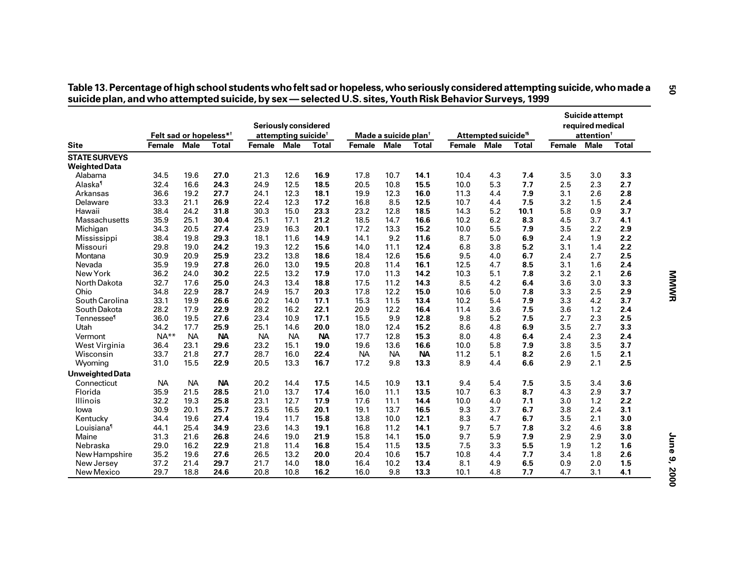**Table 13. Percentage of high school students who felt sad or hopeless, who seriously considered attempting suicide, who made a suicide plan, and who attempted suicide, by sex — selected U.S. sites, Youth Risk Behavior Surveys, 1999**

| Site | Felt sad or hopeless*† | | | Seriously considered attempting suicide† | | | Made a suicide plan† | | | Attempted suicide†§ | | | Suicide attempt required medical attention† | | |
|---|---|---|---|---|---|---|---|---|---|---|---|---|---|---|---|
| | Female | Male | Total | Female | Male | Total | Female | Male | Total | Female | Male | Total | Female | Male | Total |
| **STATE SURVEYS** | | | | | | | | | | | | | | | |
| **Weighted Data** | | | | | | | | | | | | | | | |
| Alabama | 34.5 | 19.6 | **27.0** | 21.3 | 12.6 | **16.9** | 17.8 | 10.7 | **14.1** | 10.4 | 4.3 | **7.4** | 3.5 | 3.0 | **3.3** |
| Alaska¶ | 32.4 | 16.6 | **24.3** | 24.9 | 12.5 | **18.5** | 20.5 | 10.8 | **15.5** | 10.0 | 5.3 | **7.7** | 2.5 | 2.3 | **2.7** |
| Arkansas | 36.6 | 19.2 | **27.7** | 24.1 | 12.3 | **18.1** | 19.9 | 12.3 | **16.0** | 11.3 | 4.4 | **7.9** | 3.1 | 2.6 | **2.8** |
| Delaware | 33.3 | 21.1 | **26.9** | 22.4 | 12.3 | **17.2** | 16.8 | 8.5 | **12.5** | 10.7 | 4.4 | **7.5** | 3.2 | 1.5 | **2.4** |
| Hawaii | 38.4 | 24.2 | **31.8** | 30.3 | 15.0 | **23.3** | 23.2 | 12.8 | **18.5** | 14.3 | 5.2 | **10.1** | 5.8 | 0.9 | **3.7** |
| Massachusetts | 35.9 | 25.1 | **30.4** | 25.1 | 17.1 | **21.2** | 18.5 | 14.7 | **16.6** | 10.2 | 6.2 | **8.3** | 4.5 | 3.7 | **4.1** |
| Michigan | 34.3 | 20.5 | **27.4** | 23.9 | 16.3 | **20.1** | 17.2 | 13.3 | **15.2** | 10.0 | 5.5 | **7.9** | 3.5 | 2.2 | **2.9** |
| Mississippi | 38.4 | 19.8 | **29.3** | 18.1 | 11.6 | **14.9** | 14.1 | 9.2 | **11.6** | 8.7 | 5.0 | **6.9** | 2.4 | 1.9 | **2.2** |
| Missouri | 29.8 | 19.0 | **24.2** | 19.3 | 12.2 | **15.6** | 14.0 | 11.1 | **12.4** | 6.8 | 3.8 | **5.2** | 3.1 | 1.4 | **2.2** |
| Montana | 30.9 | 20.9 | **25.9** | 23.2 | 13.8 | **18.6** | 18.4 | 12.6 | **15.6** | 9.5 | 4.0 | **6.7** | 2.4 | 2.7 | **2.5** |
| Nevada | 35.9 | 19.9 | **27.8** | 26.0 | 13.0 | **19.5** | 20.8 | 11.4 | **16.1** | 12.5 | 4.7 | **8.5** | 3.1 | 1.6 | **2.4** |
| New York | 36.2 | 24.0 | **30.2** | 22.5 | 13.2 | **17.9** | 17.0 | 11.3 | **14.2** | 10.3 | 5.1 | **7.8** | 3.2 | 2.1 | **2.6** |
| North Dakota | 32.7 | 17.6 | **25.0** | 24.3 | 13.4 | **18.8** | 17.5 | 11.2 | **14.3** | 8.5 | 4.2 | **6.4** | 3.6 | 3.0 | **3.3** |
| Ohio | 34.8 | 22.9 | **28.7** | 24.9 | 15.7 | **20.3** | 17.8 | 12.2 | **15.0** | 10.6 | 5.0 | **7.8** | 3.3 | 2.5 | **2.9** |
| South Carolina | 33.1 | 19.9 | **26.6** | 20.2 | 14.0 | **17.1** | 15.3 | 11.5 | **13.4** | 10.2 | 5.4 | **7.9** | 3.3 | 4.2 | **3.7** |
| South Dakota | 28.2 | 17.9 | **22.9** | 28.2 | 16.2 | **22.1** | 20.9 | 12.2 | **16.4** | 11.4 | 3.6 | **7.5** | 3.6 | 1.2 | **2.4** |
| Tennessee¶ | 36.0 | 19.5 | **27.6** | 23.4 | 10.9 | **17.1** | 15.5 | 9.9 | **12.8** | 9.8 | 5.2 | **7.5** | 2.7 | 2.3 | **2.5** |
| Utah | 34.2 | 17.7 | **25.9** | 25.1 | 14.6 | **20.0** | 18.0 | 12.4 | **15.2** | 8.6 | 4.8 | **6.9** | 3.5 | 2.7 | **3.3** |
| Vermont | NA** | NA | **NA** | NA | NA | **NA** | 17.7 | 12.8 | **15.3** | 8.0 | 4.8 | **6.4** | 2.4 | 2.3 | **2.4** |
| West Virginia | 36.4 | 23.1 | **29.6** | 23.2 | 15.1 | **19.0** | 19.6 | 13.6 | **16.6** | 10.0 | 5.8 | **7.9** | 3.8 | 3.5 | **3.7** |
| Wisconsin | 33.7 | 21.8 | **27.7** | 28.7 | 16.0 | **22.4** | NA | NA | **NA** | 11.2 | 5.1 | **8.2** | 2.6 | 1.5 | **2.1** |
| Wyoming | 31.0 | 15.5 | **22.9** | 20.5 | 13.3 | **16.7** | 17.2 | 9.8 | **13.3** | 8.9 | 4.4 | **6.6** | 2.9 | 2.1 | **2.5** |
| **Unweighted Data** | | | | | | | | | | | | | | | |
| Connecticut | NA | NA | **NA** | 20.2 | 14.4 | **17.5** | 14.5 | 10.9 | **13.1** | 9.4 | 5.4 | **7.5** | 3.5 | 3.4 | **3.6** |
| Florida | 35.9 | 21.5 | **28.5** | 21.0 | 13.7 | **17.4** | 16.0 | 11.1 | **13.5** | 10.7 | 6.3 | **8.7** | 4.3 | 2.9 | **3.7** |
| Illinois | 32.2 | 19.3 | **25.8** | 23.1 | 12.7 | **17.9** | 17.6 | 11.1 | **14.4** | 10.0 | 4.0 | **7.1** | 3.0 | 1.2 | **2.2** |
| Iowa | 30.9 | 20.1 | **25.7** | 23.5 | 16.5 | **20.1** | 19.1 | 13.7 | **16.5** | 9.3 | 3.7 | **6.7** | 3.8 | 2.4 | **3.1** |
| Kentucky | 34.4 | 19.6 | **27.4** | 19.4 | 11.7 | **15.8** | 13.8 | 10.0 | **12.1** | 8.3 | 4.7 | **6.7** | 3.5 | 2.1 | **3.0** |
| Louisiana¶ | 44.1 | 25.4 | **34.9** | 23.6 | 14.3 | **19.1** | 16.8 | 11.2 | **14.1** | 9.7 | 5.7 | **7.8** | 3.2 | 4.6 | **3.8** |
| Maine | 31.3 | 21.6 | **26.8** | 24.6 | 19.0 | **21.9** | 15.8 | 14.1 | **15.0** | 9.7 | 5.9 | **7.9** | 2.9 | 2.9 | **3.0** |
| Nebraska | 29.0 | 16.2 | **22.9** | 21.8 | 11.4 | **16.8** | 15.4 | 11.5 | **13.5** | 7.5 | 3.3 | **5.5** | 1.9 | 1.2 | **1.6** |
| New Hampshire | 35.2 | 19.6 | **27.6** | 26.5 | 13.2 | **20.0** | 20.4 | 10.6 | **15.7** | 10.8 | 4.4 | **7.7** | 3.4 | 1.8 | **2.6** |
| New Jersey | 37.2 | 21.4 | **29.7** | 21.7 | 14.0 | **18.0** | 16.4 | 10.2 | **13.4** | 8.1 | 4.9 | **6.5** | 0.9 | 2.0 | **1.5** |
| New Mexico | 29.7 | 18.8 | **24.6** | 20.8 | 10.8 | **16.2** | 16.0 | 9.8 | **13.3** | 10.1 | 4.8 | **7.7** | 4.7 | 3.1 | **4.1** |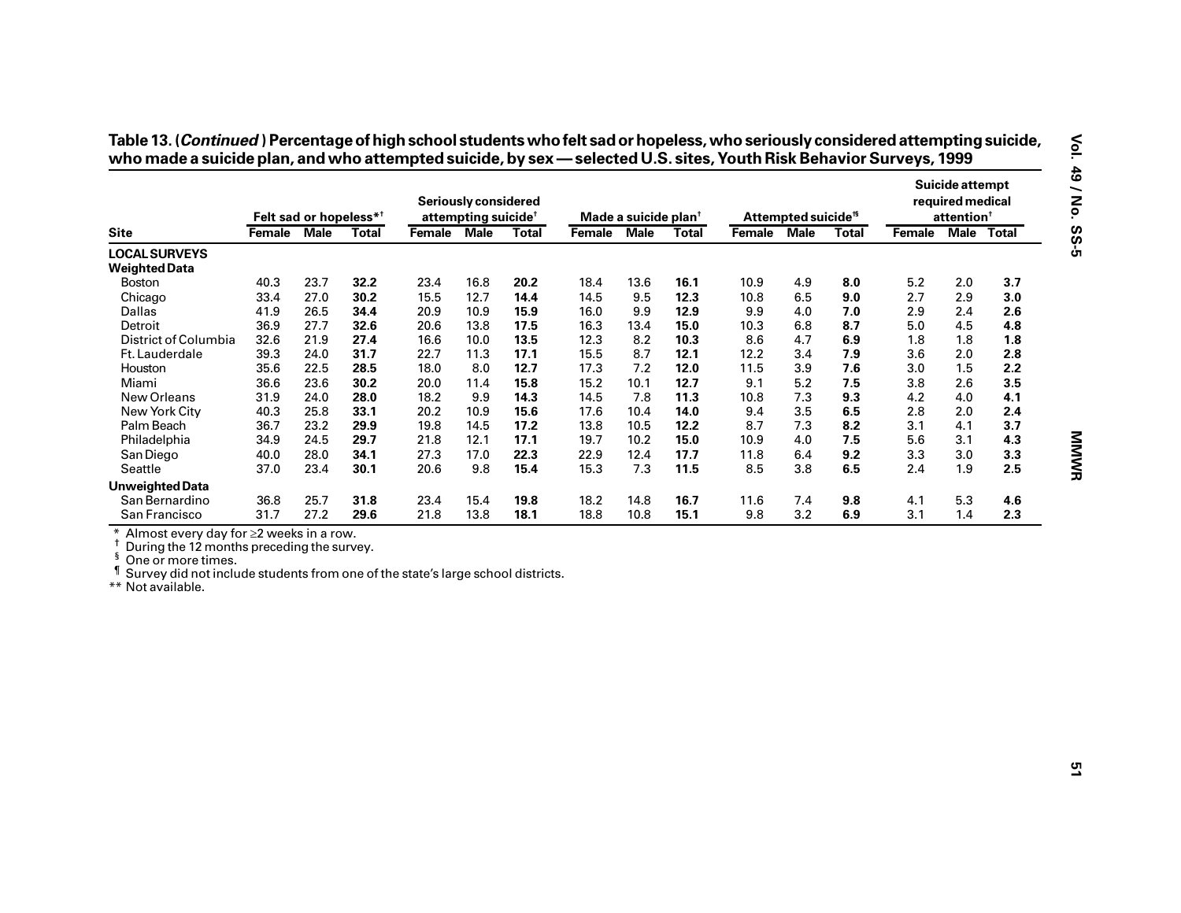**Table 13. (*Continued* ) Percentage of high school students who felt sad or hopeless, who seriously considered attempting suicide, who made a suicide plan, and who attempted suicide, by sex — selected U.S. sites, Youth Risk Behavior Surveys, 1999**

| Site | Felt sad or hopeless*† | | | Seriously considered attempting suicide† | | | Made a suicide plan† | | | Attempted suicide†§ | | | Suicide attempt required medical attention† | | |
|---|---|---|---|---|---|---|---|---|---|---|---|---|---|---|---|
| | Female | Male | Total | Female | Male | Total | Female | Male | Total | Female | Male | Total | Female | Male | Total |
| **LOCAL SURVEYS** | | | | | | | | | | | | | | | |
| **Weighted Data** | | | | | | | | | | | | | | | |
| Boston | 40.3 | 23.7 | **32.2** | 23.4 | 16.8 | **20.2** | 18.4 | 13.6 | **16.1** | 10.9 | 4.9 | **8.0** | 5.2 | 2.0 | **3.7** |
| Chicago | 33.4 | 27.0 | **30.2** | 15.5 | 12.7 | **14.4** | 14.5 | 9.5 | **12.3** | 10.8 | 6.5 | **9.0** | 2.7 | 2.9 | **3.0** |
| Dallas | 41.9 | 26.5 | **34.4** | 20.9 | 10.9 | **15.9** | 16.0 | 9.9 | **12.9** | 9.9 | 4.0 | **7.0** | 2.9 | 2.4 | **2.6** |
| Detroit | 36.9 | 27.7 | **32.6** | 20.6 | 13.8 | **17.5** | 16.3 | 13.4 | **15.0** | 10.3 | 6.8 | **8.7** | 5.0 | 4.5 | **4.8** |
| District of Columbia | 32.6 | 21.9 | **27.4** | 16.6 | 10.0 | **13.5** | 12.3 | 8.2 | **10.3** | 8.6 | 4.7 | **6.9** | 1.8 | 1.8 | **1.8** |
| Ft. Lauderdale | 39.3 | 24.0 | **31.7** | 22.7 | 11.3 | **17.1** | 15.5 | 8.7 | **12.1** | 12.2 | 3.4 | **7.9** | 3.6 | 2.0 | **2.8** |
| Houston | 35.6 | 22.5 | **28.5** | 18.0 | 8.0 | **12.7** | 17.3 | 7.2 | **12.0** | 11.5 | 3.9 | **7.6** | 3.0 | 1.5 | **2.2** |
| Miami | 36.6 | 23.6 | **30.2** | 20.0 | 11.4 | **15.8** | 15.2 | 10.1 | **12.7** | 9.1 | 5.2 | **7.5** | 3.8 | 2.6 | **3.5** |
| New Orleans | 31.9 | 24.0 | **28.0** | 18.2 | 9.9 | **14.3** | 14.5 | 7.8 | **11.3** | 10.8 | 7.3 | **9.3** | 4.2 | 4.0 | **4.1** |
| New York City | 40.3 | 25.8 | **33.1** | 20.2 | 10.9 | **15.6** | 17.6 | 10.4 | **14.0** | 9.4 | 3.5 | **6.5** | 2.8 | 2.0 | **2.4** |
| Palm Beach | 36.7 | 23.2 | **29.9** | 19.8 | 14.5 | **17.2** | 13.8 | 10.5 | **12.2** | 8.7 | 7.3 | **8.2** | 3.1 | 4.1 | **3.7** |
| Philadelphia | 34.9 | 24.5 | **29.7** | 21.8 | 12.1 | **17.1** | 19.7 | 10.2 | **15.0** | 10.9 | 4.0 | **7.5** | 5.6 | 3.1 | **4.3** |
| San Diego | 40.0 | 28.0 | **34.1** | 27.3 | 17.0 | **22.3** | 22.9 | 12.4 | **17.7** | 11.8 | 6.4 | **9.2** | 3.3 | 3.0 | **3.3** |
| Seattle | 37.0 | 23.4 | **30.1** | 20.6 | 9.8 | **15.4** | 15.3 | 7.3 | **11.5** | 8.5 | 3.8 | **6.5** | 2.4 | 1.9 | **2.5** |
| **Unweighted Data** | | | | | | | | | | | | | | | |
| San Bernardino | 36.8 | 25.7 | **31.8** | 23.4 | 15.4 | **19.8** | 18.2 | 14.8 | **16.7** | 11.6 | 7.4 | **9.8** | 4.1 | 5.3 | **4.6** |
| San Francisco | 31.7 | 27.2 | **29.6** | 21.8 | 13.8 | **18.1** | 18.8 | 10.8 | **15.1** | 9.8 | 3.2 | **6.9** | 3.1 | 1.4 | **2.3** |

\* Almost every day for ≥2 weeks in a row.
† During the 12 months preceding the survey.
§ One or more times.
¶ Survey did not include students from one of the state's large school districts.
** Not available.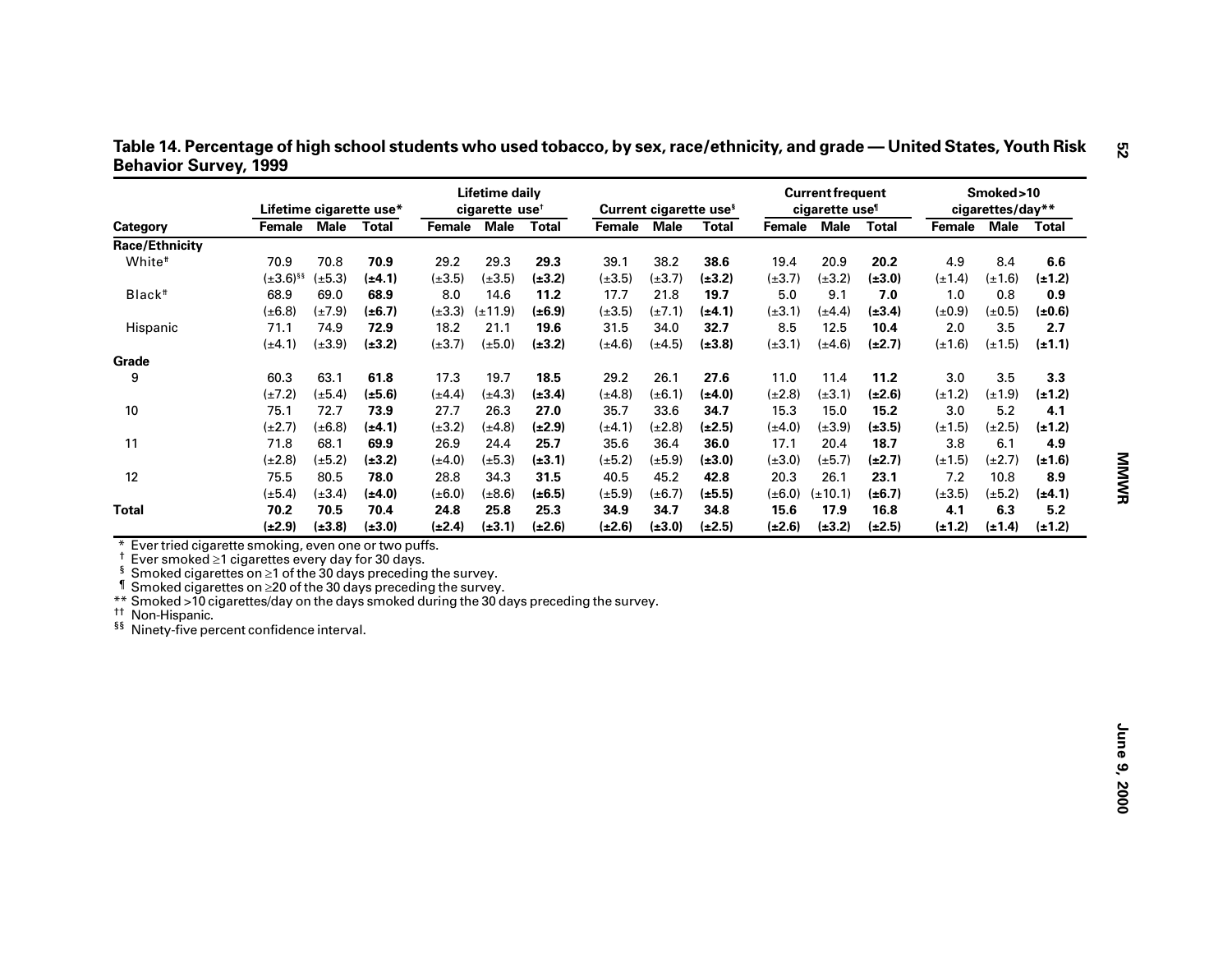**Table 14. Percentage of high school students who used tobacco, by sex, race/ethnicity, and grade — United States, Youth Risk Behavior Survey, 1999**

| Category | Lifetime cigarette use* | | | Lifetime daily cigarette use† | | | Current cigarette use§ | | | Current frequent cigarette use¶ | | | Smoked >10 cigarettes/day** | | |
|---|---|---|---|---|---|---|---|---|---|---|---|---|---|---|---|
| | Female | Male | Total | Female | Male | Total | Female | Male | Total | Female | Male | Total | Female | Male | Total |
| **Race/Ethnicity** | | | | | | | | | | | | | | | |
| White†† | 70.9 | 70.8 | **70.9** | 29.2 | 29.3 | **29.3** | 39.1 | 38.2 | **38.6** | 19.4 | 20.9 | **20.2** | 4.9 | 8.4 | **6.6** |
| | (±3.6)§§ | (±5.3) | **(±4.1)** | (±3.5) | (±3.5) | **(±3.2)** | (±3.5) | (±3.7) | **(±3.2)** | (±3.7) | (±3.2) | **(±3.0)** | (±1.4) | (±1.6) | **(±1.2)** |
| Black†† | 68.9 | 69.0 | **68.9** | 8.0 | 14.6 | **11.2** | 17.7 | 21.8 | **19.7** | 5.0 | 9.1 | **7.0** | 1.0 | 0.8 | **0.9** |
| | (±6.8) | (±7.9) | **(±6.7)** | (±3.3) | (±11.9) | **(±6.9)** | (±3.5) | (±7.1) | **(±4.1)** | (±3.1) | (±4.4) | **(±3.4)** | (±0.9) | (±0.5) | **(±0.6)** |
| Hispanic | 71.1 | 74.9 | **72.9** | 18.2 | 21.1 | **19.6** | 31.5 | 34.0 | **32.7** | 8.5 | 12.5 | **10.4** | 2.0 | 3.5 | **2.7** |
| | (±4.1) | (±3.9) | **(±3.2)** | (±3.7) | (±5.0) | **(±3.2)** | (±4.6) | (±4.5) | **(±3.8)** | (±3.1) | (±4.6) | **(±2.7)** | (±1.6) | (±1.5) | **(±1.1)** |
| **Grade** | | | | | | | | | | | | | | | |
| 9 | 60.3 | 63.1 | **61.8** | 17.3 | 19.7 | **18.5** | 29.2 | 26.1 | **27.6** | 11.0 | 11.4 | **11.2** | 3.0 | 3.5 | **3.3** |
| | (±7.2) | (±5.4) | **(±5.6)** | (±4.4) | (±4.3) | **(±3.4)** | (±4.8) | (±6.1) | **(±4.0)** | (±2.8) | (±3.1) | **(±2.6)** | (±1.2) | (±1.9) | **(±1.2)** |
| 10 | 75.1 | 72.7 | **73.9** | 27.7 | 26.3 | **27.0** | 35.7 | 33.6 | **34.7** | 15.3 | 15.0 | **15.2** | 3.0 | 5.2 | **4.1** |
| | (±2.7) | (±6.8) | **(±4.1)** | (±3.2) | (±4.8) | **(±2.9)** | (±4.1) | (±2.8) | **(±2.5)** | (±4.0) | (±3.9) | **(±3.5)** | (±1.5) | (±2.5) | **(±1.2)** |
| 11 | 71.8 | 68.1 | **69.9** | 26.9 | 24.4 | **25.7** | 35.6 | 36.4 | **36.0** | 17.1 | 20.4 | **18.7** | 3.8 | 6.1 | **4.9** |
| | (±2.8) | (±5.2) | **(±3.2)** | (±4.0) | (±5.3) | **(±3.1)** | (±5.2) | (±5.9) | **(±3.0)** | (±3.0) | (±5.7) | **(±2.7)** | (±1.5) | (±2.7) | **(±1.6)** |
| 12 | 75.5 | 80.5 | **78.0** | 28.8 | 34.3 | **31.5** | 40.5 | 45.2 | **42.8** | 20.3 | 26.1 | **23.1** | 7.2 | 10.8 | **8.9** |
| | (±5.4) | (±3.4) | **(±4.0)** | (±6.0) | (±8.6) | **(±6.5)** | (±5.9) | (±6.7) | **(±5.5)** | (±6.0) | (±10.1) | **(±6.7)** | (±3.5) | (±5.2) | **(±4.1)** |
| **Total** | **70.2** | **70.5** | **70.4** | **24.8** | **25.8** | **25.3** | **34.9** | **34.7** | **34.8** | **15.6** | **17.9** | **16.8** | **4.1** | **6.3** | **5.2** |
| | **(±2.9)** | **(±3.8)** | **(±3.0)** | **(±2.4)** | **(±3.1)** | **(±2.6)** | **(±2.6)** | **(±3.0)** | **(±2.5)** | **(±2.6)** | **(±3.2)** | **(±2.5)** | **(±1.2)** | **(±1.4)** | **(±1.2)** |

\* Ever tried cigarette smoking, even one or two puffs.
† Ever smoked ≥1 cigarettes every day for 30 days.
§ Smoked cigarettes on ≥1 of the 30 days preceding the survey.
¶ Smoked cigarettes on ≥20 of the 30 days preceding the survey.
** Smoked >10 cigarettes/day on the days smoked during the 30 days preceding the survey.
†† Non-Hispanic.
§§ Ninety-five percent confidence interval.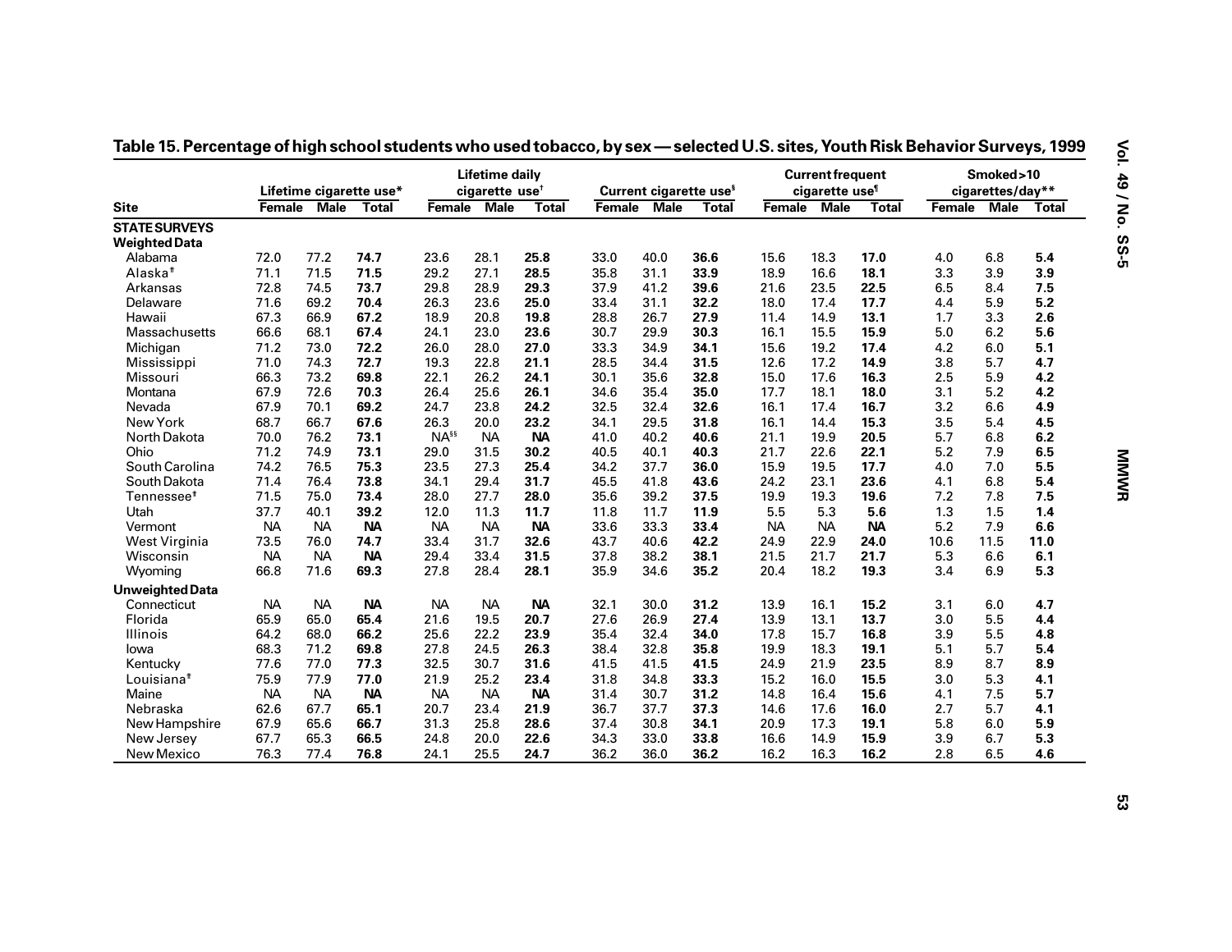## Table 15. Percentage of high school students who used tobacco, by sex — selected U.S. sites, Youth Risk Behavior Surveys, 1999

| Site | Lifetime cigarette use* | | | Lifetime daily cigarette use† | | | Current cigarette use§ | | | Current frequent cigarette use¶ | | | Smoked >10 cigarettes/day** | | |
|---|---|---|---|---|---|---|---|---|---|---|---|---|---|---|---|
| | Female | Male | Total | Female | Male | Total | Female | Male | Total | Female | Male | Total | Female | Male | Total |
| **STATE SURVEYS** | | | | | | | | | | | | | | | |
| **Weighted Data** | | | | | | | | | | | | | | | |
| Alabama | 72.0 | 77.2 | **74.7** | 23.6 | 28.1 | **25.8** | 33.0 | 40.0 | **36.6** | 15.6 | 18.3 | **17.0** | 4.0 | 6.8 | **5.4** |
| Alaska[#] | 71.1 | 71.5 | **71.5** | 29.2 | 27.1 | **28.5** | 35.8 | 31.1 | **33.9** | 18.9 | 16.6 | **18.1** | 3.3 | 3.9 | **3.9** |
| Arkansas | 72.8 | 74.5 | **73.7** | 29.8 | 28.9 | **29.3** | 37.9 | 41.2 | **39.6** | 21.6 | 23.5 | **22.5** | 6.5 | 8.4 | **7.5** |
| Delaware | 71.6 | 69.2 | **70.4** | 26.3 | 23.6 | **25.0** | 33.4 | 31.1 | **32.2** | 18.0 | 17.4 | **17.7** | 4.4 | 5.9 | **5.2** |
| Hawaii | 67.3 | 66.9 | **67.2** | 18.9 | 20.8 | **19.8** | 28.8 | 26.7 | **27.9** | 11.4 | 14.9 | **13.1** | 1.7 | 3.3 | **2.6** |
| Massachusetts | 66.6 | 68.1 | **67.4** | 24.1 | 23.0 | **23.6** | 30.7 | 29.9 | **30.3** | 16.1 | 15.5 | **15.9** | 5.0 | 6.2 | **5.6** |
| Michigan | 71.2 | 73.0 | **72.2** | 26.0 | 28.0 | **27.0** | 33.3 | 34.9 | **34.1** | 15.6 | 19.2 | **17.4** | 4.2 | 6.0 | **5.1** |
| Mississippi | 71.0 | 74.3 | **72.7** | 19.3 | 22.8 | **21.1** | 28.5 | 34.4 | **31.5** | 12.6 | 17.2 | **14.9** | 3.8 | 5.7 | **4.7** |
| Missouri | 66.3 | 73.2 | **69.8** | 22.1 | 26.2 | **24.1** | 30.1 | 35.6 | **32.8** | 15.0 | 17.6 | **16.3** | 2.5 | 5.9 | **4.2** |
| Montana | 67.9 | 72.6 | **70.3** | 26.4 | 25.6 | **26.1** | 34.6 | 35.4 | **35.0** | 17.7 | 18.1 | **18.0** | 3.1 | 5.2 | **4.2** |
| Nevada | 67.9 | 70.1 | **69.2** | 24.7 | 23.8 | **24.2** | 32.5 | 32.4 | **32.6** | 16.1 | 17.4 | **16.7** | 3.2 | 6.6 | **4.9** |
| New York | 68.7 | 66.7 | **67.6** | 26.3 | 20.0 | **23.2** | 34.1 | 29.5 | **31.8** | 16.1 | 14.4 | **15.3** | 3.5 | 5.4 | **4.5** |
| North Dakota | 70.0 | 76.2 | **73.1** | NA[§§] | NA | **NA** | 41.0 | 40.2 | **40.6** | 21.1 | 19.9 | **20.5** | 5.7 | 6.8 | **6.2** |
| Ohio | 71.2 | 74.9 | **73.1** | 29.0 | 31.5 | **30.2** | 40.5 | 40.1 | **40.3** | 21.7 | 22.6 | **22.1** | 5.2 | 7.9 | **6.5** |
| South Carolina | 74.2 | 76.5 | **75.3** | 23.5 | 27.3 | **25.4** | 34.2 | 37.7 | **36.0** | 15.9 | 19.5 | **17.7** | 4.0 | 7.0 | **5.5** |
| South Dakota | 71.4 | 76.4 | **73.8** | 34.1 | 29.4 | **31.7** | 45.5 | 41.8 | **43.6** | 24.2 | 23.1 | **23.6** | 4.1 | 6.8 | **5.4** |
| Tennessee[‡] | 71.5 | 75.0 | **73.4** | 28.0 | 27.7 | **28.0** | 35.6 | 39.2 | **37.5** | 19.9 | 19.3 | **19.6** | 7.2 | 7.8 | **7.5** |
| Utah | 37.7 | 40.1 | **39.2** | 12.0 | 11.3 | **11.7** | 11.8 | 11.7 | **11.9** | 5.5 | 5.3 | **5.6** | 1.3 | 1.5 | **1.4** |
| Vermont | NA | NA | **NA** | NA | NA | **NA** | 33.6 | 33.3 | **33.4** | NA | NA | **NA** | 5.2 | 7.9 | **6.6** |
| West Virginia | 73.5 | 76.0 | **74.7** | 33.4 | 31.7 | **32.6** | 43.7 | 40.6 | **42.2** | 24.9 | 22.9 | **24.0** | 10.6 | 11.5 | **11.0** |
| Wisconsin | NA | NA | **NA** | 29.4 | 33.4 | **31.5** | 37.8 | 38.2 | **38.1** | 21.5 | 21.7 | **21.7** | 5.3 | 6.6 | **6.1** |
| Wyoming | 66.8 | 71.6 | **69.3** | 27.8 | 28.4 | **28.1** | 35.9 | 34.6 | **35.2** | 20.4 | 18.2 | **19.3** | 3.4 | 6.9 | **5.3** |
| **Unweighted Data** | | | | | | | | | | | | | | | |
| Connecticut | NA | NA | **NA** | NA | NA | **NA** | 32.1 | 30.0 | **31.2** | 13.9 | 16.1 | **15.2** | 3.1 | 6.0 | **4.7** |
| Florida | 65.9 | 65.0 | **65.4** | 21.6 | 19.5 | **20.7** | 27.6 | 26.9 | **27.4** | 13.9 | 13.1 | **13.7** | 3.0 | 5.5 | **4.4** |
| Illinois | 64.2 | 68.0 | **66.2** | 25.6 | 22.2 | **23.9** | 35.4 | 32.4 | **34.0** | 17.8 | 15.7 | **16.8** | 3.9 | 5.5 | **4.8** |
| Iowa | 68.3 | 71.2 | **69.8** | 27.8 | 24.5 | **26.3** | 38.4 | 32.8 | **35.8** | 19.9 | 18.3 | **19.1** | 5.1 | 5.7 | **5.4** |
| Kentucky | 77.6 | 77.0 | **77.3** | 32.5 | 30.7 | **31.6** | 41.5 | 41.5 | **41.5** | 24.9 | 21.9 | **23.5** | 8.9 | 8.7 | **8.9** |
| Louisiana[‡] | 75.9 | 77.9 | **77.0** | 21.9 | 25.2 | **23.4** | 31.8 | 34.8 | **33.3** | 15.2 | 16.0 | **15.5** | 3.0 | 5.3 | **4.1** |
| Maine | NA | NA | **NA** | NA | NA | **NA** | 31.4 | 30.7 | **31.2** | 14.8 | 16.4 | **15.6** | 4.1 | 7.5 | **5.7** |
| Nebraska | 62.6 | 67.7 | **65.1** | 20.7 | 23.4 | **21.9** | 36.7 | 37.7 | **37.3** | 14.6 | 17.6 | **16.0** | 2.7 | 5.7 | **4.1** |
| New Hampshire | 67.9 | 65.6 | **66.7** | 31.3 | 25.8 | **28.6** | 37.4 | 30.8 | **34.1** | 20.9 | 17.3 | **19.1** | 5.8 | 6.0 | **5.9** |
| New Jersey | 67.7 | 65.3 | **66.5** | 24.8 | 20.0 | **22.6** | 34.3 | 33.0 | **33.8** | 16.6 | 14.9 | **15.9** | 3.9 | 6.7 | **5.3** |
| New Mexico | 76.3 | 77.4 | **76.8** | 24.1 | 25.5 | **24.7** | 36.2 | 36.0 | **36.2** | 16.2 | 16.3 | **16.2** | 2.8 | 6.5 | **4.6** |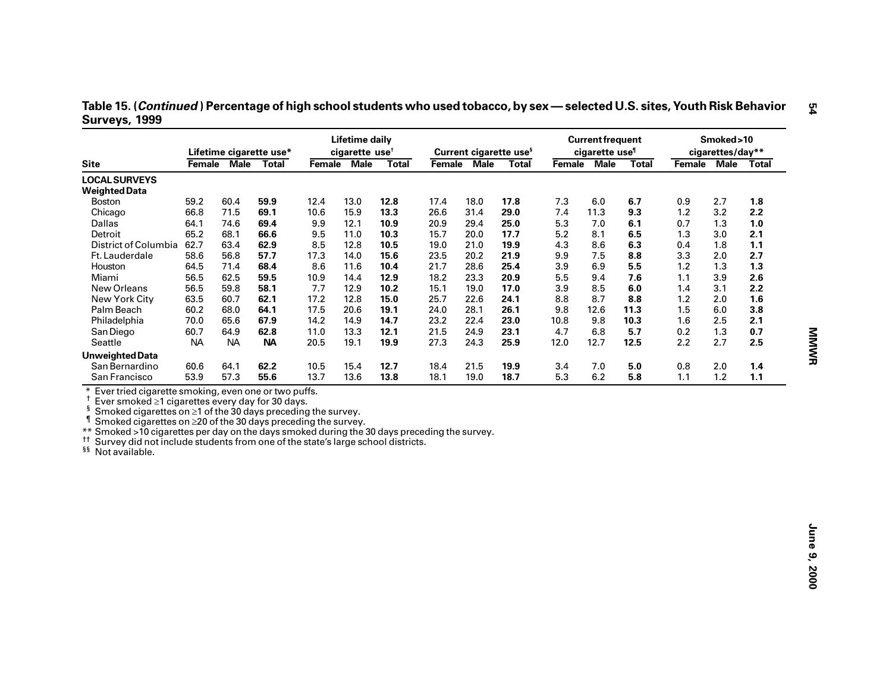**Table 15. (*Continued*) Percentage of high school students who used tobacco, by sex — selected U.S. sites, Youth Risk Behavior Surveys, 1999**

| Site | Lifetime cigarette use* | | | Lifetime daily cigarette use† | | | Current cigarette use§ | | | Current frequent cigarette use¶ | | | Smoked >10 cigarettes/day** | | |
|---|---|---|---|---|---|---|---|---|---|---|---|---|---|---|---|
| | Female | Male | Total | Female | Male | Total | Female | Male | Total | Female | Male | Total | Female | Male | Total |
| **LOCAL SURVEYS** | | | | | | | | | | | | | | | |
| **Weighted Data** | | | | | | | | | | | | | | | |
| Boston | 59.2 | 60.4 | **59.9** | 12.4 | 13.0 | **12.8** | 17.4 | 18.0 | **17.8** | 7.3 | 6.0 | **6.7** | 0.9 | 2.7 | **1.8** |
| Chicago | 66.8 | 71.5 | **69.1** | 10.6 | 15.9 | **13.3** | 26.6 | 31.4 | **29.0** | 7.4 | 11.3 | **9.3** | 1.2 | 3.2 | **2.2** |
| Dallas | 64.1 | 74.6 | **69.4** | 9.9 | 12.1 | **10.9** | 20.9 | 29.4 | **25.0** | 5.3 | 7.0 | **6.1** | 0.7 | 1.3 | **1.0** |
| Detroit | 65.2 | 68.1 | **66.6** | 9.5 | 11.0 | **10.3** | 15.7 | 20.0 | **17.7** | 5.2 | 8.1 | **6.5** | 1.3 | 3.0 | **2.1** |
| District of Columbia | 62.7 | 63.4 | **62.9** | 8.5 | 12.8 | **10.5** | 19.0 | 21.0 | **19.9** | 4.3 | 8.6 | **6.3** | 0.4 | 1.8 | **1.1** |
| Ft. Lauderdale | 58.6 | 56.8 | **57.7** | 17.3 | 14.0 | **15.6** | 23.5 | 20.2 | **21.9** | 9.9 | 7.5 | **8.8** | 3.3 | 2.0 | **2.7** |
| Houston | 64.5 | 71.4 | **68.4** | 8.6 | 11.6 | **10.4** | 21.7 | 28.6 | **25.4** | 3.9 | 6.9 | **5.5** | 1.2 | 1.3 | **1.3** |
| Miami | 56.5 | 62.5 | **59.5** | 10.9 | 14.4 | **12.9** | 18.2 | 23.3 | **20.9** | 5.5 | 9.4 | **7.6** | 1.1 | 3.9 | **2.6** |
| New Orleans | 56.5 | 59.8 | **58.1** | 7.7 | 12.9 | **10.2** | 15.1 | 19.0 | **17.0** | 3.9 | 8.5 | **6.0** | 1.4 | 3.1 | **2.2** |
| New York City | 63.5 | 60.7 | **62.1** | 17.2 | 12.8 | **15.0** | 25.7 | 22.6 | **24.1** | 8.8 | 8.7 | **8.8** | 1.2 | 2.0 | **1.6** |
| Palm Beach | 60.2 | 68.0 | **64.1** | 17.5 | 20.6 | **19.1** | 24.0 | 28.1 | **26.1** | 9.8 | 12.6 | **11.3** | 1.5 | 6.0 | **3.8** |
| Philadelphia | 70.0 | 65.6 | **67.9** | 14.2 | 14.9 | **14.7** | 23.2 | 22.4 | **23.0** | 10.8 | 9.8 | **10.3** | 1.6 | 2.5 | **2.1** |
| San Diego | 60.7 | 64.9 | **62.8** | 11.0 | 13.3 | **12.1** | 21.5 | 24.9 | **23.1** | 4.7 | 6.8 | **5.7** | 0.2 | 1.3 | **0.7** |
| Seattle | NA | NA | **NA** | 20.5 | 19.1 | **19.9** | 27.3 | 24.3 | **25.9** | 12.0 | 12.7 | **12.5** | 2.2 | 2.7 | **2.5** |
| **Unweighted Data** | | | | | | | | | | | | | | | |
| San Bernardino | 60.6 | 64.1 | **62.2** | 10.5 | 15.4 | **12.7** | 18.4 | 21.5 | **19.9** | 3.4 | 7.0 | **5.0** | 0.8 | 2.0 | **1.4** |
| San Francisco | 53.9 | 57.3 | **55.6** | 13.7 | 13.6 | **13.8** | 18.1 | 19.0 | **18.7** | 5.3 | 6.2 | **5.8** | 1.1 | 1.2 | **1.1** |

\* Ever tried cigarette smoking, even one or two puffs.
† Ever smoked ≥1 cigarettes every day for 30 days.
§ Smoked cigarettes on ≥1 of the 30 days preceding the survey.
¶ Smoked cigarettes on ≥20 of the 30 days preceding the survey.
\** Smoked >10 cigarettes per day on the days smoked during the 30 days preceding the survey.
†† Survey did not include students from one of the state's large school districts.
§§ Not available.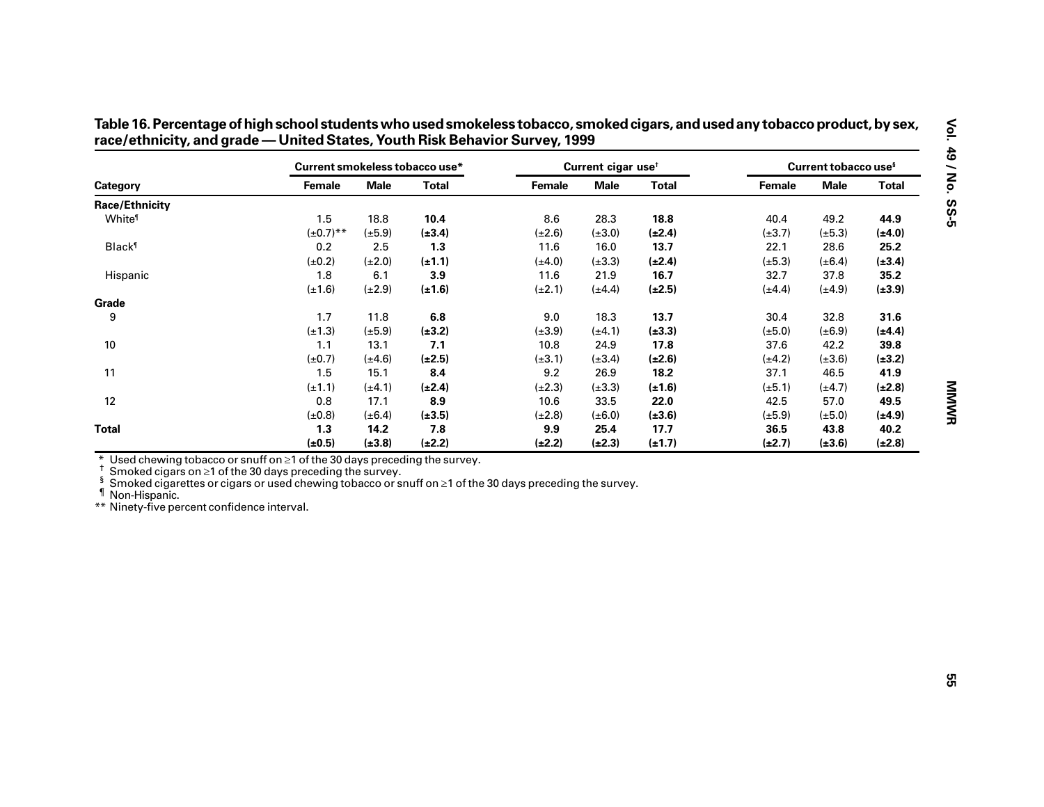**Table 16. Percentage of high school students who used smokeless tobacco, smoked cigars, and used any tobacco product, by sex, race/ethnicity, and grade — United States, Youth Risk Behavior Survey, 1999**

| Category | Current smokeless tobacco use* | | | Current cigar use† | | | Current tobacco use§ | | |
|---|---|---|---|---|---|---|---|---|---|
| | Female | Male | Total | Female | Male | Total | Female | Male | Total |
| **Race/Ethnicity** | | | | | | | | | |
| White¶ | 1.5 | 18.8 | **10.4** | 8.6 | 28.3 | **18.8** | 40.4 | 49.2 | **44.9** |
| | (±0.7)** | (±5.9) | **(±3.4)** | (±2.6) | (±3.0) | **(±2.4)** | (±3.7) | (±5.3) | **(±4.0)** |
| Black¶ | 0.2 | 2.5 | **1.3** | 11.6 | 16.0 | **13.7** | 22.1 | 28.6 | **25.2** |
| | (±0.2) | (±2.0) | **(±1.1)** | (±4.0) | (±3.3) | **(±2.4)** | (±5.3) | (±6.4) | **(±3.4)** |
| Hispanic | 1.8 | 6.1 | **3.9** | 11.6 | 21.9 | **16.7** | 32.7 | 37.8 | **35.2** |
| | (±1.6) | (±2.9) | **(±1.6)** | (±2.1) | (±4.4) | **(±2.5)** | (±4.4) | (±4.9) | **(±3.9)** |
| **Grade** | | | | | | | | | |
| 9 | 1.7 | 11.8 | **6.8** | 9.0 | 18.3 | **13.7** | 30.4 | 32.8 | **31.6** |
| | (±1.3) | (±5.9) | **(±3.2)** | (±3.9) | (±4.1) | **(±3.3)** | (±5.0) | (±6.9) | **(±4.4)** |
| 10 | 1.1 | 13.1 | **7.1** | 10.8 | 24.9 | **17.8** | 37.6 | 42.2 | **39.8** |
| | (±0.7) | (±4.6) | **(±2.5)** | (±3.1) | (±3.4) | **(±2.6)** | (±4.2) | (±3.6) | **(±3.2)** |
| 11 | 1.5 | 15.1 | **8.4** | 9.2 | 26.9 | **18.2** | 37.1 | 46.5 | **41.9** |
| | (±1.1) | (±4.1) | **(±2.4)** | (±2.3) | (±3.3) | **(±1.6)** | (±5.1) | (±4.7) | **(±2.8)** |
| 12 | 0.8 | 17.1 | **8.9** | 10.6 | 33.5 | **22.0** | 42.5 | 57.0 | **49.5** |
| | (±0.8) | (±6.4) | **(±3.5)** | (±2.8) | (±6.0) | **(±3.6)** | (±5.9) | (±5.0) | **(±4.9)** |
| **Total** | **1.3** | **14.2** | **7.8** | **9.9** | **25.4** | **17.7** | **36.5** | **43.8** | **40.2** |
| | **(±0.5)** | **(±3.8)** | **(±2.2)** | **(±2.2)** | **(±2.3)** | **(±1.7)** | **(±2.7)** | **(±3.6)** | **(±2.8)** |

\* Used chewing tobacco or snuff on ≥1 of the 30 days preceding the survey.
† Smoked cigars on ≥1 of the 30 days preceding the survey.
§ Smoked cigarettes or cigars or used chewing tobacco or snuff on ≥1 of the 30 days preceding the survey.
¶ Non-Hispanic.
** Ninety-five percent confidence interval.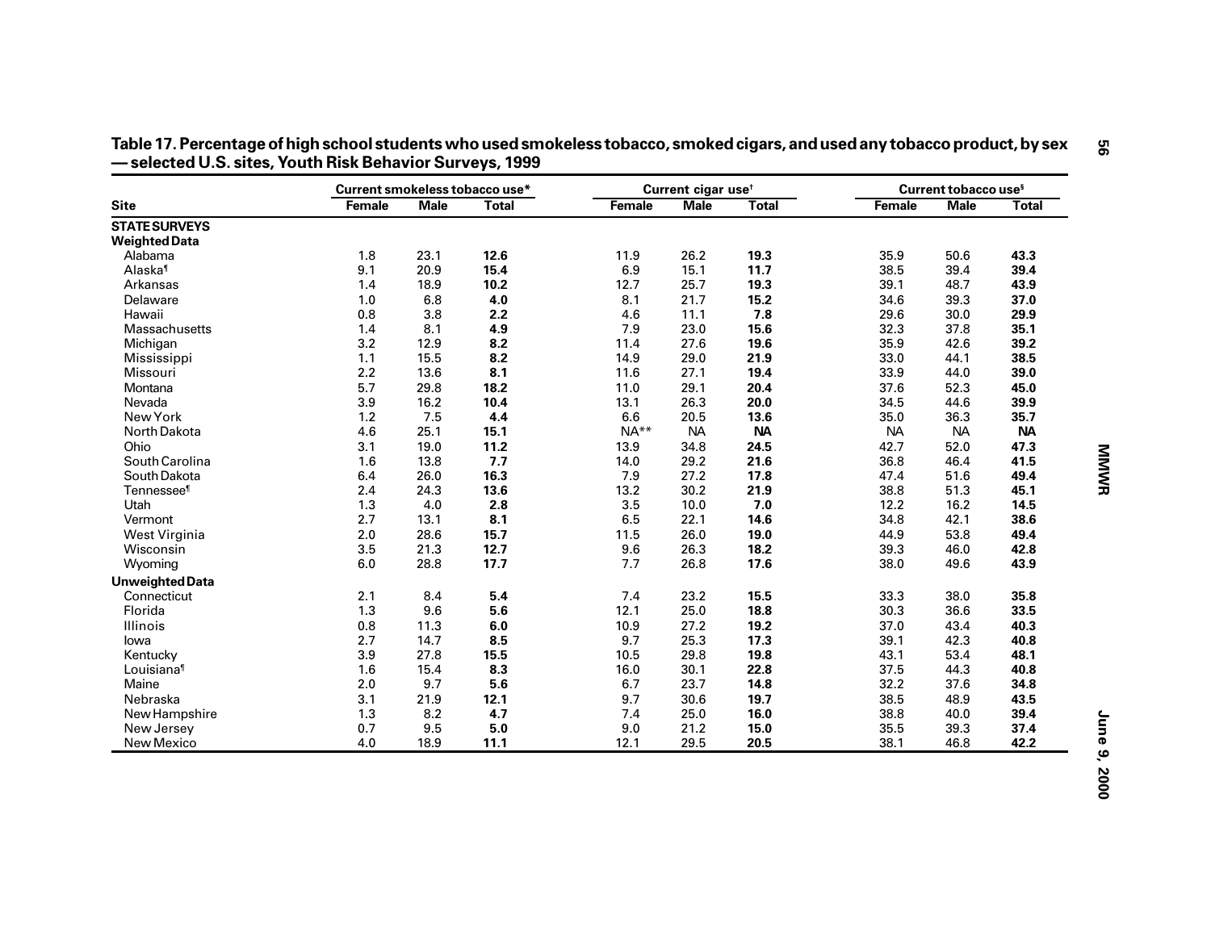**Table 17. Percentage of high school students who used smokeless tobacco, smoked cigars, and used any tobacco product, by sex — selected U.S. sites, Youth Risk Behavior Surveys, 1999**

| Site | Current smokeless tobacco use* | | | Current cigar use† | | | Current tobacco use§ | | |
|---|---|---|---|---|---|---|---|---|---|
| | Female | Male | Total | Female | Male | Total | Female | Male | Total |
| **STATE SURVEYS** | | | | | | | | | |
| **Weighted Data** | | | | | | | | | |
| Alabama | 1.8 | 23.1 | **12.6** | 11.9 | 26.2 | **19.3** | 35.9 | 50.6 | **43.3** |
| Alaska¶ | 9.1 | 20.9 | **15.4** | 6.9 | 15.1 | **11.7** | 38.5 | 39.4 | **39.4** |
| Arkansas | 1.4 | 18.9 | **10.2** | 12.7 | 25.7 | **19.3** | 39.1 | 48.7 | **43.9** |
| Delaware | 1.0 | 6.8 | **4.0** | 8.1 | 21.7 | **15.2** | 34.6 | 39.3 | **37.0** |
| Hawaii | 0.8 | 3.8 | **2.2** | 4.6 | 11.1 | **7.8** | 29.6 | 30.0 | **29.9** |
| Massachusetts | 1.4 | 8.1 | **4.9** | 7.9 | 23.0 | **15.6** | 32.3 | 37.8 | **35.1** |
| Michigan | 3.2 | 12.9 | **8.2** | 11.4 | 27.6 | **19.6** | 35.9 | 42.6 | **39.2** |
| Mississippi | 1.1 | 15.5 | **8.2** | 14.9 | 29.0 | **21.9** | 33.0 | 44.1 | **38.5** |
| Missouri | 2.2 | 13.6 | **8.1** | 11.6 | 27.1 | **19.4** | 33.9 | 44.0 | **39.0** |
| Montana | 5.7 | 29.8 | **18.2** | 11.0 | 29.1 | **20.4** | 37.6 | 52.3 | **45.0** |
| Nevada | 3.9 | 16.2 | **10.4** | 13.1 | 26.3 | **20.0** | 34.5 | 44.6 | **39.9** |
| New York | 1.2 | 7.5 | **4.4** | 6.6 | 20.5 | **13.6** | 35.0 | 36.3 | **35.7** |
| North Dakota | 4.6 | 25.1 | **15.1** | NA** | NA | **NA** | NA | NA | **NA** |
| Ohio | 3.1 | 19.0 | **11.2** | 13.9 | 34.8 | **24.5** | 42.7 | 52.0 | **47.3** |
| South Carolina | 1.6 | 13.8 | **7.7** | 14.0 | 29.2 | **21.6** | 36.8 | 46.4 | **41.5** |
| South Dakota | 6.4 | 26.0 | **16.3** | 7.9 | 27.2 | **17.8** | 47.4 | 51.6 | **49.4** |
| Tennessee¶ | 2.4 | 24.3 | **13.6** | 13.2 | 30.2 | **21.9** | 38.8 | 51.3 | **45.1** |
| Utah | 1.3 | 4.0 | **2.8** | 3.5 | 10.0 | **7.0** | 12.2 | 16.2 | **14.5** |
| Vermont | 2.7 | 13.1 | **8.1** | 6.5 | 22.1 | **14.6** | 34.8 | 42.1 | **38.6** |
| West Virginia | 2.0 | 28.6 | **15.7** | 11.5 | 26.0 | **19.0** | 44.9 | 53.8 | **49.4** |
| Wisconsin | 3.5 | 21.3 | **12.7** | 9.6 | 26.3 | **18.2** | 39.3 | 46.0 | **42.8** |
| Wyoming | 6.0 | 28.8 | **17.7** | 7.7 | 26.8 | **17.6** | 38.0 | 49.6 | **43.9** |
| **Unweighted Data** | | | | | | | | | |
| Connecticut | 2.1 | 8.4 | **5.4** | 7.4 | 23.2 | **15.5** | 33.3 | 38.0 | **35.8** |
| Florida | 1.3 | 9.6 | **5.6** | 12.1 | 25.0 | **18.8** | 30.3 | 36.6 | **33.5** |
| Illinois | 0.8 | 11.3 | **6.0** | 10.9 | 27.2 | **19.2** | 37.0 | 43.4 | **40.3** |
| Iowa | 2.7 | 14.7 | **8.5** | 9.7 | 25.3 | **17.3** | 39.1 | 42.3 | **40.8** |
| Kentucky | 3.9 | 27.8 | **15.5** | 10.5 | 29.8 | **19.8** | 43.1 | 53.4 | **48.1** |
| Louisiana¶ | 1.6 | 15.4 | **8.3** | 16.0 | 30.1 | **22.8** | 37.5 | 44.3 | **40.8** |
| Maine | 2.0 | 9.7 | **5.6** | 6.7 | 23.7 | **14.8** | 32.2 | 37.6 | **34.8** |
| Nebraska | 3.1 | 21.9 | **12.1** | 9.7 | 30.6 | **19.7** | 38.5 | 48.9 | **43.5** |
| New Hampshire | 1.3 | 8.2 | **4.7** | 7.4 | 25.0 | **16.0** | 38.8 | 40.0 | **39.4** |
| New Jersey | 0.7 | 9.5 | **5.0** | 9.0 | 21.2 | **15.0** | 35.5 | 39.3 | **37.4** |
| New Mexico | 4.0 | 18.9 | **11.1** | 12.1 | 29.5 | **20.5** | 38.1 | 46.8 | **42.2** |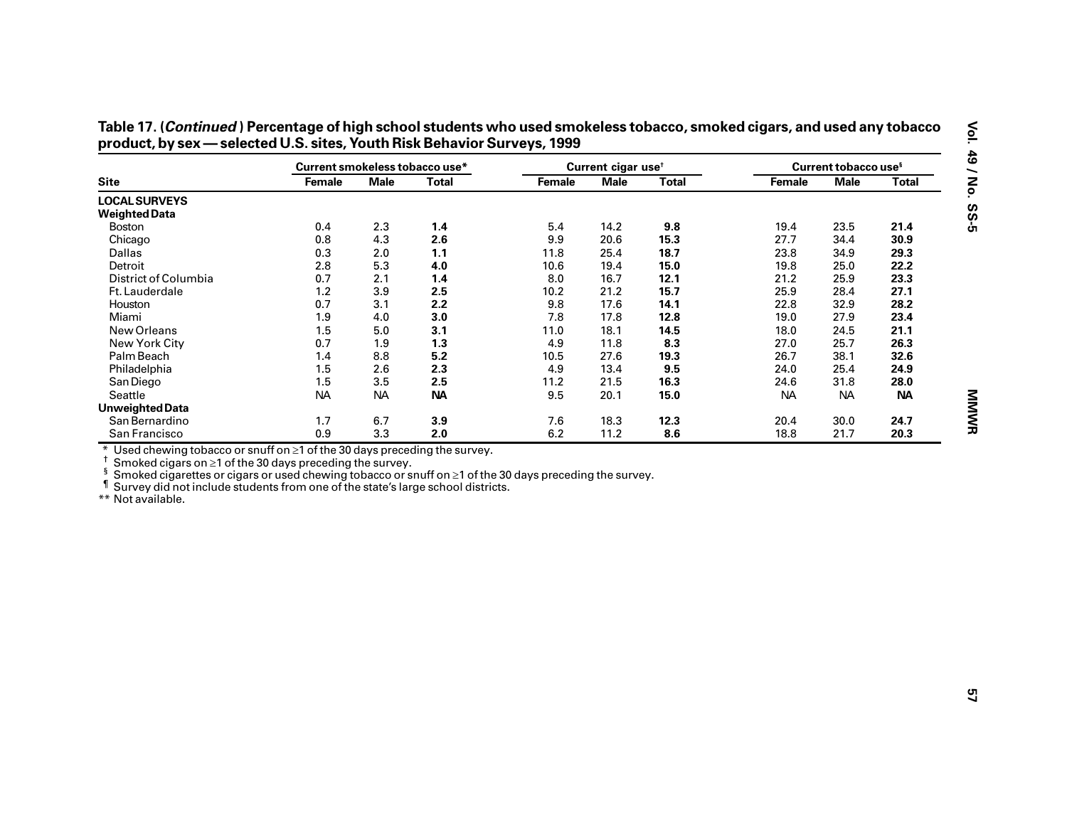**Table 17. (*Continued*) Percentage of high school students who used smokeless tobacco, smoked cigars, and used any tobacco product, by sex — selected U.S. sites, Youth Risk Behavior Surveys, 1999**

| Site | Current smokeless tobacco use* | | | Current cigar use[†] | | | Current tobacco use[§] | | |
|---|---|---|---|---|---|---|---|---|---|
| | Female | Male | Total | Female | Male | Total | Female | Male | Total |
| **LOCAL SURVEYS** | | | | | | | | | |
| **Weighted Data** | | | | | | | | | |
| Boston | 0.4 | 2.3 | **1.4** | 5.4 | 14.2 | **9.8** | 19.4 | 23.5 | **21.4** |
| Chicago | 0.8 | 4.3 | **2.6** | 9.9 | 20.6 | **15.3** | 27.7 | 34.4 | **30.9** |
| Dallas | 0.3 | 2.0 | **1.1** | 11.8 | 25.4 | **18.7** | 23.8 | 34.9 | **29.3** |
| Detroit | 2.8 | 5.3 | **4.0** | 10.6 | 19.4 | **15.0** | 19.8 | 25.0 | **22.2** |
| District of Columbia | 0.7 | 2.1 | **1.4** | 8.0 | 16.7 | **12.1** | 21.2 | 25.9 | **23.3** |
| Ft. Lauderdale | 1.2 | 3.9 | **2.5** | 10.2 | 21.2 | **15.7** | 25.9 | 28.4 | **27.1** |
| Houston | 0.7 | 3.1 | **2.2** | 9.8 | 17.6 | **14.1** | 22.8 | 32.9 | **28.2** |
| Miami | 1.9 | 4.0 | **3.0** | 7.8 | 17.8 | **12.8** | 19.0 | 27.9 | **23.4** |
| New Orleans | 1.5 | 5.0 | **3.1** | 11.0 | 18.1 | **14.5** | 18.0 | 24.5 | **21.1** |
| New York City | 0.7 | 1.9 | **1.3** | 4.9 | 11.8 | **8.3** | 27.0 | 25.7 | **26.3** |
| Palm Beach | 1.4 | 8.8 | **5.2** | 10.5 | 27.6 | **19.3** | 26.7 | 38.1 | **32.6** |
| Philadelphia | 1.5 | 2.6 | **2.3** | 4.9 | 13.4 | **9.5** | 24.0 | 25.4 | **24.9** |
| San Diego | 1.5 | 3.5 | **2.5** | 11.2 | 21.5 | **16.3** | 24.6 | 31.8 | **28.0** |
| Seattle | NA | NA | **NA** | 9.5 | 20.1 | **15.0** | NA | NA | **NA** |
| **Unweighted Data** | | | | | | | | | |
| San Bernardino | 1.7 | 6.7 | **3.9** | 7.6 | 18.3 | **12.3** | 20.4 | 30.0 | **24.7** |
| San Francisco | 0.9 | 3.3 | **2.0** | 6.2 | 11.2 | **8.6** | 18.8 | 21.7 | **20.3** |

\* Used chewing tobacco or snuff on ≥1 of the 30 days preceding the survey.
[†] Smoked cigars on ≥1 of the 30 days preceding the survey.
[§] Smoked cigarettes or cigars or used chewing tobacco or snuff on ≥1 of the 30 days preceding the survey.
[¶] Survey did not include students from one of the state's large school districts.
** Not available.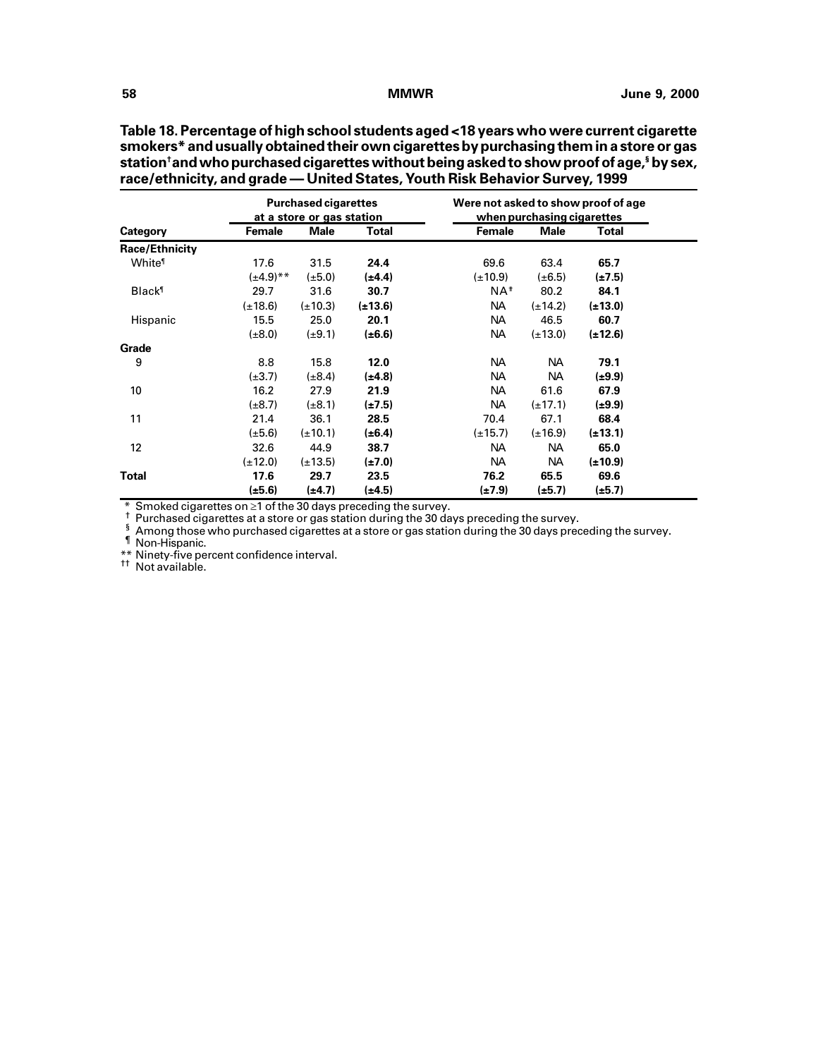**Table 18. Percentage of high school students aged <18 years who were current cigarette smokers* and usually obtained their own cigarettes by purchasing them in a store or gas station† and who purchased cigarettes without being asked to show proof of age,§ by sex, race/ethnicity, and grade — United States, Youth Risk Behavior Survey, 1999**

| | Purchased cigarettes at a store or gas station | | | Were not asked to show proof of age when purchasing cigarettes | | |
|---|---|---|---|---|---|---|
| **Category** | **Female** | **Male** | **Total** | **Female** | **Male** | **Total** |
| **Race/Ethnicity** | | | | | | |
| White¶ | 17.6 | 31.5 | **24.4** | 69.6 | 63.4 | **65.7** |
| | (±4.9)** | (±5.0) | **(±4.4)** | (±10.9) | (±6.5) | **(±7.5)** |
| Black¶ | 29.7 | 31.6 | **30.7** | NA†† | 80.2 | **84.1** |
| | (±18.6) | (±10.3) | **(±13.6)** | NA | (±14.2) | **(±13.0)** |
| Hispanic | 15.5 | 25.0 | **20.1** | NA | 46.5 | **60.7** |
| | (±8.0) | (±9.1) | **(±6.6)** | NA | (±13.0) | **(±12.6)** |
| **Grade** | | | | | | |
| 9 | 8.8 | 15.8 | **12.0** | NA | NA | **79.1** |
| | (±3.7) | (±8.4) | **(±4.8)** | NA | NA | **(±9.9)** |
| 10 | 16.2 | 27.9 | **21.9** | NA | 61.6 | **67.9** |
| | (±8.7) | (±8.1) | **(±7.5)** | NA | (±17.1) | **(±9.9)** |
| 11 | 21.4 | 36.1 | **28.5** | 70.4 | 67.1 | **68.4** |
| | (±5.6) | (±10.1) | **(±6.4)** | (±15.7) | (±16.9) | **(±13.1)** |
| 12 | 32.6 | 44.9 | **38.7** | NA | NA | **65.0** |
| | (±12.0) | (±13.5) | **(±7.0)** | NA | NA | **(±10.9)** |
| **Total** | **17.6** | **29.7** | **23.5** | **76.2** | **65.5** | **69.6** |
| | **(±5.6)** | **(±4.7)** | **(±4.5)** | **(±7.9)** | **(±5.7)** | **(±5.7)** |

\* Smoked cigarettes on ≥1 of the 30 days preceding the survey.
† Purchased cigarettes at a store or gas station during the 30 days preceding the survey.
§ Among those who purchased cigarettes at a store or gas station during the 30 days preceding the survey.
¶ Non-Hispanic.
** Ninety-five percent confidence interval.
†† Not available.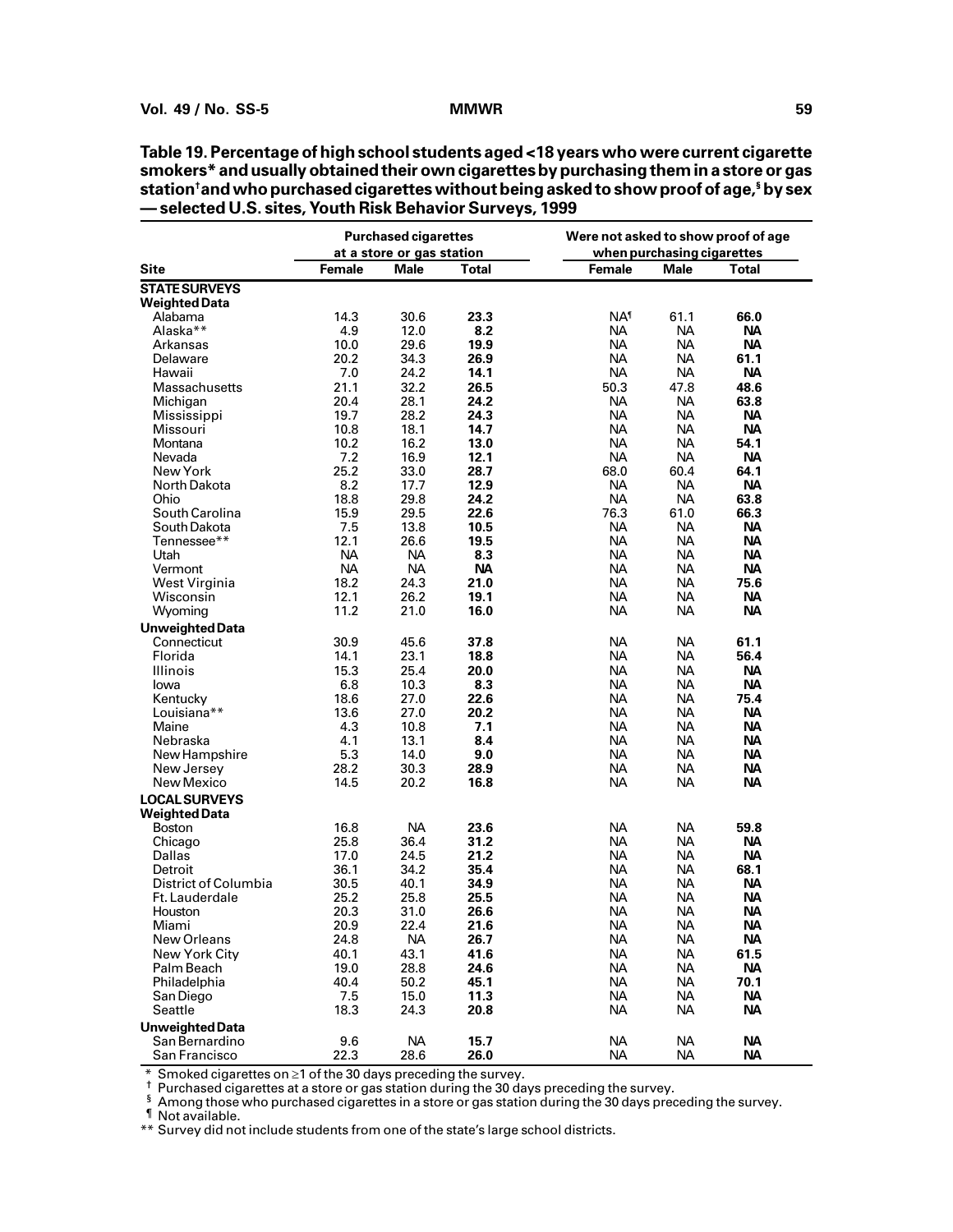**Table 19. Percentage of high school students aged <18 years who were current cigarette smokers* and usually obtained their own cigarettes by purchasing them in a store or gas station† and who purchased cigarettes without being asked to show proof of age,§ by sex — selected U.S. sites, Youth Risk Behavior Surveys, 1999**

| Site | Purchased cigarettes at a store or gas station | | | Were not asked to show proof of age when purchasing cigarettes | | |
|---|---|---|---|---|---|---|
| | Female | Male | Total | Female | Male | Total |
| **STATE SURVEYS** | | | | | | |
| **Weighted Data** | | | | | | |
| Alabama | 14.3 | 30.6 | **23.3** | NA¶ | 61.1 | **66.0** |
| Alaska** | 4.9 | 12.0 | **8.2** | NA | NA | **NA** |
| Arkansas | 10.0 | 29.6 | **19.9** | NA | NA | **NA** |
| Delaware | 20.2 | 34.3 | **26.9** | NA | NA | **61.1** |
| Hawaii | 7.0 | 24.2 | **14.1** | NA | NA | **NA** |
| Massachusetts | 21.1 | 32.2 | **26.5** | 50.3 | 47.8 | **48.6** |
| Michigan | 20.4 | 28.1 | **24.2** | NA | NA | **63.8** |
| Mississippi | 19.7 | 28.2 | **24.3** | NA | NA | **NA** |
| Missouri | 10.8 | 18.1 | **14.7** | NA | NA | **NA** |
| Montana | 10.2 | 16.2 | **13.0** | NA | NA | **54.1** |
| Nevada | 7.2 | 16.9 | **12.1** | NA | NA | **NA** |
| New York | 25.2 | 33.0 | **28.7** | 68.0 | 60.4 | **64.1** |
| North Dakota | 8.2 | 17.7 | **12.9** | NA | NA | **NA** |
| Ohio | 18.8 | 29.8 | **24.2** | NA | NA | **63.8** |
| South Carolina | 15.9 | 29.5 | **22.6** | 76.3 | 61.0 | **66.3** |
| South Dakota | 7.5 | 13.8 | **10.5** | NA | NA | **NA** |
| Tennessee** | 12.1 | 26.6 | **19.5** | NA | NA | **NA** |
| Utah | NA | NA | **8.3** | NA | NA | **NA** |
| Vermont | NA | NA | **NA** | NA | NA | **NA** |
| West Virginia | 18.2 | 24.3 | **21.0** | NA | NA | **75.6** |
| Wisconsin | 12.1 | 26.2 | **19.1** | NA | NA | **NA** |
| Wyoming | 11.2 | 21.0 | **16.0** | NA | NA | **NA** |
| **Unweighted Data** | | | | | | |
| Connecticut | 30.9 | 45.6 | **37.8** | NA | NA | **61.1** |
| Florida | 14.1 | 23.1 | **18.8** | NA | NA | **56.4** |
| Illinois | 15.3 | 25.4 | **20.0** | NA | NA | **NA** |
| Iowa | 6.8 | 10.3 | **8.3** | NA | NA | **NA** |
| Kentucky | 18.6 | 27.0 | **22.6** | NA | NA | **75.4** |
| Louisiana** | 13.6 | 27.0 | **20.2** | NA | NA | **NA** |
| Maine | 4.3 | 10.8 | **7.1** | NA | NA | **NA** |
| Nebraska | 4.1 | 13.1 | **8.4** | NA | NA | **NA** |
| New Hampshire | 5.3 | 14.0 | **9.0** | NA | NA | **NA** |
| New Jersey | 28.2 | 30.3 | **28.9** | NA | NA | **NA** |
| New Mexico | 14.5 | 20.2 | **16.8** | NA | NA | **NA** |
| **LOCAL SURVEYS** | | | | | | |
| **Weighted Data** | | | | | | |
| Boston | 16.8 | NA | **23.6** | NA | NA | **59.8** |
| Chicago | 25.8 | 36.4 | **31.2** | NA | NA | **NA** |
| Dallas | 17.0 | 24.5 | **21.2** | NA | NA | **NA** |
| Detroit | 36.1 | 34.2 | **35.4** | NA | NA | **68.1** |
| District of Columbia | 30.5 | 40.1 | **34.9** | NA | NA | **NA** |
| Ft. Lauderdale | 25.2 | 25.8 | **25.5** | NA | NA | **NA** |
| Houston | 20.3 | 31.0 | **26.6** | NA | NA | **NA** |
| Miami | 20.9 | 22.4 | **21.6** | NA | NA | **NA** |
| New Orleans | 24.8 | NA | **26.7** | NA | NA | **NA** |
| New York City | 40.1 | 43.1 | **41.6** | NA | NA | **61.5** |
| Palm Beach | 19.0 | 28.8 | **24.6** | NA | NA | **NA** |
| Philadelphia | 40.4 | 50.2 | **45.1** | NA | NA | **70.1** |
| San Diego | 7.5 | 15.0 | **11.3** | NA | NA | **NA** |
| Seattle | 18.3 | 24.3 | **20.8** | NA | NA | **NA** |
| **Unweighted Data** | | | | | | |
| San Bernardino | 9.6 | NA | **15.7** | NA | NA | **NA** |
| San Francisco | 22.3 | 28.6 | **26.0** | NA | NA | **NA** |

\* Smoked cigarettes on ≥1 of the 30 days preceding the survey.
† Purchased cigarettes at a store or gas station during the 30 days preceding the survey.
§ Among those who purchased cigarettes in a store or gas station during the 30 days preceding the survey.
¶ Not available.
** Survey did not include students from one of the state's large school districts.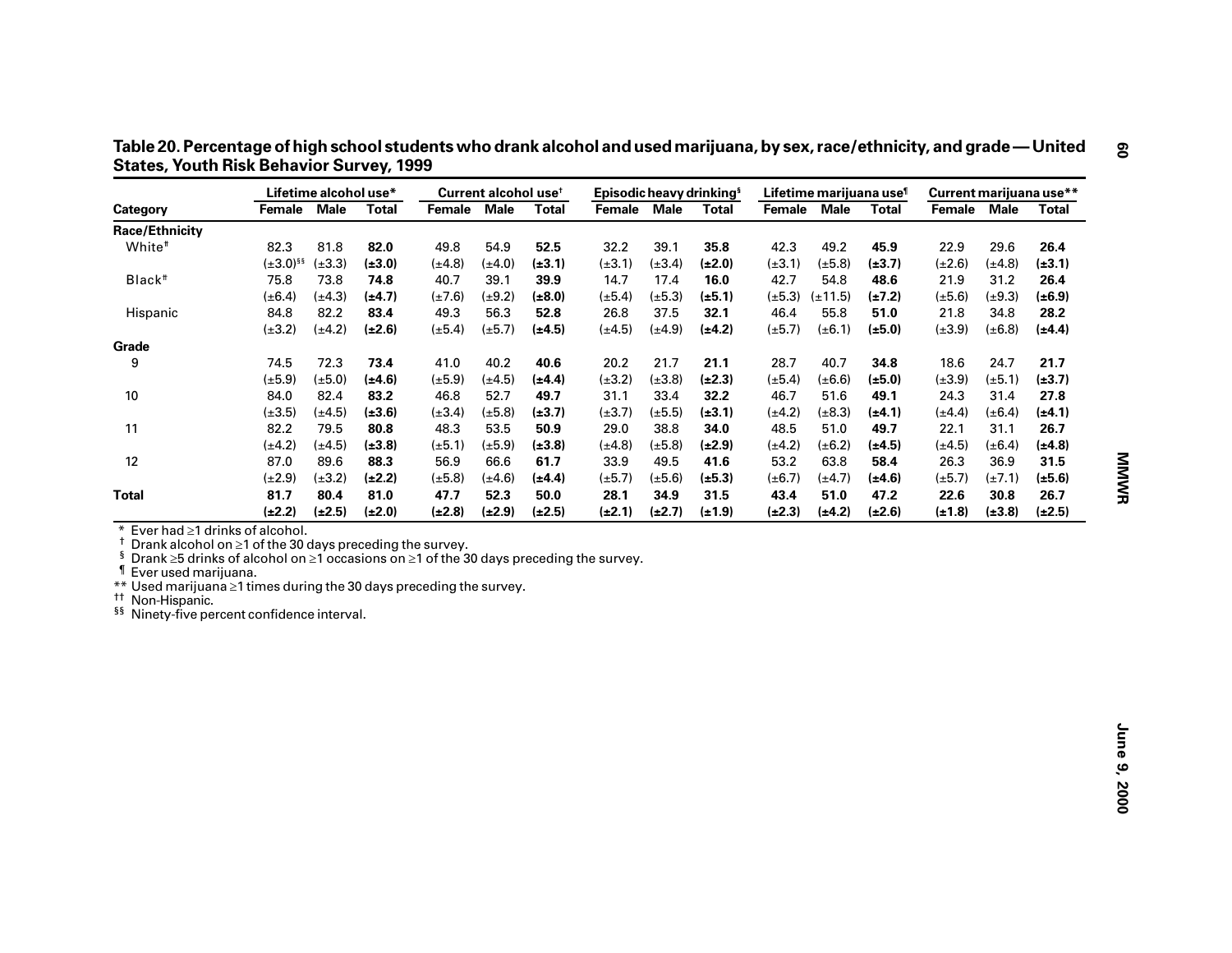**Table 20. Percentage of high school students who drank alcohol and used marijuana, by sex, race/ethnicity, and grade — United States, Youth Risk Behavior Survey, 1999**

| Category | Lifetime alcohol use* | | | Current alcohol use† | | | Episodic heavy drinking§ | | | Lifetime marijuana use¶ | | | Current marijuana use** | | |
|---|---|---|---|---|---|---|---|---|---|---|---|---|---|---|---|
| | Female | Male | Total | Female | Male | Total | Female | Male | Total | Female | Male | Total | Female | Male | Total |
| **Race/Ethnicity** | | | | | | | | | | | | | | | |
| White†† | 82.3 | 81.8 | **82.0** | 49.8 | 54.9 | **52.5** | 32.2 | 39.1 | **35.8** | 42.3 | 49.2 | **45.9** | 22.9 | 29.6 | **26.4** |
| | (±3.0)§§ | (±3.3) | **(±3.0)** | (±4.8) | (±4.0) | **(±3.1)** | (±3.1) | (±3.4) | **(±2.0)** | (±3.1) | (±5.8) | **(±3.7)** | (±2.6) | (±4.8) | **(±3.1)** |
| Black†† | 75.8 | 73.8 | **74.8** | 40.7 | 39.1 | **39.9** | 14.7 | 17.4 | **16.0** | 42.7 | 54.8 | **48.6** | 21.9 | 31.2 | **26.4** |
| | (±6.4) | (±4.3) | **(±4.7)** | (±7.6) | (±9.2) | **(±8.0)** | (±5.4) | (±5.3) | **(±5.1)** | (±5.3) | (±11.5) | **(±7.2)** | (±5.6) | (±9.3) | **(±6.9)** |
| Hispanic | 84.8 | 82.2 | **83.4** | 49.3 | 56.3 | **52.8** | 26.8 | 37.5 | **32.1** | 46.4 | 55.8 | **51.0** | 21.8 | 34.8 | **28.2** |
| | (±3.2) | (±4.2) | **(±2.6)** | (±5.4) | (±5.7) | **(±4.5)** | (±4.5) | (±4.9) | **(±4.2)** | (±5.7) | (±6.1) | **(±5.0)** | (±3.9) | (±6.8) | **(±4.4)** |
| **Grade** | | | | | | | | | | | | | | | |
| 9 | 74.5 | 72.3 | **73.4** | 41.0 | 40.2 | **40.6** | 20.2 | 21.7 | **21.1** | 28.7 | 40.7 | **34.8** | 18.6 | 24.7 | **21.7** |
| | (±5.9) | (±5.0) | **(±4.6)** | (±5.9) | (±4.5) | **(±4.4)** | (±3.2) | (±3.8) | **(±2.3)** | (±5.4) | (±6.6) | **(±5.0)** | (±3.9) | (±5.1) | **(±3.7)** |
| 10 | 84.0 | 82.4 | **83.2** | 46.8 | 52.7 | **49.7** | 31.1 | 33.4 | **32.2** | 46.7 | 51.6 | **49.1** | 24.3 | 31.4 | **27.8** |
| | (±3.5) | (±4.5) | **(±3.6)** | (±3.4) | (±5.8) | **(±3.7)** | (±3.7) | (±5.5) | **(±3.1)** | (±4.2) | (±8.3) | **(±4.1)** | (±4.4) | (±6.4) | **(±4.1)** |
| 11 | 82.2 | 79.5 | **80.8** | 48.3 | 53.5 | **50.9** | 29.0 | 38.8 | **34.0** | 48.5 | 51.0 | **49.7** | 22.1 | 31.1 | **26.7** |
| | (±4.2) | (±4.5) | **(±3.8)** | (±5.1) | (±5.9) | **(±3.8)** | (±4.8) | (±5.8) | **(±2.9)** | (±4.2) | (±6.2) | **(±4.5)** | (±4.5) | (±6.4) | **(±4.8)** |
| 12 | 87.0 | 89.6 | **88.3** | 56.9 | 66.6 | **61.7** | 33.9 | 49.5 | **41.6** | 53.2 | 63.8 | **58.4** | 26.3 | 36.9 | **31.5** |
| | (±2.9) | (±3.2) | **(±2.2)** | (±5.8) | (±4.6) | **(±4.4)** | (±5.7) | (±5.6) | **(±5.3)** | (±6.7) | (±4.7) | **(±4.6)** | (±5.7) | (±7.1) | **(±5.6)** |
| **Total** | **81.7** | **80.4** | **81.0** | **47.7** | **52.3** | **50.0** | **28.1** | **34.9** | **31.5** | **43.4** | **51.0** | **47.2** | **22.6** | **30.8** | **26.7** |
| | **(±2.2)** | **(±2.5)** | **(±2.0)** | **(±2.8)** | **(±2.9)** | **(±2.5)** | **(±2.1)** | **(±2.7)** | **(±1.9)** | **(±2.3)** | **(±4.2)** | **(±2.6)** | **(±1.8)** | **(±3.8)** | **(±2.5)** |

\* Ever had ≥1 drinks of alcohol.
† Drank alcohol on ≥1 of the 30 days preceding the survey.
§ Drank ≥5 drinks of alcohol on ≥1 occasions on ≥1 of the 30 days preceding the survey.
¶ Ever used marijuana.
** Used marijuana ≥1 times during the 30 days preceding the survey.
†† Non-Hispanic.
§§ Ninety-five percent confidence interval.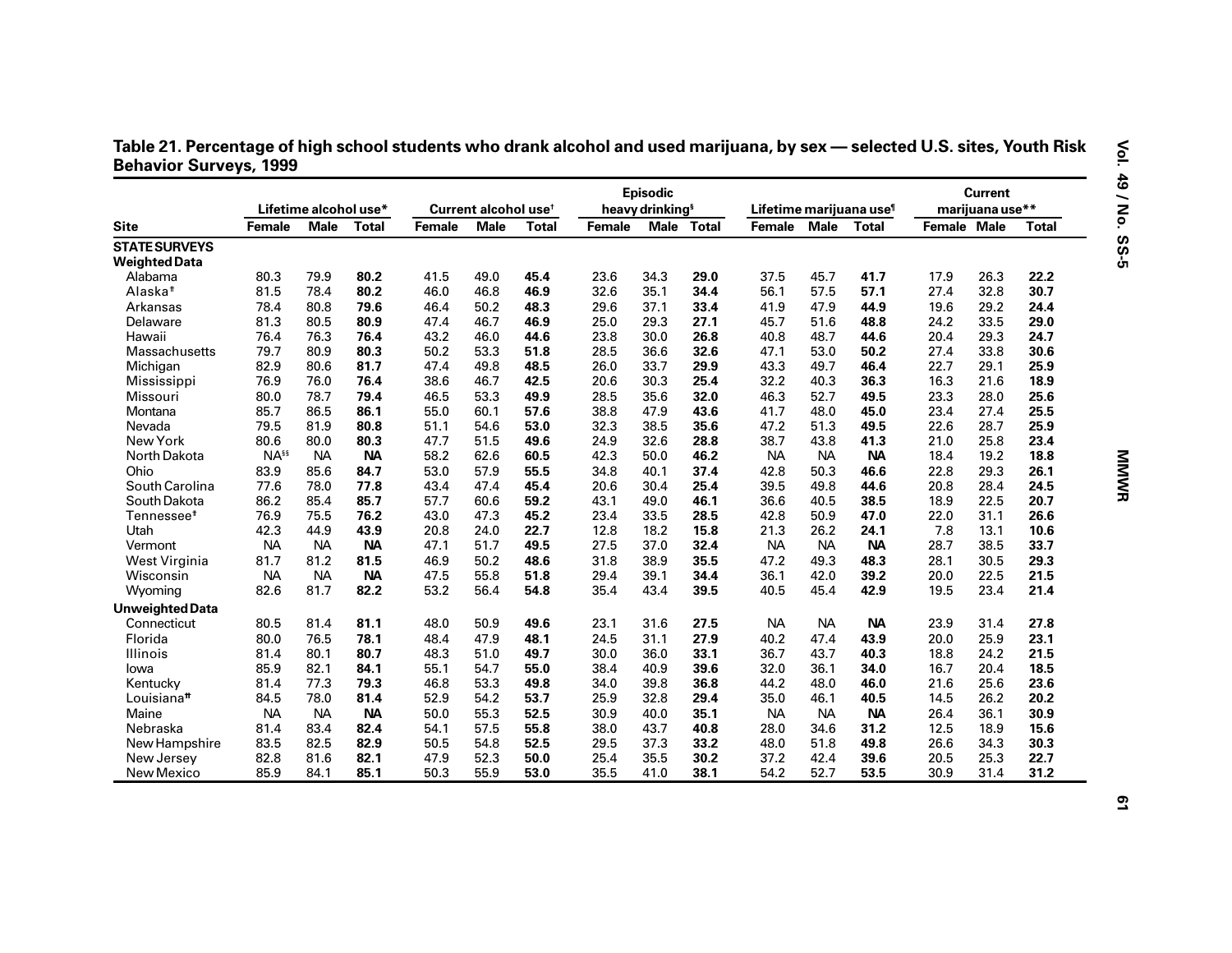**Table 21. Percentage of high school students who drank alcohol and used marijuana, by sex — selected U.S. sites, Youth Risk Behavior Surveys, 1999**

| Site | Lifetime alcohol use* | | | Current alcohol use[†] | | | Episodic heavy drinking[§] | | | Lifetime marijuana use[¶] | | | Current marijuana use** | | |
|---|---|---|---|---|---|---|---|---|---|---|---|---|---|---|---|
| | Female | Male | Total | Female | Male | Total | Female | Male | Total | Female | Male | Total | Female | Male | Total |
| **STATE SURVEYS** | | | | | | | | | | | | | | | |
| **Weighted Data** | | | | | | | | | | | | | | | |
| Alabama | 80.3 | 79.9 | **80.2** | 41.5 | 49.0 | **45.4** | 23.6 | 34.3 | **29.0** | 37.5 | 45.7 | **41.7** | 17.9 | 26.3 | **22.2** |
| Alaska[††] | 81.5 | 78.4 | **80.2** | 46.0 | 46.8 | **46.9** | 32.6 | 35.1 | **34.4** | 56.1 | 57.5 | **57.1** | 27.4 | 32.8 | **30.7** |
| Arkansas | 78.4 | 80.8 | **79.6** | 46.4 | 50.2 | **48.3** | 29.6 | 37.1 | **33.4** | 41.9 | 47.9 | **44.9** | 19.6 | 29.2 | **24.4** |
| Delaware | 81.3 | 80.5 | **80.9** | 47.4 | 46.7 | **46.9** | 25.0 | 29.3 | **27.1** | 45.7 | 51.6 | **48.8** | 24.2 | 33.5 | **29.0** |
| Hawaii | 76.4 | 76.3 | **76.4** | 43.2 | 46.0 | **44.6** | 23.8 | 30.0 | **26.8** | 40.8 | 48.7 | **44.6** | 20.4 | 29.3 | **24.7** |
| Massachusetts | 79.7 | 80.9 | **80.3** | 50.2 | 53.3 | **51.8** | 28.5 | 36.6 | **32.6** | 47.1 | 53.0 | **50.2** | 27.4 | 33.8 | **30.6** |
| Michigan | 82.9 | 80.6 | **81.7** | 47.4 | 49.8 | **48.5** | 26.0 | 33.7 | **29.9** | 43.3 | 49.7 | **46.4** | 22.7 | 29.1 | **25.9** |
| Mississippi | 76.9 | 76.0 | **76.4** | 38.6 | 46.7 | **42.5** | 20.6 | 30.3 | **25.4** | 32.2 | 40.3 | **36.3** | 16.3 | 21.6 | **18.9** |
| Missouri | 80.0 | 78.7 | **79.4** | 46.5 | 53.3 | **49.9** | 28.5 | 35.6 | **32.0** | 46.3 | 52.7 | **49.5** | 23.3 | 28.0 | **25.6** |
| Montana | 85.7 | 86.5 | **86.1** | 55.0 | 60.1 | **57.6** | 38.8 | 47.9 | **43.6** | 41.7 | 48.0 | **45.0** | 23.4 | 27.4 | **25.5** |
| Nevada | 79.5 | 81.9 | **80.8** | 51.1 | 54.6 | **53.0** | 32.3 | 38.5 | **35.6** | 47.2 | 51.3 | **49.5** | 22.6 | 28.7 | **25.9** |
| New York | 80.6 | 80.0 | **80.3** | 47.7 | 51.5 | **49.6** | 24.9 | 32.6 | **28.8** | 38.7 | 43.8 | **41.3** | 21.0 | 25.8 | **23.4** |
| North Dakota | NA[§§] | NA | **NA** | 58.2 | 62.6 | **60.5** | 42.3 | 50.0 | **46.2** | NA | NA | **NA** | 18.4 | 19.2 | **18.8** |
| Ohio | 83.9 | 85.6 | **84.7** | 53.0 | 57.9 | **55.5** | 34.8 | 40.1 | **37.4** | 42.8 | 50.3 | **46.6** | 22.8 | 29.3 | **26.1** |
| South Carolina | 77.6 | 78.0 | **77.8** | 43.4 | 47.4 | **45.4** | 20.6 | 30.4 | **25.4** | 39.5 | 49.8 | **44.6** | 20.8 | 28.4 | **24.5** |
| South Dakota | 86.2 | 85.4 | **85.7** | 57.7 | 60.6 | **59.2** | 43.1 | 49.0 | **46.1** | 36.6 | 40.5 | **38.5** | 18.9 | 22.5 | **20.7** |
| Tennessee[†] | 76.9 | 75.5 | **76.2** | 43.0 | 47.3 | **45.2** | 23.4 | 33.5 | **28.5** | 42.8 | 50.9 | **47.0** | 22.0 | 31.1 | **26.6** |
| Utah | 42.3 | 44.9 | **43.9** | 20.8 | 24.0 | **22.7** | 12.8 | 18.2 | **15.8** | 21.3 | 26.2 | **24.1** | 7.8 | 13.1 | **10.6** |
| Vermont | NA | NA | **NA** | 47.1 | 51.7 | **49.5** | 27.5 | 37.0 | **32.4** | NA | NA | **NA** | 28.7 | 38.5 | **33.7** |
| West Virginia | 81.7 | 81.2 | **81.5** | 46.9 | 50.2 | **48.6** | 31.8 | 38.9 | **35.5** | 47.2 | 49.3 | **48.3** | 28.1 | 30.5 | **29.3** |
| Wisconsin | NA | NA | **NA** | 47.5 | 55.8 | **51.8** | 29.4 | 39.1 | **34.4** | 36.1 | 42.0 | **39.2** | 20.0 | 22.5 | **21.5** |
| Wyoming | 82.6 | 81.7 | **82.2** | 53.2 | 56.4 | **54.8** | 35.4 | 43.4 | **39.5** | 40.5 | 45.4 | **42.9** | 19.5 | 23.4 | **21.4** |
| **Unweighted Data** | | | | | | | | | | | | | | | |
| Connecticut | 80.5 | 81.4 | **81.1** | 48.0 | 50.9 | **49.6** | 23.1 | 31.6 | **27.5** | NA | NA | **NA** | 23.9 | 31.4 | **27.8** |
| Florida | 80.0 | 76.5 | **78.1** | 48.4 | 47.9 | **48.1** | 24.5 | 31.1 | **27.9** | 40.2 | 47.4 | **43.9** | 20.0 | 25.9 | **23.1** |
| Illinois | 81.4 | 80.1 | **80.7** | 48.3 | 51.0 | **49.7** | 30.0 | 36.0 | **33.1** | 36.7 | 43.7 | **40.3** | 18.8 | 24.2 | **21.5** |
| Iowa | 85.9 | 82.1 | **84.1** | 55.1 | 54.7 | **55.0** | 38.4 | 40.9 | **39.6** | 32.0 | 36.1 | **34.0** | 16.7 | 20.4 | **18.5** |
| Kentucky | 81.4 | 77.3 | **79.3** | 46.8 | 53.3 | **49.8** | 34.0 | 39.8 | **36.8** | 44.2 | 48.0 | **46.0** | 21.6 | 25.6 | **23.6** |
| Louisiana[¶¶] | 84.5 | 78.0 | **81.4** | 52.9 | 54.2 | **53.7** | 25.9 | 32.8 | **29.4** | 35.0 | 46.1 | **40.5** | 14.5 | 26.2 | **20.2** |
| Maine | NA | NA | **NA** | 50.0 | 55.3 | **52.5** | 30.9 | 40.0 | **35.1** | NA | NA | **NA** | 26.4 | 36.1 | **30.9** |
| Nebraska | 81.4 | 83.4 | **82.4** | 54.1 | 57.5 | **55.8** | 38.0 | 43.7 | **40.8** | 28.0 | 34.6 | **31.2** | 12.5 | 18.9 | **15.6** |
| New Hampshire | 83.5 | 82.5 | **82.9** | 50.5 | 54.8 | **52.5** | 29.5 | 37.3 | **33.2** | 48.0 | 51.8 | **49.8** | 26.6 | 34.3 | **30.3** |
| New Jersey | 82.8 | 81.6 | **82.1** | 47.9 | 52.3 | **50.0** | 25.4 | 35.5 | **30.2** | 37.2 | 42.4 | **39.6** | 20.5 | 25.3 | **22.7** |
| New Mexico | 85.9 | 84.1 | **85.1** | 50.3 | 55.9 | **53.0** | 35.5 | 41.0 | **38.1** | 54.2 | 52.7 | **53.5** | 30.9 | 31.4 | **31.2** |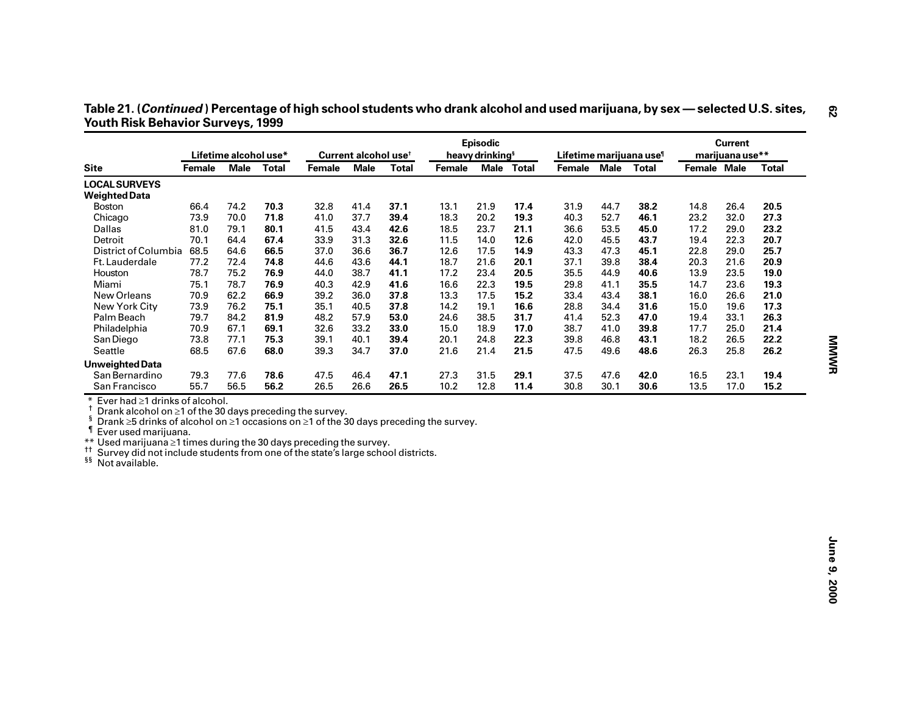**Table 21. (*Continued*) Percentage of high school students who drank alcohol and used marijuana, by sex — selected U.S. sites, Youth Risk Behavior Surveys, 1999**

| Site | Lifetime alcohol use* | | | Current alcohol use† | | | Episodic heavy drinking§ | | | Lifetime marijuana use¶ | | | Current marijuana use** | | |
|---|---|---|---|---|---|---|---|---|---|---|---|---|---|---|---|
| | Female | Male | Total | Female | Male | Total | Female | Male | Total | Female | Male | Total | Female | Male | Total |
| **LOCAL SURVEYS** | | | | | | | | | | | | | | | |
| **Weighted Data** | | | | | | | | | | | | | | | |
| Boston | 66.4 | 74.2 | **70.3** | 32.8 | 41.4 | **37.1** | 13.1 | 21.9 | **17.4** | 31.9 | 44.7 | **38.2** | 14.8 | 26.4 | **20.5** |
| Chicago | 73.9 | 70.0 | **71.8** | 41.0 | 37.7 | **39.4** | 18.3 | 20.2 | **19.3** | 40.3 | 52.7 | **46.1** | 23.2 | 32.0 | **27.3** |
| Dallas | 81.0 | 79.1 | **80.1** | 41.5 | 43.4 | **42.6** | 18.5 | 23.7 | **21.1** | 36.6 | 53.5 | **45.0** | 17.2 | 29.0 | **23.2** |
| Detroit | 70.1 | 64.4 | **67.4** | 33.9 | 31.3 | **32.6** | 11.5 | 14.0 | **12.6** | 42.0 | 45.5 | **43.7** | 19.4 | 22.3 | **20.7** |
| District of Columbia | 68.5 | 64.6 | **66.5** | 37.0 | 36.6 | **36.7** | 12.6 | 17.5 | **14.9** | 43.3 | 47.3 | **45.1** | 22.8 | 29.0 | **25.7** |
| Ft. Lauderdale | 77.2 | 72.4 | **74.8** | 44.6 | 43.6 | **44.1** | 18.7 | 21.6 | **20.1** | 37.1 | 39.8 | **38.4** | 20.3 | 21.6 | **20.9** |
| Houston | 78.7 | 75.2 | **76.9** | 44.0 | 38.7 | **41.1** | 17.2 | 23.4 | **20.5** | 35.5 | 44.9 | **40.6** | 13.9 | 23.5 | **19.0** |
| Miami | 75.1 | 78.7 | **76.9** | 40.3 | 42.9 | **41.6** | 16.6 | 22.3 | **19.5** | 29.8 | 41.1 | **35.5** | 14.7 | 23.6 | **19.3** |
| New Orleans | 70.9 | 62.2 | **66.9** | 39.2 | 36.0 | **37.8** | 13.3 | 17.5 | **15.2** | 33.4 | 43.4 | **38.1** | 16.0 | 26.6 | **21.0** |
| New York City | 73.9 | 76.2 | **75.1** | 35.1 | 40.5 | **37.8** | 14.2 | 19.1 | **16.6** | 28.8 | 34.4 | **31.6** | 15.0 | 19.6 | **17.3** |
| Palm Beach | 79.7 | 84.2 | **81.9** | 48.2 | 57.9 | **53.0** | 24.6 | 38.5 | **31.7** | 41.4 | 52.3 | **47.0** | 19.4 | 33.1 | **26.3** |
| Philadelphia | 70.9 | 67.1 | **69.1** | 32.6 | 33.2 | **33.0** | 15.0 | 18.9 | **17.0** | 38.7 | 41.0 | **39.8** | 17.7 | 25.0 | **21.4** |
| San Diego | 73.8 | 77.1 | **75.3** | 39.1 | 40.1 | **39.4** | 20.1 | 24.8 | **22.3** | 39.8 | 46.8 | **43.1** | 18.2 | 26.5 | **22.2** |
| Seattle | 68.5 | 67.6 | **68.0** | 39.3 | 34.7 | **37.0** | 21.6 | 21.4 | **21.5** | 47.5 | 49.6 | **48.6** | 26.3 | 25.8 | **26.2** |
| **Unweighted Data** | | | | | | | | | | | | | | | |
| San Bernardino | 79.3 | 77.6 | **78.6** | 47.5 | 46.4 | **47.1** | 27.3 | 31.5 | **29.1** | 37.5 | 47.6 | **42.0** | 16.5 | 23.1 | **19.4** |
| San Francisco | 55.7 | 56.5 | **56.2** | 26.5 | 26.6 | **26.5** | 10.2 | 12.8 | **11.4** | 30.8 | 30.1 | **30.6** | 13.5 | 17.0 | **15.2** |

\* Ever had ≥1 drinks of alcohol.
† Drank alcohol on ≥1 of the 30 days preceding the survey.
§ Drank ≥5 drinks of alcohol on ≥1 occasions on ≥1 of the 30 days preceding the survey.
¶ Ever used marijuana.
** Used marijuana ≥1 times during the 30 days preceding the survey.
†† Survey did not include students from one of the state's large school districts.
§§ Not available.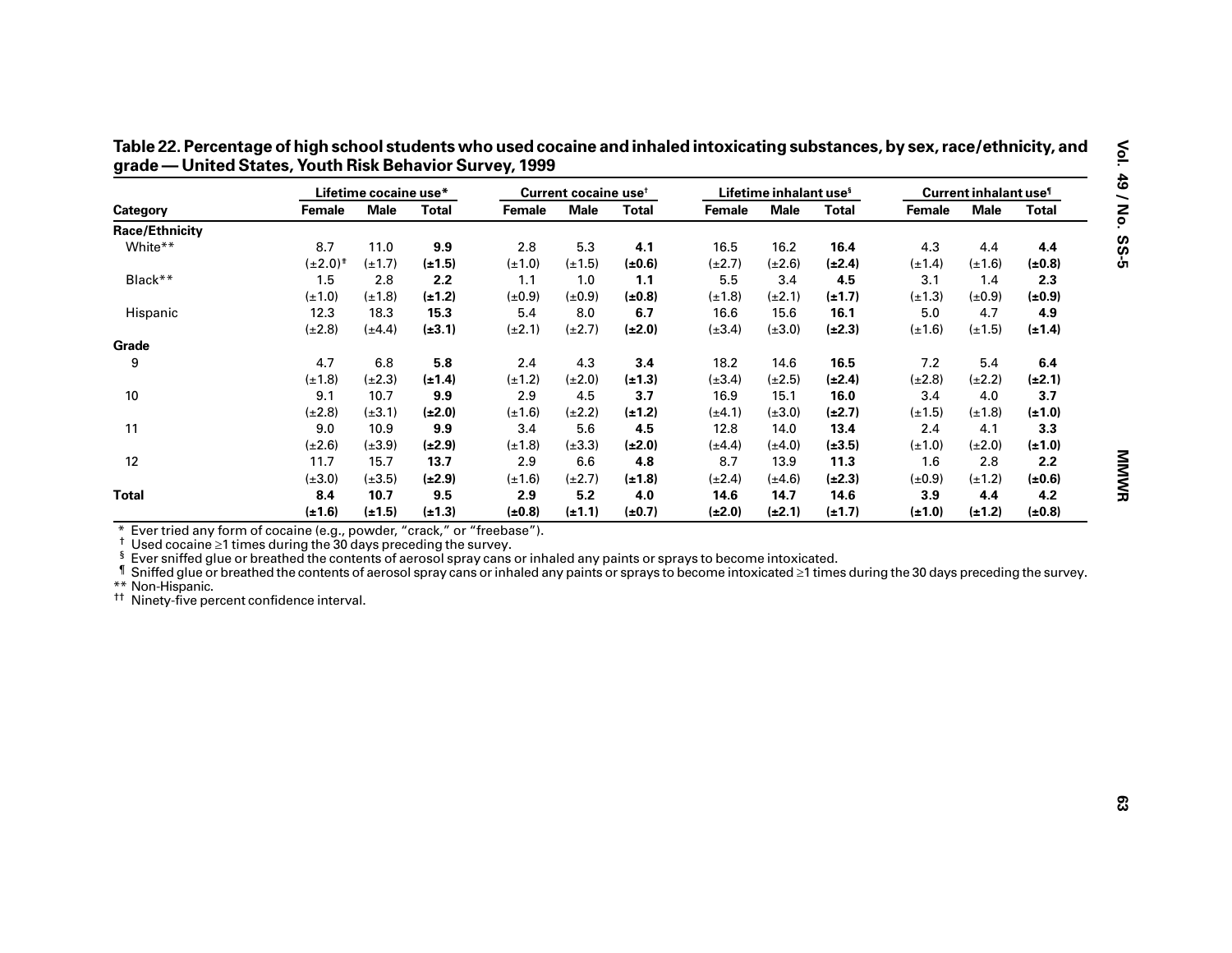**Table 22. Percentage of high school students who used cocaine and inhaled intoxicating substances, by sex, race/ethnicity, and grade — United States, Youth Risk Behavior Survey, 1999**

| Category | Lifetime cocaine use* | | | Current cocaine use† | | | Lifetime inhalant use§ | | | Current inhalant use¶ | | |
|---|---|---|---|---|---|---|---|---|---|---|---|---|
| | Female | Male | Total | Female | Male | Total | Female | Male | Total | Female | Male | Total |
| **Race/Ethnicity** | | | | | | | | | | | | |
| White** | 8.7 | 11.0 | **9.9** | 2.8 | 5.3 | **4.1** | 16.5 | 16.2 | **16.4** | 4.3 | 4.4 | **4.4** |
| | (±2.0)†† | (±1.7) | **(±1.5)** | (±1.0) | (±1.5) | **(±0.6)** | (±2.7) | (±2.6) | **(±2.4)** | (±1.4) | (±1.6) | **(±0.8)** |
| Black** | 1.5 | 2.8 | **2.2** | 1.1 | 1.0 | **1.1** | 5.5 | 3.4 | **4.5** | 3.1 | 1.4 | **2.3** |
| | (±1.0) | (±1.8) | **(±1.2)** | (±0.9) | (±0.9) | **(±0.8)** | (±1.8) | (±2.1) | **(±1.7)** | (±1.3) | (±0.9) | **(±0.9)** |
| Hispanic | 12.3 | 18.3 | **15.3** | 5.4 | 8.0 | **6.7** | 16.6 | 15.6 | **16.1** | 5.0 | 4.7 | **4.9** |
| | (±2.8) | (±4.4) | **(±3.1)** | (±2.1) | (±2.7) | **(±2.0)** | (±3.4) | (±3.0) | **(±2.3)** | (±1.6) | (±1.5) | **(±1.4)** |
| **Grade** | | | | | | | | | | | | |
| 9 | 4.7 | 6.8 | **5.8** | 2.4 | 4.3 | **3.4** | 18.2 | 14.6 | **16.5** | 7.2 | 5.4 | **6.4** |
| | (±1.8) | (±2.3) | **(±1.4)** | (±1.2) | (±2.0) | **(±1.3)** | (±3.4) | (±2.5) | **(±2.4)** | (±2.8) | (±2.2) | **(±2.1)** |
| 10 | 9.1 | 10.7 | **9.9** | 2.9 | 4.5 | **3.7** | 16.9 | 15.1 | **16.0** | 3.4 | 4.0 | **3.7** |
| | (±2.8) | (±3.1) | **(±2.0)** | (±1.6) | (±2.2) | **(±1.2)** | (±4.1) | (±3.0) | **(±2.7)** | (±1.5) | (±1.8) | **(±1.0)** |
| 11 | 9.0 | 10.9 | **9.9** | 3.4 | 5.6 | **4.5** | 12.8 | 14.0 | **13.4** | 2.4 | 4.1 | **3.3** |
| | (±2.6) | (±3.9) | **(±2.9)** | (±1.8) | (±3.3) | **(±2.0)** | (±4.4) | (±4.0) | **(±3.5)** | (±1.0) | (±2.0) | **(±1.0)** |
| 12 | 11.7 | 15.7 | **13.7** | 2.9 | 6.6 | **4.8** | 8.7 | 13.9 | **11.3** | 1.6 | 2.8 | **2.2** |
| | (±3.0) | (±3.5) | **(±2.9)** | (±1.6) | (±2.7) | **(±1.8)** | (±2.4) | (±4.6) | **(±2.3)** | (±0.9) | (±1.2) | **(±0.6)** |
| **Total** | **8.4** | **10.7** | 9.5 | **2.9** | **5.2** | 4.0 | **14.6** | **14.7** | 14.6 | **3.9** | **4.4** | 4.2 |
| | **(±1.6)** | **(±1.5)** | (±1.3) | **(±0.8)** | **(±1.1)** | (±0.7) | **(±2.0)** | **(±2.1)** | (±1.7) | **(±1.0)** | **(±1.2)** | (±0.8) |

\* Ever tried any form of cocaine (e.g., powder, "crack," or "freebase").
† Used cocaine ≥1 times during the 30 days preceding the survey.
§ Ever sniffed glue or breathed the contents of aerosol spray cans or inhaled any paints or sprays to become intoxicated.
¶ Sniffed glue or breathed the contents of aerosol spray cans or inhaled any paints or sprays to become intoxicated ≥1 times during the 30 days preceding the survey.
** Non-Hispanic.
†† Ninety-five percent confidence interval.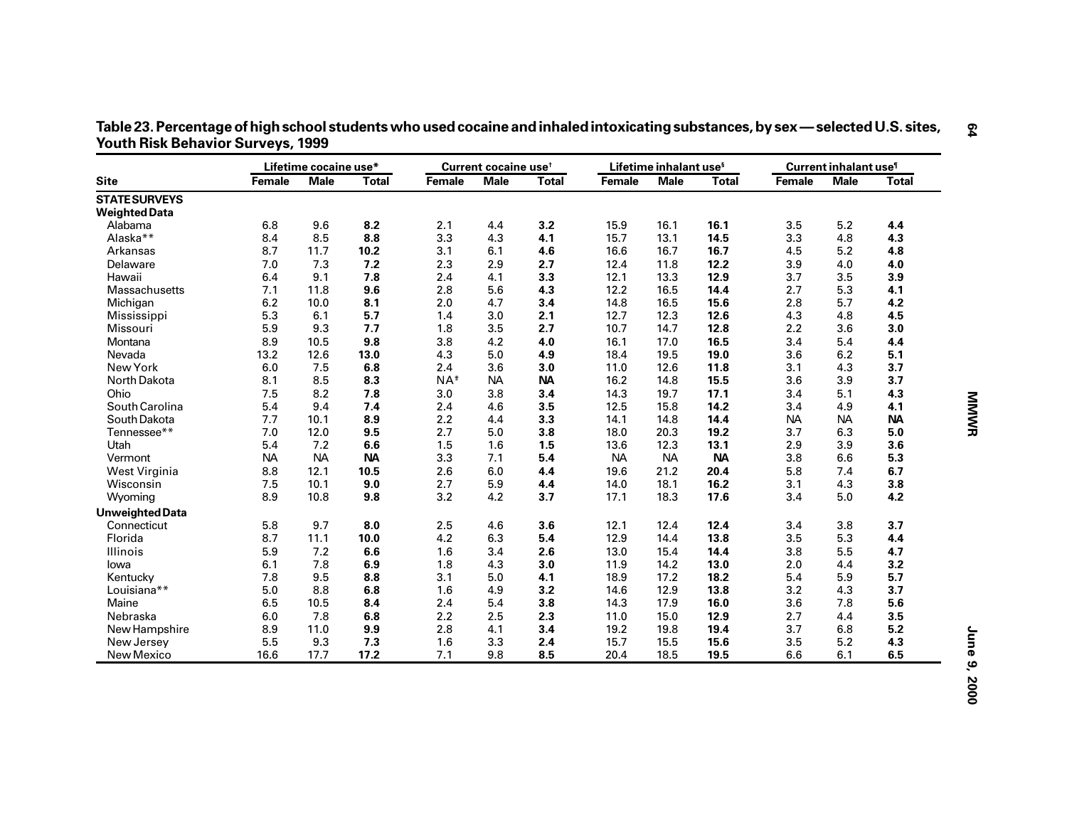# Table 23. Percentage of high school students who used cocaine and inhaled intoxicating substances, by sex — selected U.S. sites, Youth Risk Behavior Surveys, 1999

| Site | Lifetime cocaine use* | | | Current cocaine use† | | | Lifetime inhalant use§ | | | Current inhalant use¶ | | |
|---|---|---|---|---|---|---|---|---|---|---|---|---|
| | Female | Male | Total | Female | Male | Total | Female | Male | Total | Female | Male | Total |
| **STATE SURVEYS** | | | | | | | | | | | | |
| **Weighted Data** | | | | | | | | | | | | |
| Alabama | 6.8 | 9.6 | **8.2** | 2.1 | 4.4 | **3.2** | 15.9 | 16.1 | **16.1** | 3.5 | 5.2 | **4.4** |
| Alaska** | 8.4 | 8.5 | **8.8** | 3.3 | 4.3 | **4.1** | 15.7 | 13.1 | **14.5** | 3.3 | 4.8 | **4.3** |
| Arkansas | 8.7 | 11.7 | **10.2** | 3.1 | 6.1 | **4.6** | 16.6 | 16.7 | **16.7** | 4.5 | 5.2 | **4.8** |
| Delaware | 7.0 | 7.3 | **7.2** | 2.3 | 2.9 | **2.7** | 12.4 | 11.8 | **12.2** | 3.9 | 4.0 | **4.0** |
| Hawaii | 6.4 | 9.1 | **7.8** | 2.4 | 4.1 | **3.3** | 12.1 | 13.3 | **12.9** | 3.7 | 3.5 | **3.9** |
| Massachusetts | 7.1 | 11.8 | **9.6** | 2.8 | 5.6 | **4.3** | 12.2 | 16.5 | **14.4** | 2.7 | 5.3 | **4.1** |
| Michigan | 6.2 | 10.0 | **8.1** | 2.0 | 4.7 | **3.4** | 14.8 | 16.5 | **15.6** | 2.8 | 5.7 | **4.2** |
| Mississippi | 5.3 | 6.1 | **5.7** | 1.4 | 3.0 | **2.1** | 12.7 | 12.3 | **12.6** | 4.3 | 4.8 | **4.5** |
| Missouri | 5.9 | 9.3 | **7.7** | 1.8 | 3.5 | **2.7** | 10.7 | 14.7 | **12.8** | 2.2 | 3.6 | **3.0** |
| Montana | 8.9 | 10.5 | **9.8** | 3.8 | 4.2 | **4.0** | 16.1 | 17.0 | **16.5** | 3.4 | 5.4 | **4.4** |
| Nevada | 13.2 | 12.6 | **13.0** | 4.3 | 5.0 | **4.9** | 18.4 | 19.5 | **19.0** | 3.6 | 6.2 | **5.1** |
| New York | 6.0 | 7.5 | **6.8** | 2.4 | 3.6 | **3.0** | 11.0 | 12.6 | **11.8** | 3.1 | 4.3 | **3.7** |
| North Dakota | 8.1 | 8.5 | **8.3** | NA‡ | NA | **NA** | 16.2 | 14.8 | **15.5** | 3.6 | 3.9 | **3.7** |
| Ohio | 7.5 | 8.2 | **7.8** | 3.0 | 3.8 | **3.4** | 14.3 | 19.7 | **17.1** | 3.4 | 5.1 | **4.3** |
| South Carolina | 5.4 | 9.4 | **7.4** | 2.4 | 4.6 | **3.5** | 12.5 | 15.8 | **14.2** | 3.4 | 4.9 | **4.1** |
| South Dakota | 7.7 | 10.1 | **8.9** | 2.2 | 4.4 | **3.3** | 14.1 | 14.8 | **14.4** | NA | NA | **NA** |
| Tennessee** | 7.0 | 12.0 | **9.5** | 2.7 | 5.0 | **3.8** | 18.0 | 20.3 | **19.2** | 3.7 | 6.3 | **5.0** |
| Utah | 5.4 | 7.2 | **6.6** | 1.5 | 1.6 | **1.5** | 13.6 | 12.3 | **13.1** | 2.9 | 3.9 | **3.6** |
| Vermont | NA | NA | **NA** | 3.3 | 7.1 | **5.4** | NA | NA | **NA** | 3.8 | 6.6 | **5.3** |
| West Virginia | 8.8 | 12.1 | **10.5** | 2.6 | 6.0 | **4.4** | 19.6 | 21.2 | **20.4** | 5.8 | 7.4 | **6.7** |
| Wisconsin | 7.5 | 10.1 | **9.0** | 2.7 | 5.9 | **4.4** | 14.0 | 18.1 | **16.2** | 3.1 | 4.3 | **3.8** |
| Wyoming | 8.9 | 10.8 | **9.8** | 3.2 | 4.2 | **3.7** | 17.1 | 18.3 | **17.6** | 3.4 | 5.0 | **4.2** |
| **Unweighted Data** | | | | | | | | | | | | |
| Connecticut | 5.8 | 9.7 | **8.0** | 2.5 | 4.6 | **3.6** | 12.1 | 12.4 | **12.4** | 3.4 | 3.8 | **3.7** |
| Florida | 8.7 | 11.1 | **10.0** | 4.2 | 6.3 | **5.4** | 12.9 | 14.4 | **13.8** | 3.5 | 5.3 | **4.4** |
| Illinois | 5.9 | 7.2 | **6.6** | 1.6 | 3.4 | **2.6** | 13.0 | 15.4 | **14.4** | 3.8 | 5.5 | **4.7** |
| Iowa | 6.1 | 7.8 | **6.9** | 1.8 | 4.3 | **3.0** | 11.9 | 14.2 | **13.0** | 2.0 | 4.4 | **3.2** |
| Kentucky | 7.8 | 9.5 | **8.8** | 3.1 | 5.0 | **4.1** | 18.9 | 17.2 | **18.2** | 5.4 | 5.9 | **5.7** |
| Louisiana** | 5.0 | 8.8 | **6.8** | 1.6 | 4.9 | **3.2** | 14.6 | 12.9 | **13.8** | 3.2 | 4.3 | **3.7** |
| Maine | 6.5 | 10.5 | **8.4** | 2.4 | 5.4 | **3.8** | 14.3 | 17.9 | **16.0** | 3.6 | 7.8 | **5.6** |
| Nebraska | 6.0 | 7.8 | **6.8** | 2.2 | 2.5 | **2.3** | 11.0 | 15.0 | **12.9** | 2.7 | 4.4 | **3.5** |
| New Hampshire | 8.9 | 11.0 | **9.9** | 2.8 | 4.1 | **3.4** | 19.2 | 19.8 | **19.4** | 3.7 | 6.8 | **5.2** |
| New Jersey | 5.5 | 9.3 | **7.3** | 1.6 | 3.3 | **2.4** | 15.7 | 15.5 | **15.6** | 3.5 | 5.2 | **4.3** |
| New Mexico | 16.6 | 17.7 | **17.2** | 7.1 | 9.8 | **8.5** | 20.4 | 18.5 | **19.5** | 6.6 | 6.1 | **6.5** |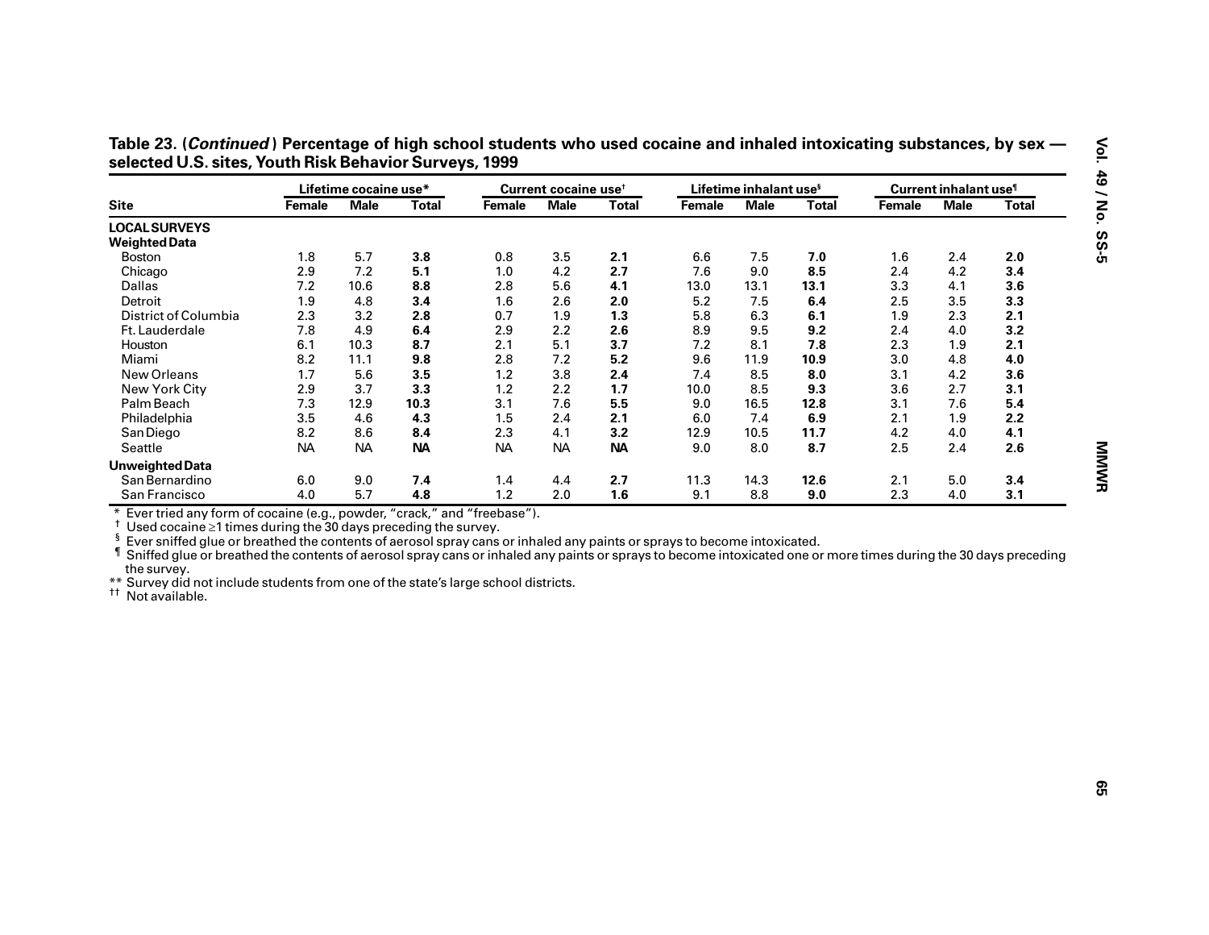**Table 23. (*Continued*) Percentage of high school students who used cocaine and inhaled intoxicating substances, by sex — selected U.S. sites, Youth Risk Behavior Surveys, 1999**

| Site | Lifetime cocaine use* | | | Current cocaine use† | | | Lifetime inhalant use§ | | | Current inhalant use¶ | | |
|---|---|---|---|---|---|---|---|---|---|---|---|---|
| | Female | Male | Total | Female | Male | Total | Female | Male | Total | Female | Male | Total |
| **LOCAL SURVEYS** | | | | | | | | | | | | |
| **Weighted Data** | | | | | | | | | | | | |
| Boston | 1.8 | 5.7 | **3.8** | 0.8 | 3.5 | **2.1** | 6.6 | 7.5 | **7.0** | 1.6 | 2.4 | **2.0** |
| Chicago | 2.9 | 7.2 | **5.1** | 1.0 | 4.2 | **2.7** | 7.6 | 9.0 | **8.5** | 2.4 | 4.2 | **3.4** |
| Dallas | 7.2 | 10.6 | **8.8** | 2.8 | 5.6 | **4.1** | 13.0 | 13.1 | **13.1** | 3.3 | 4.1 | **3.6** |
| Detroit | 1.9 | 4.8 | **3.4** | 1.6 | 2.6 | **2.0** | 5.2 | 7.5 | **6.4** | 2.5 | 3.5 | **3.3** |
| District of Columbia | 2.3 | 3.2 | **2.8** | 0.7 | 1.9 | **1.3** | 5.8 | 6.3 | **6.1** | 1.9 | 2.3 | **2.1** |
| Ft. Lauderdale | 7.8 | 4.9 | **6.4** | 2.9 | 2.2 | **2.6** | 8.9 | 9.5 | **9.2** | 2.4 | 4.0 | **3.2** |
| Houston | 6.1 | 10.3 | **8.7** | 2.1 | 5.1 | **3.7** | 7.2 | 8.1 | **7.8** | 2.3 | 1.9 | **2.1** |
| Miami | 8.2 | 11.1 | **9.8** | 2.8 | 7.2 | **5.2** | 9.6 | 11.9 | **10.9** | 3.0 | 4.8 | **4.0** |
| New Orleans | 1.7 | 5.6 | **3.5** | 1.2 | 3.8 | **2.4** | 7.4 | 8.5 | **8.0** | 3.1 | 4.2 | **3.6** |
| New York City | 2.9 | 3.7 | **3.3** | 1.2 | 2.2 | **1.7** | 10.0 | 8.5 | **9.3** | 3.6 | 2.7 | **3.1** |
| Palm Beach | 7.3 | 12.9 | **10.3** | 3.1 | 7.6 | **5.5** | 9.0 | 16.5 | **12.8** | 3.1 | 7.6 | **5.4** |
| Philadelphia | 3.5 | 4.6 | **4.3** | 1.5 | 2.4 | **2.1** | 6.0 | 7.4 | **6.9** | 2.1 | 1.9 | **2.2** |
| San Diego | 8.2 | 8.6 | **8.4** | 2.3 | 4.1 | **3.2** | 12.9 | 10.5 | **11.7** | 4.2 | 4.0 | **4.1** |
| Seattle | NA | NA | **NA** | NA | NA | **NA** | 9.0 | 8.0 | **8.7** | 2.5 | 2.4 | **2.6** |
| **Unweighted Data** | | | | | | | | | | | | |
| San Bernardino | 6.0 | 9.0 | **7.4** | 1.4 | 4.4 | **2.7** | 11.3 | 14.3 | **12.6** | 2.1 | 5.0 | **3.4** |
| San Francisco | 4.0 | 5.7 | **4.8** | 1.2 | 2.0 | **1.6** | 9.1 | 8.8 | **9.0** | 2.3 | 4.0 | **3.1** |

\* Ever tried any form of cocaine (e.g., powder, "crack," and "freebase").

† Used cocaine ≥1 times during the 30 days preceding the survey.

§ Ever sniffed glue or breathed the contents of aerosol spray cans or inhaled any paints or sprays to become intoxicated.

¶ Sniffed glue or breathed the contents of aerosol spray cans or inhaled any paints or sprays to become intoxicated one or more times during the 30 days preceding the survey.

** Survey did not include students from one of the state's large school districts.

†† Not available.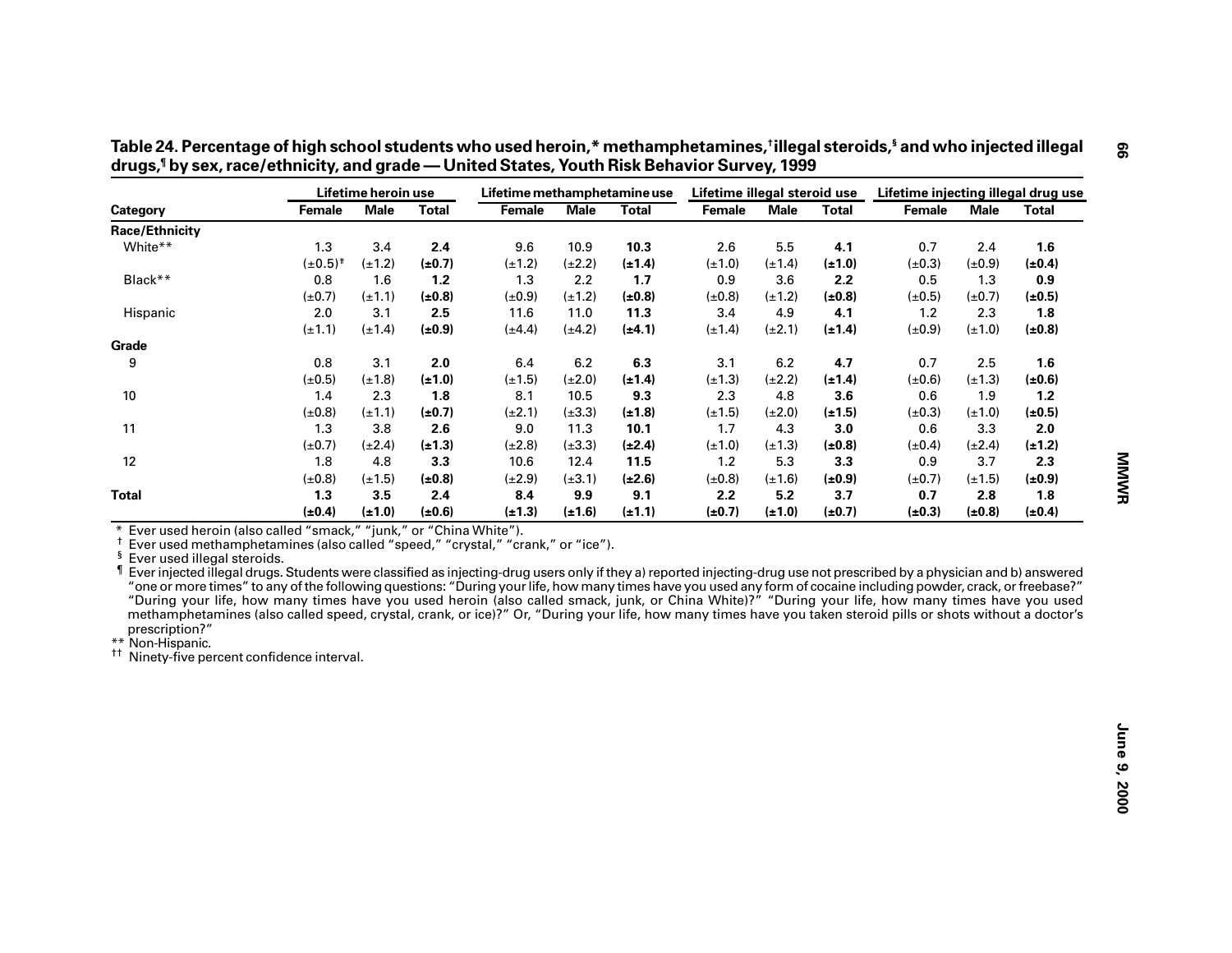**Table 24. Percentage of high school students who used heroin,* methamphetamines,[†] illegal steroids,[§] and who injected illegal drugs,[¶] by sex, race/ethnicity, and grade — United States, Youth Risk Behavior Survey, 1999**

| Category | Lifetime heroin use | | | Lifetime methamphetamine use | | | Lifetime illegal steroid use | | | Lifetime injecting illegal drug use | | |
|---|---|---|---|---|---|---|---|---|---|---|---|---|
| | Female | Male | Total | Female | Male | Total | Female | Male | Total | Female | Male | Total |
| **Race/Ethnicity** | | | | | | | | | | | | |
| White** | 1.3 | 3.4 | **2.4** | 9.6 | 10.9 | **10.3** | 2.6 | 5.5 | **4.1** | 0.7 | 2.4 | **1.6** |
| | (±0.5)[††] | (±1.2) | **(±0.7)** | (±1.2) | (±2.2) | **(±1.4)** | (±1.0) | (±1.4) | **(±1.0)** | (±0.3) | (±0.9) | **(±0.4)** |
| Black** | 0.8 | 1.6 | **1.2** | 1.3 | 2.2 | **1.7** | 0.9 | 3.6 | **2.2** | 0.5 | 1.3 | **0.9** |
| | (±0.7) | (±1.1) | **(±0.8)** | (±0.9) | (±1.2) | **(±0.8)** | (±0.8) | (±1.2) | **(±0.8)** | (±0.5) | (±0.7) | **(±0.5)** |
| Hispanic | 2.0 | 3.1 | **2.5** | 11.6 | 11.0 | **11.3** | 3.4 | 4.9 | **4.1** | 1.2 | 2.3 | **1.8** |
| | (±1.1) | (±1.4) | **(±0.9)** | (±4.4) | (±4.2) | **(±4.1)** | (±1.4) | (±2.1) | **(±1.4)** | (±0.9) | (±1.0) | **(±0.8)** |
| **Grade** | | | | | | | | | | | | |
| 9 | 0.8 | 3.1 | **2.0** | 6.4 | 6.2 | **6.3** | 3.1 | 6.2 | **4.7** | 0.7 | 2.5 | **1.6** |
| | (±0.5) | (±1.8) | **(±1.0)** | (±1.5) | (±2.0) | **(±1.4)** | (±1.3) | (±2.2) | **(±1.4)** | (±0.6) | (±1.3) | **(±0.6)** |
| 10 | 1.4 | 2.3 | **1.8** | 8.1 | 10.5 | **9.3** | 2.3 | 4.8 | **3.6** | 0.6 | 1.9 | **1.2** |
| | (±0.8) | (±1.1) | **(±0.7)** | (±2.1) | (±3.3) | **(±1.8)** | (±1.5) | (±2.0) | **(±1.5)** | (±0.3) | (±1.0) | **(±0.5)** |
| 11 | 1.3 | 3.8 | **2.6** | 9.0 | 11.3 | **10.1** | 1.7 | 4.3 | **3.0** | 0.6 | 3.3 | **2.0** |
| | (±0.7) | (±2.4) | **(±1.3)** | (±2.8) | (±3.3) | **(±2.4)** | (±1.0) | (±1.3) | **(±0.8)** | (±0.4) | (±2.4) | **(±1.2)** |
| 12 | 1.8 | 4.8 | **3.3** | 10.6 | 12.4 | **11.5** | 1.2 | 5.3 | **3.3** | 0.9 | 3.7 | **2.3** |
| | (±0.8) | (±1.5) | **(±0.8)** | (±2.9) | (±3.1) | **(±2.6)** | (±0.8) | (±1.6) | **(±0.9)** | (±0.7) | (±1.5) | **(±0.9)** |
| **Total** | **1.3** | **3.5** | **2.4** | **8.4** | **9.9** | **9.1** | **2.2** | **5.2** | **3.7** | **0.7** | **2.8** | **1.8** |
| | **(±0.4)** | **(±1.0)** | **(±0.6)** | **(±1.3)** | **(±1.6)** | **(±1.1)** | **(±0.7)** | **(±1.0)** | **(±0.7)** | **(±0.3)** | **(±0.8)** | **(±0.4)** |

\* Ever used heroin (also called "smack," "junk," or "China White").

[†] Ever used methamphetamines (also called "speed," "crystal," "crank," or "ice").

[§] Ever used illegal steroids.

[¶] Ever injected illegal drugs. Students were classified as injecting-drug users only if they a) reported injecting-drug use not prescribed by a physician and b) answered "one or more times" to any of the following questions: "During your life, how many times have you used any form of cocaine including powder, crack, or freebase?" "During your life, how many times have you used heroin (also called smack, junk, or China White)?" "During your life, how many times have you used methamphetamines (also called speed, crystal, crank, or ice)?" Or, "During your life, how many times have you taken steroid pills or shots without a doctor's prescription?"

\*\* Non-Hispanic.

[††] Ninety-five percent confidence interval.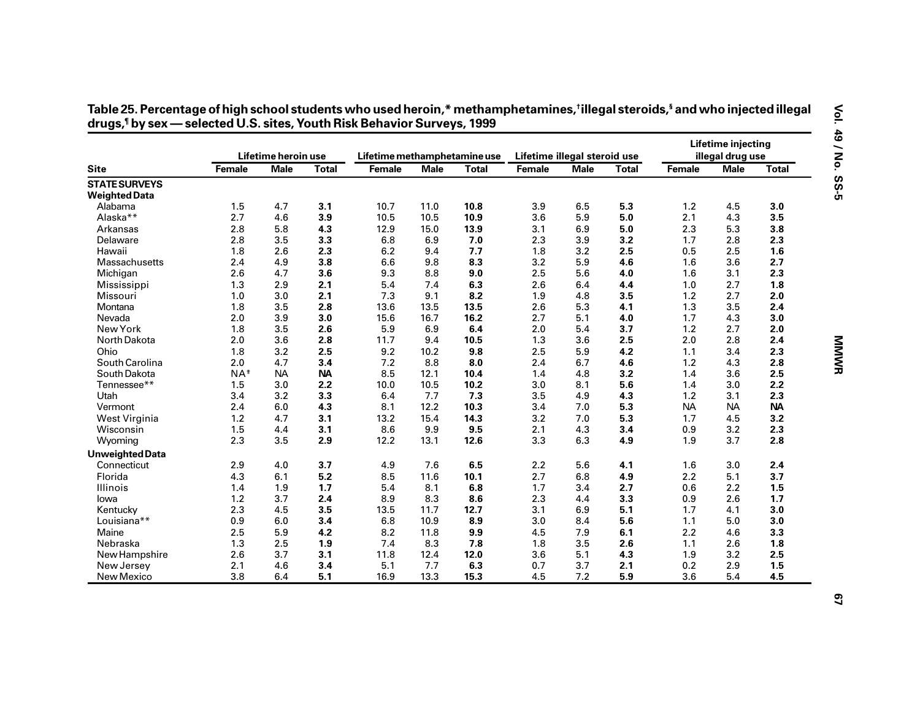**Table 25. Percentage of high school students who used heroin,* methamphetamines,[†] illegal steroids,[§] and who injected illegal drugs,[¶] by sex — selected U.S. sites, Youth Risk Behavior Surveys, 1999**

| Site | Lifetime heroin use | | | Lifetime methamphetamine use | | | Lifetime illegal steroid use | | | Lifetime injecting illegal drug use | | |
|---|---|---|---|---|---|---|---|---|---|---|---|---|
| | Female | Male | Total | Female | Male | Total | Female | Male | Total | Female | Male | Total |
| **STATE SURVEYS** | | | | | | | | | | | | |
| **Weighted Data** | | | | | | | | | | | | |
| Alabama | 1.5 | 4.7 | **3.1** | 10.7 | 11.0 | **10.8** | 3.9 | 6.5 | **5.3** | 1.2 | 4.5 | **3.0** |
| Alaska** | 2.7 | 4.6 | **3.9** | 10.5 | 10.5 | **10.9** | 3.6 | 5.9 | **5.0** | 2.1 | 4.3 | **3.5** |
| Arkansas | 2.8 | 5.8 | **4.3** | 12.9 | 15.0 | **13.9** | 3.1 | 6.9 | **5.0** | 2.3 | 5.3 | **3.8** |
| Delaware | 2.8 | 3.5 | **3.3** | 6.8 | 6.9 | **7.0** | 2.3 | 3.9 | **3.2** | 1.7 | 2.8 | **2.3** |
| Hawaii | 1.8 | 2.6 | **2.3** | 6.2 | 9.4 | **7.7** | 1.8 | 3.2 | **2.5** | 0.5 | 2.5 | **1.6** |
| Massachusetts | 2.4 | 4.9 | **3.8** | 6.6 | 9.8 | **8.3** | 3.2 | 5.9 | **4.6** | 1.6 | 3.6 | **2.7** |
| Michigan | 2.6 | 4.7 | **3.6** | 9.3 | 8.8 | **9.0** | 2.5 | 5.6 | **4.0** | 1.6 | 3.1 | **2.3** |
| Mississippi | 1.3 | 2.9 | **2.1** | 5.4 | 7.4 | **6.3** | 2.6 | 6.4 | **4.4** | 1.0 | 2.7 | **1.8** |
| Missouri | 1.0 | 3.0 | **2.1** | 7.3 | 9.1 | **8.2** | 1.9 | 4.8 | **3.5** | 1.2 | 2.7 | **2.0** |
| Montana | 1.8 | 3.5 | **2.8** | 13.6 | 13.5 | **13.5** | 2.6 | 5.3 | **4.1** | 1.3 | 3.5 | **2.4** |
| Nevada | 2.0 | 3.9 | **3.0** | 15.6 | 16.7 | **16.2** | 2.7 | 5.1 | **4.0** | 1.7 | 4.3 | **3.0** |
| New York | 1.8 | 3.5 | **2.6** | 5.9 | 6.9 | **6.4** | 2.0 | 5.4 | **3.7** | 1.2 | 2.7 | **2.0** |
| North Dakota | 2.0 | 3.6 | **2.8** | 11.7 | 9.4 | **10.5** | 1.3 | 3.6 | **2.5** | 2.0 | 2.8 | **2.4** |
| Ohio | 1.8 | 3.2 | **2.5** | 9.2 | 10.2 | **9.8** | 2.5 | 5.9 | **4.2** | 1.1 | 3.4 | **2.3** |
| South Carolina | 2.0 | 4.7 | **3.4** | 7.2 | 8.8 | **8.0** | 2.4 | 6.7 | **4.6** | 1.2 | 4.3 | **2.8** |
| South Dakota | NA[‡] | NA | **NA** | 8.5 | 12.1 | **10.4** | 1.4 | 4.8 | **3.2** | 1.4 | 3.6 | **2.5** |
| Tennessee** | 1.5 | 3.0 | **2.2** | 10.0 | 10.5 | **10.2** | 3.0 | 8.1 | **5.6** | 1.4 | 3.0 | **2.2** |
| Utah | 3.4 | 3.2 | **3.3** | 6.4 | 7.7 | **7.3** | 3.5 | 4.9 | **4.3** | 1.2 | 3.1 | **2.3** |
| Vermont | 2.4 | 6.0 | **4.3** | 8.1 | 12.2 | **10.3** | 3.4 | 7.0 | **5.3** | NA | NA | **NA** |
| West Virginia | 1.2 | 4.7 | **3.1** | 13.2 | 15.4 | **14.3** | 3.2 | 7.0 | **5.3** | 1.7 | 4.5 | **3.2** |
| Wisconsin | 1.5 | 4.4 | **3.1** | 8.6 | 9.9 | **9.5** | 2.1 | 4.3 | **3.4** | 0.9 | 3.2 | **2.3** |
| Wyoming | 2.3 | 3.5 | **2.9** | 12.2 | 13.1 | **12.6** | 3.3 | 6.3 | **4.9** | 1.9 | 3.7 | **2.8** |
| **Unweighted Data** | | | | | | | | | | | | |
| Connecticut | 2.9 | 4.0 | **3.7** | 4.9 | 7.6 | **6.5** | 2.2 | 5.6 | **4.1** | 1.6 | 3.0 | **2.4** |
| Florida | 4.3 | 6.1 | **5.2** | 8.5 | 11.6 | **10.1** | 2.7 | 6.8 | **4.9** | 2.2 | 5.1 | **3.7** |
| Illinois | 1.4 | 1.9 | **1.7** | 5.4 | 8.1 | **6.8** | 1.7 | 3.4 | **2.7** | 0.6 | 2.2 | **1.5** |
| Iowa | 1.2 | 3.7 | **2.4** | 8.9 | 8.3 | **8.6** | 2.3 | 4.4 | **3.3** | 0.9 | 2.6 | **1.7** |
| Kentucky | 2.3 | 4.5 | **3.5** | 13.5 | 11.7 | **12.7** | 3.1 | 6.9 | **5.1** | 1.7 | 4.1 | **3.0** |
| Louisiana** | 0.9 | 6.0 | **3.4** | 6.8 | 10.9 | **8.9** | 3.0 | 8.4 | **5.6** | 1.1 | 5.0 | **3.0** |
| Maine | 2.5 | 5.9 | **4.2** | 8.2 | 11.8 | **9.9** | 4.5 | 7.9 | **6.1** | 2.2 | 4.6 | **3.3** |
| Nebraska | 1.3 | 2.5 | **1.9** | 7.4 | 8.3 | **7.8** | 1.8 | 3.5 | **2.6** | 1.1 | 2.6 | **1.8** |
| New Hampshire | 2.6 | 3.7 | **3.1** | 11.8 | 12.4 | **12.0** | 3.6 | 5.1 | **4.3** | 1.9 | 3.2 | **2.5** |
| New Jersey | 2.1 | 4.6 | **3.4** | 5.1 | 7.7 | **6.3** | 0.7 | 3.7 | **2.1** | 0.2 | 2.9 | **1.5** |
| New Mexico | 3.8 | 6.4 | **5.1** | 16.9 | 13.3 | **15.3** | 4.5 | 7.2 | **5.9** | 3.6 | 5.4 | **4.5** |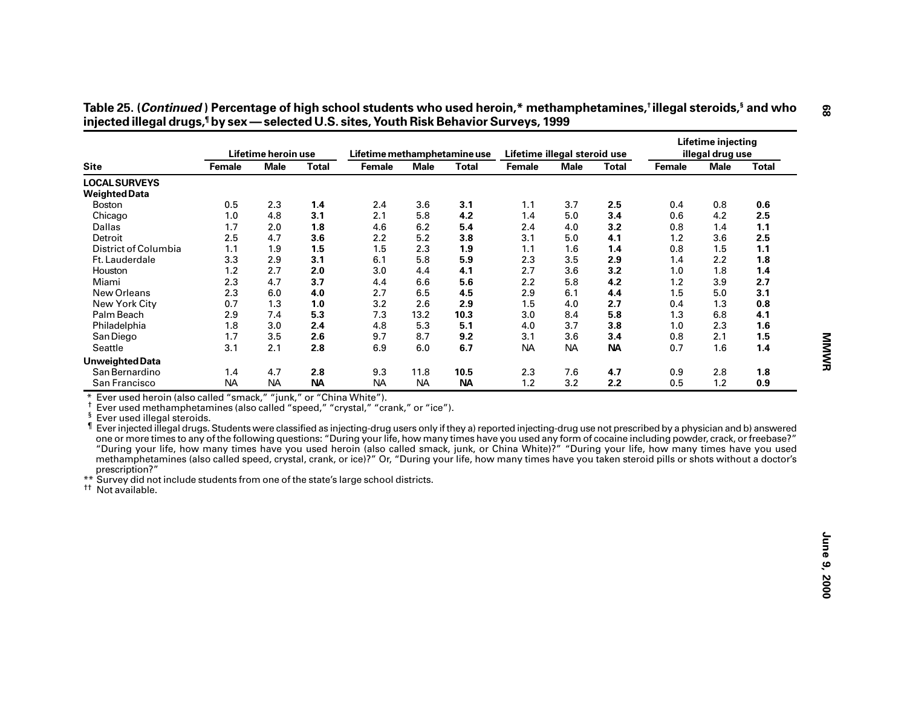**Table 25. (*Continued* ) Percentage of high school students who used heroin,* methamphetamines,† illegal steroids,§ and who injected illegal drugs,¶ by sex — selected U.S. sites, Youth Risk Behavior Surveys, 1999**

| Site | Lifetime heroin use | | | Lifetime methamphetamine use | | | Lifetime illegal steroid use | | | Lifetime injecting illegal drug use | | |
|---|---|---|---|---|---|---|---|---|---|---|---|---|
| | Female | Male | Total | Female | Male | Total | Female | Male | Total | Female | Male | Total |
| **LOCAL SURVEYS** | | | | | | | | | | | | |
| **Weighted Data** | | | | | | | | | | | | |
| Boston | 0.5 | 2.3 | **1.4** | 2.4 | 3.6 | **3.1** | 1.1 | 3.7 | **2.5** | 0.4 | 0.8 | **0.6** |
| Chicago | 1.0 | 4.8 | **3.1** | 2.1 | 5.8 | **4.2** | 1.4 | 5.0 | **3.4** | 0.6 | 4.2 | **2.5** |
| Dallas | 1.7 | 2.0 | **1.8** | 4.6 | 6.2 | **5.4** | 2.4 | 4.0 | **3.2** | 0.8 | 1.4 | **1.1** |
| Detroit | 2.5 | 4.7 | **3.6** | 2.2 | 5.2 | **3.8** | 3.1 | 5.0 | **4.1** | 1.2 | 3.6 | **2.5** |
| District of Columbia | 1.1 | 1.9 | **1.5** | 1.5 | 2.3 | **1.9** | 1.1 | 1.6 | **1.4** | 0.8 | 1.5 | **1.1** |
| Ft. Lauderdale | 3.3 | 2.9 | **3.1** | 6.1 | 5.8 | **5.9** | 2.3 | 3.5 | **2.9** | 1.4 | 2.2 | **1.8** |
| Houston | 1.2 | 2.7 | **2.0** | 3.0 | 4.4 | **4.1** | 2.7 | 3.6 | **3.2** | 1.0 | 1.8 | **1.4** |
| Miami | 2.3 | 4.7 | **3.7** | 4.4 | 6.6 | **5.6** | 2.2 | 5.8 | **4.2** | 1.2 | 3.9 | **2.7** |
| New Orleans | 2.3 | 6.0 | **4.0** | 2.7 | 6.5 | **4.5** | 2.9 | 6.1 | **4.4** | 1.5 | 5.0 | **3.1** |
| New York City | 0.7 | 1.3 | **1.0** | 3.2 | 2.6 | **2.9** | 1.5 | 4.0 | **2.7** | 0.4 | 1.3 | **0.8** |
| Palm Beach | 2.9 | 7.4 | **5.3** | 7.3 | 13.2 | **10.3** | 3.0 | 8.4 | **5.8** | 1.3 | 6.8 | **4.1** |
| Philadelphia | 1.8 | 3.0 | **2.4** | 4.8 | 5.3 | **5.1** | 4.0 | 3.7 | **3.8** | 1.0 | 2.3 | **1.6** |
| San Diego | 1.7 | 3.5 | **2.6** | 9.7 | 8.7 | **9.2** | 3.1 | 3.6 | **3.4** | 0.8 | 2.1 | **1.5** |
| Seattle | 3.1 | 2.1 | **2.8** | 6.9 | 6.0 | **6.7** | NA | NA | **NA** | 0.7 | 1.6 | **1.4** |
| **Unweighted Data** | | | | | | | | | | | | |
| San Bernardino | 1.4 | 4.7 | **2.8** | 9.3 | 11.8 | **10.5** | 2.3 | 7.6 | **4.7** | 0.9 | 2.8 | **1.8** |
| San Francisco | NA | NA | **NA** | NA | NA | **NA** | 1.2 | 3.2 | **2.2** | 0.5 | 1.2 | **0.9** |

\* Ever used heroin (also called "smack," "junk," or "China White").

† Ever used methamphetamines (also called "speed," "crystal," "crank," or "ice").

§ Ever used illegal steroids.

¶ Ever injected illegal drugs. Students were classified as injecting-drug users only if they a) reported injecting-drug use not prescribed by a physician and b) answered one or more times to any of the following questions: "During your life, how many times have you used any form of cocaine including powder, crack, or freebase?" "During your life, how many times have you used heroin (also called smack, junk, or China White)?" "During your life, how many times have you used methamphetamines (also called speed, crystal, crank, or ice)?" Or, "During your life, how many times have you taken steroid pills or shots without a doctor's prescription?"

\** Survey did not include students from one of the state's large school districts.

†† Not available.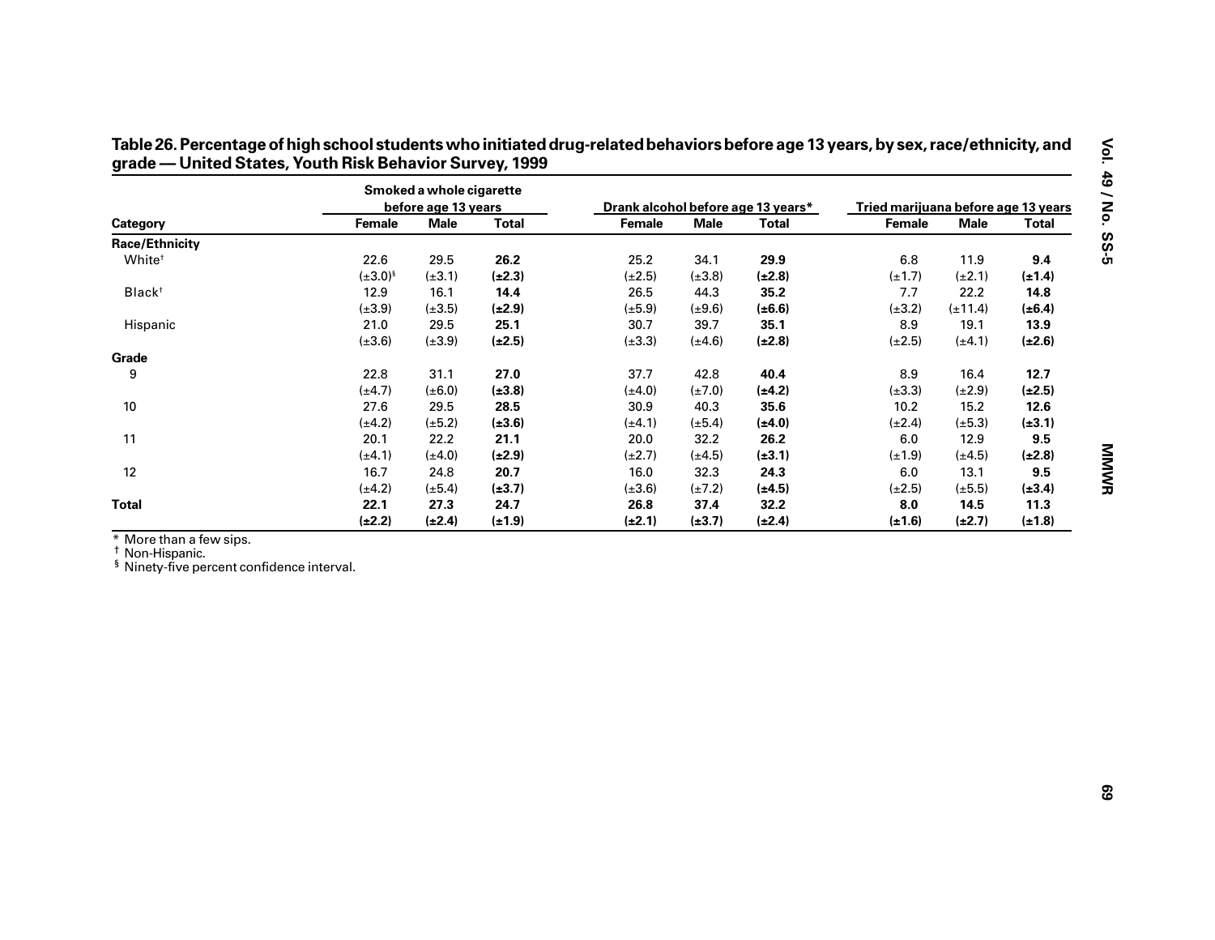**Table 26. Percentage of high school students who initiated drug-related behaviors before age 13 years, by sex, race/ethnicity, and grade — United States, Youth Risk Behavior Survey, 1999**

| Category | Smoked a whole cigarette before age 13 years | | | Drank alcohol before age 13 years* | | | Tried marijuana before age 13 years | | |
|---|---|---|---|---|---|---|---|---|---|
| | Female | Male | Total | Female | Male | Total | Female | Male | Total |
| **Race/Ethnicity** | | | | | | | | | |
| White[†] | 22.6 | 29.5 | **26.2** | 25.2 | 34.1 | **29.9** | 6.8 | 11.9 | **9.4** |
| | (±3.0)[§] | (±3.1) | **(±2.3)** | (±2.5) | (±3.8) | **(±2.8)** | (±1.7) | (±2.1) | **(±1.4)** |
| Black[†] | 12.9 | 16.1 | **14.4** | 26.5 | 44.3 | **35.2** | 7.7 | 22.2 | **14.8** |
| | (±3.9) | (±3.5) | **(±2.9)** | (±5.9) | (±9.6) | **(±6.6)** | (±3.2) | (±11.4) | **(±6.4)** |
| Hispanic | 21.0 | 29.5 | **25.1** | 30.7 | 39.7 | **35.1** | 8.9 | 19.1 | **13.9** |
| | (±3.6) | (±3.9) | **(±2.5)** | (±3.3) | (±4.6) | **(±2.8)** | (±2.5) | (±4.1) | **(±2.6)** |
| **Grade** | | | | | | | | | |
| 9 | 22.8 | 31.1 | **27.0** | 37.7 | 42.8 | **40.4** | 8.9 | 16.4 | **12.7** |
| | (±4.7) | (±6.0) | **(±3.8)** | (±4.0) | (±7.0) | **(±4.2)** | (±3.3) | (±2.9) | **(±2.5)** |
| 10 | 27.6 | 29.5 | **28.5** | 30.9 | 40.3 | **35.6** | 10.2 | 15.2 | **12.6** |
| | (±4.2) | (±5.2) | **(±3.6)** | (±4.1) | (±5.4) | **(±4.0)** | (±2.4) | (±5.3) | **(±3.1)** |
| 11 | 20.1 | 22.2 | **21.1** | 20.0 | 32.2 | **26.2** | 6.0 | 12.9 | **9.5** |
| | (±4.1) | (±4.0) | **(±2.9)** | (±2.7) | (±4.5) | **(±3.1)** | (±1.9) | (±4.5) | **(±2.8)** |
| 12 | 16.7 | 24.8 | **20.7** | 16.0 | 32.3 | **24.3** | 6.0 | 13.1 | **9.5** |
| | (±4.2) | (±5.4) | **(±3.7)** | (±3.6) | (±7.2) | **(±4.5)** | (±2.5) | (±5.5) | **(±3.4)** |
| **Total** | **22.1** | **27.3** | **24.7** | **26.8** | **37.4** | **32.2** | **8.0** | **14.5** | **11.3** |
| | **(±2.2)** | **(±2.4)** | **(±1.9)** | **(±2.1)** | **(±3.7)** | **(±2.4)** | **(±1.6)** | **(±2.7)** | **(±1.8)** |

\* More than a few sips.
[†] Non-Hispanic.
[§] Ninety-five percent confidence interval.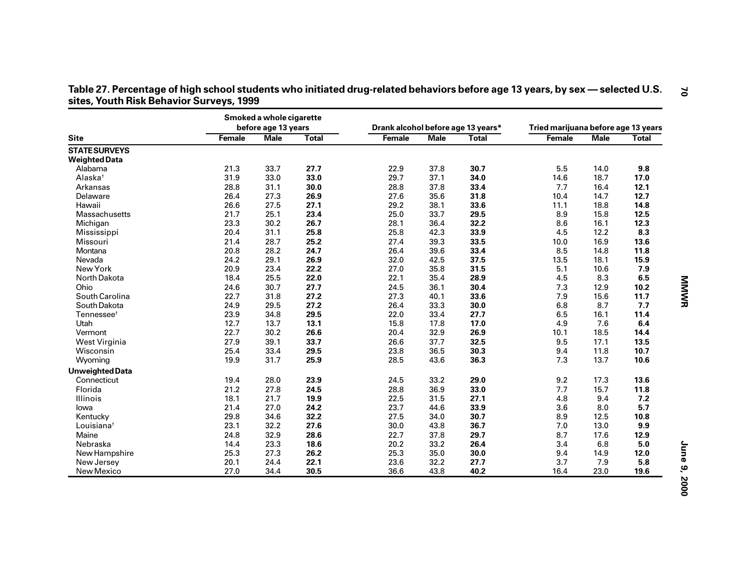**Table 27. Percentage of high school students who initiated drug-related behaviors before age 13 years, by sex — selected U.S. sites, Youth Risk Behavior Surveys, 1999**

| Site | Smoked a whole cigarette before age 13 years | | | Drank alcohol before age 13 years* | | | Tried marijuana before age 13 years | | |
|---|---|---|---|---|---|---|---|---|---|
| | Female | Male | Total | Female | Male | Total | Female | Male | Total |
| **STATE SURVEYS** | | | | | | | | | |
| **Weighted Data** | | | | | | | | | |
| Alabama | 21.3 | 33.7 | **27.7** | 22.9 | 37.8 | **30.7** | 5.5 | 14.0 | **9.8** |
| Alaska[†] | 31.9 | 33.0 | **33.0** | 29.7 | 37.1 | **34.0** | 14.6 | 18.7 | **17.0** |
| Arkansas | 28.8 | 31.1 | **30.0** | 28.8 | 37.8 | **33.4** | 7.7 | 16.4 | **12.1** |
| Delaware | 26.4 | 27.3 | **26.9** | 27.6 | 35.6 | **31.8** | 10.4 | 14.7 | **12.7** |
| Hawaii | 26.6 | 27.5 | **27.1** | 29.2 | 38.1 | **33.6** | 11.1 | 18.8 | **14.8** |
| Massachusetts | 21.7 | 25.1 | **23.4** | 25.0 | 33.7 | **29.5** | 8.9 | 15.8 | **12.5** |
| Michigan | 23.3 | 30.2 | **26.7** | 28.1 | 36.4 | **32.2** | 8.6 | 16.1 | **12.3** |
| Mississippi | 20.4 | 31.1 | **25.8** | 25.8 | 42.3 | **33.9** | 4.5 | 12.2 | **8.3** |
| Missouri | 21.4 | 28.7 | **25.2** | 27.4 | 39.3 | **33.5** | 10.0 | 16.9 | **13.6** |
| Montana | 20.8 | 28.2 | **24.7** | 26.4 | 39.6 | **33.4** | 8.5 | 14.8 | **11.8** |
| Nevada | 24.2 | 29.1 | **26.9** | 32.0 | 42.5 | **37.5** | 13.5 | 18.1 | **15.9** |
| New York | 20.9 | 23.4 | **22.2** | 27.0 | 35.8 | **31.5** | 5.1 | 10.6 | **7.9** |
| North Dakota | 18.4 | 25.5 | **22.0** | 22.1 | 35.4 | **28.9** | 4.5 | 8.3 | **6.5** |
| Ohio | 24.6 | 30.7 | **27.7** | 24.5 | 36.1 | **30.4** | 7.3 | 12.9 | **10.2** |
| South Carolina | 22.7 | 31.8 | **27.2** | 27.3 | 40.1 | **33.6** | 7.9 | 15.6 | **11.7** |
| South Dakota | 24.9 | 29.5 | **27.2** | 26.4 | 33.3 | **30.0** | 6.8 | 8.7 | **7.7** |
| Tennessee[†] | 23.9 | 34.8 | **29.5** | 22.0 | 33.4 | **27.7** | 6.5 | 16.1 | **11.4** |
| Utah | 12.7 | 13.7 | **13.1** | 15.8 | 17.8 | **17.0** | 4.9 | 7.6 | **6.4** |
| Vermont | 22.7 | 30.2 | **26.6** | 20.4 | 32.9 | **26.9** | 10.1 | 18.5 | **14.4** |
| West Virginia | 27.9 | 39.1 | **33.7** | 26.6 | 37.7 | **32.5** | 9.5 | 17.1 | **13.5** |
| Wisconsin | 25.4 | 33.4 | **29.5** | 23.8 | 36.5 | **30.3** | 9.4 | 11.8 | **10.7** |
| Wyoming | 19.9 | 31.7 | **25.9** | 28.5 | 43.6 | **36.3** | 7.3 | 13.7 | **10.6** |
| **Unweighted Data** | | | | | | | | | |
| Connecticut | 19.4 | 28.0 | **23.9** | 24.5 | 33.2 | **29.0** | 9.2 | 17.3 | **13.6** |
| Florida | 21.2 | 27.8 | **24.5** | 28.8 | 36.9 | **33.0** | 7.7 | 15.7 | **11.8** |
| Illinois | 18.1 | 21.7 | **19.9** | 22.5 | 31.5 | **27.1** | 4.8 | 9.4 | **7.2** |
| Iowa | 21.4 | 27.0 | **24.2** | 23.7 | 44.6 | **33.9** | 3.6 | 8.0 | **5.7** |
| Kentucky | 29.8 | 34.6 | **32.2** | 27.5 | 34.0 | **30.7** | 8.9 | 12.5 | **10.8** |
| Louisiana[†] | 23.1 | 32.2 | **27.6** | 30.0 | 43.8 | **36.7** | 7.0 | 13.0 | **9.9** |
| Maine | 24.8 | 32.9 | **28.6** | 22.7 | 37.8 | **29.7** | 8.7 | 17.6 | **12.9** |
| Nebraska | 14.4 | 23.3 | **18.6** | 20.2 | 33.2 | **26.4** | 3.4 | 6.8 | **5.0** |
| New Hampshire | 25.3 | 27.3 | **26.2** | 25.3 | 35.0 | **30.0** | 9.4 | 14.9 | **12.0** |
| New Jersey | 20.1 | 24.4 | **22.1** | 23.6 | 32.2 | **27.7** | 3.7 | 7.9 | **5.8** |
| New Mexico | 27.0 | 34.4 | **30.5** | 36.6 | 43.8 | **40.2** | 16.4 | 23.0 | **19.6** |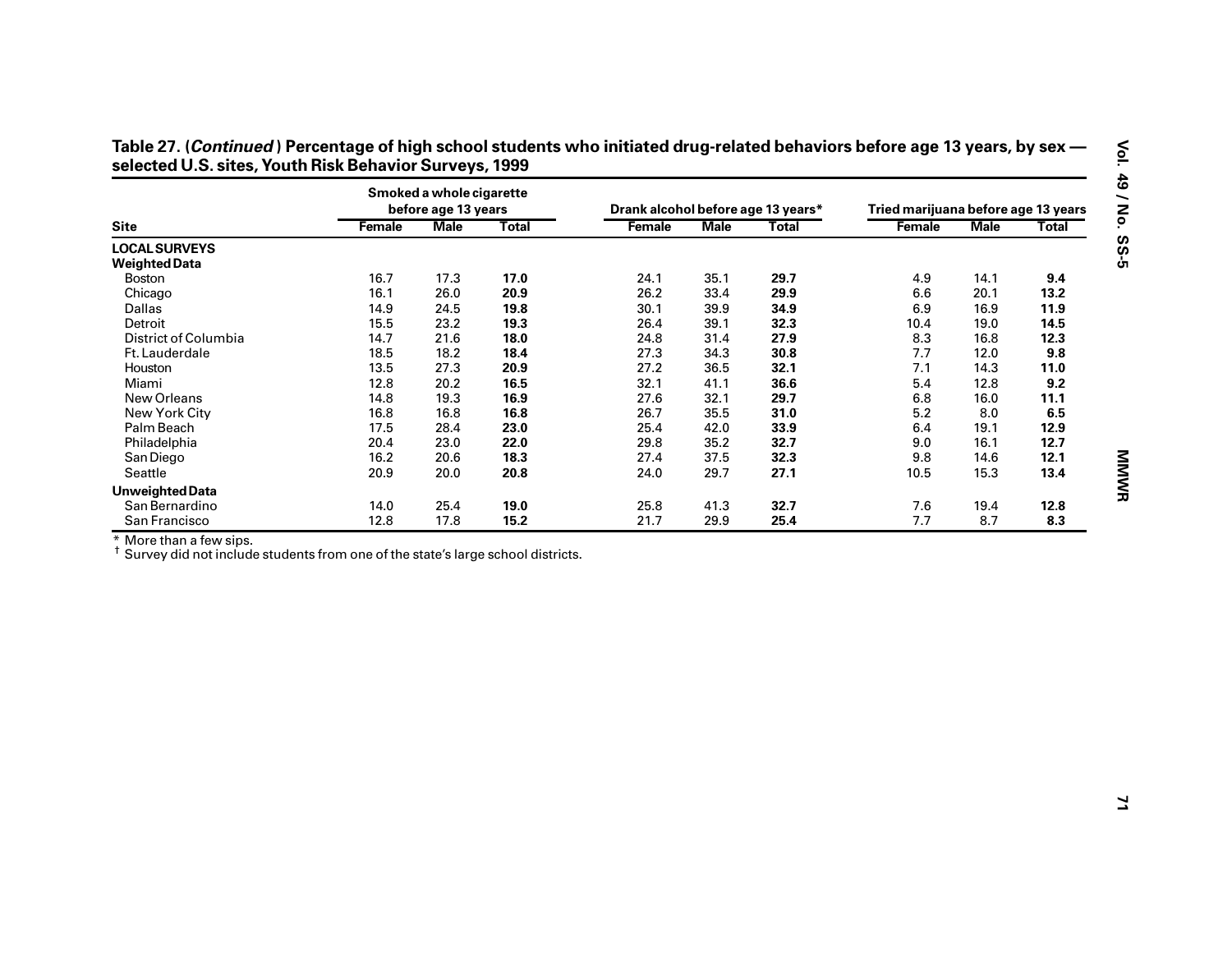**Table 27. (*Continued*) Percentage of high school students who initiated drug-related behaviors before age 13 years, by sex — selected U.S. sites, Youth Risk Behavior Surveys, 1999**

| Site | Smoked a whole cigarette before age 13 years | | | Drank alcohol before age 13 years* | | | Tried marijuana before age 13 years | | |
|---|---|---|---|---|---|---|---|---|---|
| | Female | Male | Total | Female | Male | Total | Female | Male | Total |
| **LOCAL SURVEYS** | | | | | | | | | |
| **Weighted Data** | | | | | | | | | |
| Boston | 16.7 | 17.3 | **17.0** | 24.1 | 35.1 | **29.7** | 4.9 | 14.1 | **9.4** |
| Chicago | 16.1 | 26.0 | **20.9** | 26.2 | 33.4 | **29.9** | 6.6 | 20.1 | **13.2** |
| Dallas | 14.9 | 24.5 | **19.8** | 30.1 | 39.9 | **34.9** | 6.9 | 16.9 | **11.9** |
| Detroit | 15.5 | 23.2 | **19.3** | 26.4 | 39.1 | **32.3** | 10.4 | 19.0 | **14.5** |
| District of Columbia | 14.7 | 21.6 | **18.0** | 24.8 | 31.4 | **27.9** | 8.3 | 16.8 | **12.3** |
| Ft. Lauderdale | 18.5 | 18.2 | **18.4** | 27.3 | 34.3 | **30.8** | 7.7 | 12.0 | **9.8** |
| Houston | 13.5 | 27.3 | **20.9** | 27.2 | 36.5 | **32.1** | 7.1 | 14.3 | **11.0** |
| Miami | 12.8 | 20.2 | **16.5** | 32.1 | 41.1 | **36.6** | 5.4 | 12.8 | **9.2** |
| New Orleans | 14.8 | 19.3 | **16.9** | 27.6 | 32.1 | **29.7** | 6.8 | 16.0 | **11.1** |
| New York City | 16.8 | 16.8 | **16.8** | 26.7 | 35.5 | **31.0** | 5.2 | 8.0 | **6.5** |
| Palm Beach | 17.5 | 28.4 | **23.0** | 25.4 | 42.0 | **33.9** | 6.4 | 19.1 | **12.9** |
| Philadelphia | 20.4 | 23.0 | **22.0** | 29.8 | 35.2 | **32.7** | 9.0 | 16.1 | **12.7** |
| San Diego | 16.2 | 20.6 | **18.3** | 27.4 | 37.5 | **32.3** | 9.8 | 14.6 | **12.1** |
| Seattle | 20.9 | 20.0 | **20.8** | 24.0 | 29.7 | **27.1** | 10.5 | 15.3 | **13.4** |
| **Unweighted Data** | | | | | | | | | |
| San Bernardino | 14.0 | 25.4 | **19.0** | 25.8 | 41.3 | **32.7** | 7.6 | 19.4 | **12.8** |
| San Francisco | 12.8 | 17.8 | **15.2** | 21.7 | 29.9 | **25.4** | 7.7 | 8.7 | **8.3** |

\* More than a few sips.
† Survey did not include students from one of the state's large school districts.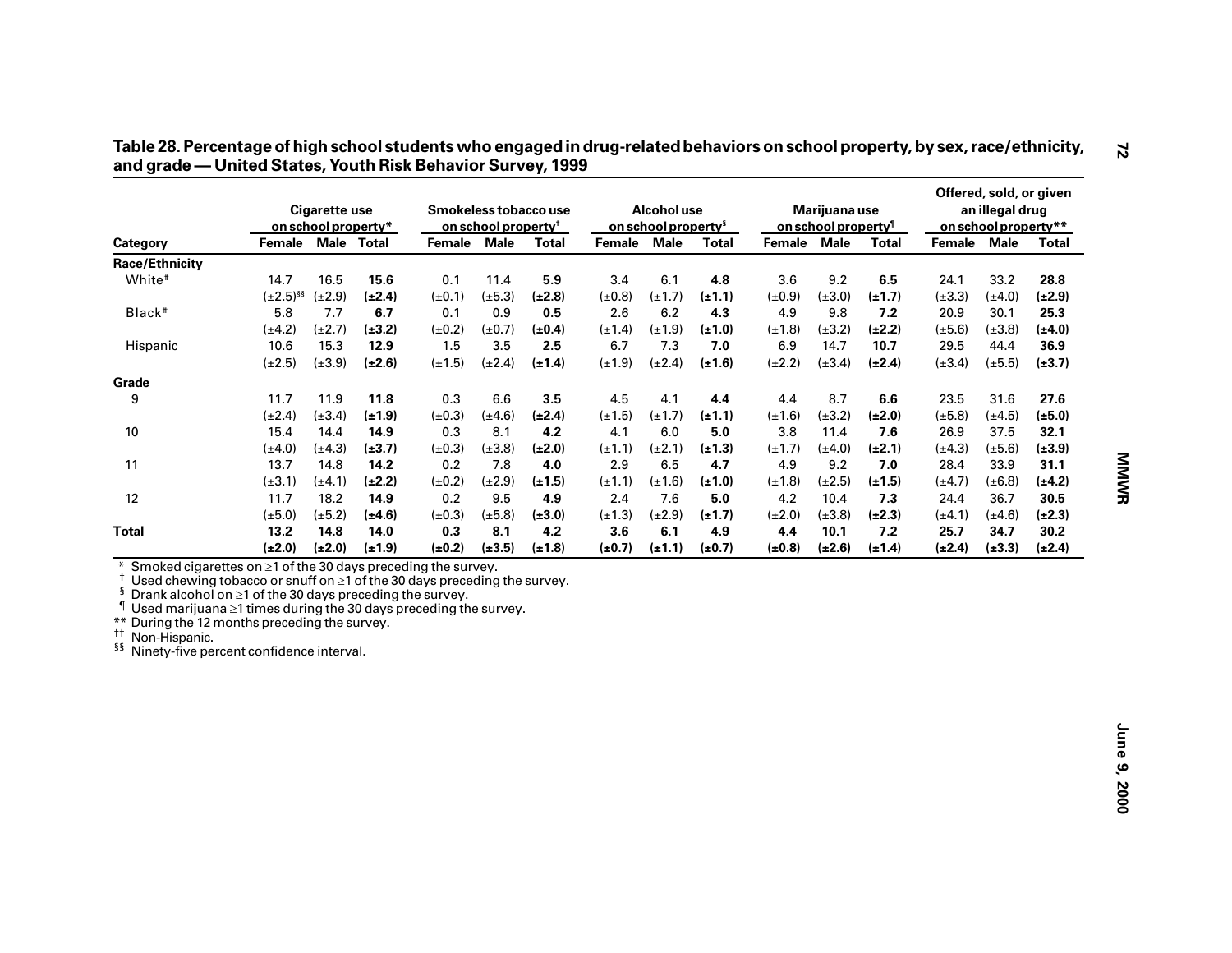## Table 28. Percentage of high school students who engaged in drug-related behaviors on school property, by sex, race/ethnicity, and grade — United States, Youth Risk Behavior Survey, 1999

| Category | Cigarette use on school property* | | | Smokeless tobacco use on school property† | | | Alcohol use on school property§ | | | Marijuana use on school property¶ | | | Offered, sold, or given an illegal drug on school property** | | |
|---|---|---|---|---|---|---|---|---|---|---|---|---|---|---|---|
| | Female | Male | Total | Female | Male | Total | Female | Male | Total | Female | Male | Total | Female | Male | Total |
| **Race/Ethnicity** | | | | | | | | | | | | | | | |
| White†† | 14.7 | 16.5 | **15.6** | 0.1 | 11.4 | **5.9** | 3.4 | 6.1 | **4.8** | 3.6 | 9.2 | **6.5** | 24.1 | 33.2 | **28.8** |
| | (±2.5)§§ | (±2.9) | **(±2.4)** | (±0.1) | (±5.3) | **(±2.8)** | (±0.8) | (±1.7) | **(±1.1)** | (±0.9) | (±3.0) | **(±1.7)** | (±3.3) | (±4.0) | **(±2.9)** |
| Black†† | 5.8 | 7.7 | **6.7** | 0.1 | 0.9 | **0.5** | 2.6 | 6.2 | **4.3** | 4.9 | 9.8 | **7.2** | 20.9 | 30.1 | **25.3** |
| | (±4.2) | (±2.7) | **(±3.2)** | (±0.2) | (±0.7) | **(±0.4)** | (±1.4) | (±1.9) | **(±1.0)** | (±1.8) | (±3.2) | **(±2.2)** | (±5.6) | (±3.8) | **(±4.0)** |
| Hispanic | 10.6 | 15.3 | **12.9** | 1.5 | 3.5 | **2.5** | 6.7 | 7.3 | **7.0** | 6.9 | 14.7 | **10.7** | 29.5 | 44.4 | **36.9** |
| | (±2.5) | (±3.9) | **(±2.6)** | (±1.5) | (±2.4) | **(±1.4)** | (±1.9) | (±2.4) | **(±1.6)** | (±2.2) | (±3.4) | **(±2.4)** | (±3.4) | (±5.5) | **(±3.7)** |
| **Grade** | | | | | | | | | | | | | | | |
| 9 | 11.7 | 11.9 | **11.8** | 0.3 | 6.6 | **3.5** | 4.5 | 4.1 | **4.4** | 4.4 | 8.7 | **6.6** | 23.5 | 31.6 | **27.6** |
| | (±2.4) | (±3.4) | **(±1.9)** | (±0.3) | (±4.6) | **(±2.4)** | (±1.5) | (±1.7) | **(±1.1)** | (±1.6) | (±3.2) | **(±2.0)** | (±5.8) | (±4.5) | **(±5.0)** |
| 10 | 15.4 | 14.4 | **14.9** | 0.3 | 8.1 | **4.2** | 4.1 | 6.0 | **5.0** | 3.8 | 11.4 | **7.6** | 26.9 | 37.5 | **32.1** |
| | (±4.0) | (±4.3) | **(±3.7)** | (±0.3) | (±3.8) | **(±2.0)** | (±1.1) | (±2.1) | **(±1.3)** | (±1.7) | (±4.0) | **(±2.1)** | (±4.3) | (±5.6) | **(±3.9)** |
| 11 | 13.7 | 14.8 | **14.2** | 0.2 | 7.8 | **4.0** | 2.9 | 6.5 | **4.7** | 4.9 | 9.2 | **7.0** | 28.4 | 33.9 | **31.1** |
| | (±3.1) | (±4.1) | **(±2.2)** | (±0.2) | (±2.9) | **(±1.5)** | (±1.1) | (±1.6) | **(±1.0)** | (±1.8) | (±2.5) | **(±1.5)** | (±4.7) | (±6.8) | **(±4.2)** |
| 12 | 11.7 | 18.2 | **14.9** | 0.2 | 9.5 | **4.9** | 2.4 | 7.6 | **5.0** | 4.2 | 10.4 | **7.3** | 24.4 | 36.7 | **30.5** |
| | (±5.0) | (±5.2) | **(±4.6)** | (±0.3) | (±5.8) | **(±3.0)** | (±1.3) | (±2.9) | **(±1.7)** | (±2.0) | (±3.8) | **(±2.3)** | (±4.1) | (±4.6) | **(±2.3)** |
| **Total** | **13.2** | **14.8** | **14.0** | **0.3** | **8.1** | **4.2** | **3.6** | **6.1** | **4.9** | **4.4** | **10.1** | **7.2** | **25.7** | **34.7** | **30.2** |
| | **(±2.0)** | **(±2.0)** | **(±1.9)** | **(±0.2)** | **(±3.5)** | **(±1.8)** | **(±0.7)** | **(±1.1)** | **(±0.7)** | **(±0.8)** | **(±2.6)** | **(±1.4)** | **(±2.4)** | **(±3.3)** | **(±2.4)** |

\* Smoked cigarettes on ≥1 of the 30 days preceding the survey.
† Used chewing tobacco or snuff on ≥1 of the 30 days preceding the survey.
§ Drank alcohol on ≥1 of the 30 days preceding the survey.
¶ Used marijuana ≥1 times during the 30 days preceding the survey.
** During the 12 months preceding the survey.
†† Non-Hispanic.
§§ Ninety-five percent confidence interval.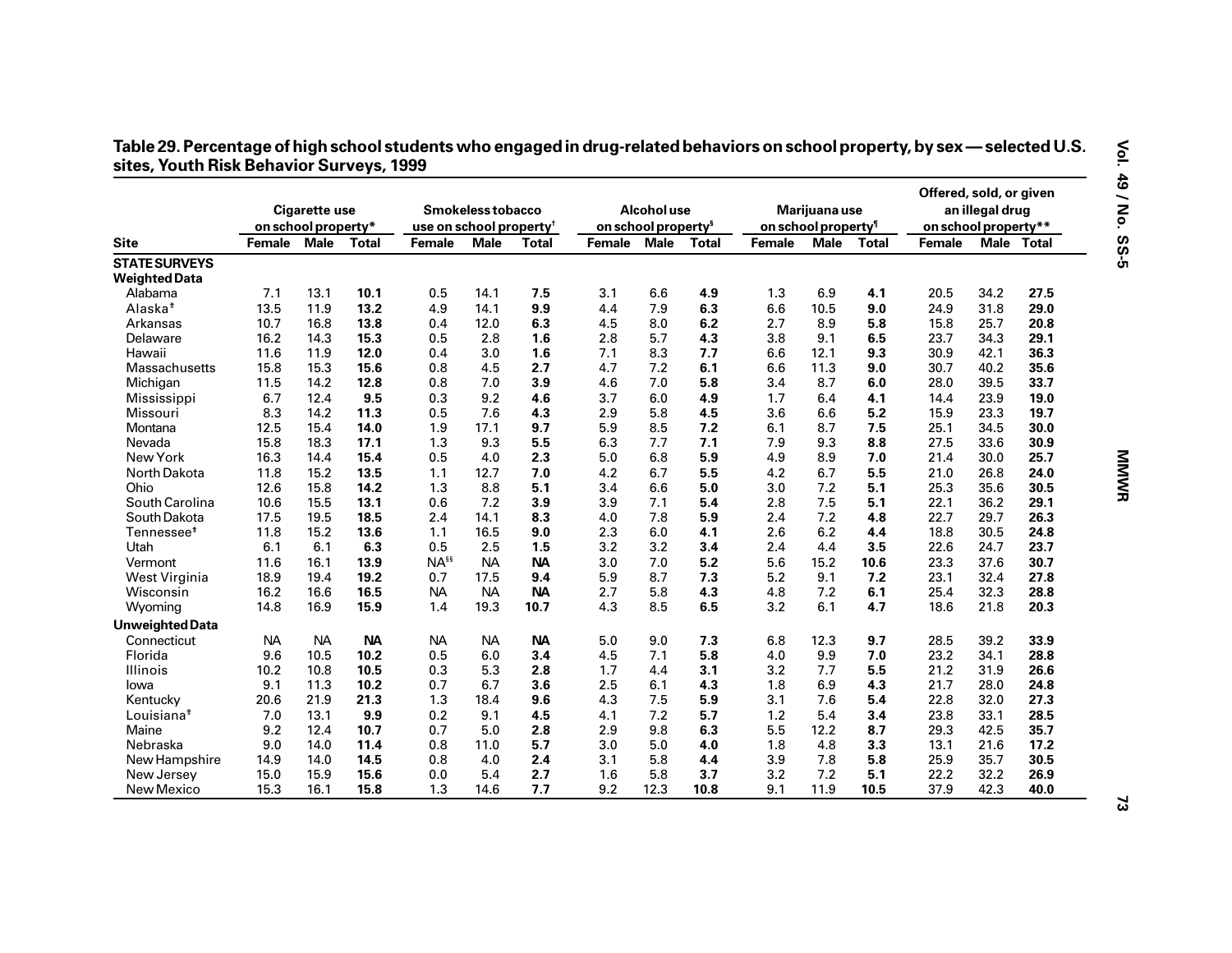**Table 29. Percentage of high school students who engaged in drug-related behaviors on school property, by sex — selected U.S. sites, Youth Risk Behavior Surveys, 1999**

| Site | Cigarette use on school property* | | | Smokeless tobacco use on school property† | | | Alcohol use on school property§ | | | Marijuana use on school property¶ | | | Offered, sold, or given an illegal drug on school property** | | |
|---|---|---|---|---|---|---|---|---|---|---|---|---|---|---|---|
| | Female | Male | Total | Female | Male | Total | Female | Male | Total | Female | Male | Total | Female | Male | Total |
| **STATE SURVEYS** | | | | | | | | | | | | | | | |
| **Weighted Data** | | | | | | | | | | | | | | | |
| Alabama | 7.1 | 13.1 | **10.1** | 0.5 | 14.1 | **7.5** | 3.1 | 6.6 | **4.9** | 1.3 | 6.9 | **4.1** | 20.5 | 34.2 | **27.5** |
| Alaska[#] | 13.5 | 11.9 | **13.2** | 4.9 | 14.1 | **9.9** | 4.4 | 7.9 | **6.3** | 6.6 | 10.5 | **9.0** | 24.9 | 31.8 | **29.0** |
| Arkansas | 10.7 | 16.8 | **13.8** | 0.4 | 12.0 | **6.3** | 4.5 | 8.0 | **6.2** | 2.7 | 8.9 | **5.8** | 15.8 | 25.7 | **20.8** |
| Delaware | 16.2 | 14.3 | **15.3** | 0.5 | 2.8 | **1.6** | 2.8 | 5.7 | **4.3** | 3.8 | 9.1 | **6.5** | 23.7 | 34.3 | **29.1** |
| Hawaii | 11.6 | 11.9 | **12.0** | 0.4 | 3.0 | **1.6** | 7.1 | 8.3 | **7.7** | 6.6 | 12.1 | **9.3** | 30.9 | 42.1 | **36.3** |
| Massachusetts | 15.8 | 15.3 | **15.6** | 0.8 | 4.5 | **2.7** | 4.7 | 7.2 | **6.1** | 6.6 | 11.3 | **9.0** | 30.7 | 40.2 | **35.6** |
| Michigan | 11.5 | 14.2 | **12.8** | 0.8 | 7.0 | **3.9** | 4.6 | 7.0 | **5.8** | 3.4 | 8.7 | **6.0** | 28.0 | 39.5 | **33.7** |
| Mississippi | 6.7 | 12.4 | **9.5** | 0.3 | 9.2 | **4.6** | 3.7 | 6.0 | **4.9** | 1.7 | 6.4 | **4.1** | 14.4 | 23.9 | **19.0** |
| Missouri | 8.3 | 14.2 | **11.3** | 0.5 | 7.6 | **4.3** | 2.9 | 5.8 | **4.5** | 3.6 | 6.6 | **5.2** | 15.9 | 23.3 | **19.7** |
| Montana | 12.5 | 15.4 | **14.0** | 1.9 | 17.1 | **9.7** | 5.9 | 8.5 | **7.2** | 6.1 | 8.7 | **7.5** | 25.1 | 34.5 | **30.0** |
| Nevada | 15.8 | 18.3 | **17.1** | 1.3 | 9.3 | **5.5** | 6.3 | 7.7 | **7.1** | 7.9 | 9.3 | **8.8** | 27.5 | 33.6 | **30.9** |
| New York | 16.3 | 14.4 | **15.4** | 0.5 | 4.0 | **2.3** | 5.0 | 6.8 | **5.9** | 4.9 | 8.9 | **7.0** | 21.4 | 30.0 | **25.7** |
| North Dakota | 11.8 | 15.2 | **13.5** | 1.1 | 12.7 | **7.0** | 4.2 | 6.7 | **5.5** | 4.2 | 6.7 | **5.5** | 21.0 | 26.8 | **24.0** |
| Ohio | 12.6 | 15.8 | **14.2** | 1.3 | 8.8 | **5.1** | 3.4 | 6.6 | **5.0** | 3.0 | 7.2 | **5.1** | 25.3 | 35.6 | **30.5** |
| South Carolina | 10.6 | 15.5 | **13.1** | 0.6 | 7.2 | **3.9** | 3.9 | 7.1 | **5.4** | 2.8 | 7.5 | **5.1** | 22.1 | 36.2 | **29.1** |
| South Dakota | 17.5 | 19.5 | **18.5** | 2.4 | 14.1 | **8.3** | 4.0 | 7.8 | **5.9** | 2.4 | 7.2 | **4.8** | 22.7 | 29.7 | **26.3** |
| Tennessee[‡] | 11.8 | 15.2 | **13.6** | 1.1 | 16.5 | **9.0** | 2.3 | 6.0 | **4.1** | 2.6 | 6.2 | **4.4** | 18.8 | 30.5 | **24.8** |
| Utah | 6.1 | 6.1 | **6.3** | 0.5 | 2.5 | **1.5** | 3.2 | 3.2 | **3.4** | 2.4 | 4.4 | **3.5** | 22.6 | 24.7 | **23.7** |
| Vermont | 11.6 | 16.1 | **13.9** | NA[§§] | NA | **NA** | 3.0 | 7.0 | **5.2** | 5.6 | 15.2 | **10.6** | 23.3 | 37.6 | **30.7** |
| West Virginia | 18.9 | 19.4 | **19.2** | 0.7 | 17.5 | **9.4** | 5.9 | 8.7 | **7.3** | 5.2 | 9.1 | **7.2** | 23.1 | 32.4 | **27.8** |
| Wisconsin | 16.2 | 16.6 | **16.5** | NA | NA | **NA** | 2.7 | 5.8 | **4.3** | 4.8 | 7.2 | **6.1** | 25.4 | 32.3 | **28.8** |
| Wyoming | 14.8 | 16.9 | **15.9** | 1.4 | 19.3 | **10.7** | 4.3 | 8.5 | **6.5** | 3.2 | 6.1 | **4.7** | 18.6 | 21.8 | **20.3** |
| **Unweighted Data** | | | | | | | | | | | | | | | |
| Connecticut | NA | NA | **NA** | NA | NA | **NA** | 5.0 | 9.0 | **7.3** | 6.8 | 12.3 | **9.7** | 28.5 | 39.2 | **33.9** |
| Florida | 9.6 | 10.5 | **10.2** | 0.5 | 6.0 | **3.4** | 4.5 | 7.1 | **5.8** | 4.0 | 9.9 | **7.0** | 23.2 | 34.1 | **28.8** |
| Illinois | 10.2 | 10.8 | **10.5** | 0.3 | 5.3 | **2.8** | 1.7 | 4.4 | **3.1** | 3.2 | 7.7 | **5.5** | 21.2 | 31.9 | **26.6** |
| Iowa | 9.1 | 11.3 | **10.2** | 0.7 | 6.7 | **3.6** | 2.5 | 6.1 | **4.3** | 1.8 | 6.9 | **4.3** | 21.7 | 28.0 | **24.8** |
| Kentucky | 20.6 | 21.9 | **21.3** | 1.3 | 18.4 | **9.6** | 4.3 | 7.5 | **5.9** | 3.1 | 7.6 | **5.4** | 22.8 | 32.0 | **27.3** |
| Louisiana[‡] | 7.0 | 13.1 | **9.9** | 0.2 | 9.1 | **4.5** | 4.1 | 7.2 | **5.7** | 1.2 | 5.4 | **3.4** | 23.8 | 33.1 | **28.5** |
| Maine | 9.2 | 12.4 | **10.7** | 0.7 | 5.0 | **2.8** | 2.9 | 9.8 | **6.3** | 5.5 | 12.2 | **8.7** | 29.3 | 42.5 | **35.7** |
| Nebraska | 9.0 | 14.0 | **11.4** | 0.8 | 11.0 | **5.7** | 3.0 | 5.0 | **4.0** | 1.8 | 4.8 | **3.3** | 13.1 | 21.6 | **17.2** |
| New Hampshire | 14.9 | 14.0 | **14.5** | 0.8 | 4.0 | **2.4** | 3.1 | 5.8 | **4.4** | 3.9 | 7.8 | **5.8** | 25.9 | 35.7 | **30.5** |
| New Jersey | 15.0 | 15.9 | **15.6** | 0.0 | 5.4 | **2.7** | 1.6 | 5.8 | **3.7** | 3.2 | 7.2 | **5.1** | 22.2 | 32.2 | **26.9** |
| New Mexico | 15.3 | 16.1 | **15.8** | 1.3 | 14.6 | **7.7** | 9.2 | 12.3 | **10.8** | 9.1 | 11.9 | **10.5** | 37.9 | 42.3 | **40.0** |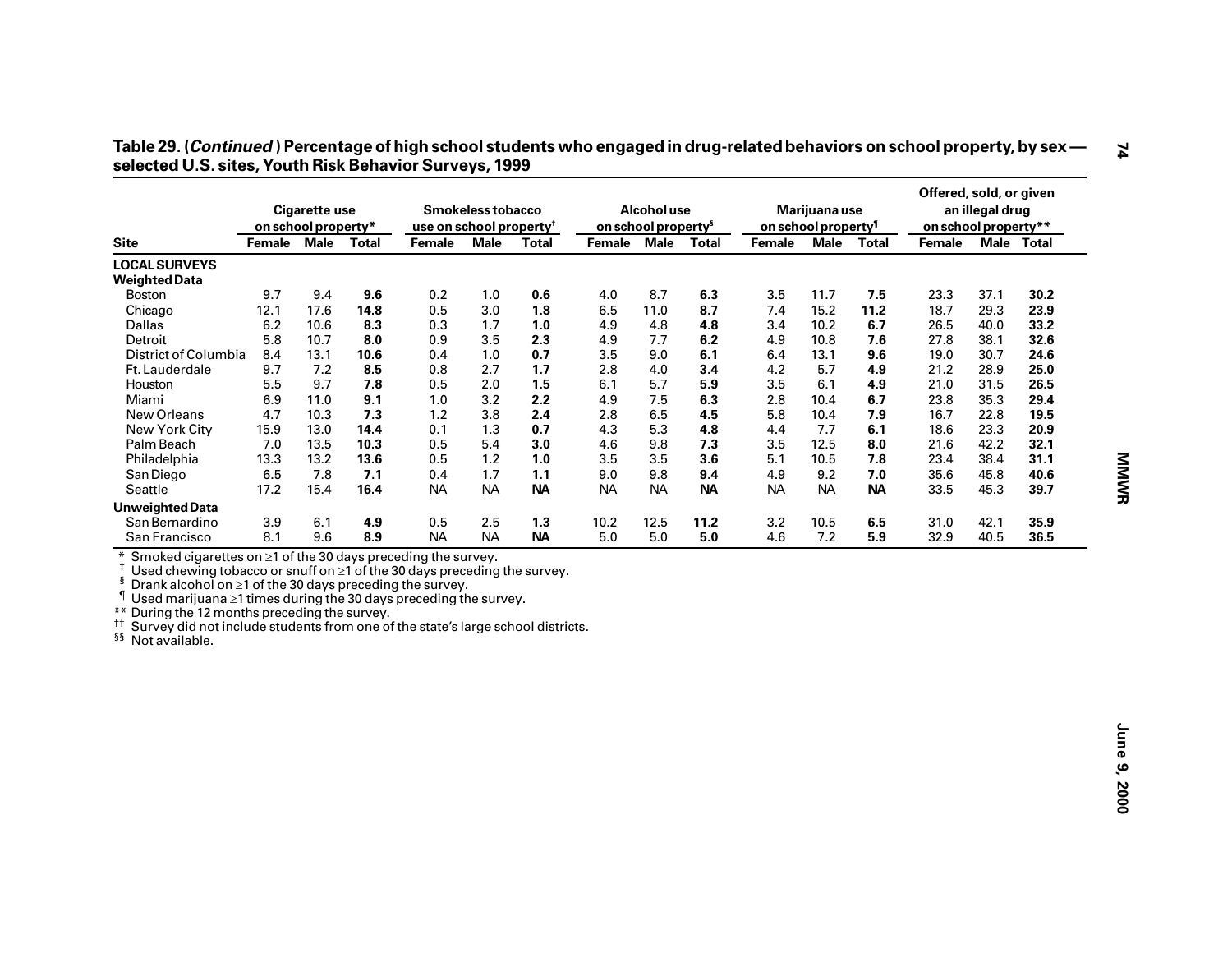**Table 29. (*Continued*) Percentage of high school students who engaged in drug-related behaviors on school property, by sex — selected U.S. sites, Youth Risk Behavior Surveys, 1999**

| Site | Cigarette use on school property* | | | Smokeless tobacco use on school property† | | | Alcohol use on school property§ | | | Marijuana use on school property¶ | | | Offered, sold, or given an illegal drug on school property** | | |
|---|---|---|---|---|---|---|---|---|---|---|---|---|---|---|---|
| | Female | Male | Total | Female | Male | Total | Female | Male | Total | Female | Male | Total | Female | Male | Total |
| **LOCAL SURVEYS** | | | | | | | | | | | | | | | |
| **Weighted Data** | | | | | | | | | | | | | | | |
| Boston | 9.7 | 9.4 | **9.6** | 0.2 | 1.0 | **0.6** | 4.0 | 8.7 | **6.3** | 3.5 | 11.7 | **7.5** | 23.3 | 37.1 | **30.2** |
| Chicago | 12.1 | 17.6 | **14.8** | 0.5 | 3.0 | **1.8** | 6.5 | 11.0 | **8.7** | 7.4 | 15.2 | **11.2** | 18.7 | 29.3 | **23.9** |
| Dallas | 6.2 | 10.6 | **8.3** | 0.3 | 1.7 | **1.0** | 4.9 | 4.8 | **4.8** | 3.4 | 10.2 | **6.7** | 26.5 | 40.0 | **33.2** |
| Detroit | 5.8 | 10.7 | **8.0** | 0.9 | 3.5 | **2.3** | 4.9 | 7.7 | **6.2** | 4.9 | 10.8 | **7.6** | 27.8 | 38.1 | **32.6** |
| District of Columbia | 8.4 | 13.1 | **10.6** | 0.4 | 1.0 | **0.7** | 3.5 | 9.0 | **6.1** | 6.4 | 13.1 | **9.6** | 19.0 | 30.7 | **24.6** |
| Ft. Lauderdale | 9.7 | 7.2 | **8.5** | 0.8 | 2.7 | **1.7** | 2.8 | 4.0 | **3.4** | 4.2 | 5.7 | **4.9** | 21.2 | 28.9 | **25.0** |
| Houston | 5.5 | 9.7 | **7.8** | 0.5 | 2.0 | **1.5** | 6.1 | 5.7 | **5.9** | 3.5 | 6.1 | **4.9** | 21.0 | 31.5 | **26.5** |
| Miami | 6.9 | 11.0 | **9.1** | 1.0 | 3.2 | **2.2** | 4.9 | 7.5 | **6.3** | 2.8 | 10.4 | **6.7** | 23.8 | 35.3 | **29.4** |
| New Orleans | 4.7 | 10.3 | **7.3** | 1.2 | 3.8 | **2.4** | 2.8 | 6.5 | **4.5** | 5.8 | 10.4 | **7.9** | 16.7 | 22.8 | **19.5** |
| New York City | 15.9 | 13.0 | **14.4** | 0.1 | 1.3 | **0.7** | 4.3 | 5.3 | **4.8** | 4.4 | 7.7 | **6.1** | 18.6 | 23.3 | **20.9** |
| Palm Beach | 7.0 | 13.5 | **10.3** | 0.5 | 5.4 | **3.0** | 4.6 | 9.8 | **7.3** | 3.5 | 12.5 | **8.0** | 21.6 | 42.2 | **32.1** |
| Philadelphia | 13.3 | 13.2 | **13.6** | 0.5 | 1.2 | **1.0** | 3.5 | 3.5 | **3.6** | 5.1 | 10.5 | **7.8** | 23.4 | 38.4 | **31.1** |
| San Diego | 6.5 | 7.8 | **7.1** | 0.4 | 1.7 | **1.1** | 9.0 | 9.8 | **9.4** | 4.9 | 9.2 | **7.0** | 35.6 | 45.8 | **40.6** |
| Seattle | 17.2 | 15.4 | **16.4** | NA | NA | **NA** | NA | NA | **NA** | NA | NA | **NA** | 33.5 | 45.3 | **39.7** |
| **Unweighted Data** | | | | | | | | | | | | | | | |
| San Bernardino | 3.9 | 6.1 | **4.9** | 0.5 | 2.5 | **1.3** | 10.2 | 12.5 | **11.2** | 3.2 | 10.5 | **6.5** | 31.0 | 42.1 | **35.9** |
| San Francisco | 8.1 | 9.6 | **8.9** | NA | NA | **NA** | 5.0 | 5.0 | **5.0** | 4.6 | 7.2 | **5.9** | 32.9 | 40.5 | **36.5** |

\* Smoked cigarettes on ≥1 of the 30 days preceding the survey.
† Used chewing tobacco or snuff on ≥1 of the 30 days preceding the survey.
§ Drank alcohol on ≥1 of the 30 days preceding the survey.
¶ Used marijuana ≥1 times during the 30 days preceding the survey.
** During the 12 months preceding the survey.
†† Survey did not include students from one of the state's large school districts.
§§ Not available.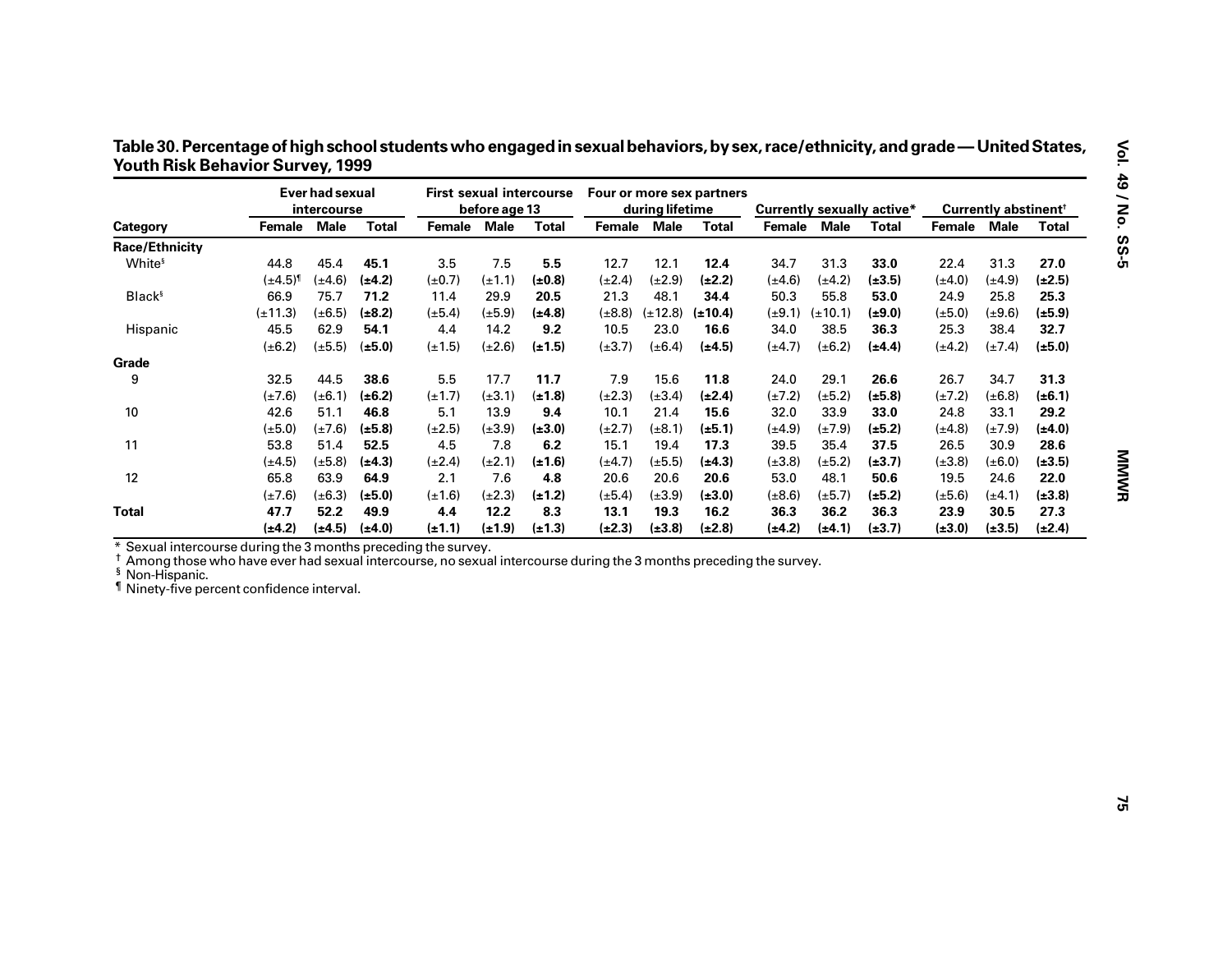**Table 30. Percentage of high school students who engaged in sexual behaviors, by sex, race/ethnicity, and grade — United States, Youth Risk Behavior Survey, 1999**

| Category | Ever had sexual intercourse | | | First sexual intercourse before age 13 | | | Four or more sex partners during lifetime | | | Currently sexually active* | | | Currently abstinent† | | |
|---|---|---|---|---|---|---|---|---|---|---|---|---|---|---|---|
| | Female | Male | Total | Female | Male | Total | Female | Male | Total | Female | Male | Total | Female | Male | Total |
| **Race/Ethnicity** | | | | | | | | | | | | | | | |
| White§ | 44.8 | 45.4 | **45.1** | 3.5 | 7.5 | **5.5** | 12.7 | 12.1 | **12.4** | 34.7 | 31.3 | **33.0** | 22.4 | 31.3 | **27.0** |
| | (±4.5)¶ | (±4.6) | **(±4.2)** | (±0.7) | (±1.1) | **(±0.8)** | (±2.4) | (±2.9) | **(±2.2)** | (±4.6) | (±4.2) | **(±3.5)** | (±4.0) | (±4.9) | **(±2.5)** |
| Black§ | 66.9 | 75.7 | **71.2** | 11.4 | 29.9 | **20.5** | 21.3 | 48.1 | **34.4** | 50.3 | 55.8 | **53.0** | 24.9 | 25.8 | **25.3** |
| | (±11.3) | (±6.5) | **(±8.2)** | (±5.4) | (±5.9) | **(±4.8)** | (±8.8) | (±12.8) | **(±10.4)** | (±9.1) | (±10.1) | **(±9.0)** | (±5.0) | (±9.6) | **(±5.9)** |
| Hispanic | 45.5 | 62.9 | **54.1** | 4.4 | 14.2 | **9.2** | 10.5 | 23.0 | **16.6** | 34.0 | 38.5 | **36.3** | 25.3 | 38.4 | **32.7** |
| | (±6.2) | (±5.5) | **(±5.0)** | (±1.5) | (±2.6) | **(±1.5)** | (±3.7) | (±6.4) | **(±4.5)** | (±4.7) | (±6.2) | **(±4.4)** | (±4.2) | (±7.4) | **(±5.0)** |
| **Grade** | | | | | | | | | | | | | | | |
| 9 | 32.5 | 44.5 | **38.6** | 5.5 | 17.7 | **11.7** | 7.9 | 15.6 | **11.8** | 24.0 | 29.1 | **26.6** | 26.7 | 34.7 | **31.3** |
| | (±7.6) | (±6.1) | **(±6.2)** | (±1.7) | (±3.1) | **(±1.8)** | (±2.3) | (±3.4) | **(±2.4)** | (±7.2) | (±5.2) | **(±5.8)** | (±7.2) | (±6.8) | **(±6.1)** |
| 10 | 42.6 | 51.1 | **46.8** | 5.1 | 13.9 | **9.4** | 10.1 | 21.4 | **15.6** | 32.0 | 33.9 | **33.0** | 24.8 | 33.1 | **29.2** |
| | (±5.0) | (±7.6) | **(±5.8)** | (±2.5) | (±3.9) | **(±3.0)** | (±2.7) | (±8.1) | **(±5.1)** | (±4.9) | (±7.9) | **(±5.2)** | (±4.8) | (±7.9) | **(±4.0)** |
| 11 | 53.8 | 51.4 | **52.5** | 4.5 | 7.8 | **6.2** | 15.1 | 19.4 | **17.3** | 39.5 | 35.4 | **37.5** | 26.5 | 30.9 | **28.6** |
| | (±4.5) | (±5.8) | **(±4.3)** | (±2.4) | (±2.1) | **(±1.6)** | (±4.7) | (±5.5) | **(±4.3)** | (±3.8) | (±5.2) | **(±3.7)** | (±3.8) | (±6.0) | **(±3.5)** |
| 12 | 65.8 | 63.9 | **64.9** | 2.1 | 7.6 | **4.8** | 20.6 | 20.6 | **20.6** | 53.0 | 48.1 | **50.6** | 19.5 | 24.6 | **22.0** |
| | (±7.6) | (±6.3) | **(±5.0)** | (±1.6) | (±2.3) | **(±1.2)** | (±5.4) | (±3.9) | **(±3.0)** | (±8.6) | (±5.7) | **(±5.2)** | (±5.6) | (±4.1) | **(±3.8)** |
| **Total** | **47.7** | **52.2** | **49.9** | **4.4** | **12.2** | **8.3** | **13.1** | **19.3** | **16.2** | **36.3** | **36.2** | **36.3** | **23.9** | **30.5** | **27.3** |
| | **(±4.2)** | **(±4.5)** | **(±4.0)** | **(±1.1)** | **(±1.9)** | **(±1.3)** | **(±2.3)** | **(±3.8)** | **(±2.8)** | **(±4.2)** | **(±4.1)** | **(±3.7)** | **(±3.0)** | **(±3.5)** | **(±2.4)** |

\* Sexual intercourse during the 3 months preceding the survey.
† Among those who have ever had sexual intercourse, no sexual intercourse during the 3 months preceding the survey.
§ Non-Hispanic.
¶ Ninety-five percent confidence interval.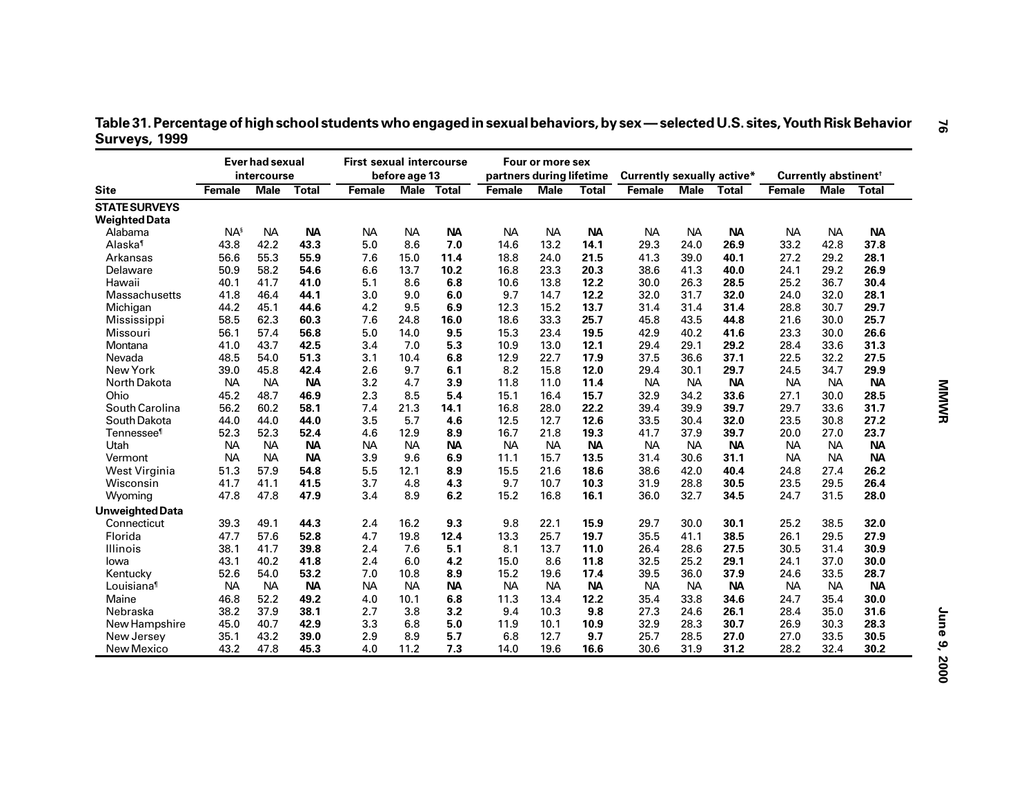**Table 31. Percentage of high school students who engaged in sexual behaviors, by sex — selected U.S. sites, Youth Risk Behavior Surveys, 1999**

| Site | Ever had sexual intercourse | | | First sexual intercourse before age 13 | | | Four or more sex partners during lifetime | | | Currently sexually active* | | | Currently abstinent† | | |
|---|---|---|---|---|---|---|---|---|---|---|---|---|---|---|---|
| | Female | Male | Total | Female | Male | Total | Female | Male | Total | Female | Male | Total | Female | Male | Total |
| **STATE SURVEYS** | | | | | | | | | | | | | | | |
| **Weighted Data** | | | | | | | | | | | | | | | |
| Alabama | NA§ | NA | **NA** | NA | NA | **NA** | NA | NA | **NA** | NA | NA | **NA** | NA | NA | **NA** |
| Alaska¶ | 43.8 | 42.2 | **43.3** | 5.0 | 8.6 | **7.0** | 14.6 | 13.2 | **14.1** | 29.3 | 24.0 | **26.9** | 33.2 | 42.8 | **37.8** |
| Arkansas | 56.6 | 55.3 | **55.9** | 7.6 | 15.0 | **11.4** | 18.8 | 24.0 | **21.5** | 41.3 | 39.0 | **40.1** | 27.2 | 29.2 | **28.1** |
| Delaware | 50.9 | 58.2 | **54.6** | 6.6 | 13.7 | **10.2** | 16.8 | 23.3 | **20.3** | 38.6 | 41.3 | **40.0** | 24.1 | 29.2 | **26.9** |
| Hawaii | 40.1 | 41.7 | **41.0** | 5.1 | 8.6 | **6.8** | 10.6 | 13.8 | **12.2** | 30.0 | 26.3 | **28.5** | 25.2 | 36.7 | **30.4** |
| Massachusetts | 41.8 | 46.4 | **44.1** | 3.0 | 9.0 | **6.0** | 9.7 | 14.7 | **12.2** | 32.0 | 31.7 | **32.0** | 24.0 | 32.0 | **28.1** |
| Michigan | 44.2 | 45.1 | **44.6** | 4.2 | 9.5 | **6.9** | 12.3 | 15.2 | **13.7** | 31.4 | 31.4 | **31.4** | 28.8 | 30.7 | **29.7** |
| Mississippi | 58.5 | 62.3 | **60.3** | 7.6 | 24.8 | **16.0** | 18.6 | 33.3 | **25.7** | 45.8 | 43.5 | **44.8** | 21.6 | 30.0 | **25.7** |
| Missouri | 56.1 | 57.4 | **56.8** | 5.0 | 14.0 | **9.5** | 15.3 | 23.4 | **19.5** | 42.9 | 40.2 | **41.6** | 23.3 | 30.0 | **26.6** |
| Montana | 41.0 | 43.7 | **42.5** | 3.4 | 7.0 | **5.3** | 10.9 | 13.0 | **12.1** | 29.4 | 29.1 | **29.2** | 28.4 | 33.6 | **31.3** |
| Nevada | 48.5 | 54.0 | **51.3** | 3.1 | 10.4 | **6.8** | 12.9 | 22.7 | **17.9** | 37.5 | 36.6 | **37.1** | 22.5 | 32.2 | **27.5** |
| New York | 39.0 | 45.8 | **42.4** | 2.6 | 9.7 | **6.1** | 8.2 | 15.8 | **12.0** | 29.4 | 30.1 | **29.7** | 24.5 | 34.7 | **29.9** |
| North Dakota | NA | NA | **NA** | 3.2 | 4.7 | **3.9** | 11.8 | 11.0 | **11.4** | NA | NA | **NA** | NA | NA | **NA** |
| Ohio | 45.2 | 48.7 | **46.9** | 2.3 | 8.5 | **5.4** | 15.1 | 16.4 | **15.7** | 32.9 | 34.2 | **33.6** | 27.1 | 30.0 | **28.5** |
| South Carolina | 56.2 | 60.2 | **58.1** | 7.4 | 21.3 | **14.1** | 16.8 | 28.0 | **22.2** | 39.4 | 39.9 | **39.7** | 29.7 | 33.6 | **31.7** |
| South Dakota | 44.0 | 44.0 | **44.0** | 3.5 | 5.7 | **4.6** | 12.5 | 12.7 | **12.6** | 33.5 | 30.4 | **32.0** | 23.5 | 30.8 | **27.2** |
| Tennessee¶ | 52.3 | 52.3 | **52.4** | 4.6 | 12.9 | **8.9** | 16.7 | 21.8 | **19.3** | 41.7 | 37.9 | **39.7** | 20.0 | 27.0 | **23.7** |
| Utah | NA | NA | **NA** | NA | NA | **NA** | NA | NA | **NA** | NA | NA | **NA** | NA | NA | **NA** |
| Vermont | NA | NA | **NA** | 3.9 | 9.6 | **6.9** | 11.1 | 15.7 | **13.5** | 31.4 | 30.6 | **31.1** | NA | NA | **NA** |
| West Virginia | 51.3 | 57.9 | **54.8** | 5.5 | 12.1 | **8.9** | 15.5 | 21.6 | **18.6** | 38.6 | 42.0 | **40.4** | 24.8 | 27.4 | **26.2** |
| Wisconsin | 41.7 | 41.1 | **41.5** | 3.7 | 4.8 | **4.3** | 9.7 | 10.7 | **10.3** | 31.9 | 28.8 | **30.5** | 23.5 | 29.5 | **26.4** |
| Wyoming | 47.8 | 47.8 | **47.9** | 3.4 | 8.9 | **6.2** | 15.2 | 16.8 | **16.1** | 36.0 | 32.7 | **34.5** | 24.7 | 31.5 | **28.0** |
| **Unweighted Data** | | | | | | | | | | | | | | | |
| Connecticut | 39.3 | 49.1 | **44.3** | 2.4 | 16.2 | **9.3** | 9.8 | 22.1 | **15.9** | 29.7 | 30.0 | **30.1** | 25.2 | 38.5 | **32.0** |
| Florida | 47.7 | 57.6 | **52.8** | 4.7 | 19.8 | **12.4** | 13.3 | 25.7 | **19.7** | 35.5 | 41.1 | **38.5** | 26.1 | 29.5 | **27.9** |
| Illinois | 38.1 | 41.7 | **39.8** | 2.4 | 7.6 | **5.1** | 8.1 | 13.7 | **11.0** | 26.4 | 28.6 | **27.5** | 30.5 | 31.4 | **30.9** |
| Iowa | 43.1 | 40.2 | **41.8** | 2.4 | 6.0 | **4.2** | 15.0 | 8.6 | **11.8** | 32.5 | 25.2 | **29.1** | 24.1 | 37.0 | **30.0** |
| Kentucky | 52.6 | 54.0 | **53.2** | 7.0 | 10.8 | **8.9** | 15.2 | 19.6 | **17.4** | 39.5 | 36.0 | **37.9** | 24.6 | 33.5 | **28.7** |
| Louisiana¶ | NA | NA | **NA** | NA | NA | **NA** | NA | NA | **NA** | NA | NA | **NA** | NA | NA | **NA** |
| Maine | 46.8 | 52.2 | **49.2** | 4.0 | 10.1 | **6.8** | 11.3 | 13.4 | **12.2** | 35.4 | 33.8 | **34.6** | 24.7 | 35.4 | **30.0** |
| Nebraska | 38.2 | 37.9 | **38.1** | 2.7 | 3.8 | **3.2** | 9.4 | 10.3 | **9.8** | 27.3 | 24.6 | **26.1** | 28.4 | 35.0 | **31.6** |
| New Hampshire | 45.0 | 40.7 | **42.9** | 3.3 | 6.8 | **5.0** | 11.9 | 10.1 | **10.9** | 32.9 | 28.3 | **30.7** | 26.9 | 30.3 | **28.3** |
| New Jersey | 35.1 | 43.2 | **39.0** | 2.9 | 8.9 | **5.7** | 6.8 | 12.7 | **9.7** | 25.7 | 28.5 | **27.0** | 27.0 | 33.5 | **30.5** |
| New Mexico | 43.2 | 47.8 | **45.3** | 4.0 | 11.2 | **7.3** | 14.0 | 19.6 | **16.6** | 30.6 | 31.9 | **31.2** | 28.2 | 32.4 | **30.2** |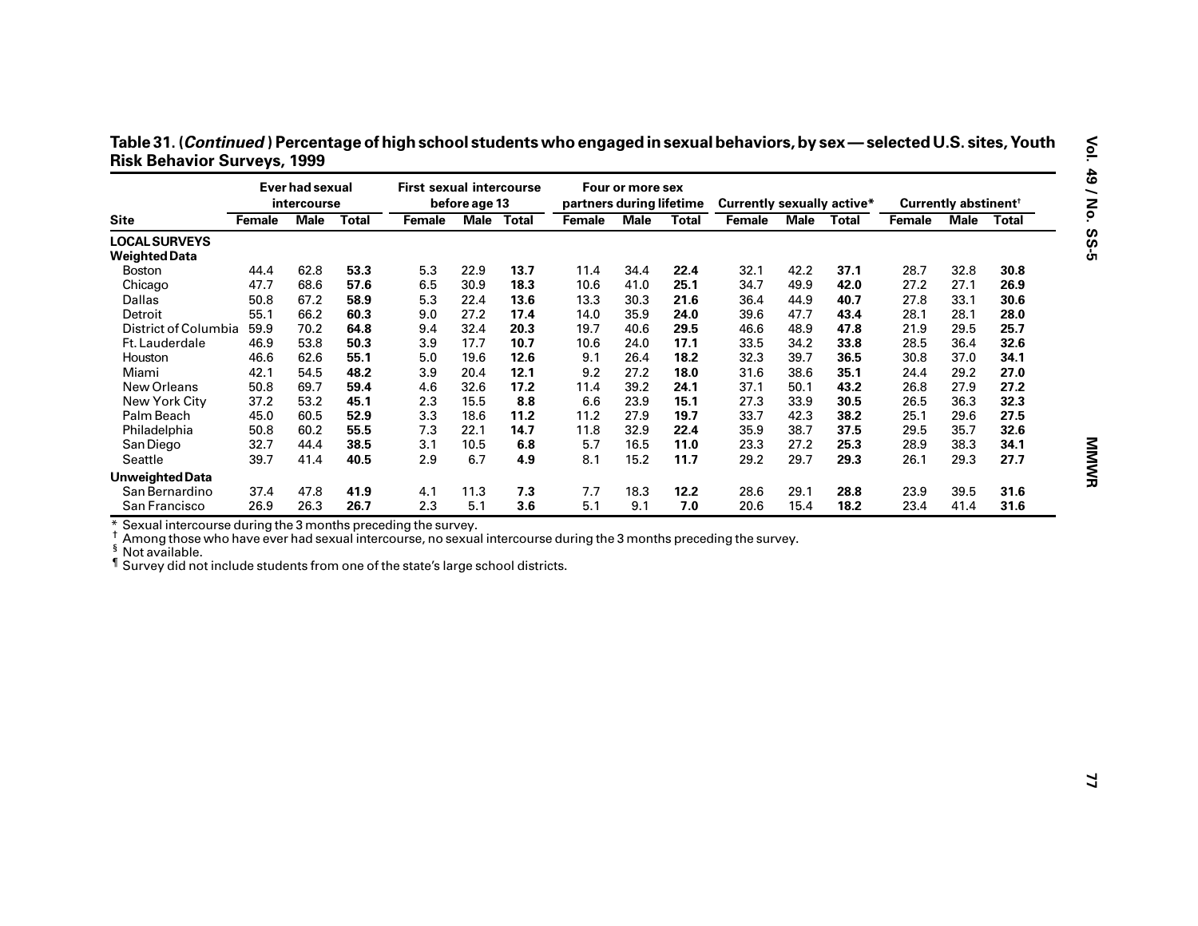**Table 31. (*Continued*) Percentage of high school students who engaged in sexual behaviors, by sex — selected U.S. sites, Youth Risk Behavior Surveys, 1999**

| | Ever had sexual intercourse | | | First sexual intercourse before age 13 | | | Four or more sex partners during lifetime | | | Currently sexually active* | | | Currently abstinent† | | |
|---|---|---|---|---|---|---|---|---|---|---|---|---|---|---|---|
| **Site** | **Female** | **Male** | **Total** | **Female** | **Male** | **Total** | **Female** | **Male** | **Total** | **Female** | **Male** | **Total** | **Female** | **Male** | **Total** |
| **LOCAL SURVEYS** | | | | | | | | | | | | | | | |
| **Weighted Data** | | | | | | | | | | | | | | | |
| Boston | 44.4 | 62.8 | **53.3** | 5.3 | 22.9 | **13.7** | 11.4 | 34.4 | **22.4** | 32.1 | 42.2 | **37.1** | 28.7 | 32.8 | **30.8** |
| Chicago | 47.7 | 68.6 | **57.6** | 6.5 | 30.9 | **18.3** | 10.6 | 41.0 | **25.1** | 34.7 | 49.9 | **42.0** | 27.2 | 27.1 | **26.9** |
| Dallas | 50.8 | 67.2 | **58.9** | 5.3 | 22.4 | **13.6** | 13.3 | 30.3 | **21.6** | 36.4 | 44.9 | **40.7** | 27.8 | 33.1 | **30.6** |
| Detroit | 55.1 | 66.2 | **60.3** | 9.0 | 27.2 | **17.4** | 14.0 | 35.9 | **24.0** | 39.6 | 47.7 | **43.4** | 28.1 | 28.1 | **28.0** |
| District of Columbia | 59.9 | 70.2 | **64.8** | 9.4 | 32.4 | **20.3** | 19.7 | 40.6 | **29.5** | 46.6 | 48.9 | **47.8** | 21.9 | 29.5 | **25.7** |
| Ft. Lauderdale | 46.9 | 53.8 | **50.3** | 3.9 | 17.7 | **10.7** | 10.6 | 24.0 | **17.1** | 33.5 | 34.2 | **33.8** | 28.5 | 36.4 | **32.6** |
| Houston | 46.6 | 62.6 | **55.1** | 5.0 | 19.6 | **12.6** | 9.1 | 26.4 | **18.2** | 32.3 | 39.7 | **36.5** | 30.8 | 37.0 | **34.1** |
| Miami | 42.1 | 54.5 | **48.2** | 3.9 | 20.4 | **12.1** | 9.2 | 27.2 | **18.0** | 31.6 | 38.6 | **35.1** | 24.4 | 29.2 | **27.0** |
| New Orleans | 50.8 | 69.7 | **59.4** | 4.6 | 32.6 | **17.2** | 11.4 | 39.2 | **24.1** | 37.1 | 50.1 | **43.2** | 26.8 | 27.9 | **27.2** |
| New York City | 37.2 | 53.2 | **45.1** | 2.3 | 15.5 | **8.8** | 6.6 | 23.9 | **15.1** | 27.3 | 33.9 | **30.5** | 26.5 | 36.3 | **32.3** |
| Palm Beach | 45.0 | 60.5 | **52.9** | 3.3 | 18.6 | **11.2** | 11.2 | 27.9 | **19.7** | 33.7 | 42.3 | **38.2** | 25.1 | 29.6 | **27.5** |
| Philadelphia | 50.8 | 60.2 | **55.5** | 7.3 | 22.1 | **14.7** | 11.8 | 32.9 | **22.4** | 35.9 | 38.7 | **37.5** | 29.5 | 35.7 | **32.6** |
| San Diego | 32.7 | 44.4 | **38.5** | 3.1 | 10.5 | **6.8** | 5.7 | 16.5 | **11.0** | 23.3 | 27.2 | **25.3** | 28.9 | 38.3 | **34.1** |
| Seattle | 39.7 | 41.4 | **40.5** | 2.9 | 6.7 | **4.9** | 8.1 | 15.2 | **11.7** | 29.2 | 29.7 | **29.3** | 26.1 | 29.3 | **27.7** |
| **Unweighted Data** | | | | | | | | | | | | | | | |
| San Bernardino | 37.4 | 47.8 | **41.9** | 4.1 | 11.3 | **7.3** | 7.7 | 18.3 | **12.2** | 28.6 | 29.1 | **28.8** | 23.9 | 39.5 | **31.6** |
| San Francisco | 26.9 | 26.3 | **26.7** | 2.3 | 5.1 | **3.6** | 5.1 | 9.1 | **7.0** | 20.6 | 15.4 | **18.2** | 23.4 | 41.4 | **31.6** |

* Sexual intercourse during the 3 months preceding the survey.
† Among those who have ever had sexual intercourse, no sexual intercourse during the 3 months preceding the survey.
§ Not available.
¶ Survey did not include students from one of the state's large school districts.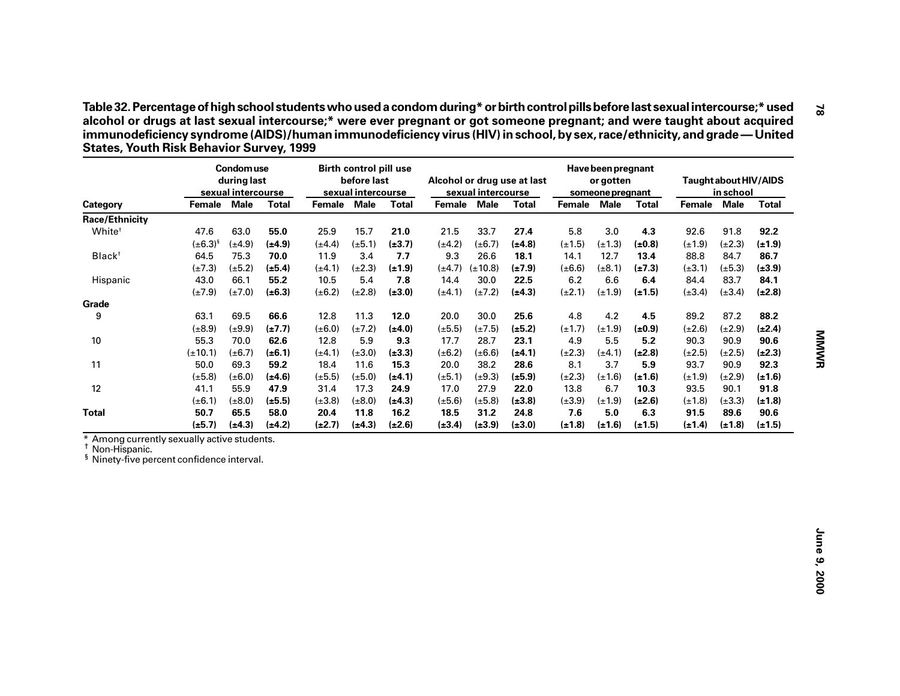**Table 32. Percentage of high school students who used a condom during* or birth control pills before last sexual intercourse;* used alcohol or drugs at last sexual intercourse;* were ever pregnant or got someone pregnant; and were taught about acquired immunodeficiency syndrome (AIDS)/human immunodeficiency virus (HIV) in school, by sex, race/ethnicity, and grade — United States, Youth Risk Behavior Survey, 1999**

| | Condom use during last sexual intercourse | | | Birth control pill use before last sexual intercourse | | | Alcohol or drug use at last sexual intercourse | | | Have been pregnant or gotten someone pregnant | | | Taught about HIV/AIDS in school | | |
|---|---|---|---|---|---|---|---|---|---|---|---|---|---|---|---|
| **Category** | **Female** | **Male** | **Total** | **Female** | **Male** | **Total** | **Female** | **Male** | **Total** | **Female** | **Male** | **Total** | **Female** | **Male** | **Total** |
| **Race/Ethnicity** | | | | | | | | | | | | | | | |
| White[†] | 47.6 | 63.0 | **55.0** | 25.9 | 15.7 | **21.0** | 21.5 | 33.7 | **27.4** | 5.8 | 3.0 | **4.3** | 92.6 | 91.8 | **92.2** |
| | (±6.3)[§] | (±4.9) | **(±4.9)** | (±4.4) | (±5.1) | **(±3.7)** | (±4.2) | (±6.7) | **(±4.8)** | (±1.5) | (±1.3) | **(±0.8)** | (±1.9) | (±2.3) | **(±1.9)** |
| Black[†] | 64.5 | 75.3 | **70.0** | 11.9 | 3.4 | **7.7** | 9.3 | 26.6 | **18.1** | 14.1 | 12.7 | **13.4** | 88.8 | 84.7 | **86.7** |
| | (±7.3) | (±5.2) | **(±5.4)** | (±4.1) | (±2.3) | **(±1.9)** | (±4.7) | (±10.8) | **(±7.9)** | (±6.6) | (±8.1) | **(±7.3)** | (±3.1) | (±5.3) | **(±3.9)** |
| Hispanic | 43.0 | 66.1 | **55.2** | 10.5 | 5.4 | **7.8** | 14.4 | 30.0 | **22.5** | 6.2 | 6.6 | **6.4** | 84.4 | 83.7 | **84.1** |
| | (±7.9) | (±7.0) | **(±6.3)** | (±6.2) | (±2.8) | **(±3.0)** | (±4.1) | (±7.2) | **(±4.3)** | (±2.1) | (±1.9) | **(±1.5)** | (±3.4) | (±3.4) | **(±2.8)** |
| **Grade** | | | | | | | | | | | | | | | |
| 9 | 63.1 | 69.5 | **66.6** | 12.8 | 11.3 | **12.0** | 20.0 | 30.0 | **25.6** | 4.8 | 4.2 | **4.5** | 89.2 | 87.2 | **88.2** |
| | (±8.9) | (±9.9) | **(±7.7)** | (±6.0) | (±7.2) | **(±4.0)** | (±5.5) | (±7.5) | **(±5.2)** | (±1.7) | (±1.9) | **(±0.9)** | (±2.6) | (±2.9) | **(±2.4)** |
| 10 | 55.3 | 70.0 | **62.6** | 12.8 | 5.9 | **9.3** | 17.7 | 28.7 | **23.1** | 4.9 | 5.5 | **5.2** | 90.3 | 90.9 | **90.6** |
| | (±10.1) | (±6.7) | **(±6.1)** | (±4.1) | (±3.0) | **(±3.3)** | (±6.2) | (±6.6) | **(±4.1)** | (±2.3) | (±4.1) | **(±2.8)** | (±2.5) | (±2.5) | **(±2.3)** |
| 11 | 50.0 | 69.3 | **59.2** | 18.4 | 11.6 | **15.3** | 20.0 | 38.2 | **28.6** | 8.1 | 3.7 | **5.9** | 93.7 | 90.9 | **92.3** |
| | (±5.8) | (±6.0) | **(±4.6)** | (±5.5) | (±5.0) | **(±4.1)** | (±5.1) | (±9.3) | **(±5.9)** | (±2.3) | (±1.6) | **(±1.6)** | (±1.9) | (±2.9) | **(±1.6)** |
| 12 | 41.1 | 55.9 | **47.9** | 31.4 | 17.3 | **24.9** | 17.0 | 27.9 | **22.0** | 13.8 | 6.7 | **10.3** | 93.5 | 90.1 | **91.8** |
| | (±6.1) | (±8.0) | **(±5.5)** | (±3.8) | (±8.0) | **(±4.3)** | (±5.6) | (±5.8) | **(±3.8)** | (±3.9) | (±1.9) | **(±2.6)** | (±1.8) | (±3.3) | **(±1.8)** |
| **Total** | **50.7** | **65.5** | **58.0** | **20.4** | **11.8** | **16.2** | **18.5** | **31.2** | **24.8** | **7.6** | **5.0** | **6.3** | **91.5** | **89.6** | **90.6** |
| | **(±5.7)** | **(±4.3)** | **(±4.2)** | **(±2.7)** | **(±4.3)** | **(±2.6)** | **(±3.4)** | **(±3.9)** | **(±3.0)** | **(±1.8)** | **(±1.6)** | **(±1.5)** | **(±1.4)** | **(±1.8)** | **(±1.5)** |

\* Among currently sexually active students.
† Non-Hispanic.
§ Ninety-five percent confidence interval.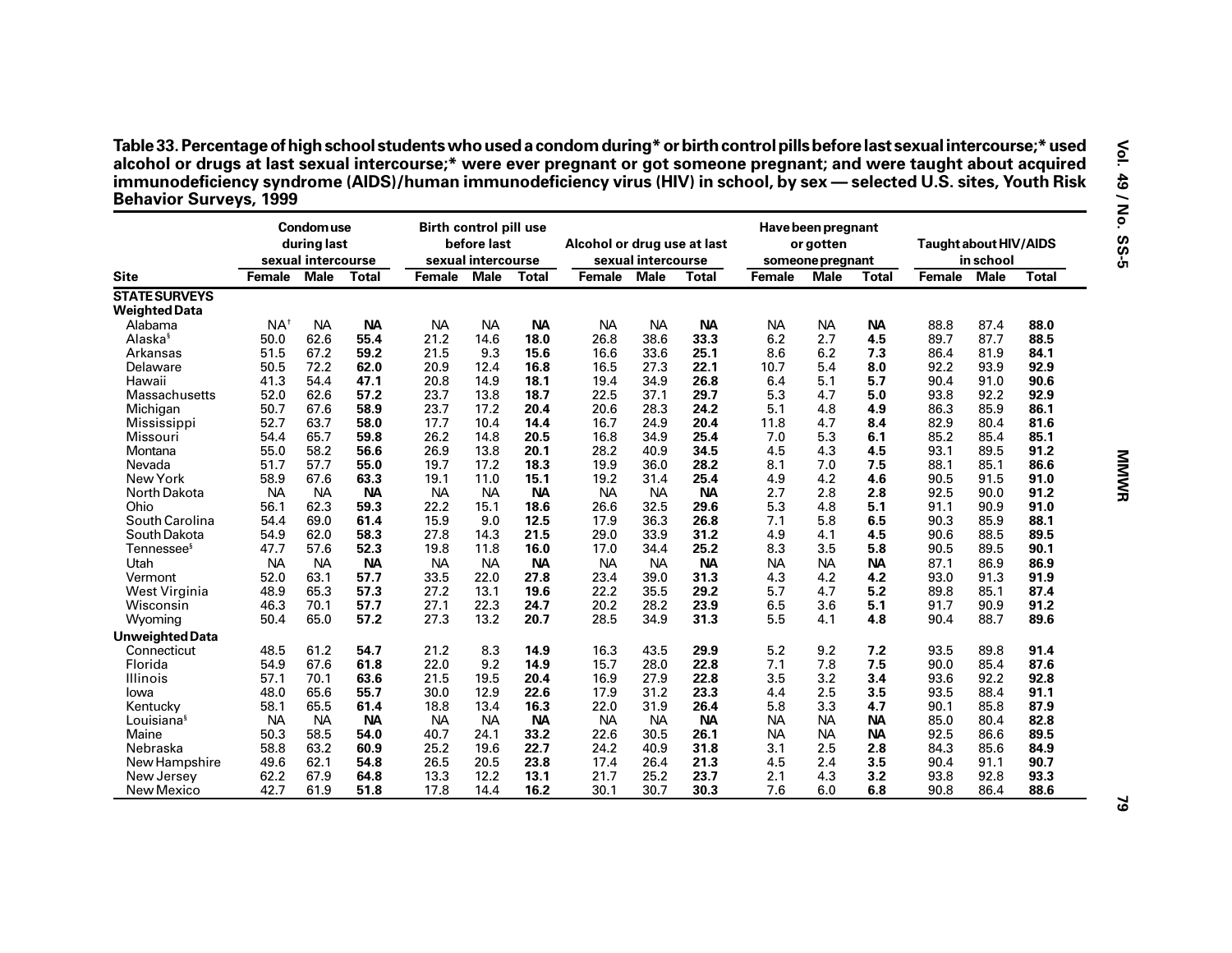**Table 33. Percentage of high school students who used a condom during* or birth control pills before last sexual intercourse;* used alcohol or drugs at last sexual intercourse;* were ever pregnant or got someone pregnant; and were taught about acquired immunodeficiency syndrome (AIDS)/human immunodeficiency virus (HIV) in school, by sex — selected U.S. sites, Youth Risk Behavior Surveys, 1999**

| Site | Condom use during last sexual intercourse | | | Birth control pill use before last sexual intercourse | | | Alcohol or drug use at last sexual intercourse | | | Have been pregnant or gotten someone pregnant | | | Taught about HIV/AIDS in school | | |
|---|---|---|---|---|---|---|---|---|---|---|---|---|---|---|---|
| | Female | Male | Total | Female | Male | Total | Female | Male | Total | Female | Male | Total | Female | Male | Total |
| **STATE SURVEYS** | | | | | | | | | | | | | | | |
| **Weighted Data** | | | | | | | | | | | | | | | |
| Alabama | NA[†] | NA | **NA** | NA | NA | **NA** | NA | NA | **NA** | NA | NA | **NA** | 88.8 | 87.4 | **88.0** |
| Alaska[§] | 50.0 | 62.6 | **55.4** | 21.2 | 14.6 | **18.0** | 26.8 | 38.6 | **33.3** | 6.2 | 2.7 | **4.5** | 89.7 | 87.7 | **88.5** |
| Arkansas | 51.5 | 67.2 | **59.2** | 21.5 | 9.3 | **15.6** | 16.6 | 33.6 | **25.1** | 8.6 | 6.2 | **7.3** | 86.4 | 81.9 | **84.1** |
| Delaware | 50.5 | 72.2 | **62.0** | 20.9 | 12.4 | **16.8** | 16.5 | 27.3 | **22.1** | 10.7 | 5.4 | **8.0** | 92.2 | 93.9 | **92.9** |
| Hawaii | 41.3 | 54.4 | **47.1** | 20.8 | 14.9 | **18.1** | 19.4 | 34.9 | **26.8** | 6.4 | 5.1 | **5.7** | 90.4 | 91.0 | **90.6** |
| Massachusetts | 52.0 | 62.6 | **57.2** | 23.7 | 13.8 | **18.7** | 22.5 | 37.1 | **29.7** | 5.3 | 4.7 | **5.0** | 93.8 | 92.2 | **92.9** |
| Michigan | 50.7 | 67.6 | **58.9** | 23.7 | 17.2 | **20.4** | 20.6 | 28.3 | **24.2** | 5.1 | 4.8 | **4.9** | 86.3 | 85.9 | **86.1** |
| Mississippi | 52.7 | 63.7 | **58.0** | 17.7 | 10.4 | **14.4** | 16.7 | 24.9 | **20.4** | 11.8 | 4.7 | **8.4** | 82.9 | 80.4 | **81.6** |
| Missouri | 54.4 | 65.7 | **59.8** | 26.2 | 14.8 | **20.5** | 16.8 | 34.9 | **25.4** | 7.0 | 5.3 | **6.1** | 85.2 | 85.4 | **85.1** |
| Montana | 55.0 | 58.2 | **56.6** | 26.9 | 13.8 | **20.1** | 28.2 | 40.9 | **34.5** | 4.5 | 4.3 | **4.5** | 93.1 | 89.5 | **91.2** |
| Nevada | 51.7 | 57.7 | **55.0** | 19.7 | 17.2 | **18.3** | 19.9 | 36.0 | **28.2** | 8.1 | 7.0 | **7.5** | 88.1 | 85.1 | **86.6** |
| New York | 58.9 | 67.6 | **63.3** | 19.1 | 11.0 | **15.1** | 19.2 | 31.4 | **25.4** | 4.9 | 4.2 | **4.6** | 90.5 | 91.5 | **91.0** |
| North Dakota | NA | NA | **NA** | NA | NA | **NA** | NA | NA | **NA** | 2.7 | 2.8 | **2.8** | 92.5 | 90.0 | **91.2** |
| Ohio | 56.1 | 62.3 | **59.3** | 22.2 | 15.1 | **18.6** | 26.6 | 32.5 | **29.6** | 5.3 | 4.8 | **5.1** | 91.1 | 90.9 | **91.0** |
| South Carolina | 54.4 | 69.0 | **61.4** | 15.9 | 9.0 | **12.5** | 17.9 | 36.3 | **26.8** | 7.1 | 5.8 | **6.5** | 90.3 | 85.9 | **88.1** |
| South Dakota | 54.9 | 62.0 | **58.3** | 27.8 | 14.3 | **21.5** | 29.0 | 33.9 | **31.2** | 4.9 | 4.1 | **4.5** | 90.6 | 88.5 | **89.5** |
| Tennessee[§] | 47.7 | 57.6 | **52.3** | 19.8 | 11.8 | **16.0** | 17.0 | 34.4 | **25.2** | 8.3 | 3.5 | **5.8** | 90.5 | 89.5 | **90.1** |
| Utah | NA | NA | **NA** | NA | NA | **NA** | NA | NA | **NA** | NA | NA | **NA** | 87.1 | 86.9 | **86.9** |
| Vermont | 52.0 | 63.1 | **57.7** | 33.5 | 22.0 | **27.8** | 23.4 | 39.0 | **31.3** | 4.3 | 4.2 | **4.2** | 93.0 | 91.3 | **91.9** |
| West Virginia | 48.9 | 65.3 | **57.3** | 27.2 | 13.1 | **19.6** | 22.2 | 35.5 | **29.2** | 5.7 | 4.7 | **5.2** | 89.8 | 85.1 | **87.4** |
| Wisconsin | 46.3 | 70.1 | **57.7** | 27.1 | 22.3 | **24.7** | 20.2 | 28.2 | **23.9** | 6.5 | 3.6 | **5.1** | 91.7 | 90.9 | **91.2** |
| Wyoming | 50.4 | 65.0 | **57.2** | 27.3 | 13.2 | **20.7** | 28.5 | 34.9 | **31.3** | 5.5 | 4.1 | **4.8** | 90.4 | 88.7 | **89.6** |
| **Unweighted Data** | | | | | | | | | | | | | | | |
| Connecticut | 48.5 | 61.2 | **54.7** | 21.2 | 8.3 | **14.9** | 16.3 | 43.5 | **29.9** | 5.2 | 9.2 | **7.2** | 93.5 | 89.8 | **91.4** |
| Florida | 54.9 | 67.6 | **61.8** | 22.0 | 9.2 | **14.9** | 15.7 | 28.0 | **22.8** | 7.1 | 7.8 | **7.5** | 90.0 | 85.4 | **87.6** |
| Illinois | 57.1 | 70.1 | **63.6** | 21.5 | 19.5 | **20.4** | 16.9 | 27.9 | **22.8** | 3.5 | 3.2 | **3.4** | 93.6 | 92.2 | **92.8** |
| Iowa | 48.0 | 65.6 | **55.7** | 30.0 | 12.9 | **22.6** | 17.9 | 31.2 | **23.3** | 4.4 | 2.5 | **3.5** | 93.5 | 88.4 | **91.1** |
| Kentucky | 58.1 | 65.5 | **61.4** | 18.8 | 13.4 | **16.3** | 22.0 | 31.9 | **26.4** | 5.8 | 3.3 | **4.7** | 90.1 | 85.8 | **87.9** |
| Louisiana[§] | NA | NA | **NA** | NA | NA | **NA** | NA | NA | **NA** | NA | NA | **NA** | 85.0 | 80.4 | **82.8** |
| Maine | 50.3 | 58.5 | **54.0** | 40.7 | 24.1 | **33.2** | 22.6 | 30.5 | **26.1** | NA | NA | **NA** | 92.5 | 86.6 | **89.5** |
| Nebraska | 58.8 | 63.2 | **60.9** | 25.2 | 19.6 | **22.7** | 24.2 | 40.9 | **31.8** | 3.1 | 2.5 | **2.8** | 84.3 | 85.6 | **84.9** |
| New Hampshire | 49.6 | 62.1 | **54.8** | 26.5 | 20.5 | **23.8** | 17.4 | 26.4 | **21.3** | 4.5 | 2.4 | **3.5** | 90.4 | 91.1 | **90.7** |
| New Jersey | 62.2 | 67.9 | **64.8** | 13.3 | 12.2 | **13.1** | 21.7 | 25.2 | **23.7** | 2.1 | 4.3 | **3.2** | 93.8 | 92.8 | **93.3** |
| New Mexico | 42.7 | 61.9 | **51.8** | 17.8 | 14.4 | **16.2** | 30.1 | 30.7 | **30.3** | 7.6 | 6.0 | **6.8** | 90.8 | 86.4 | **88.6** |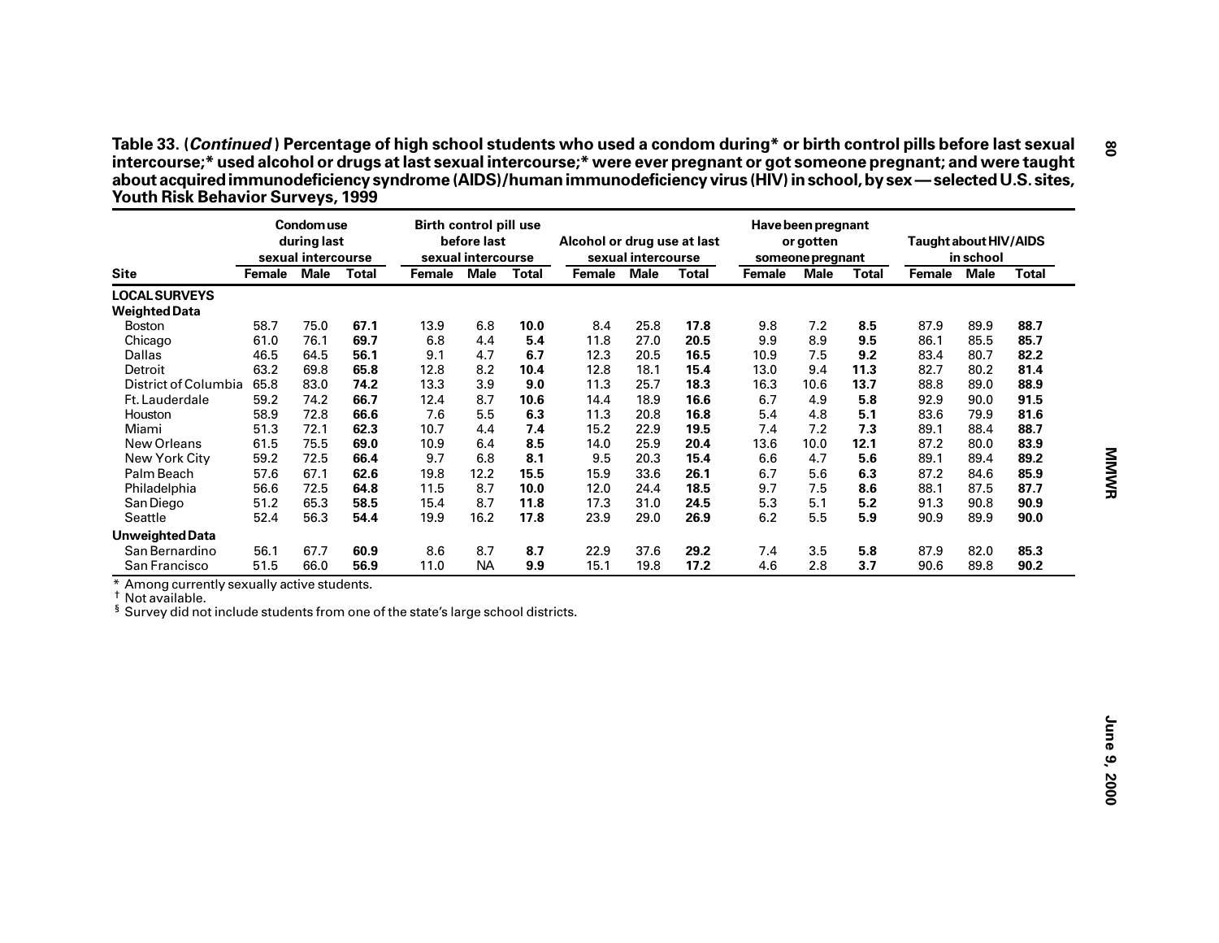**Table 33. (*Continued*) Percentage of high school students who used a condom during* or birth control pills before last sexual intercourse;* used alcohol or drugs at last sexual intercourse;* were ever pregnant or got someone pregnant; and were taught about acquired immunodeficiency syndrome (AIDS)/human immunodeficiency virus (HIV) in school, by sex — selected U.S. sites, Youth Risk Behavior Surveys, 1999**

| | Condom use during last sexual intercourse | | | Birth control pill use before last sexual intercourse | | | Alcohol or drug use at last sexual intercourse | | | Have been pregnant or gotten someone pregnant | | | Taught about HIV/AIDS in school | | |
|---|---|---|---|---|---|---|---|---|---|---|---|---|---|---|---|
| **Site** | **Female** | **Male** | **Total** | **Female** | **Male** | **Total** | **Female** | **Male** | **Total** | **Female** | **Male** | **Total** | **Female** | **Male** | **Total** |
| **LOCAL SURVEYS** | | | | | | | | | | | | | | | |
| **Weighted Data** | | | | | | | | | | | | | | | |
| Boston | 58.7 | 75.0 | **67.1** | 13.9 | 6.8 | **10.0** | 8.4 | 25.8 | **17.8** | 9.8 | 7.2 | **8.5** | 87.9 | 89.9 | **88.7** |
| Chicago | 61.0 | 76.1 | **69.7** | 6.8 | 4.4 | **5.4** | 11.8 | 27.0 | **20.5** | 9.9 | 8.9 | **9.5** | 86.1 | 85.5 | **85.7** |
| Dallas | 46.5 | 64.5 | **56.1** | 9.1 | 4.7 | **6.7** | 12.3 | 20.5 | **16.5** | 10.9 | 7.5 | **9.2** | 83.4 | 80.7 | **82.2** |
| Detroit | 63.2 | 69.8 | **65.8** | 12.8 | 8.2 | **10.4** | 12.8 | 18.1 | **15.4** | 13.0 | 9.4 | **11.3** | 82.7 | 80.2 | **81.4** |
| District of Columbia | 65.8 | 83.0 | **74.2** | 13.3 | 3.9 | **9.0** | 11.3 | 25.7 | **18.3** | 16.3 | 10.6 | **13.7** | 88.8 | 89.0 | **88.9** |
| Ft. Lauderdale | 59.2 | 74.2 | **66.7** | 12.4 | 8.7 | **10.6** | 14.4 | 18.9 | **16.6** | 6.7 | 4.9 | **5.8** | 92.9 | 90.0 | **91.5** |
| Houston | 58.9 | 72.8 | **66.6** | 7.6 | 5.5 | **6.3** | 11.3 | 20.8 | **16.8** | 5.4 | 4.8 | **5.1** | 83.6 | 79.9 | **81.6** |
| Miami | 51.3 | 72.1 | **62.3** | 10.7 | 4.4 | **7.4** | 15.2 | 22.9 | **19.5** | 7.4 | 7.2 | **7.3** | 89.1 | 88.4 | **88.7** |
| New Orleans | 61.5 | 75.5 | **69.0** | 10.9 | 6.4 | **8.5** | 14.0 | 25.9 | **20.4** | 13.6 | 10.0 | **12.1** | 87.2 | 80.0 | **83.9** |
| New York City | 59.2 | 72.5 | **66.4** | 9.7 | 6.8 | **8.1** | 9.5 | 20.3 | **15.4** | 6.6 | 4.7 | **5.6** | 89.1 | 89.4 | **89.2** |
| Palm Beach | 57.6 | 67.1 | **62.6** | 19.8 | 12.2 | **15.5** | 15.9 | 33.6 | **26.1** | 6.7 | 5.6 | **6.3** | 87.2 | 84.6 | **85.9** |
| Philadelphia | 56.6 | 72.5 | **64.8** | 11.5 | 8.7 | **10.0** | 12.0 | 24.4 | **18.5** | 9.7 | 7.5 | **8.6** | 88.1 | 87.5 | **87.7** |
| San Diego | 51.2 | 65.3 | **58.5** | 15.4 | 8.7 | **11.8** | 17.3 | 31.0 | **24.5** | 5.3 | 5.1 | **5.2** | 91.3 | 90.8 | **90.9** |
| Seattle | 52.4 | 56.3 | **54.4** | 19.9 | 16.2 | **17.8** | 23.9 | 29.0 | **26.9** | 6.2 | 5.5 | **5.9** | 90.9 | 89.9 | **90.0** |
| **Unweighted Data** | | | | | | | | | | | | | | | |
| San Bernardino | 56.1 | 67.7 | **60.9** | 8.6 | 8.7 | **8.7** | 22.9 | 37.6 | **29.2** | 7.4 | 3.5 | **5.8** | 87.9 | 82.0 | **85.3** |
| San Francisco | 51.5 | 66.0 | **56.9** | 11.0 | NA | **9.9** | 15.1 | 19.8 | **17.2** | 4.6 | 2.8 | **3.7** | 90.6 | 89.8 | **90.2** |

* Among currently sexually active students.
† Not available.
§ Survey did not include students from one of the state's large school districts.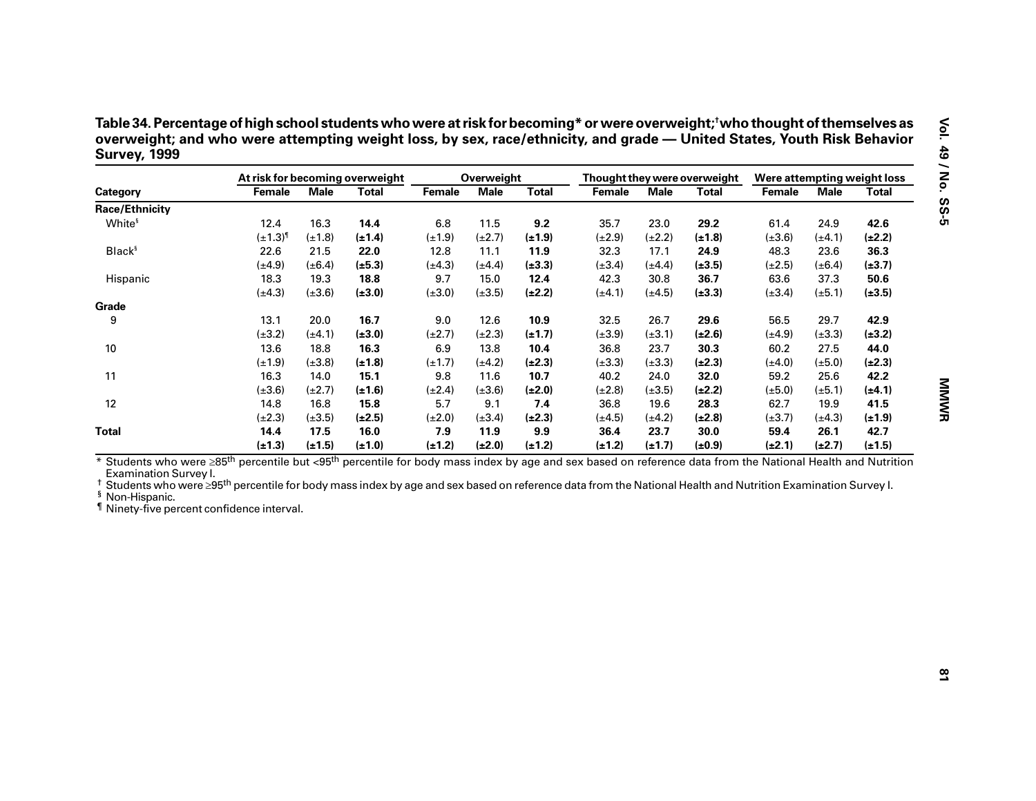**Table 34. Percentage of high school students who were at risk for becoming* or were overweight;† who thought of themselves as overweight; and who were attempting weight loss, by sex, race/ethnicity, and grade — United States, Youth Risk Behavior Survey, 1999**

| Category | At risk for becoming overweight | | | Overweight | | | Thought they were overweight | | | Were attempting weight loss | | |
|---|---|---|---|---|---|---|---|---|---|---|---|---|
| | Female | Male | Total | Female | Male | Total | Female | Male | Total | Female | Male | Total |
| **Race/Ethnicity** | | | | | | | | | | | | |
| White§ | 12.4 (±1.3)¶ | 16.3 (±1.8) | **14.4 (±1.4)** | 6.8 (±1.9) | 11.5 (±2.7) | **9.2 (±1.9)** | 35.7 (±2.9) | 23.0 (±2.2) | **29.2 (±1.8)** | 61.4 (±3.6) | 24.9 (±4.1) | **42.6 (±2.2)** |
| Black§ | 22.6 (±4.9) | 21.5 (±6.4) | **22.0 (±5.3)** | 12.8 (±4.3) | 11.1 (±4.4) | **11.9 (±3.3)** | 32.3 (±3.4) | 17.1 (±4.4) | **24.9 (±3.5)** | 48.3 (±2.5) | 23.6 (±6.4) | **36.3 (±3.7)** |
| Hispanic | 18.3 (±4.3) | 19.3 (±3.6) | **18.8 (±3.0)** | 9.7 (±3.0) | 15.0 (±3.5) | **12.4 (±2.2)** | 42.3 (±4.1) | 30.8 (±4.5) | **36.7 (±3.3)** | 63.6 (±3.4) | 37.3 (±5.1) | **50.6 (±3.5)** |
| **Grade** | | | | | | | | | | | | |
| 9 | 13.1 (±3.2) | 20.0 (±4.1) | **16.7 (±3.0)** | 9.0 (±2.7) | 12.6 (±2.3) | **10.9 (±1.7)** | 32.5 (±3.9) | 26.7 (±3.1) | **29.6 (±2.6)** | 56.5 (±4.9) | 29.7 (±3.3) | **42.9 (±3.2)** |
| 10 | 13.6 (±1.9) | 18.8 (±3.8) | **16.3 (±1.8)** | 6.9 (±1.7) | 13.8 (±4.2) | **10.4 (±2.3)** | 36.8 (±3.3) | 23.7 (±3.3) | **30.3 (±2.3)** | 60.2 (±4.0) | 27.5 (±5.0) | **44.0 (±2.3)** |
| 11 | 16.3 (±3.6) | 14.0 (±2.7) | **15.1 (±1.6)** | 9.8 (±2.4) | 11.6 (±3.6) | **10.7 (±2.0)** | 40.2 (±2.8) | 24.0 (±3.5) | **32.0 (±2.2)** | 59.2 (±5.0) | 25.6 (±5.1) | **42.2 (±4.1)** |
| 12 | 14.8 (±2.3) | 16.8 (±3.5) | **15.8 (±2.5)** | 5.7 (±2.0) | 9.1 (±3.4) | **7.4 (±2.3)** | 36.8 (±4.5) | 19.6 (±4.2) | **28.3 (±2.8)** | 62.7 (±3.7) | 19.9 (±4.3) | **41.5 (±1.9)** |
| **Total** | **14.4 (±1.3)** | **17.5 (±1.5)** | **16.0 (±1.0)** | **7.9 (±1.2)** | **11.9 (±2.0)** | **9.9 (±1.2)** | **36.4 (±1.2)** | **23.7 (±1.7)** | **30.0 (±0.9)** | **59.4 (±2.1)** | **26.1 (±2.7)** | **42.7 (±1.5)** |

\* Students who were ≥85th percentile but <95th percentile for body mass index by age and sex based on reference data from the National Health and Nutrition Examination Survey I.

† Students who were ≥95th percentile for body mass index by age and sex based on reference data from the National Health and Nutrition Examination Survey I.

§ Non-Hispanic.

¶ Ninety-five percent confidence interval.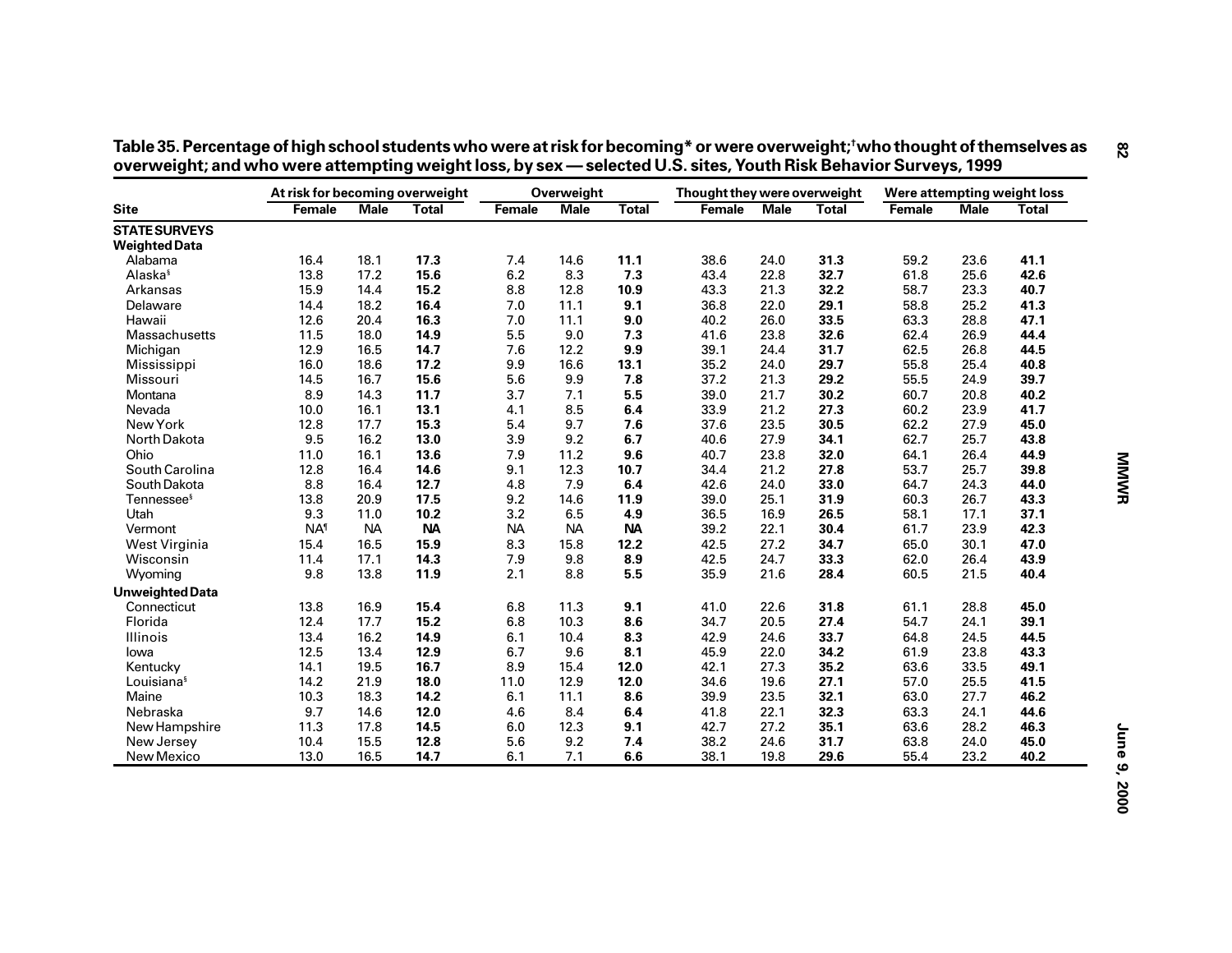**Table 35. Percentage of high school students who were at risk for becoming* or were overweight;[†] who thought of themselves as overweight; and who were attempting weight loss, by sex — selected U.S. sites, Youth Risk Behavior Surveys, 1999**

| Site | At risk for becoming overweight | | | Overweight | | | Thought they were overweight | | | Were attempting weight loss | | |
|---|---|---|---|---|---|---|---|---|---|---|---|---|
| | Female | Male | Total | Female | Male | Total | Female | Male | Total | Female | Male | Total |
| **STATE SURVEYS** | | | | | | | | | | | | |
| **Weighted Data** | | | | | | | | | | | | |
| Alabama | 16.4 | 18.1 | **17.3** | 7.4 | 14.6 | **11.1** | 38.6 | 24.0 | **31.3** | 59.2 | 23.6 | **41.1** |
| Alaska[§] | 13.8 | 17.2 | **15.6** | 6.2 | 8.3 | **7.3** | 43.4 | 22.8 | **32.7** | 61.8 | 25.6 | **42.6** |
| Arkansas | 15.9 | 14.4 | **15.2** | 8.8 | 12.8 | **10.9** | 43.3 | 21.3 | **32.2** | 58.7 | 23.3 | **40.7** |
| Delaware | 14.4 | 18.2 | **16.4** | 7.0 | 11.1 | **9.1** | 36.8 | 22.0 | **29.1** | 58.8 | 25.2 | **41.3** |
| Hawaii | 12.6 | 20.4 | **16.3** | 7.0 | 11.1 | **9.0** | 40.2 | 26.0 | **33.5** | 63.3 | 28.8 | **47.1** |
| Massachusetts | 11.5 | 18.0 | **14.9** | 5.5 | 9.0 | **7.3** | 41.6 | 23.8 | **32.6** | 62.4 | 26.9 | **44.4** |
| Michigan | 12.9 | 16.5 | **14.7** | 7.6 | 12.2 | **9.9** | 39.1 | 24.4 | **31.7** | 62.5 | 26.8 | **44.5** |
| Mississippi | 16.0 | 18.6 | **17.2** | 9.9 | 16.6 | **13.1** | 35.2 | 24.0 | **29.7** | 55.8 | 25.4 | **40.8** |
| Missouri | 14.5 | 16.7 | **15.6** | 5.6 | 9.9 | **7.8** | 37.2 | 21.3 | **29.2** | 55.5 | 24.9 | **39.7** |
| Montana | 8.9 | 14.3 | **11.7** | 3.7 | 7.1 | **5.5** | 39.0 | 21.7 | **30.2** | 60.7 | 20.8 | **40.2** |
| Nevada | 10.0 | 16.1 | **13.1** | 4.1 | 8.5 | **6.4** | 33.9 | 21.2 | **27.3** | 60.2 | 23.9 | **41.7** |
| New York | 12.8 | 17.7 | **15.3** | 5.4 | 9.7 | **7.6** | 37.6 | 23.5 | **30.5** | 62.2 | 27.9 | **45.0** |
| North Dakota | 9.5 | 16.2 | **13.0** | 3.9 | 9.2 | **6.7** | 40.6 | 27.9 | **34.1** | 62.7 | 25.7 | **43.8** |
| Ohio | 11.0 | 16.1 | **13.6** | 7.9 | 11.2 | **9.6** | 40.7 | 23.8 | **32.0** | 64.1 | 26.4 | **44.9** |
| South Carolina | 12.8 | 16.4 | **14.6** | 9.1 | 12.3 | **10.7** | 34.4 | 21.2 | **27.8** | 53.7 | 25.7 | **39.8** |
| South Dakota | 8.8 | 16.4 | **12.7** | 4.8 | 7.9 | **6.4** | 42.6 | 24.0 | **33.0** | 64.7 | 24.3 | **44.0** |
| Tennessee[§] | 13.8 | 20.9 | **17.5** | 9.2 | 14.6 | **11.9** | 39.0 | 25.1 | **31.9** | 60.3 | 26.7 | **43.3** |
| Utah | 9.3 | 11.0 | **10.2** | 3.2 | 6.5 | **4.9** | 36.5 | 16.9 | **26.5** | 58.1 | 17.1 | **37.1** |
| Vermont | NA[¶] | NA | **NA** | NA | NA | **NA** | 39.2 | 22.1 | **30.4** | 61.7 | 23.9 | **42.3** |
| West Virginia | 15.4 | 16.5 | **15.9** | 8.3 | 15.8 | **12.2** | 42.5 | 27.2 | **34.7** | 65.0 | 30.1 | **47.0** |
| Wisconsin | 11.4 | 17.1 | **14.3** | 7.9 | 9.8 | **8.9** | 42.5 | 24.7 | **33.3** | 62.0 | 26.4 | **43.9** |
| Wyoming | 9.8 | 13.8 | **11.9** | 2.1 | 8.8 | **5.5** | 35.9 | 21.6 | **28.4** | 60.5 | 21.5 | **40.4** |
| **Unweighted Data** | | | | | | | | | | | | |
| Connecticut | 13.8 | 16.9 | **15.4** | 6.8 | 11.3 | **9.1** | 41.0 | 22.6 | **31.8** | 61.1 | 28.8 | **45.0** |
| Florida | 12.4 | 17.7 | **15.2** | 6.8 | 10.3 | **8.6** | 34.7 | 20.5 | **27.4** | 54.7 | 24.1 | **39.1** |
| Illinois | 13.4 | 16.2 | **14.9** | 6.1 | 10.4 | **8.3** | 42.9 | 24.6 | **33.7** | 64.8 | 24.5 | **44.5** |
| Iowa | 12.5 | 13.4 | **12.9** | 6.7 | 9.6 | **8.1** | 45.9 | 22.0 | **34.2** | 61.9 | 23.8 | **43.3** |
| Kentucky | 14.1 | 19.5 | **16.7** | 8.9 | 15.4 | **12.0** | 42.1 | 27.3 | **35.2** | 63.6 | 33.5 | **49.1** |
| Louisiana[§] | 14.2 | 21.9 | **18.0** | 11.0 | 12.9 | **12.0** | 34.6 | 19.6 | **27.1** | 57.0 | 25.5 | **41.5** |
| Maine | 10.3 | 18.3 | **14.2** | 6.1 | 11.1 | **8.6** | 39.9 | 23.5 | **32.1** | 63.0 | 27.7 | **46.2** |
| Nebraska | 9.7 | 14.6 | **12.0** | 4.6 | 8.4 | **6.4** | 41.8 | 22.1 | **32.3** | 63.3 | 24.1 | **44.6** |
| New Hampshire | 11.3 | 17.8 | **14.5** | 6.0 | 12.3 | **9.1** | 42.7 | 27.2 | **35.1** | 63.6 | 28.2 | **46.3** |
| New Jersey | 10.4 | 15.5 | **12.8** | 5.6 | 9.2 | **7.4** | 38.2 | 24.6 | **31.7** | 63.8 | 24.0 | **45.0** |
| New Mexico | 13.0 | 16.5 | **14.7** | 6.1 | 7.1 | **6.6** | 38.1 | 19.8 | **29.6** | 55.4 | 23.2 | **40.2** |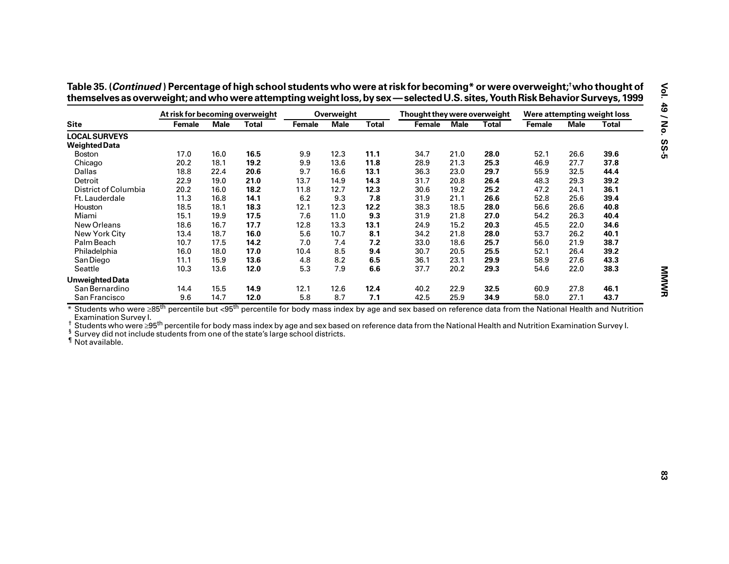**Table 35. (*Continued*) Percentage of high school students who were at risk for becoming* or were overweight;[†] who thought of themselves as overweight; and who were attempting weight loss, by sex — selected U.S. sites, Youth Risk Behavior Surveys, 1999**

| Site | At risk for becoming overweight | | | Overweight | | | Thought they were overweight | | | Were attempting weight loss | | |
|---|---|---|---|---|---|---|---|---|---|---|---|---|
| | Female | Male | Total | Female | Male | Total | Female | Male | Total | Female | Male | Total |
| **LOCAL SURVEYS** | | | | | | | | | | | | |
| **Weighted Data** | | | | | | | | | | | | |
| Boston | 17.0 | 16.0 | **16.5** | 9.9 | 12.3 | **11.1** | 34.7 | 21.0 | **28.0** | 52.1 | 26.6 | **39.6** |
| Chicago | 20.2 | 18.1 | **19.2** | 9.9 | 13.6 | **11.8** | 28.9 | 21.3 | **25.3** | 46.9 | 27.7 | **37.8** |
| Dallas | 18.8 | 22.4 | **20.6** | 9.7 | 16.6 | **13.1** | 36.3 | 23.0 | **29.7** | 55.9 | 32.5 | **44.4** |
| Detroit | 22.9 | 19.0 | **21.0** | 13.7 | 14.9 | **14.3** | 31.7 | 20.8 | **26.4** | 48.3 | 29.3 | **39.2** |
| District of Columbia | 20.2 | 16.0 | **18.2** | 11.8 | 12.7 | **12.3** | 30.6 | 19.2 | **25.2** | 47.2 | 24.1 | **36.1** |
| Ft. Lauderdale | 11.3 | 16.8 | **14.1** | 6.2 | 9.3 | **7.8** | 31.9 | 21.1 | **26.6** | 52.8 | 25.6 | **39.4** |
| Houston | 18.5 | 18.1 | **18.3** | 12.1 | 12.3 | **12.2** | 38.3 | 18.5 | **28.0** | 56.6 | 26.6 | **40.8** |
| Miami | 15.1 | 19.9 | **17.5** | 7.6 | 11.0 | **9.3** | 31.9 | 21.8 | **27.0** | 54.2 | 26.3 | **40.4** |
| New Orleans | 18.6 | 16.7 | **17.7** | 12.8 | 13.3 | **13.1** | 24.9 | 15.2 | **20.3** | 45.5 | 22.0 | **34.6** |
| New York City | 13.4 | 18.7 | **16.0** | 5.6 | 10.7 | **8.1** | 34.2 | 21.8 | **28.0** | 53.7 | 26.2 | **40.1** |
| Palm Beach | 10.7 | 17.5 | **14.2** | 7.0 | 7.4 | **7.2** | 33.0 | 18.6 | **25.7** | 56.0 | 21.9 | **38.7** |
| Philadelphia | 16.0 | 18.0 | **17.0** | 10.4 | 8.5 | **9.4** | 30.7 | 20.5 | **25.5** | 52.1 | 26.4 | **39.2** |
| San Diego | 11.1 | 15.9 | **13.6** | 4.8 | 8.2 | **6.5** | 36.1 | 23.1 | **29.9** | 58.9 | 27.6 | **43.3** |
| Seattle | 10.3 | 13.6 | **12.0** | 5.3 | 7.9 | **6.6** | 37.7 | 20.2 | **29.3** | 54.6 | 22.0 | **38.3** |
| **Unweighted Data** | | | | | | | | | | | | |
| San Bernardino | 14.4 | 15.5 | **14.9** | 12.1 | 12.6 | **12.4** | 40.2 | 22.9 | **32.5** | 60.9 | 27.8 | **46.1** |
| San Francisco | 9.6 | 14.7 | **12.0** | 5.8 | 8.7 | **7.1** | 42.5 | 25.9 | **34.9** | 58.0 | 27.1 | **43.7** |

\* Students who were ≥85th percentile but <95th percentile for body mass index by age and sex based on reference data from the National Health and Nutrition Examination Survey I.
[†] Students who were ≥95th percentile for body mass index by age and sex based on reference data from the National Health and Nutrition Examination Survey I.
[§] Survey did not include students from one of the state's large school districts.
[¶] Not available.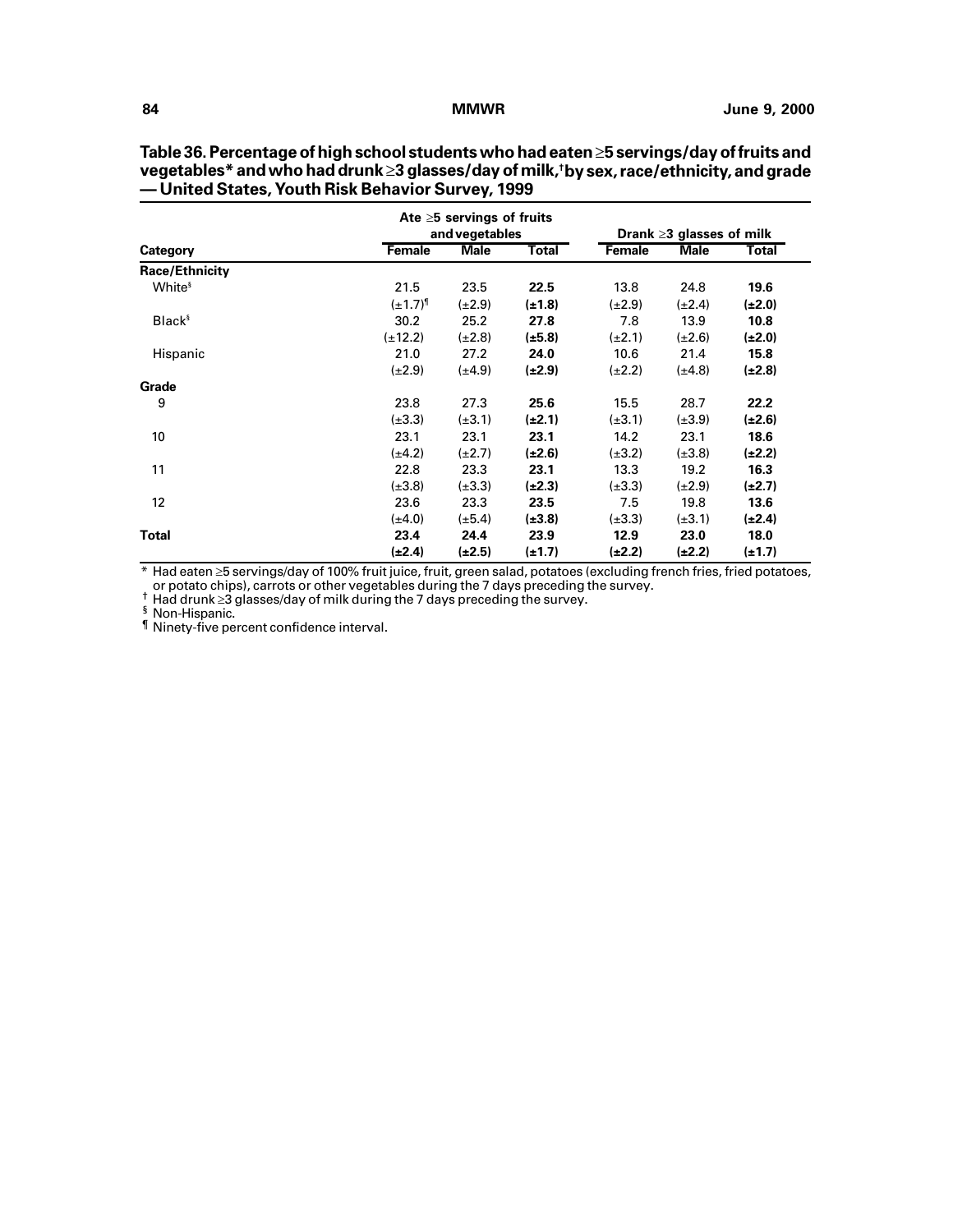**Table 36. Percentage of high school students who had eaten ≥5 servings/day of fruits and vegetables* and who had drunk ≥3 glasses/day of milk,[†] by sex, race/ethnicity, and grade — United States, Youth Risk Behavior Survey, 1999**

| Category | Ate ≥5 servings of fruits and vegetables | | | Drank ≥3 glasses of milk | | |
|---|---|---|---|---|---|---|
| | Female | Male | Total | Female | Male | Total |
| **Race/Ethnicity** | | | | | | |
| White[§] | 21.5 | 23.5 | **22.5** | 13.8 | 24.8 | **19.6** |
| | (±1.7)[¶] | (±2.9) | **(±1.8)** | (±2.9) | (±2.4) | **(±2.0)** |
| Black[§] | 30.2 | 25.2 | **27.8** | 7.8 | 13.9 | **10.8** |
| | (±12.2) | (±2.8) | **(±5.8)** | (±2.1) | (±2.6) | **(±2.0)** |
| Hispanic | 21.0 | 27.2 | **24.0** | 10.6 | 21.4 | **15.8** |
| | (±2.9) | (±4.9) | **(±2.9)** | (±2.2) | (±4.8) | **(±2.8)** |
| **Grade** | | | | | | |
| 9 | 23.8 | 27.3 | **25.6** | 15.5 | 28.7 | **22.2** |
| | (±3.3) | (±3.1) | **(±2.1)** | (±3.1) | (±3.9) | **(±2.6)** |
| 10 | 23.1 | 23.1 | **23.1** | 14.2 | 23.1 | **18.6** |
| | (±4.2) | (±2.7) | **(±2.6)** | (±3.2) | (±3.8) | **(±2.2)** |
| 11 | 22.8 | 23.3 | **23.1** | 13.3 | 19.2 | **16.3** |
| | (±3.8) | (±3.3) | **(±2.3)** | (±3.3) | (±2.9) | **(±2.7)** |
| 12 | 23.6 | 23.3 | **23.5** | 7.5 | 19.8 | **13.6** |
| | (±4.0) | (±5.4) | **(±3.8)** | (±3.3) | (±3.1) | **(±2.4)** |
| **Total** | **23.4** | **24.4** | **23.9** | **12.9** | **23.0** | **18.0** |
| | **(±2.4)** | **(±2.5)** | **(±1.7)** | **(±2.2)** | **(±2.2)** | **(±1.7)** |

\* Had eaten ≥5 servings/day of 100% fruit juice, fruit, green salad, potatoes (excluding french fries, fried potatoes, or potato chips), carrots or other vegetables during the 7 days preceding the survey.

[†] Had drunk ≥3 glasses/day of milk during the 7 days preceding the survey.

[§] Non-Hispanic.

[¶] Ninety-five percent confidence interval.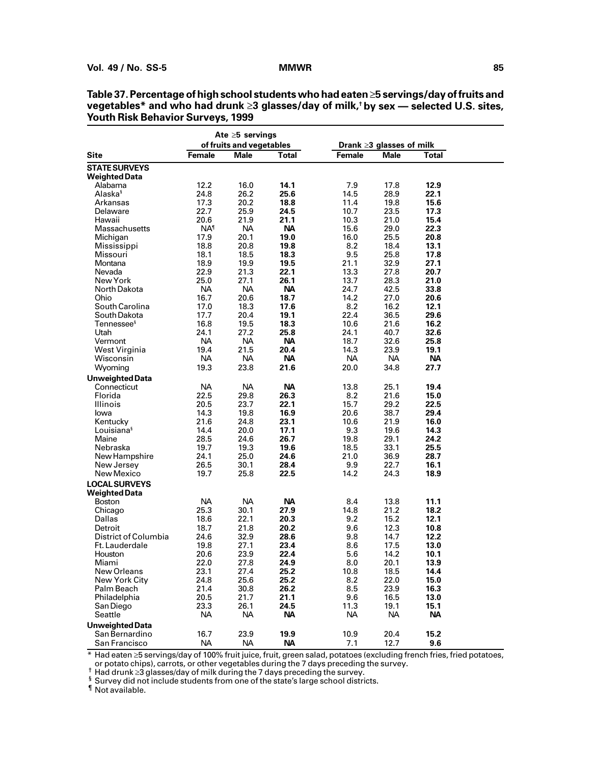**Table 37. Percentage of high school students who had eaten ≥5 servings/day of fruits and vegetables* and who had drunk ≥3 glasses/day of milk,† by sex — selected U.S. sites, Youth Risk Behavior Surveys, 1999**

| Site | Ate ≥5 servings of fruits and vegetables | | | Drank ≥3 glasses of milk | | |
|---|---|---|---|---|---|---|
| | Female | Male | Total | Female | Male | Total |
| **STATE SURVEYS** | | | | | | |
| **Weighted Data** | | | | | | |
| Alabama | 12.2 | 16.0 | **14.1** | 7.9 | 17.8 | **12.9** |
| Alaska§ | 24.8 | 26.2 | **25.6** | 14.5 | 28.9 | **22.1** |
| Arkansas | 17.3 | 20.2 | **18.8** | 11.4 | 19.8 | **15.6** |
| Delaware | 22.7 | 25.9 | **24.5** | 10.7 | 23.5 | **17.3** |
| Hawaii | 20.6 | 21.9 | **21.1** | 10.3 | 21.0 | **15.4** |
| Massachusetts | NA¶ | NA | **NA** | 15.6 | 29.0 | **22.3** |
| Michigan | 17.9 | 20.1 | **19.0** | 16.0 | 25.5 | **20.8** |
| Mississippi | 18.8 | 20.8 | **19.8** | 8.2 | 18.4 | **13.1** |
| Missouri | 18.1 | 18.5 | **18.3** | 9.5 | 25.8 | **17.8** |
| Montana | 18.9 | 19.9 | **19.5** | 21.1 | 32.9 | **27.1** |
| Nevada | 22.9 | 21.3 | **22.1** | 13.3 | 27.8 | **20.7** |
| New York | 25.0 | 27.1 | **26.1** | 13.7 | 28.3 | **21.0** |
| North Dakota | NA | NA | **NA** | 24.7 | 42.5 | **33.8** |
| Ohio | 16.7 | 20.6 | **18.7** | 14.2 | 27.0 | **20.6** |
| South Carolina | 17.0 | 18.3 | **17.6** | 8.2 | 16.2 | **12.1** |
| South Dakota | 17.7 | 20.4 | **19.1** | 22.4 | 36.5 | **29.6** |
| Tennessee§ | 16.8 | 19.5 | **18.3** | 10.6 | 21.6 | **16.2** |
| Utah | 24.1 | 27.2 | **25.8** | 24.1 | 40.7 | **32.6** |
| Vermont | NA | NA | **NA** | 18.7 | 32.6 | **25.8** |
| West Virginia | 19.4 | 21.5 | **20.4** | 14.3 | 23.9 | **19.1** |
| Wisconsin | NA | NA | **NA** | NA | NA | **NA** |
| Wyoming | 19.3 | 23.8 | **21.6** | 20.0 | 34.8 | **27.7** |
| **Unweighted Data** | | | | | | |
| Connecticut | NA | NA | **NA** | 13.8 | 25.1 | **19.4** |
| Florida | 22.5 | 29.8 | **26.3** | 8.2 | 21.6 | **15.0** |
| Illinois | 20.5 | 23.7 | **22.1** | 15.7 | 29.2 | **22.5** |
| Iowa | 14.3 | 19.8 | **16.9** | 20.6 | 38.7 | **29.4** |
| Kentucky | 21.6 | 24.8 | **23.1** | 10.6 | 21.9 | **16.0** |
| Louisiana§ | 14.4 | 20.0 | **17.1** | 9.3 | 19.6 | **14.3** |
| Maine | 28.5 | 24.6 | **26.7** | 19.8 | 29.1 | **24.2** |
| Nebraska | 19.7 | 19.3 | **19.6** | 18.5 | 33.1 | **25.5** |
| New Hampshire | 24.1 | 25.0 | **24.6** | 21.0 | 36.9 | **28.7** |
| New Jersey | 26.5 | 30.1 | **28.4** | 9.9 | 22.7 | **16.1** |
| New Mexico | 19.7 | 25.8 | **22.5** | 14.2 | 24.3 | **18.9** |
| **LOCAL SURVEYS** | | | | | | |
| **Weighted Data** | | | | | | |
| Boston | NA | NA | **NA** | 8.4 | 13.8 | **11.1** |
| Chicago | 25.3 | 30.1 | **27.9** | 14.8 | 21.2 | **18.2** |
| Dallas | 18.6 | 22.1 | **20.3** | 9.2 | 15.2 | **12.1** |
| Detroit | 18.7 | 21.8 | **20.2** | 9.6 | 12.3 | **10.8** |
| District of Columbia | 24.6 | 32.9 | **28.6** | 9.8 | 14.7 | **12.2** |
| Ft. Lauderdale | 19.8 | 27.1 | **23.4** | 8.6 | 17.5 | **13.0** |
| Houston | 20.6 | 23.9 | **22.4** | 5.6 | 14.2 | **10.1** |
| Miami | 22.0 | 27.8 | **24.9** | 8.0 | 20.1 | **13.9** |
| New Orleans | 23.1 | 27.4 | **25.2** | 10.8 | 18.5 | **14.4** |
| New York City | 24.8 | 25.6 | **25.2** | 8.2 | 22.0 | **15.0** |
| Palm Beach | 21.4 | 30.8 | **26.2** | 8.5 | 23.9 | **16.3** |
| Philadelphia | 20.5 | 21.7 | **21.1** | 9.6 | 16.5 | **13.0** |
| San Diego | 23.3 | 26.1 | **24.5** | 11.3 | 19.1 | **15.1** |
| Seattle | NA | NA | **NA** | NA | NA | **NA** |
| **Unweighted Data** | | | | | | |
| San Bernardino | 16.7 | 23.9 | **19.9** | 10.9 | 20.4 | **15.2** |
| San Francisco | NA | NA | **NA** | 7.1 | 12.7 | **9.6** |

\* Had eaten ≥5 servings/day of 100% fruit juice, fruit, green salad, potatoes (excluding french fries, fried potatoes, or potato chips), carrots, or other vegetables during the 7 days preceding the survey.

† Had drunk ≥3 glasses/day of milk during the 7 days preceding the survey.

§ Survey did not include students from one of the state's large school districts.

¶ Not available.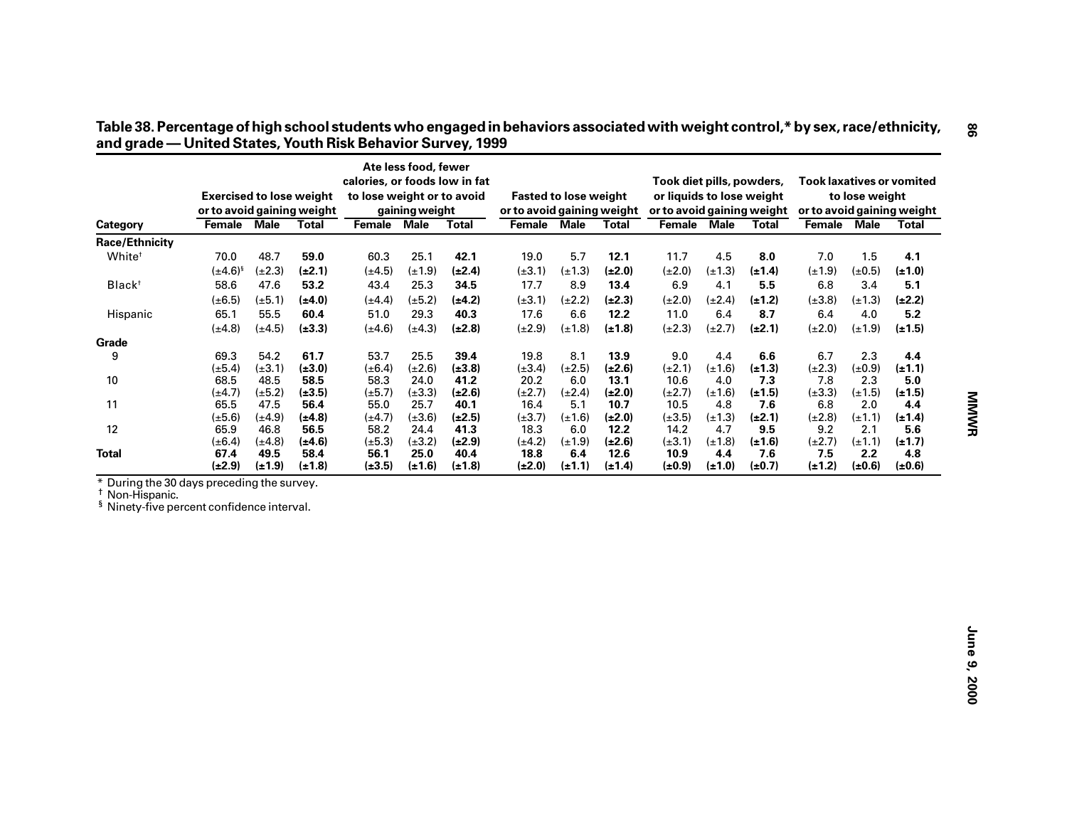**Table 38. Percentage of high school students who engaged in behaviors associated with weight control,* by sex, race/ethnicity, and grade — United States, Youth Risk Behavior Survey, 1999**

| Category | Exercised to lose weight or to avoid gaining weight | | | Ate less food, fewer calories, or foods low in fat to lose weight or to avoid gaining weight | | | Fasted to lose weight or to avoid gaining weight | | | Took diet pills, powders, or liquids to lose weight or to avoid gaining weight | | | Took laxatives or vomited to lose weight or to avoid gaining weight | | |
|---|---|---|---|---|---|---|---|---|---|---|---|---|---|---|---|
| | Female | Male | Total | Female | Male | Total | Female | Male | Total | Female | Male | Total | Female | Male | Total |
| **Race/Ethnicity** | | | | | | | | | | | | | | | |
| White† | 70.0 | 48.7 | **59.0** | 60.3 | 25.1 | **42.1** | 19.0 | 5.7 | **12.1** | 11.7 | 4.5 | **8.0** | 7.0 | 1.5 | **4.1** |
| | (±4.6)§ | (±2.3) | **(±2.1)** | (±4.5) | (±1.9) | **(±2.4)** | (±3.1) | (±1.3) | **(±2.0)** | (±2.0) | (±1.3) | **(±1.4)** | (±1.9) | (±0.5) | **(±1.0)** |
| Black† | 58.6 | 47.6 | **53.2** | 43.4 | 25.3 | **34.5** | 17.7 | 8.9 | **13.4** | 6.9 | 4.1 | **5.5** | 6.8 | 3.4 | **5.1** |
| | (±6.5) | (±5.1) | **(±4.0)** | (±4.4) | (±5.2) | **(±4.2)** | (±3.1) | (±2.2) | **(±2.3)** | (±2.0) | (±2.4) | **(±1.2)** | (±3.8) | (±1.3) | **(±2.2)** |
| Hispanic | 65.1 | 55.5 | **60.4** | 51.0 | 29.3 | **40.3** | 17.6 | 6.6 | **12.2** | 11.0 | 6.4 | **8.7** | 6.4 | 4.0 | **5.2** |
| | (±4.8) | (±4.5) | **(±3.3)** | (±4.6) | (±4.3) | **(±2.8)** | (±2.9) | (±1.8) | **(±1.8)** | (±2.3) | (±2.7) | **(±2.1)** | (±2.0) | (±1.9) | **(±1.5)** |
| **Grade** | | | | | | | | | | | | | | | |
| 9 | 69.3 | 54.2 | **61.7** | 53.7 | 25.5 | **39.4** | 19.8 | 8.1 | **13.9** | 9.0 | 4.4 | **6.6** | 6.7 | 2.3 | **4.4** |
| | (±5.4) | (±3.1) | **(±3.0)** | (±6.4) | (±2.6) | **(±3.8)** | (±3.4) | (±2.5) | **(±2.6)** | (±2.1) | (±1.6) | **(±1.3)** | (±2.3) | (±0.9) | **(±1.1)** |
| 10 | 68.5 | 48.5 | **58.5** | 58.3 | 24.0 | **41.2** | 20.2 | 6.0 | **13.1** | 10.6 | 4.0 | **7.3** | 7.8 | 2.3 | **5.0** |
| | (±4.7) | (±5.2) | **(±3.5)** | (±5.7) | (±3.3) | **(±2.6)** | (±2.7) | (±2.4) | **(±2.0)** | (±2.7) | (±1.6) | **(±1.5)** | (±3.3) | (±1.5) | **(±1.5)** |
| 11 | 65.5 | 47.5 | **56.4** | 55.0 | 25.7 | **40.1** | 16.4 | 5.1 | **10.7** | 10.5 | 4.8 | **7.6** | 6.8 | 2.0 | **4.4** |
| | (±5.6) | (±4.9) | **(±4.8)** | (±4.7) | (±3.6) | **(±2.5)** | (±3.7) | (±1.6) | **(±2.0)** | (±3.5) | (±1.3) | **(±2.1)** | (±2.8) | (±1.1) | **(±1.4)** |
| 12 | 65.9 | 46.8 | **56.5** | 58.2 | 24.4 | **41.3** | 18.3 | 6.0 | **12.2** | 14.2 | 4.7 | **9.5** | 9.2 | 2.1 | **5.6** |
| | (±6.4) | (±4.8) | **(±4.6)** | (±5.3) | (±3.2) | **(±2.9)** | (±4.2) | (±1.9) | **(±2.6)** | (±3.1) | (±1.8) | **(±1.6)** | (±2.7) | (±1.1) | **(±1.7)** |
| **Total** | **67.4** | **49.5** | **58.4** | **56.1** | **25.0** | **40.4** | **18.8** | **6.4** | **12.6** | **10.9** | **4.4** | **7.6** | **7.5** | **2.2** | **4.8** |
| | **(±2.9)** | **(±1.9)** | **(±1.8)** | **(±3.5)** | **(±1.6)** | **(±1.8)** | **(±2.0)** | **(±1.1)** | **(±1.4)** | **(±0.9)** | **(±1.0)** | **(±0.7)** | **(±1.2)** | **(±0.6)** | **(±0.6)** |

\* During the 30 days preceding the survey.
† Non-Hispanic.
§ Ninety-five percent confidence interval.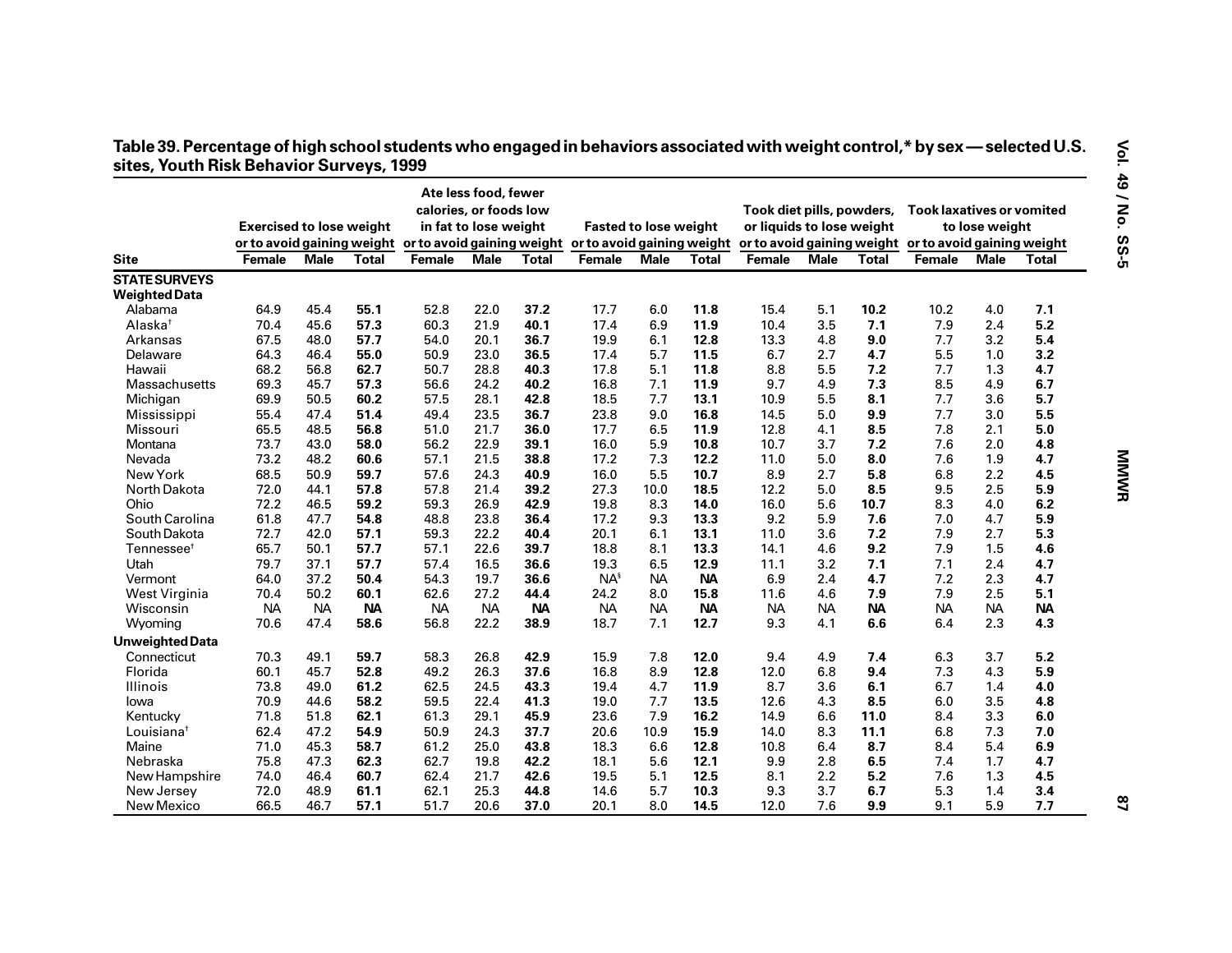**Table 39. Percentage of high school students who engaged in behaviors associated with weight control,* by sex — selected U.S. sites, Youth Risk Behavior Surveys, 1999**

| Site | Exercised to lose weight or to avoid gaining weight | | | Ate less food, fewer calories, or foods low in fat to lose weight or to avoid gaining weight | | | Fasted to lose weight or to avoid gaining weight | | | Took diet pills, powders, or liquids to lose weight or to avoid gaining weight | | | Took laxatives or vomited to lose weight or to avoid gaining weight | | |
|---|---|---|---|---|---|---|---|---|---|---|---|---|---|---|---|
| | Female | Male | Total | Female | Male | Total | Female | Male | Total | Female | Male | Total | Female | Male | Total |
| **STATE SURVEYS** | | | | | | | | | | | | | | | |
| **Weighted Data** | | | | | | | | | | | | | | | |
| Alabama | 64.9 | 45.4 | **55.1** | 52.8 | 22.0 | **37.2** | 17.7 | 6.0 | **11.8** | 15.4 | 5.1 | **10.2** | 10.2 | 4.0 | **7.1** |
| Alaska† | 70.4 | 45.6 | **57.3** | 60.3 | 21.9 | **40.1** | 17.4 | 6.9 | **11.9** | 10.4 | 3.5 | **7.1** | 7.9 | 2.4 | **5.2** |
| Arkansas | 67.5 | 48.0 | **57.7** | 54.0 | 20.1 | **36.7** | 19.9 | 6.1 | **12.8** | 13.3 | 4.8 | **9.0** | 7.7 | 3.2 | **5.4** |
| Delaware | 64.3 | 46.4 | **55.0** | 50.9 | 23.0 | **36.5** | 17.4 | 5.7 | **11.5** | 6.7 | 2.7 | **4.7** | 5.5 | 1.0 | **3.2** |
| Hawaii | 68.2 | 56.8 | **62.7** | 50.7 | 28.8 | **40.3** | 17.8 | 5.1 | **11.8** | 8.8 | 5.5 | **7.2** | 7.7 | 1.3 | **4.7** |
| Massachusetts | 69.3 | 45.7 | **57.3** | 56.6 | 24.2 | **40.2** | 16.8 | 7.1 | **11.9** | 9.7 | 4.9 | **7.3** | 8.5 | 4.9 | **6.7** |
| Michigan | 69.9 | 50.5 | **60.2** | 57.5 | 28.1 | **42.8** | 18.5 | 7.7 | **13.1** | 10.9 | 5.5 | **8.1** | 7.7 | 3.6 | **5.7** |
| Mississippi | 55.4 | 47.4 | **51.4** | 49.4 | 23.5 | **36.7** | 23.8 | 9.0 | **16.8** | 14.5 | 5.0 | **9.9** | 7.7 | 3.0 | **5.5** |
| Missouri | 65.5 | 48.5 | **56.8** | 51.0 | 21.7 | **36.0** | 17.7 | 6.5 | **11.9** | 12.8 | 4.1 | **8.5** | 7.8 | 2.1 | **5.0** |
| Montana | 73.7 | 43.0 | **58.0** | 56.2 | 22.9 | **39.1** | 16.0 | 5.9 | **10.8** | 10.7 | 3.7 | **7.2** | 7.6 | 2.0 | **4.8** |
| Nevada | 73.2 | 48.2 | **60.6** | 57.1 | 21.5 | **38.8** | 17.2 | 7.3 | **12.2** | 11.0 | 5.0 | **8.0** | 7.6 | 1.9 | **4.7** |
| New York | 68.5 | 50.9 | **59.7** | 57.6 | 24.3 | **40.9** | 16.0 | 5.5 | **10.7** | 8.9 | 2.7 | **5.8** | 6.8 | 2.2 | **4.5** |
| North Dakota | 72.0 | 44.1 | **57.8** | 57.8 | 21.4 | **39.2** | 27.3 | 10.0 | **18.5** | 12.2 | 5.0 | **8.5** | 9.5 | 2.5 | **5.9** |
| Ohio | 72.2 | 46.5 | **59.2** | 59.3 | 26.9 | **42.9** | 19.8 | 8.3 | **14.0** | 16.0 | 5.6 | **10.7** | 8.3 | 4.0 | **6.2** |
| South Carolina | 61.8 | 47.7 | **54.8** | 48.8 | 23.8 | **36.4** | 17.2 | 9.3 | **13.3** | 9.2 | 5.9 | **7.6** | 7.0 | 4.7 | **5.9** |
| South Dakota | 72.7 | 42.0 | **57.1** | 59.3 | 22.2 | **40.4** | 20.1 | 6.1 | **13.1** | 11.0 | 3.6 | **7.2** | 7.9 | 2.7 | **5.3** |
| Tennessee† | 65.7 | 50.1 | **57.7** | 57.1 | 22.6 | **39.7** | 18.8 | 8.1 | **13.3** | 14.1 | 4.6 | **9.2** | 7.9 | 1.5 | **4.6** |
| Utah | 79.7 | 37.1 | **57.7** | 57.4 | 16.5 | **36.6** | 19.3 | 6.5 | **12.9** | 11.1 | 3.2 | **7.1** | 7.1 | 2.4 | **4.7** |
| Vermont | 64.0 | 37.2 | **50.4** | 54.3 | 19.7 | **36.6** | NA§ | NA | **NA** | 6.9 | 2.4 | **4.7** | 7.2 | 2.3 | **4.7** |
| West Virginia | 70.4 | 50.2 | **60.1** | 62.6 | 27.2 | **44.4** | 24.2 | 8.0 | **15.8** | 11.6 | 4.6 | **7.9** | 7.9 | 2.5 | **5.1** |
| Wisconsin | NA | NA | **NA** | NA | NA | **NA** | NA | NA | **NA** | NA | NA | **NA** | NA | NA | **NA** |
| Wyoming | 70.6 | 47.4 | **58.6** | 56.8 | 22.2 | **38.9** | 18.7 | 7.1 | **12.7** | 9.3 | 4.1 | **6.6** | 6.4 | 2.3 | **4.3** |
| **Unweighted Data** | | | | | | | | | | | | | | | |
| Connecticut | 70.3 | 49.1 | **59.7** | 58.3 | 26.8 | **42.9** | 15.9 | 7.8 | **12.0** | 9.4 | 4.9 | **7.4** | 6.3 | 3.7 | **5.2** |
| Florida | 60.1 | 45.7 | **52.8** | 49.2 | 26.3 | **37.6** | 16.8 | 8.9 | **12.8** | 12.0 | 6.8 | **9.4** | 7.3 | 4.3 | **5.9** |
| Illinois | 73.8 | 49.0 | **61.2** | 62.5 | 24.5 | **43.3** | 19.4 | 4.7 | **11.9** | 8.7 | 3.6 | **6.1** | 6.7 | 1.4 | **4.0** |
| Iowa | 70.9 | 44.6 | **58.2** | 59.5 | 22.4 | **41.3** | 19.0 | 7.7 | **13.5** | 12.6 | 4.3 | **8.5** | 6.0 | 3.5 | **4.8** |
| Kentucky | 71.8 | 51.8 | **62.1** | 61.3 | 29.1 | **45.9** | 23.6 | 7.9 | **16.2** | 14.9 | 6.6 | **11.0** | 8.4 | 3.3 | **6.0** |
| Louisiana† | 62.4 | 47.2 | **54.9** | 50.9 | 24.3 | **37.7** | 20.6 | 10.9 | **15.9** | 14.0 | 8.3 | **11.1** | 6.8 | 7.3 | **7.0** |
| Maine | 71.0 | 45.3 | **58.7** | 61.2 | 25.0 | **43.8** | 18.3 | 6.6 | **12.8** | 10.8 | 6.4 | **8.7** | 8.4 | 5.4 | **6.9** |
| Nebraska | 75.8 | 47.3 | **62.3** | 62.7 | 19.8 | **42.2** | 18.1 | 5.6 | **12.1** | 9.9 | 2.8 | **6.5** | 7.4 | 1.7 | **4.7** |
| New Hampshire | 74.0 | 46.4 | **60.7** | 62.4 | 21.7 | **42.6** | 19.5 | 5.1 | **12.5** | 8.1 | 2.2 | **5.2** | 7.6 | 1.3 | **4.5** |
| New Jersey | 72.0 | 48.9 | **61.1** | 62.1 | 25.3 | **44.8** | 14.6 | 5.7 | **10.3** | 9.3 | 3.7 | **6.7** | 5.3 | 1.4 | **3.4** |
| New Mexico | 66.5 | 46.7 | **57.1** | 51.7 | 20.6 | **37.0** | 20.1 | 8.0 | **14.5** | 12.0 | 7.6 | **9.9** | 9.1 | 5.9 | **7.7** |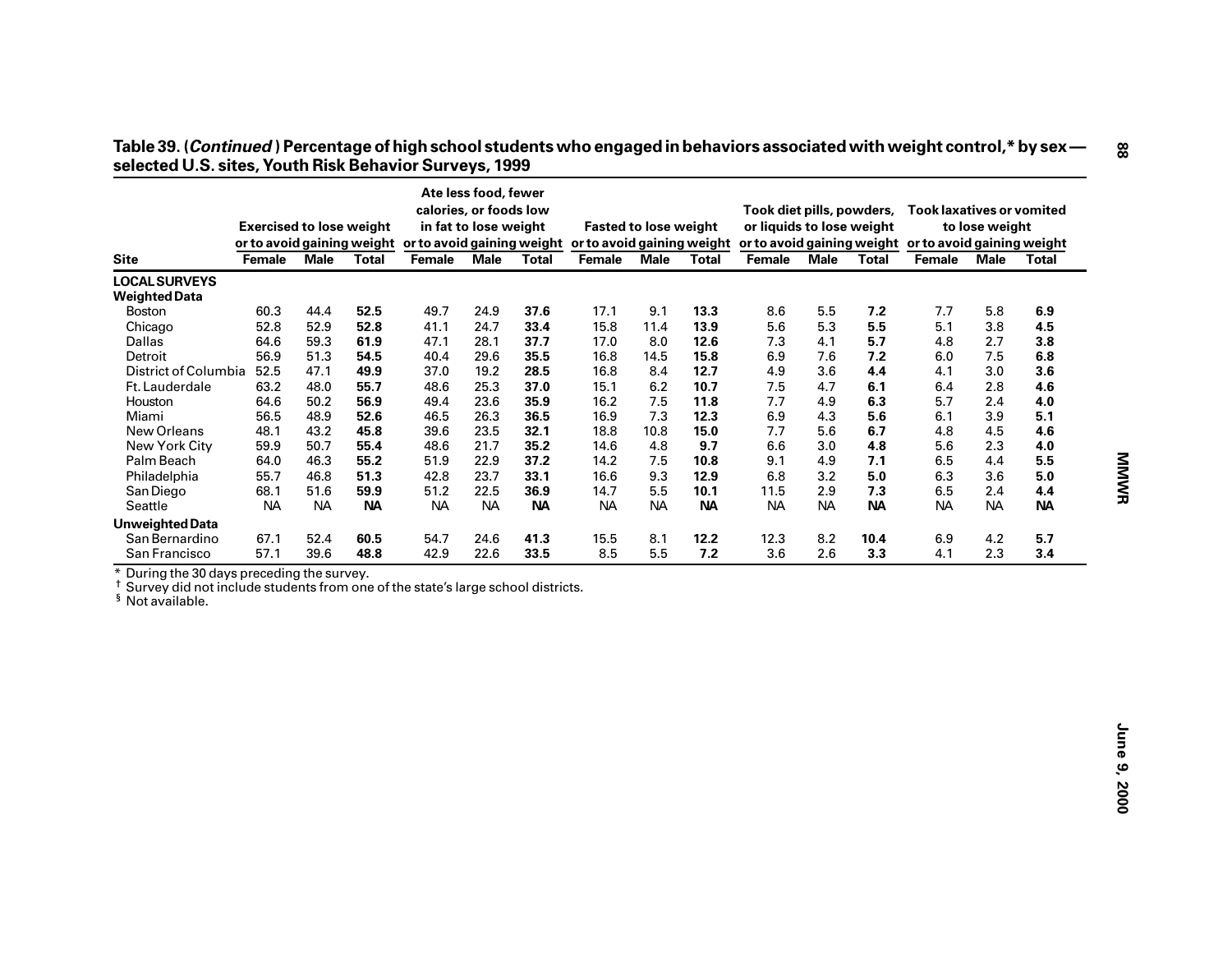## Table 39. (*Continued*) Percentage of high school students who engaged in behaviors associated with weight control,* by sex — selected U.S. sites, Youth Risk Behavior Surveys, 1999

| Site | Exercised to lose weight or to avoid gaining weight | | | Ate less food, fewer calories, or foods low in fat to lose weight or to avoid gaining weight | | | Fasted to lose weight or to avoid gaining weight | | | Took diet pills, powders, or liquids to lose weight or to avoid gaining weight | | | Took laxatives or vomited to lose weight or to avoid gaining weight | | |
|---|---|---|---|---|---|---|---|---|---|---|---|---|---|---|---|
| | Female | Male | Total | Female | Male | Total | Female | Male | Total | Female | Male | Total | Female | Male | Total |
| **LOCAL SURVEYS** | | | | | | | | | | | | | | | |
| **Weighted Data** | | | | | | | | | | | | | | | |
| Boston | 60.3 | 44.4 | **52.5** | 49.7 | 24.9 | **37.6** | 17.1 | 9.1 | **13.3** | 8.6 | 5.5 | **7.2** | 7.7 | 5.8 | **6.9** |
| Chicago | 52.8 | 52.9 | **52.8** | 41.1 | 24.7 | **33.4** | 15.8 | 11.4 | **13.9** | 5.6 | 5.3 | **5.5** | 5.1 | 3.8 | **4.5** |
| Dallas | 64.6 | 59.3 | **61.9** | 47.1 | 28.1 | **37.7** | 17.0 | 8.0 | **12.6** | 7.3 | 4.1 | **5.7** | 4.8 | 2.7 | **3.8** |
| Detroit | 56.9 | 51.3 | **54.5** | 40.4 | 29.6 | **35.5** | 16.8 | 14.5 | **15.8** | 6.9 | 7.6 | **7.2** | 6.0 | 7.5 | **6.8** |
| District of Columbia | 52.5 | 47.1 | **49.9** | 37.0 | 19.2 | **28.5** | 16.8 | 8.4 | **12.7** | 4.9 | 3.6 | **4.4** | 4.1 | 3.0 | **3.6** |
| Ft. Lauderdale | 63.2 | 48.0 | **55.7** | 48.6 | 25.3 | **37.0** | 15.1 | 6.2 | **10.7** | 7.5 | 4.7 | **6.1** | 6.4 | 2.8 | **4.6** |
| Houston | 64.6 | 50.2 | **56.9** | 49.4 | 23.6 | **35.9** | 16.2 | 7.5 | **11.8** | 7.7 | 4.9 | **6.3** | 5.7 | 2.4 | **4.0** |
| Miami | 56.5 | 48.9 | **52.6** | 46.5 | 26.3 | **36.5** | 16.9 | 7.3 | **12.3** | 6.9 | 4.3 | **5.6** | 6.1 | 3.9 | **5.1** |
| New Orleans | 48.1 | 43.2 | **45.8** | 39.6 | 23.5 | **32.1** | 18.8 | 10.8 | **15.0** | 7.7 | 5.6 | **6.7** | 4.8 | 4.5 | **4.6** |
| New York City | 59.9 | 50.7 | **55.4** | 48.6 | 21.7 | **35.2** | 14.6 | 4.8 | **9.7** | 6.6 | 3.0 | **4.8** | 5.6 | 2.3 | **4.0** |
| Palm Beach | 64.0 | 46.3 | **55.2** | 51.9 | 22.9 | **37.2** | 14.2 | 7.5 | **10.8** | 9.1 | 4.9 | **7.1** | 6.5 | 4.4 | **5.5** |
| Philadelphia | 55.7 | 46.8 | **51.3** | 42.8 | 23.7 | **33.1** | 16.6 | 9.3 | **12.9** | 6.8 | 3.2 | **5.0** | 6.3 | 3.6 | **5.0** |
| San Diego | 68.1 | 51.6 | **59.9** | 51.2 | 22.5 | **36.9** | 14.7 | 5.5 | **10.1** | 11.5 | 2.9 | **7.3** | 6.5 | 2.4 | **4.4** |
| Seattle | NA | NA | **NA** | NA | NA | **NA** | NA | NA | **NA** | NA | NA | **NA** | NA | NA | **NA** |
| **Unweighted Data** | | | | | | | | | | | | | | | |
| San Bernardino | 67.1 | 52.4 | **60.5** | 54.7 | 24.6 | **41.3** | 15.5 | 8.1 | **12.2** | 12.3 | 8.2 | **10.4** | 6.9 | 4.2 | **5.7** |
| San Francisco | 57.1 | 39.6 | **48.8** | 42.9 | 22.6 | **33.5** | 8.5 | 5.5 | **7.2** | 3.6 | 2.6 | **3.3** | 4.1 | 2.3 | **3.4** |

\* During the 30 days preceding the survey.
† Survey did not include students from one of the state's large school districts.
§ Not available.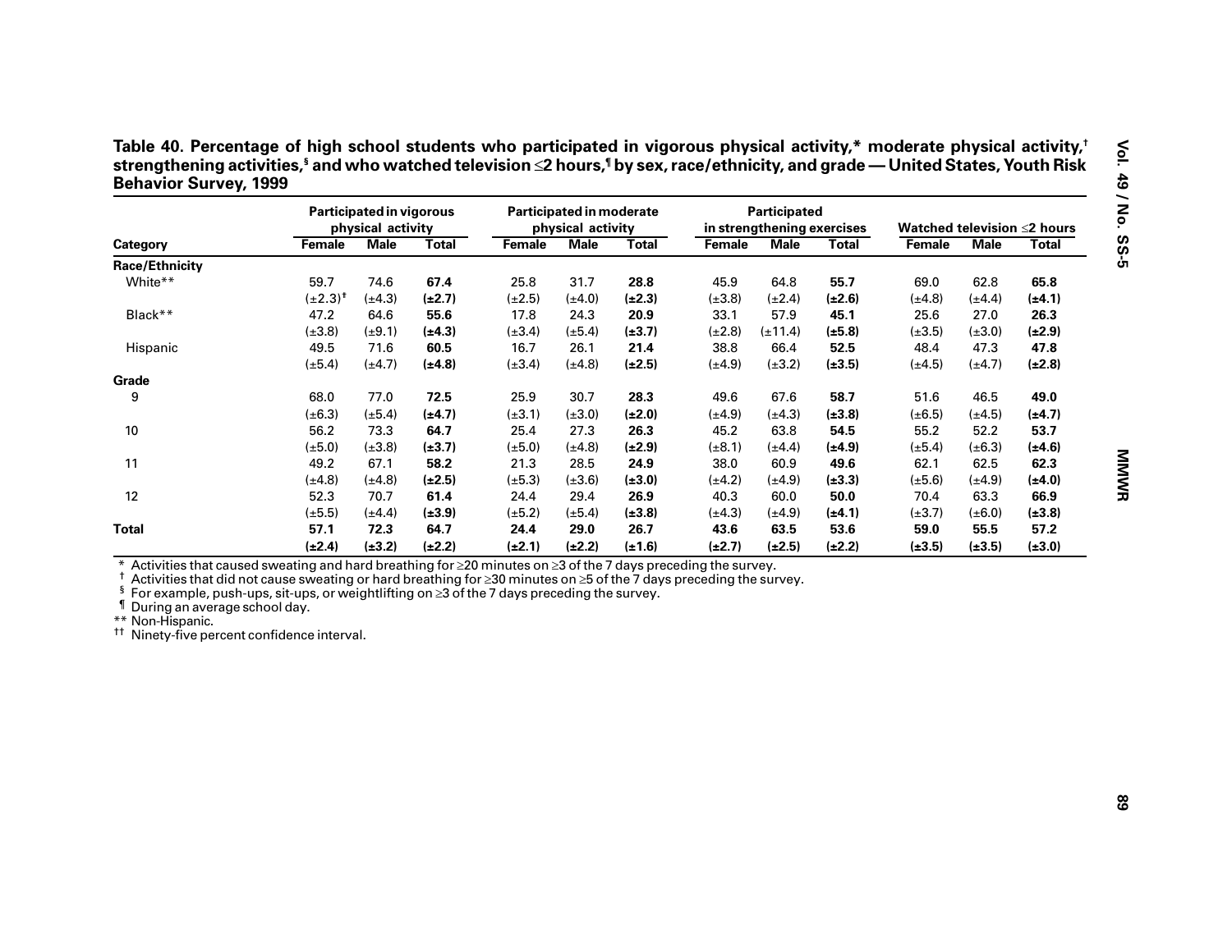**Table 40. Percentage of high school students who participated in vigorous physical activity,* moderate physical activity,† strengthening activities,§ and who watched television ≤2 hours,¶ by sex, race/ethnicity, and grade — United States, Youth Risk Behavior Survey, 1999**

| Category | Participated in vigorous physical activity | | | Participated in moderate physical activity | | | Participated in strengthening exercises | | | Watched television ≤2 hours | | |
|---|---|---|---|---|---|---|---|---|---|---|---|---|
| | Female | Male | Total | Female | Male | Total | Female | Male | Total | Female | Male | Total |
| **Race/Ethnicity** | | | | | | | | | | | | |
| White** | 59.7 | 74.6 | **67.4** | 25.8 | 31.7 | **28.8** | 45.9 | 64.8 | **55.7** | 69.0 | 62.8 | **65.8** |
| | (±2.3)†† | (±4.3) | **(±2.7)** | (±2.5) | (±4.0) | **(±2.3)** | (±3.8) | (±2.4) | **(±2.6)** | (±4.8) | (±4.4) | **(±4.1)** |
| Black** | 47.2 | 64.6 | **55.6** | 17.8 | 24.3 | **20.9** | 33.1 | 57.9 | **45.1** | 25.6 | 27.0 | **26.3** |
| | (±3.8) | (±9.1) | **(±4.3)** | (±3.4) | (±5.4) | **(±3.7)** | (±2.8) | (±11.4) | **(±5.8)** | (±3.5) | (±3.0) | **(±2.9)** |
| Hispanic | 49.5 | 71.6 | **60.5** | 16.7 | 26.1 | **21.4** | 38.8 | 66.4 | **52.5** | 48.4 | 47.3 | **47.8** |
| | (±5.4) | (±4.7) | **(±4.8)** | (±3.4) | (±4.8) | **(±2.5)** | (±4.9) | (±3.2) | **(±3.5)** | (±4.5) | (±4.7) | **(±2.8)** |
| **Grade** | | | | | | | | | | | | |
| 9 | 68.0 | 77.0 | **72.5** | 25.9 | 30.7 | **28.3** | 49.6 | 67.6 | **58.7** | 51.6 | 46.5 | **49.0** |
| | (±6.3) | (±5.4) | **(±4.7)** | (±3.1) | (±3.0) | **(±2.0)** | (±4.9) | (±4.3) | **(±3.8)** | (±6.5) | (±4.5) | **(±4.7)** |
| 10 | 56.2 | 73.3 | **64.7** | 25.4 | 27.3 | **26.3** | 45.2 | 63.8 | **54.5** | 55.2 | 52.2 | **53.7** |
| | (±5.0) | (±3.8) | **(±3.7)** | (±5.0) | (±4.8) | **(±2.9)** | (±8.1) | (±4.4) | **(±4.9)** | (±5.4) | (±6.3) | **(±4.6)** |
| 11 | 49.2 | 67.1 | **58.2** | 21.3 | 28.5 | **24.9** | 38.0 | 60.9 | **49.6** | 62.1 | 62.5 | **62.3** |
| | (±4.8) | (±4.8) | **(±2.5)** | (±5.3) | (±3.6) | **(±3.0)** | (±4.2) | (±4.9) | **(±3.3)** | (±5.6) | (±4.9) | **(±4.0)** |
| 12 | 52.3 | 70.7 | **61.4** | 24.4 | 29.4 | **26.9** | 40.3 | 60.0 | **50.0** | 70.4 | 63.3 | **66.9** |
| | (±5.5) | (±4.4) | **(±3.9)** | (±5.2) | (±5.4) | **(±3.8)** | (±4.3) | (±4.9) | **(±4.1)** | (±3.7) | (±6.0) | **(±3.8)** |
| **Total** | **57.1** | **72.3** | **64.7** | **24.4** | **29.0** | **26.7** | **43.6** | **63.5** | **53.6** | **59.0** | **55.5** | **57.2** |
| | **(±2.4)** | **(±3.2)** | **(±2.2)** | **(±2.1)** | **(±2.2)** | **(±1.6)** | **(±2.7)** | **(±2.5)** | **(±2.2)** | **(±3.5)** | **(±3.5)** | **(±3.0)** |

\* Activities that caused sweating and hard breathing for ≥20 minutes on ≥3 of the 7 days preceding the survey.
† Activities that did not cause sweating or hard breathing for ≥30 minutes on ≥5 of the 7 days preceding the survey.
§ For example, push-ups, sit-ups, or weightlifting on ≥3 of the 7 days preceding the survey.
¶ During an average school day.
** Non-Hispanic.
†† Ninety-five percent confidence interval.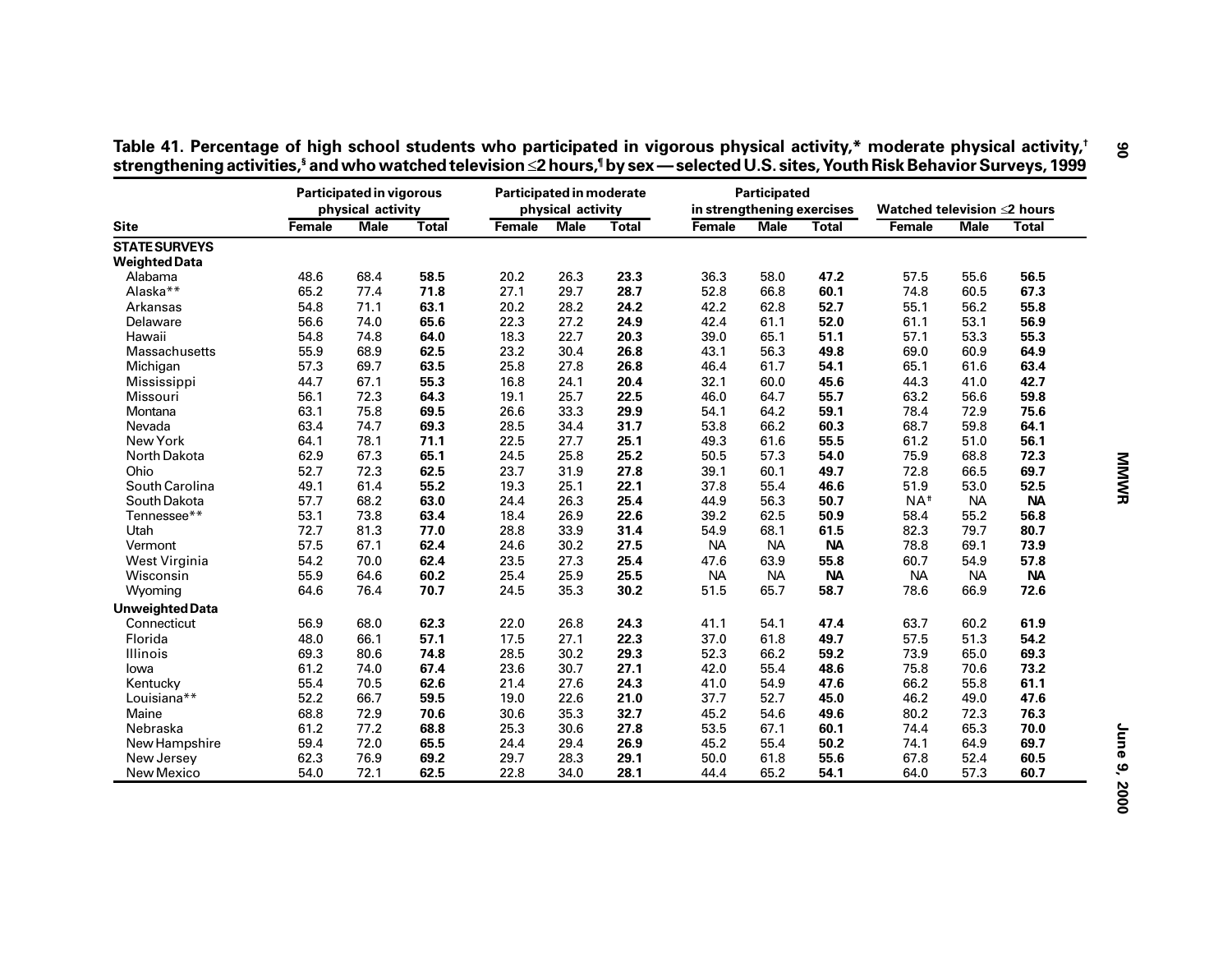**Table 41. Percentage of high school students who participated in vigorous physical activity,* moderate physical activity,† strengthening activities,§ and who watched television ≤2 hours,¶ by sex — selected U.S. sites, Youth Risk Behavior Surveys, 1999**

| Site | Participated in vigorous physical activity | | | Participated in moderate physical activity | | | Participated in strengthening exercises | | | Watched television ≤2 hours | | |
|---|---|---|---|---|---|---|---|---|---|---|---|---|
| | Female | Male | Total | Female | Male | Total | Female | Male | Total | Female | Male | Total |
| **STATE SURVEYS** | | | | | | | | | | | | |
| **Weighted Data** | | | | | | | | | | | | |
| Alabama | 48.6 | 68.4 | **58.5** | 20.2 | 26.3 | **23.3** | 36.3 | 58.0 | **47.2** | 57.5 | 55.6 | **56.5** |
| Alaska** | 65.2 | 77.4 | **71.8** | 27.1 | 29.7 | **28.7** | 52.8 | 66.8 | **60.1** | 74.8 | 60.5 | **67.3** |
| Arkansas | 54.8 | 71.1 | **63.1** | 20.2 | 28.2 | **24.2** | 42.2 | 62.8 | **52.7** | 55.1 | 56.2 | **55.8** |
| Delaware | 56.6 | 74.0 | **65.6** | 22.3 | 27.2 | **24.9** | 42.4 | 61.1 | **52.0** | 61.1 | 53.1 | **56.9** |
| Hawaii | 54.8 | 74.8 | **64.0** | 18.3 | 22.7 | **20.3** | 39.0 | 65.1 | **51.1** | 57.1 | 53.3 | **55.3** |
| Massachusetts | 55.9 | 68.9 | **62.5** | 23.2 | 30.4 | **26.8** | 43.1 | 56.3 | **49.8** | 69.0 | 60.9 | **64.9** |
| Michigan | 57.3 | 69.7 | **63.5** | 25.8 | 27.8 | **26.8** | 46.4 | 61.7 | **54.1** | 65.1 | 61.6 | **63.4** |
| Mississippi | 44.7 | 67.1 | **55.3** | 16.8 | 24.1 | **20.4** | 32.1 | 60.0 | **45.6** | 44.3 | 41.0 | **42.7** |
| Missouri | 56.1 | 72.3 | **64.3** | 19.1 | 25.7 | **22.5** | 46.0 | 64.7 | **55.7** | 63.2 | 56.6 | **59.8** |
| Montana | 63.1 | 75.8 | **69.5** | 26.6 | 33.3 | **29.9** | 54.1 | 64.2 | **59.1** | 78.4 | 72.9 | **75.6** |
| Nevada | 63.4 | 74.7 | **69.3** | 28.5 | 34.4 | **31.7** | 53.8 | 66.2 | **60.3** | 68.7 | 59.8 | **64.1** |
| New York | 64.1 | 78.1 | **71.1** | 22.5 | 27.7 | **25.1** | 49.3 | 61.6 | **55.5** | 61.2 | 51.0 | **56.1** |
| North Dakota | 62.9 | 67.3 | **65.1** | 24.5 | 25.8 | **25.2** | 50.5 | 57.3 | **54.0** | 75.9 | 68.8 | **72.3** |
| Ohio | 52.7 | 72.3 | **62.5** | 23.7 | 31.9 | **27.8** | 39.1 | 60.1 | **49.7** | 72.8 | 66.5 | **69.7** |
| South Carolina | 49.1 | 61.4 | **55.2** | 19.3 | 25.1 | **22.1** | 37.8 | 55.4 | **46.6** | 51.9 | 53.0 | **52.5** |
| South Dakota | 57.7 | 68.2 | **63.0** | 24.4 | 26.3 | **25.4** | 44.9 | 56.3 | **50.7** | NA†† | NA | **NA** |
| Tennessee** | 53.1 | 73.8 | **63.4** | 18.4 | 26.9 | **22.6** | 39.2 | 62.5 | **50.9** | 58.4 | 55.2 | **56.8** |
| Utah | 72.7 | 81.3 | **77.0** | 28.8 | 33.9 | **31.4** | 54.9 | 68.1 | **61.5** | 82.3 | 79.7 | **80.7** |
| Vermont | 57.5 | 67.1 | **62.4** | 24.6 | 30.2 | **27.5** | NA | NA | **NA** | 78.8 | 69.1 | **73.9** |
| West Virginia | 54.2 | 70.0 | **62.4** | 23.5 | 27.3 | **25.4** | 47.6 | 63.9 | **55.8** | 60.7 | 54.9 | **57.8** |
| Wisconsin | 55.9 | 64.6 | **60.2** | 25.4 | 25.9 | **25.5** | NA | NA | **NA** | NA | NA | **NA** |
| Wyoming | 64.6 | 76.4 | **70.7** | 24.5 | 35.3 | **30.2** | 51.5 | 65.7 | **58.7** | 78.6 | 66.9 | **72.6** |
| **Unweighted Data** | | | | | | | | | | | | |
| Connecticut | 56.9 | 68.0 | **62.3** | 22.0 | 26.8 | **24.3** | 41.1 | 54.1 | **47.4** | 63.7 | 60.2 | **61.9** |
| Florida | 48.0 | 66.1 | **57.1** | 17.5 | 27.1 | **22.3** | 37.0 | 61.8 | **49.7** | 57.5 | 51.3 | **54.2** |
| Illinois | 69.3 | 80.6 | **74.8** | 28.5 | 30.2 | **29.3** | 52.3 | 66.2 | **59.2** | 73.9 | 65.0 | **69.3** |
| Iowa | 61.2 | 74.0 | **67.4** | 23.6 | 30.7 | **27.1** | 42.0 | 55.4 | **48.6** | 75.8 | 70.6 | **73.2** |
| Kentucky | 55.4 | 70.5 | **62.6** | 21.4 | 27.6 | **24.3** | 41.0 | 54.9 | **47.6** | 66.2 | 55.8 | **61.1** |
| Louisiana** | 52.2 | 66.7 | **59.5** | 19.0 | 22.6 | **21.0** | 37.7 | 52.7 | **45.0** | 46.2 | 49.0 | **47.6** |
| Maine | 68.8 | 72.9 | **70.6** | 30.6 | 35.3 | **32.7** | 45.2 | 54.6 | **49.6** | 80.2 | 72.3 | **76.3** |
| Nebraska | 61.2 | 77.2 | **68.8** | 25.3 | 30.6 | **27.8** | 53.5 | 67.1 | **60.1** | 74.4 | 65.3 | **70.0** |
| New Hampshire | 59.4 | 72.0 | **65.5** | 24.4 | 29.4 | **26.9** | 45.2 | 55.4 | **50.2** | 74.1 | 64.9 | **69.7** |
| New Jersey | 62.3 | 76.9 | **69.2** | 29.7 | 28.3 | **29.1** | 50.0 | 61.8 | **55.6** | 67.8 | 52.4 | **60.5** |
| New Mexico | 54.0 | 72.1 | **62.5** | 22.8 | 34.0 | **28.1** | 44.4 | 65.2 | **54.1** | 64.0 | 57.3 | **60.7** |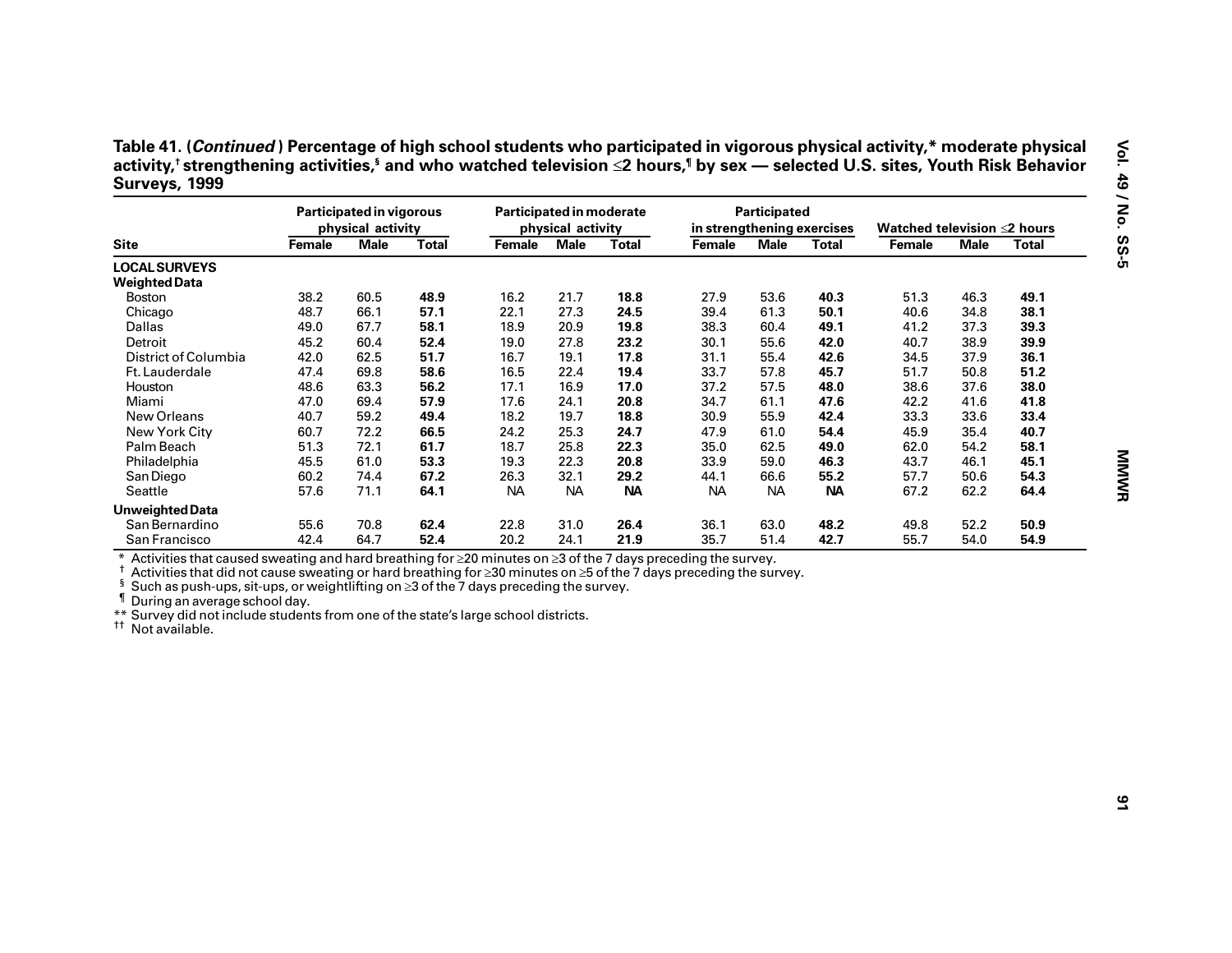**Table 41. (*Continued*) Percentage of high school students who participated in vigorous physical activity,* moderate physical activity,† strengthening activities,§ and who watched television ≤2 hours,¶ by sex — selected U.S. sites, Youth Risk Behavior Surveys, 1999**

| Site | Participated in vigorous physical activity | | | Participated in moderate physical activity | | | Participated in strengthening exercises | | | Watched television ≤2 hours | | |
|---|---|---|---|---|---|---|---|---|---|---|---|---|
| | Female | Male | Total | Female | Male | Total | Female | Male | Total | Female | Male | Total |
| **LOCAL SURVEYS** | | | | | | | | | | | | |
| **Weighted Data** | | | | | | | | | | | | |
| Boston | 38.2 | 60.5 | **48.9** | 16.2 | 21.7 | **18.8** | 27.9 | 53.6 | **40.3** | 51.3 | 46.3 | **49.1** |
| Chicago | 48.7 | 66.1 | **57.1** | 22.1 | 27.3 | **24.5** | 39.4 | 61.3 | **50.1** | 40.6 | 34.8 | **38.1** |
| Dallas | 49.0 | 67.7 | **58.1** | 18.9 | 20.9 | **19.8** | 38.3 | 60.4 | **49.1** | 41.2 | 37.3 | **39.3** |
| Detroit | 45.2 | 60.4 | **52.4** | 19.0 | 27.8 | **23.2** | 30.1 | 55.6 | **42.0** | 40.7 | 38.9 | **39.9** |
| District of Columbia | 42.0 | 62.5 | **51.7** | 16.7 | 19.1 | **17.8** | 31.1 | 55.4 | **42.6** | 34.5 | 37.9 | **36.1** |
| Ft. Lauderdale | 47.4 | 69.8 | **58.6** | 16.5 | 22.4 | **19.4** | 33.7 | 57.8 | **45.7** | 51.7 | 50.8 | **51.2** |
| Houston | 48.6 | 63.3 | **56.2** | 17.1 | 16.9 | **17.0** | 37.2 | 57.5 | **48.0** | 38.6 | 37.6 | **38.0** |
| Miami | 47.0 | 69.4 | **57.9** | 17.6 | 24.1 | **20.8** | 34.7 | 61.1 | **47.6** | 42.2 | 41.6 | **41.8** |
| New Orleans | 40.7 | 59.2 | **49.4** | 18.2 | 19.7 | **18.8** | 30.9 | 55.9 | **42.4** | 33.3 | 33.6 | **33.4** |
| New York City | 60.7 | 72.2 | **66.5** | 24.2 | 25.3 | **24.7** | 47.9 | 61.0 | **54.4** | 45.9 | 35.4 | **40.7** |
| Palm Beach | 51.3 | 72.1 | **61.7** | 18.7 | 25.8 | **22.3** | 35.0 | 62.5 | **49.0** | 62.0 | 54.2 | **58.1** |
| Philadelphia | 45.5 | 61.0 | **53.3** | 19.3 | 22.3 | **20.8** | 33.9 | 59.0 | **46.3** | 43.7 | 46.1 | **45.1** |
| San Diego | 60.2 | 74.4 | **67.2** | 26.3 | 32.1 | **29.2** | 44.1 | 66.6 | **55.2** | 57.7 | 50.6 | **54.3** |
| Seattle | 57.6 | 71.1 | **64.1** | NA | NA | **NA** | NA | NA | **NA** | 67.2 | 62.2 | **64.4** |
| **Unweighted Data** | | | | | | | | | | | | |
| San Bernardino | 55.6 | 70.8 | **62.4** | 22.8 | 31.0 | **26.4** | 36.1 | 63.0 | **48.2** | 49.8 | 52.2 | **50.9** |
| San Francisco | 42.4 | 64.7 | **52.4** | 20.2 | 24.1 | **21.9** | 35.7 | 51.4 | **42.7** | 55.7 | 54.0 | **54.9** |

\* Activities that caused sweating and hard breathing for ≥20 minutes on ≥3 of the 7 days preceding the survey.
† Activities that did not cause sweating or hard breathing for ≥30 minutes on ≥5 of the 7 days preceding the survey.
§ Such as push-ups, sit-ups, or weightlifting on ≥3 of the 7 days preceding the survey.
¶ During an average school day.
** Survey did not include students from one of the state's large school districts.
†† Not available.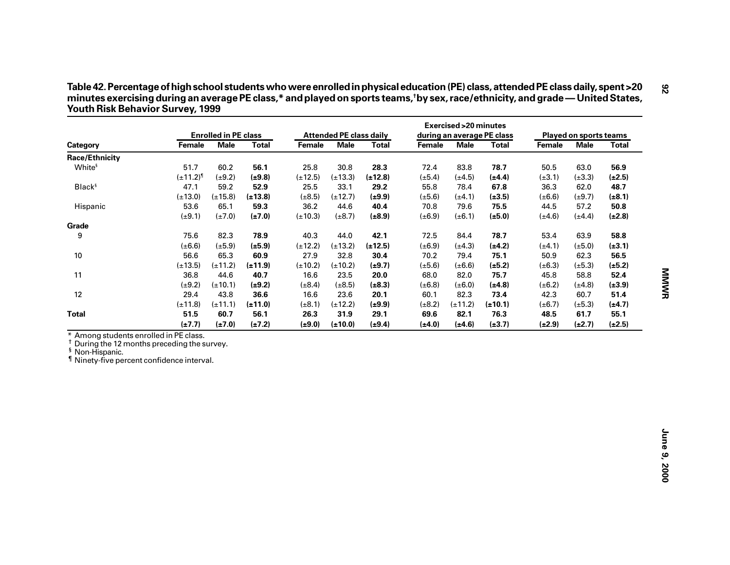**Table 42. Percentage of high school students who were enrolled in physical education (PE) class, attended PE class daily, spent >20 minutes exercising during an average PE class,* and played on sports teams,† by sex, race/ethnicity, and grade — United States, Youth Risk Behavior Survey, 1999**

| Category | Enrolled in PE class | | | Attended PE class daily | | | Exercised >20 minutes during an average PE class | | | Played on sports teams | | |
|---|---|---|---|---|---|---|---|---|---|---|---|---|
| | Female | Male | Total | Female | Male | Total | Female | Male | Total | Female | Male | Total |
| **Race/Ethnicity** | | | | | | | | | | | | |
| White§ | 51.7 | 60.2 | **56.1** | 25.8 | 30.8 | **28.3** | 72.4 | 83.8 | **78.7** | 50.5 | 63.0 | **56.9** |
| | (±11.2)¶ | (±9.2) | **(±9.8)** | (±12.5) | (±13.3) | **(±12.8)** | (±5.4) | (±4.5) | **(±4.4)** | (±3.1) | (±3.3) | **(±2.5)** |
| Black§ | 47.1 | 59.2 | **52.9** | 25.5 | 33.1 | **29.2** | 55.8 | 78.4 | **67.8** | 36.3 | 62.0 | **48.7** |
| | (±13.0) | (±15.8) | **(±13.8)** | (±8.5) | (±12.7) | **(±9.9)** | (±5.6) | (±4.1) | **(±3.5)** | (±6.6) | (±9.7) | **(±8.1)** |
| Hispanic | 53.6 | 65.1 | **59.3** | 36.2 | 44.6 | **40.4** | 70.8 | 79.6 | **75.5** | 44.5 | 57.2 | **50.8** |
| | (±9.1) | (±7.0) | **(±7.0)** | (±10.3) | (±8.7) | **(±8.9)** | (±6.9) | (±6.1) | **(±5.0)** | (±4.6) | (±4.4) | **(±2.8)** |
| **Grade** | | | | | | | | | | | | |
| 9 | 75.6 | 82.3 | **78.9** | 40.3 | 44.0 | **42.1** | 72.5 | 84.4 | **78.7** | 53.4 | 63.9 | **58.8** |
| | (±6.6) | (±5.9) | **(±5.9)** | (±12.2) | (±13.2) | **(±12.5)** | (±6.9) | (±4.3) | **(±4.2)** | (±4.1) | (±5.0) | **(±3.1)** |
| 10 | 56.6 | 65.3 | **60.9** | 27.9 | 32.8 | **30.4** | 70.2 | 79.4 | **75.1** | 50.9 | 62.3 | **56.5** |
| | (±13.5) | (±11.2) | **(±11.9)** | (±10.2) | (±10.2) | **(±9.7)** | (±5.6) | (±6.6) | **(±5.2)** | (±6.3) | (±5.3) | **(±5.2)** |
| 11 | 36.8 | 44.6 | **40.7** | 16.6 | 23.5 | **20.0** | 68.0 | 82.0 | **75.7** | 45.8 | 58.8 | **52.4** |
| | (±9.2) | (±10.1) | **(±9.2)** | (±8.4) | (±8.5) | **(±8.3)** | (±6.8) | (±6.0) | **(±4.8)** | (±6.2) | (±4.8) | **(±3.9)** |
| 12 | 29.4 | 43.8 | **36.6** | 16.6 | 23.6 | **20.1** | 60.1 | 82.3 | **73.4** | 42.3 | 60.7 | **51.4** |
| | (±11.8) | (±11.1) | **(±11.0)** | (±8.1) | (±12.2) | **(±9.9)** | (±8.2) | (±11.2) | **(±10.1)** | (±6.7) | (±5.3) | **(±4.7)** |
| **Total** | **51.5** | **60.7** | **56.1** | **26.3** | **31.9** | **29.1** | **69.6** | **82.1** | **76.3** | **48.5** | **61.7** | **55.1** |
| | **(±7.7)** | **(±7.0)** | **(±7.2)** | **(±9.0)** | **(±10.0)** | **(±9.4)** | **(±4.0)** | **(±4.6)** | **(±3.7)** | **(±2.9)** | **(±2.7)** | **(±2.5)** |

\* Among students enrolled in PE class.
† During the 12 months preceding the survey.
§ Non-Hispanic.
¶ Ninety-five percent confidence interval.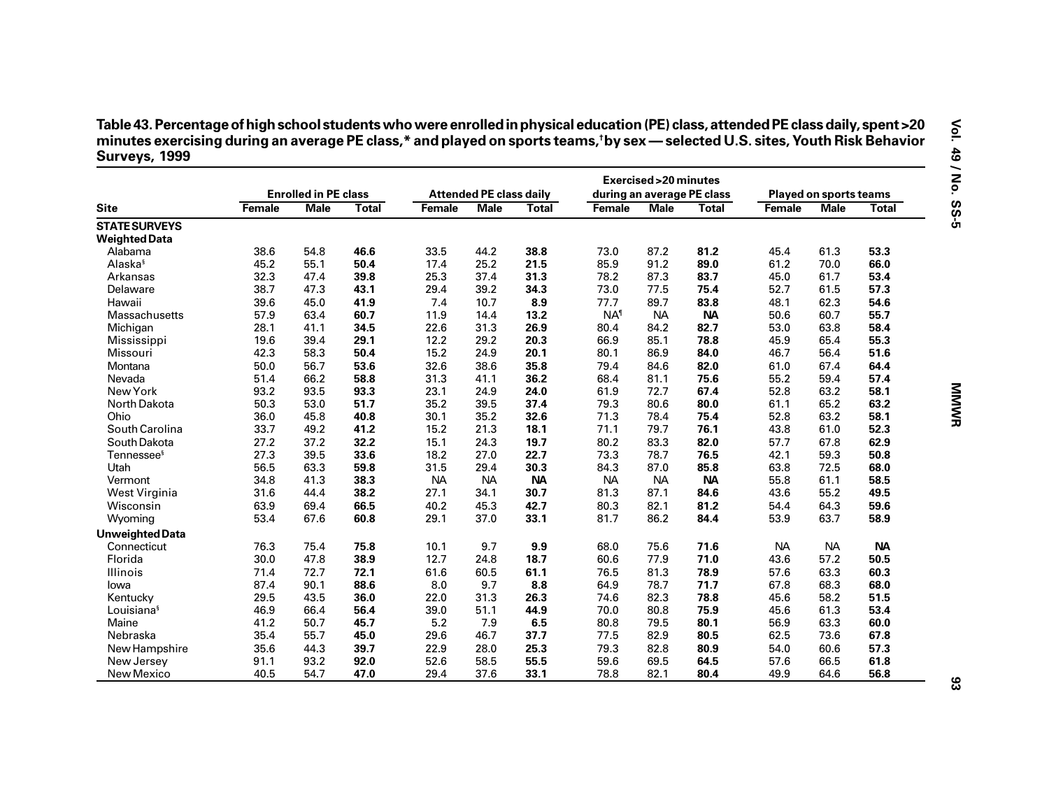**Table 43. Percentage of high school students who were enrolled in physical education (PE) class, attended PE class daily, spent >20 minutes exercising during an average PE class,* and played on sports teams,[†] by sex — selected U.S. sites, Youth Risk Behavior Surveys, 1999**

| Site | Enrolled in PE class | | | Attended PE class daily | | | Exercised >20 minutes during an average PE class | | | Played on sports teams | | |
|---|---|---|---|---|---|---|---|---|---|---|---|---|
| | Female | Male | Total | Female | Male | Total | Female | Male | Total | Female | Male | Total |
| **STATE SURVEYS** | | | | | | | | | | | | |
| **Weighted Data** | | | | | | | | | | | | |
| Alabama | 38.6 | 54.8 | **46.6** | 33.5 | 44.2 | **38.8** | 73.0 | 87.2 | **81.2** | 45.4 | 61.3 | **53.3** |
| Alaska[§] | 45.2 | 55.1 | **50.4** | 17.4 | 25.2 | **21.5** | 85.9 | 91.2 | **89.0** | 61.2 | 70.0 | **66.0** |
| Arkansas | 32.3 | 47.4 | **39.8** | 25.3 | 37.4 | **31.3** | 78.2 | 87.3 | **83.7** | 45.0 | 61.7 | **53.4** |
| Delaware | 38.7 | 47.3 | **43.1** | 29.4 | 39.2 | **34.3** | 73.0 | 77.5 | **75.4** | 52.7 | 61.5 | **57.3** |
| Hawaii | 39.6 | 45.0 | **41.9** | 7.4 | 10.7 | **8.9** | 77.7 | 89.7 | **83.8** | 48.1 | 62.3 | **54.6** |
| Massachusetts | 57.9 | 63.4 | **60.7** | 11.9 | 14.4 | **13.2** | NA[¶] | NA | **NA** | 50.6 | 60.7 | **55.7** |
| Michigan | 28.1 | 41.1 | **34.5** | 22.6 | 31.3 | **26.9** | 80.4 | 84.2 | **82.7** | 53.0 | 63.8 | **58.4** |
| Mississippi | 19.6 | 39.4 | **29.1** | 12.2 | 29.2 | **20.3** | 66.9 | 85.1 | **78.8** | 45.9 | 65.4 | **55.3** |
| Missouri | 42.3 | 58.3 | **50.4** | 15.2 | 24.9 | **20.1** | 80.1 | 86.9 | **84.0** | 46.7 | 56.4 | **51.6** |
| Montana | 50.0 | 56.7 | **53.6** | 32.6 | 38.6 | **35.8** | 79.4 | 84.6 | **82.0** | 61.0 | 67.4 | **64.4** |
| Nevada | 51.4 | 66.2 | **58.8** | 31.3 | 41.1 | **36.2** | 68.4 | 81.1 | **75.6** | 55.2 | 59.4 | **57.4** |
| New York | 93.2 | 93.5 | **93.3** | 23.1 | 24.9 | **24.0** | 61.9 | 72.7 | **67.4** | 52.8 | 63.2 | **58.1** |
| North Dakota | 50.3 | 53.0 | **51.7** | 35.2 | 39.5 | **37.4** | 79.3 | 80.6 | **80.0** | 61.1 | 65.2 | **63.2** |
| Ohio | 36.0 | 45.8 | **40.8** | 30.1 | 35.2 | **32.6** | 71.3 | 78.4 | **75.4** | 52.8 | 63.2 | **58.1** |
| South Carolina | 33.7 | 49.2 | **41.2** | 15.2 | 21.3 | **18.1** | 71.1 | 79.7 | **76.1** | 43.8 | 61.0 | **52.3** |
| South Dakota | 27.2 | 37.2 | **32.2** | 15.1 | 24.3 | **19.7** | 80.2 | 83.3 | **82.0** | 57.7 | 67.8 | **62.9** |
| Tennessee[§] | 27.3 | 39.5 | **33.6** | 18.2 | 27.0 | **22.7** | 73.3 | 78.7 | **76.5** | 42.1 | 59.3 | **50.8** |
| Utah | 56.5 | 63.3 | **59.8** | 31.5 | 29.4 | **30.3** | 84.3 | 87.0 | **85.8** | 63.8 | 72.5 | **68.0** |
| Vermont | 34.8 | 41.3 | **38.3** | NA | NA | **NA** | NA | NA | **NA** | 55.8 | 61.1 | **58.5** |
| West Virginia | 31.6 | 44.4 | **38.2** | 27.1 | 34.1 | **30.7** | 81.3 | 87.1 | **84.6** | 43.6 | 55.2 | **49.5** |
| Wisconsin | 63.9 | 69.4 | **66.5** | 40.2 | 45.3 | **42.7** | 80.3 | 82.1 | **81.2** | 54.4 | 64.3 | **59.6** |
| Wyoming | 53.4 | 67.6 | **60.8** | 29.1 | 37.0 | **33.1** | 81.7 | 86.2 | **84.4** | 53.9 | 63.7 | **58.9** |
| **Unweighted Data** | | | | | | | | | | | | |
| Connecticut | 76.3 | 75.4 | **75.8** | 10.1 | 9.7 | **9.9** | 68.0 | 75.6 | **71.6** | NA | NA | **NA** |
| Florida | 30.0 | 47.8 | **38.9** | 12.7 | 24.8 | **18.7** | 60.6 | 77.9 | **71.0** | 43.6 | 57.2 | **50.5** |
| Illinois | 71.4 | 72.7 | **72.1** | 61.6 | 60.5 | **61.1** | 76.5 | 81.3 | **78.9** | 57.6 | 63.3 | **60.3** |
| Iowa | 87.4 | 90.1 | **88.6** | 8.0 | 9.7 | **8.8** | 64.9 | 78.7 | **71.7** | 67.8 | 68.3 | **68.0** |
| Kentucky | 29.5 | 43.5 | **36.0** | 22.0 | 31.3 | **26.3** | 74.6 | 82.3 | **78.8** | 45.6 | 58.2 | **51.5** |
| Louisiana[§] | 46.9 | 66.4 | **56.4** | 39.0 | 51.1 | **44.9** | 70.0 | 80.8 | **75.9** | 45.6 | 61.3 | **53.4** |
| Maine | 41.2 | 50.7 | **45.7** | 5.2 | 7.9 | **6.5** | 80.8 | 79.5 | **80.1** | 56.9 | 63.3 | **60.0** |
| Nebraska | 35.4 | 55.7 | **45.0** | 29.6 | 46.7 | **37.7** | 77.5 | 82.9 | **80.5** | 62.5 | 73.6 | **67.8** |
| New Hampshire | 35.6 | 44.3 | **39.7** | 22.9 | 28.0 | **25.3** | 79.3 | 82.8 | **80.9** | 54.0 | 60.6 | **57.3** |
| New Jersey | 91.1 | 93.2 | **92.0** | 52.6 | 58.5 | **55.5** | 59.6 | 69.5 | **64.5** | 57.6 | 66.5 | **61.8** |
| New Mexico | 40.5 | 54.7 | **47.0** | 29.4 | 37.6 | **33.1** | 78.8 | 82.1 | **80.4** | 49.9 | 64.6 | **56.8** |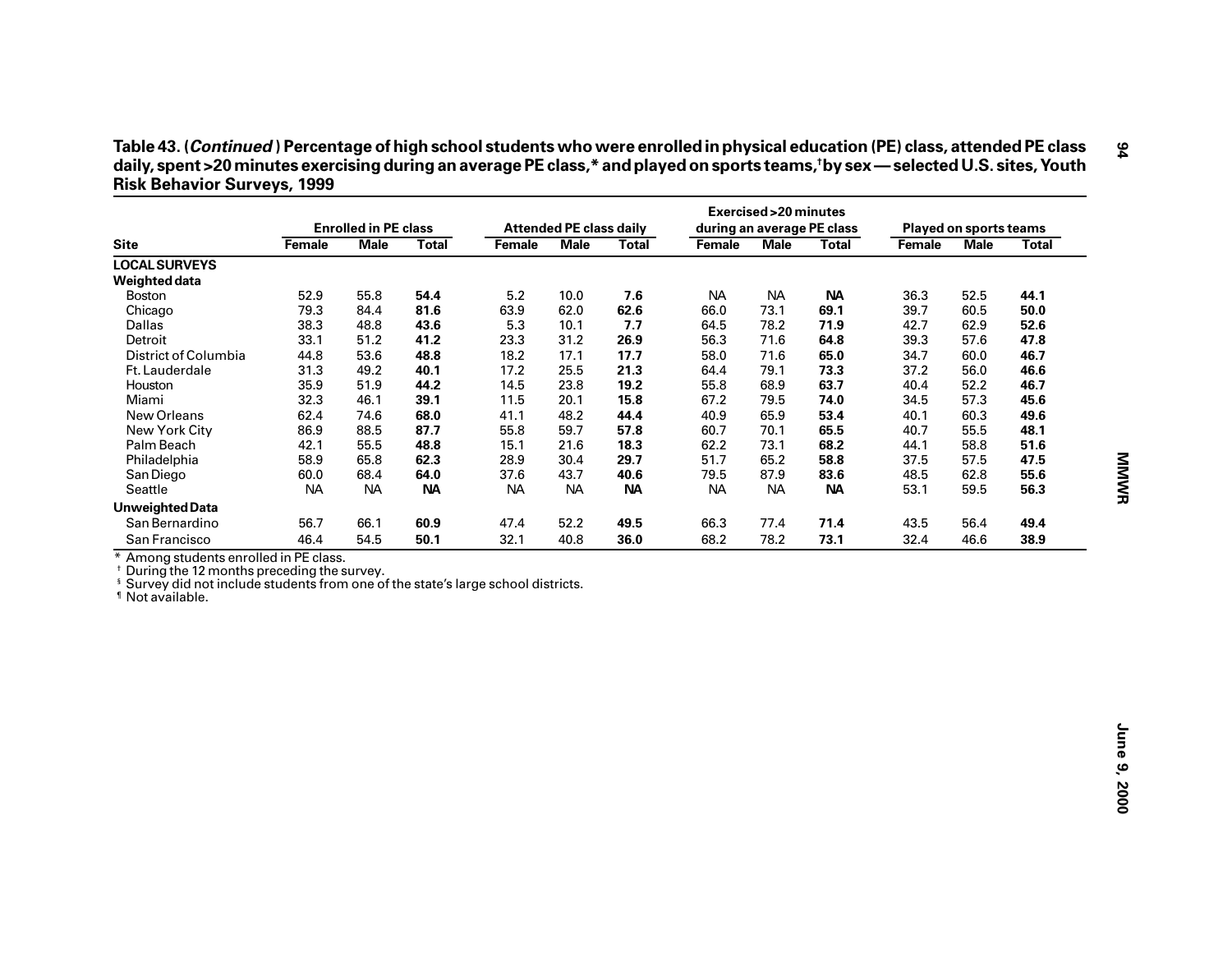**Table 43. (*Continued*) Percentage of high school students who were enrolled in physical education (PE) class, attended PE class daily, spent >20 minutes exercising during an average PE class,* and played on sports teams,† by sex — selected U.S. sites, Youth Risk Behavior Surveys, 1999**

| Site | Enrolled in PE class | | | Attended PE class daily | | | Exercised >20 minutes during an average PE class | | | Played on sports teams | | |
|---|---|---|---|---|---|---|---|---|---|---|---|---|
| | Female | Male | Total | Female | Male | Total | Female | Male | Total | Female | Male | Total |
| **LOCAL SURVEYS** | | | | | | | | | | | | |
| **Weighted data** | | | | | | | | | | | | |
| Boston | 52.9 | 55.8 | **54.4** | 5.2 | 10.0 | **7.6** | NA | NA | **NA** | 36.3 | 52.5 | **44.1** |
| Chicago | 79.3 | 84.4 | **81.6** | 63.9 | 62.0 | **62.6** | 66.0 | 73.1 | **69.1** | 39.7 | 60.5 | **50.0** |
| Dallas | 38.3 | 48.8 | **43.6** | 5.3 | 10.1 | **7.7** | 64.5 | 78.2 | **71.9** | 42.7 | 62.9 | **52.6** |
| Detroit | 33.1 | 51.2 | **41.2** | 23.3 | 31.2 | **26.9** | 56.3 | 71.6 | **64.8** | 39.3 | 57.6 | **47.8** |
| District of Columbia | 44.8 | 53.6 | **48.8** | 18.2 | 17.1 | **17.7** | 58.0 | 71.6 | **65.0** | 34.7 | 60.0 | **46.7** |
| Ft. Lauderdale | 31.3 | 49.2 | **40.1** | 17.2 | 25.5 | **21.3** | 64.4 | 79.1 | **73.3** | 37.2 | 56.0 | **46.6** |
| Houston | 35.9 | 51.9 | **44.2** | 14.5 | 23.8 | **19.2** | 55.8 | 68.9 | **63.7** | 40.4 | 52.2 | **46.7** |
| Miami | 32.3 | 46.1 | **39.1** | 11.5 | 20.1 | **15.8** | 67.2 | 79.5 | **74.0** | 34.5 | 57.3 | **45.6** |
| New Orleans | 62.4 | 74.6 | **68.0** | 41.1 | 48.2 | **44.4** | 40.9 | 65.9 | **53.4** | 40.1 | 60.3 | **49.6** |
| New York City | 86.9 | 88.5 | **87.7** | 55.8 | 59.7 | **57.8** | 60.7 | 70.1 | **65.5** | 40.7 | 55.5 | **48.1** |
| Palm Beach | 42.1 | 55.5 | **48.8** | 15.1 | 21.6 | **18.3** | 62.2 | 73.1 | **68.2** | 44.1 | 58.8 | **51.6** |
| Philadelphia | 58.9 | 65.8 | **62.3** | 28.9 | 30.4 | **29.7** | 51.7 | 65.2 | **58.8** | 37.5 | 57.5 | **47.5** |
| San Diego | 60.0 | 68.4 | **64.0** | 37.6 | 43.7 | **40.6** | 79.5 | 87.9 | **83.6** | 48.5 | 62.8 | **55.6** |
| Seattle | NA | NA | **NA** | NA | NA | **NA** | NA | NA | **NA** | 53.1 | 59.5 | **56.3** |
| **Unweighted Data** | | | | | | | | | | | | |
| San Bernardino | 56.7 | 66.1 | **60.9** | 47.4 | 52.2 | **49.5** | 66.3 | 77.4 | **71.4** | 43.5 | 56.4 | **49.4** |
| San Francisco | 46.4 | 54.5 | **50.1** | 32.1 | 40.8 | **36.0** | 68.2 | 78.2 | **73.1** | 32.4 | 46.6 | **38.9** |

\* Among students enrolled in PE class.
† During the 12 months preceding the survey.
§ Survey did not include students from one of the state's large school districts.
¶ Not available.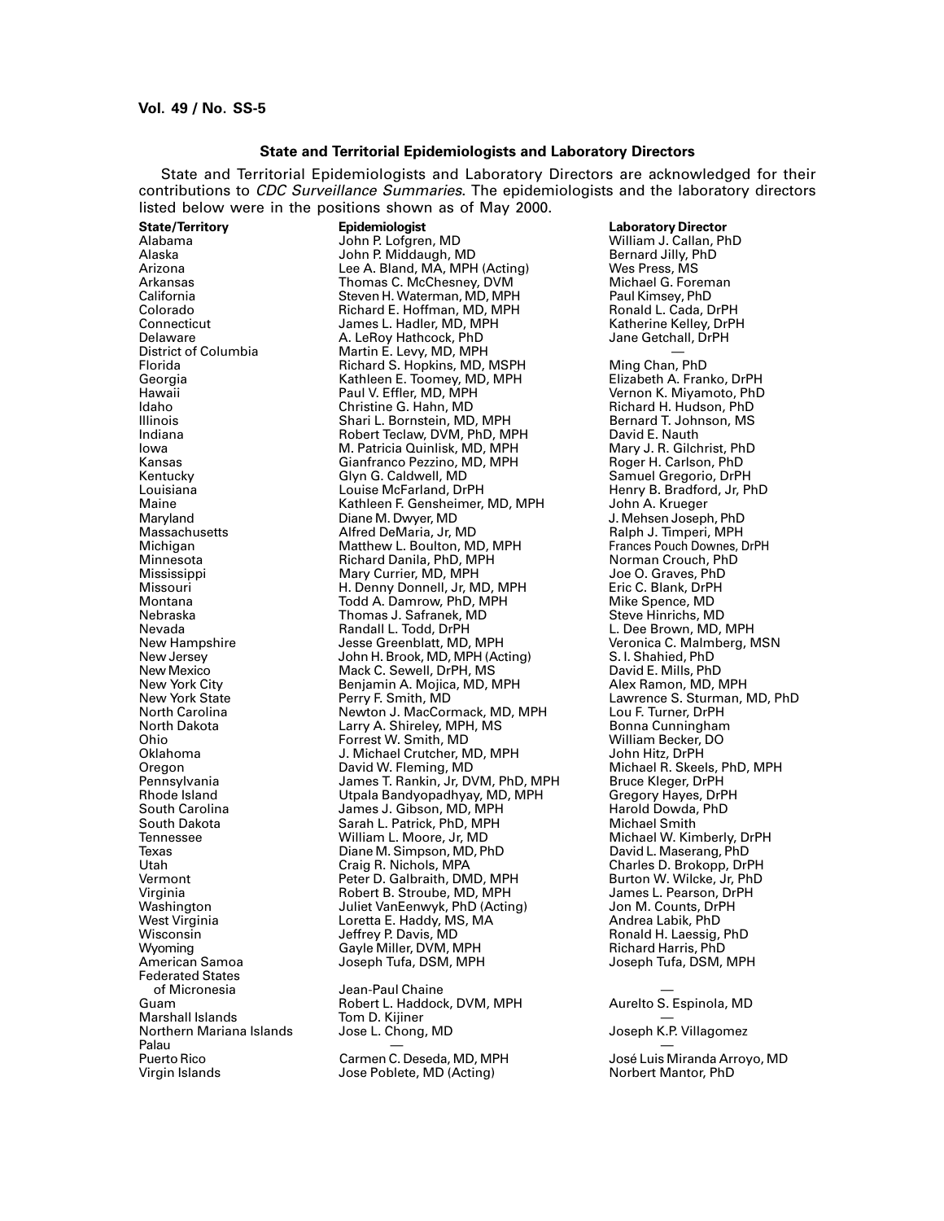## State and Territorial Epidemiologists and Laboratory Directors

State and Territorial Epidemiologists and Laboratory Directors are acknowledged for their contributions to *CDC Surveillance Summaries*. The epidemiologists and the laboratory directors listed below were in the positions shown as of May 2000.

| State/Territory | Epidemiologist | Laboratory Director |
|---|---|---|
| Alabama | John P. Lofgren, MD | William J. Callan, PhD |
| Alaska | John P. Middaugh, MD | Bernard Jilly, PhD |
| Arizona | Lee A. Bland, MA, MPH (Acting) | Wes Press, MS |
| Arkansas | Thomas C. McChesney, DVM | Michael G. Foreman |
| California | Steven H. Waterman, MD, MPH | Paul Kimsey, PhD |
| Colorado | Richard E. Hoffman, MD, MPH | Ronald L. Cada, DrPH |
| Connecticut | James L. Hadler, MD, MPH | Katherine Kelley, DrPH |
| Delaware | A. LeRoy Hathcock, PhD | Jane Getchall, DrPH |
| District of Columbia | Martin E. Levy, MD, MPH | — |
| Florida | Richard S. Hopkins, MD, MSPH | Ming Chan, PhD |
| Georgia | Kathleen E. Toomey, MD, MPH | Elizabeth A. Franko, DrPH |
| Hawaii | Paul V. Effler, MD, MPH | Vernon K. Miyamoto, PhD |
| Idaho | Christine G. Hahn, MD | Richard H. Hudson, PhD |
| Illinois | Shari L. Bornstein, MD, MPH | Bernard T. Johnson, MS |
| Indiana | Robert Teclaw, DVM, PhD, MPH | David E. Nauth |
| Iowa | M. Patricia Quinlisk, MD, MPH | Mary J. R. Gilchrist, PhD |
| Kansas | Gianfranco Pezzino, MD, MPH | Roger H. Carlson, PhD |
| Kentucky | Glyn G. Caldwell, MD | Samuel Gregorio, DrPH |
| Louisiana | Louise McFarland, DrPH | Henry B. Bradford, Jr, PhD |
| Maine | Kathleen F. Gensheimer, MD, MPH | John A. Krueger |
| Maryland | Diane M. Dwyer, MD | J. Mehsen Joseph, PhD |
| Massachusetts | Alfred DeMaria, Jr, MD | Ralph J. Timperi, MPH |
| Michigan | Matthew L. Boulton, MD, MPH | Frances Pouch Downes, DrPH |
| Minnesota | Richard Danila, PhD, MPH | Norman Crouch, PhD |
| Mississippi | Mary Currier, MD, MPH | Joe O. Graves, PhD |
| Missouri | H. Denny Donnell, Jr, MD, MPH | Eric C. Blank, DrPH |
| Montana | Todd A. Damrow, PhD, MPH | Mike Spence, MD |
| Nebraska | Thomas J. Safranek, MD | Steve Hinrichs, MD |
| Nevada | Randall L. Todd, DrPH | L. Dee Brown, MD, MPH |
| New Hampshire | Jesse Greenblatt, MD, MPH | Veronica C. Malmberg, MSN |
| New Jersey | John H. Brook, MD, MPH (Acting) | S. I. Shahied, PhD |
| New Mexico | Mack C. Sewell, DrPH, MS | David E. Mills, PhD |
| New York City | Benjamin A. Mojica, MD, MPH | Alex Ramon, MD, MPH |
| New York State | Perry F. Smith, MD | Lawrence S. Sturman, MD, PhD |
| North Carolina | Newton J. MacCormack, MD, MPH | Lou F. Turner, DrPH |
| North Dakota | Larry A. Shireley, MPH, MS | Bonna Cunningham |
| Ohio | Forrest W. Smith, MD | William Becker, DO |
| Oklahoma | J. Michael Crutcher, MD, MPH | John Hitz, DrPH |
| Oregon | David W. Fleming, MD | Michael R. Skeels, PhD, MPH |
| Pennsylvania | James T. Rankin, Jr, DVM, PhD, MPH | Bruce Kleger, DrPH |
| Rhode Island | Utpala Bandyopadhyay, MD, MPH | Gregory Hayes, DrPH |
| South Carolina | James J. Gibson, MD, MPH | Harold Dowda, PhD |
| South Dakota | Sarah L. Patrick, PhD, MPH | Michael Smith |
| Tennessee | William L. Moore, Jr, MD | Michael W. Kimberly, DrPH |
| Texas | Diane M. Simpson, MD, PhD | David L. Maserang, PhD |
| Utah | Craig R. Nichols, MPA | Charles D. Brokopp, DrPH |
| Vermont | Peter D. Galbraith, DMD, MPH | Burton W. Wilcke, Jr, PhD |
| Virginia | Robert B. Stroube, MD, MPH | James L. Pearson, DrPH |
| Washington | Juliet VanEenwyk, PhD (Acting) | Jon M. Counts, DrPH |
| West Virginia | Loretta E. Haddy, MS, MA | Andrea Labik, PhD |
| Wisconsin | Jeffrey P. Davis, MD | Ronald H. Laessig, PhD |
| Wyoming | Gayle Miller, DVM, MPH | Richard Harris, PhD |
| American Samoa | Joseph Tufa, DSM, MPH | Joseph Tufa, DSM, MPH |
| Federated States of Micronesia | Jean-Paul Chaine | — |
| Guam | Robert L. Haddock, DVM, MPH | Aurelto S. Espinola, MD |
| Marshall Islands | Tom D. Kijiner | — |
| Northern Mariana Islands | Jose L. Chong, MD | Joseph K.P. Villagomez |
| Palau | — | — |
| Puerto Rico | Carmen C. Deseda, MD, MPH | José Luis Miranda Arroyo, MD |
| Virgin Islands | Jose Poblete, MD (Acting) | Norbert Mantor, PhD |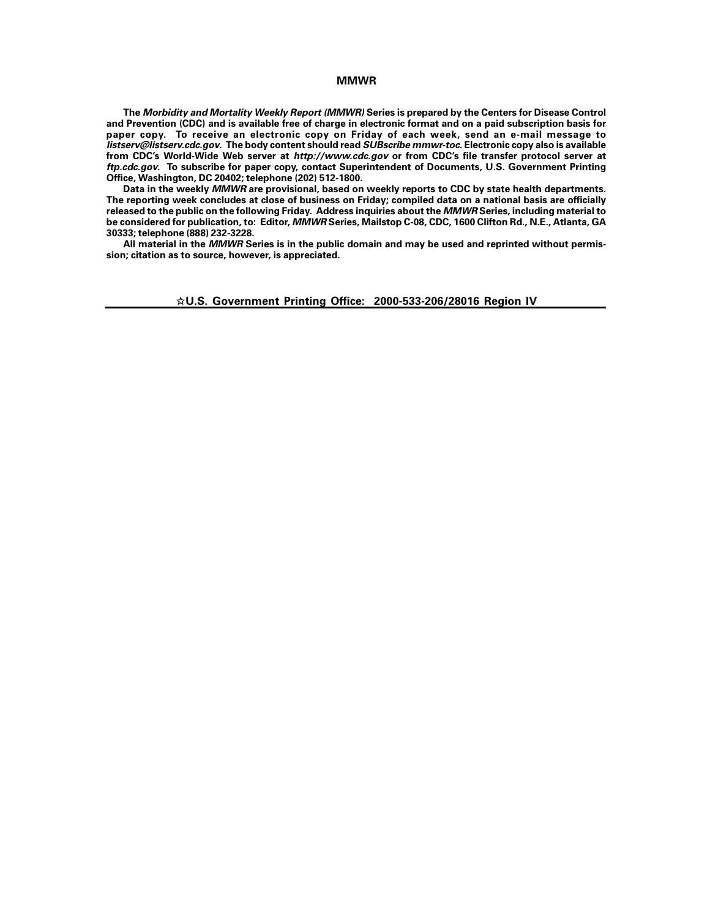**MMWR**

**The *Morbidity and Mortality Weekly Report (MMWR)* Series is prepared by the Centers for Disease Control and Prevention (CDC) and is available free of charge in electronic format and on a paid subscription basis for paper copy. To receive an electronic copy on Friday of each week, send an e-mail message to *listserv@listserv.cdc.gov*. The body content should read *SUBscribe mmwr-toc*. Electronic copy also is available from CDC's World-Wide Web server at *http://www.cdc.gov* or from CDC's file transfer protocol server at *ftp.cdc.gov*. To subscribe for paper copy, contact Superintendent of Documents, U.S. Government Printing Office, Washington, DC 20402; telephone (202) 512-1800.**

**Data in the weekly *MMWR* are provisional, based on weekly reports to CDC by state health departments. The reporting week concludes at close of business on Friday; compiled data on a national basis are officially released to the public on the following Friday. Address inquiries about the *MMWR* Series, including material to be considered for publication, to: Editor, *MMWR* Series, Mailstop C-08, CDC, 1600 Clifton Rd., N.E., Atlanta, GA 30333; telephone (888) 232-3228.**

**All material in the *MMWR* Series is in the public domain and may be used and reprinted without permission; citation as to source, however, is appreciated.**

**☆U.S. Government Printing Office: 2000-533-206/28016 Region IV**